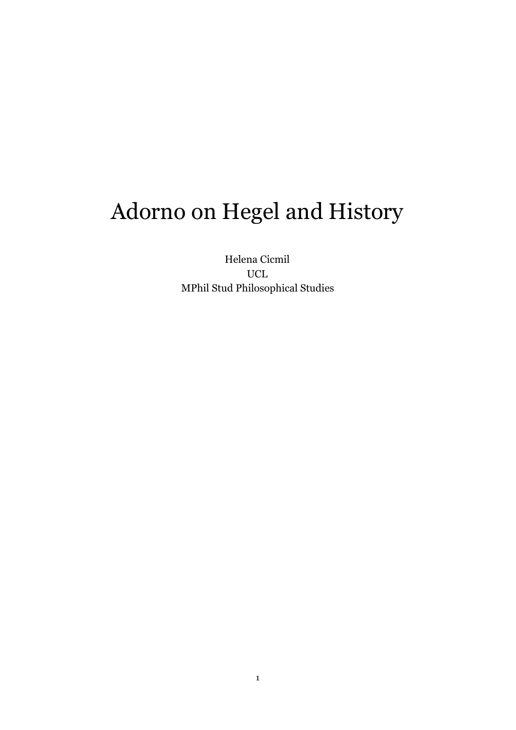# Adorno on Hegel and History

Helena Cicmil
UCL
MPhil Stud Philosophical Studies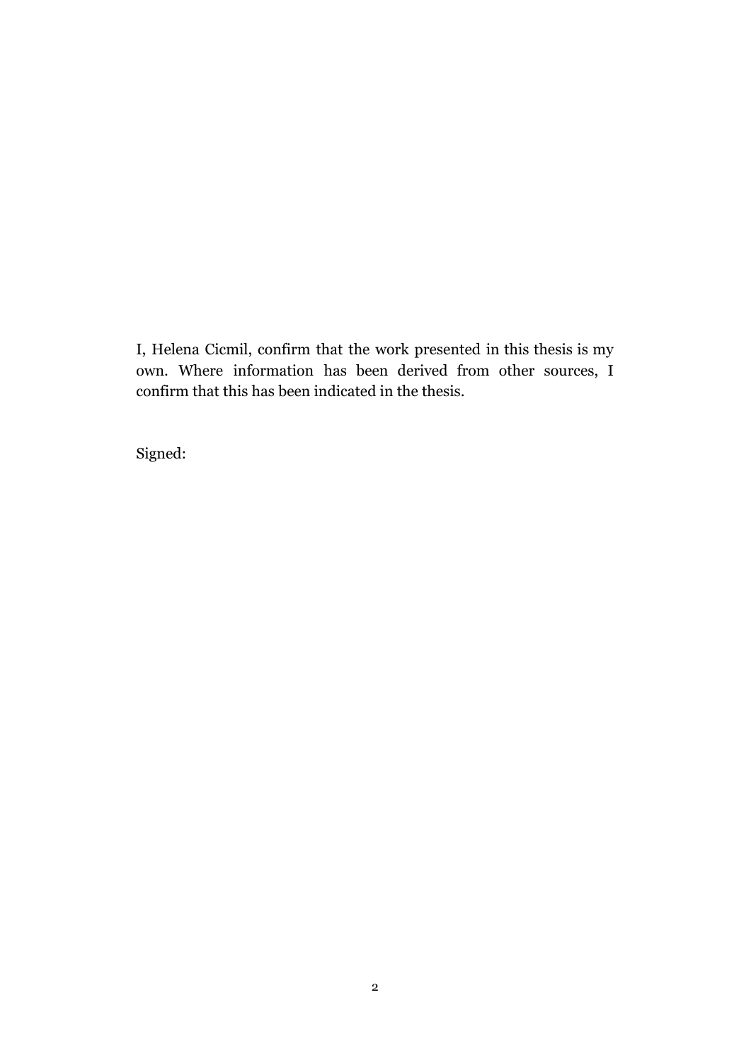I, Helena Cicmil, confirm that the work presented in this thesis is my own. Where information has been derived from other sources, I confirm that this has been indicated in the thesis.

Signed: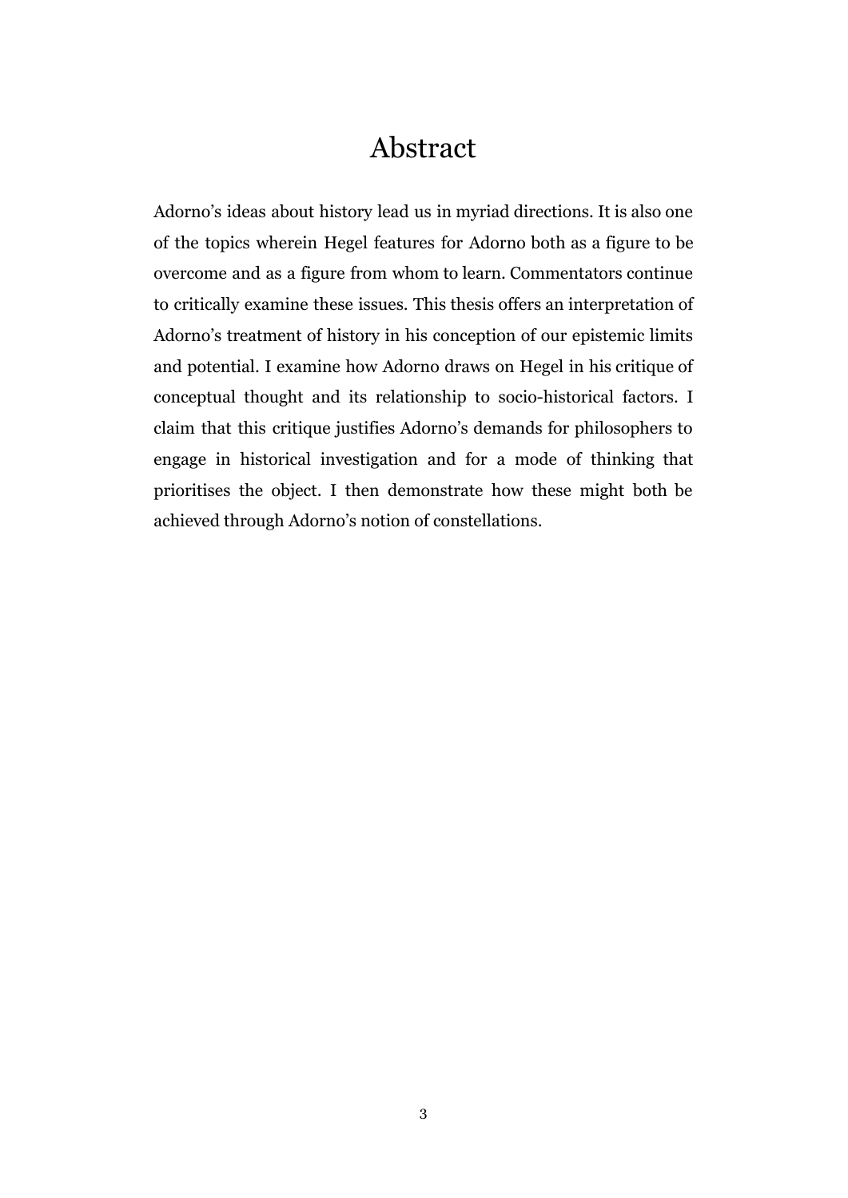# Abstract

Adorno's ideas about history lead us in myriad directions. It is also one of the topics wherein Hegel features for Adorno both as a figure to be overcome and as a figure from whom to learn. Commentators continue to critically examine these issues. This thesis offers an interpretation of Adorno's treatment of history in his conception of our epistemic limits and potential. I examine how Adorno draws on Hegel in his critique of conceptual thought and its relationship to socio-historical factors. I claim that this critique justifies Adorno's demands for philosophers to engage in historical investigation and for a mode of thinking that prioritises the object. I then demonstrate how these might both be achieved through Adorno's notion of constellations.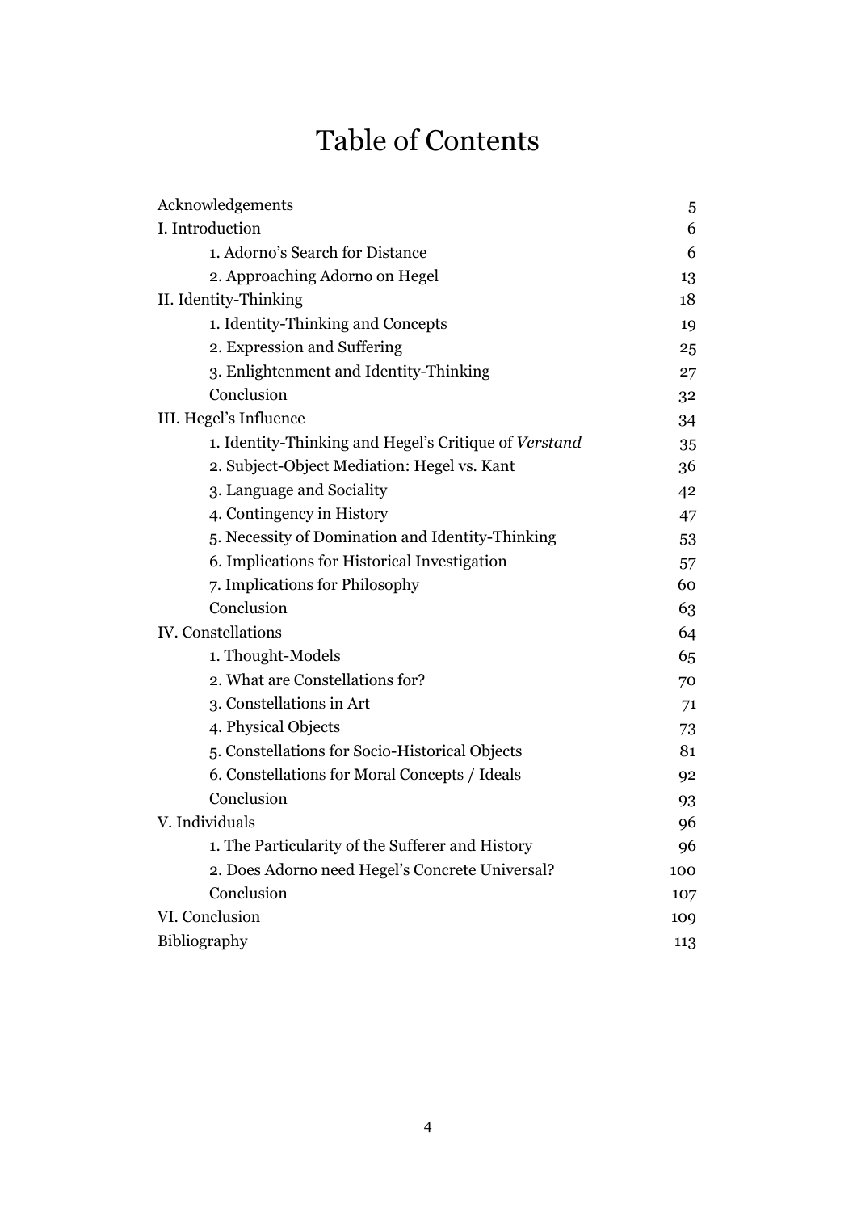# Table of Contents

| | |
|---|---|
| Acknowledgements | 5 |
| I. Introduction | 6 |
| 1. Adorno's Search for Distance | 6 |
| 2. Approaching Adorno on Hegel | 13 |
| II. Identity-Thinking | 18 |
| 1. Identity-Thinking and Concepts | 19 |
| 2. Expression and Suffering | 25 |
| 3. Enlightenment and Identity-Thinking | 27 |
| Conclusion | 32 |
| III. Hegel's Influence | 34 |
| 1. Identity-Thinking and Hegel's Critique of *Verstand* | 35 |
| 2. Subject-Object Mediation: Hegel vs. Kant | 36 |
| 3. Language and Sociality | 42 |
| 4. Contingency in History | 47 |
| 5. Necessity of Domination and Identity-Thinking | 53 |
| 6. Implications for Historical Investigation | 57 |
| 7. Implications for Philosophy | 60 |
| Conclusion | 63 |
| IV. Constellations | 64 |
| 1. Thought-Models | 65 |
| 2. What are Constellations for? | 70 |
| 3. Constellations in Art | 71 |
| 4. Physical Objects | 73 |
| 5. Constellations for Socio-Historical Objects | 81 |
| 6. Constellations for Moral Concepts / Ideals | 92 |
| Conclusion | 93 |
| V. Individuals | 96 |
| 1. The Particularity of the Sufferer and History | 96 |
| 2. Does Adorno need Hegel's Concrete Universal? | 100 |
| Conclusion | 107 |
| VI. Conclusion | 109 |
| Bibliography | 113 |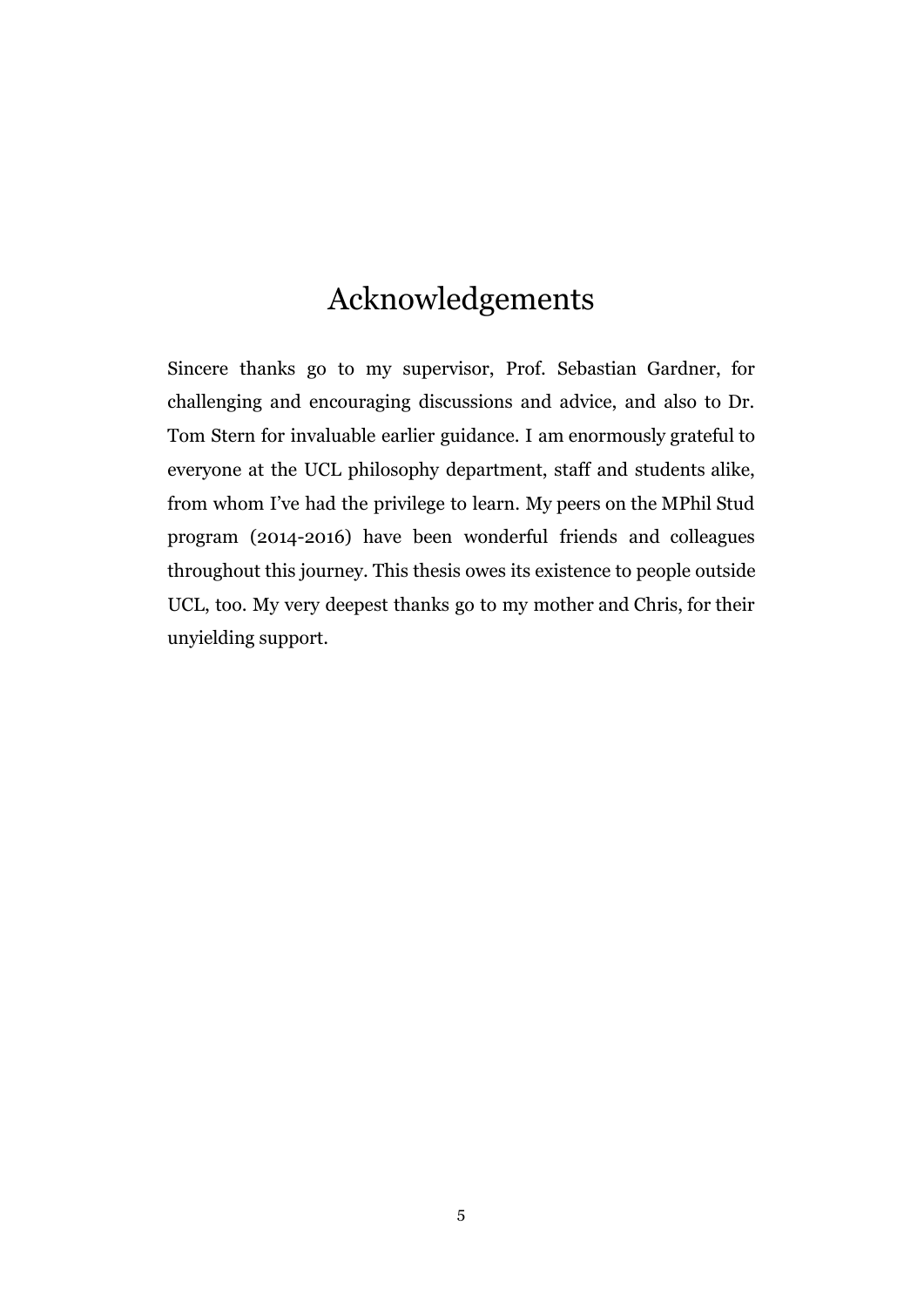# Acknowledgements

Sincere thanks go to my supervisor, Prof. Sebastian Gardner, for challenging and encouraging discussions and advice, and also to Dr. Tom Stern for invaluable earlier guidance. I am enormously grateful to everyone at the UCL philosophy department, staff and students alike, from whom I've had the privilege to learn. My peers on the MPhil Stud program (2014-2016) have been wonderful friends and colleagues throughout this journey. This thesis owes its existence to people outside UCL, too. My very deepest thanks go to my mother and Chris, for their unyielding support.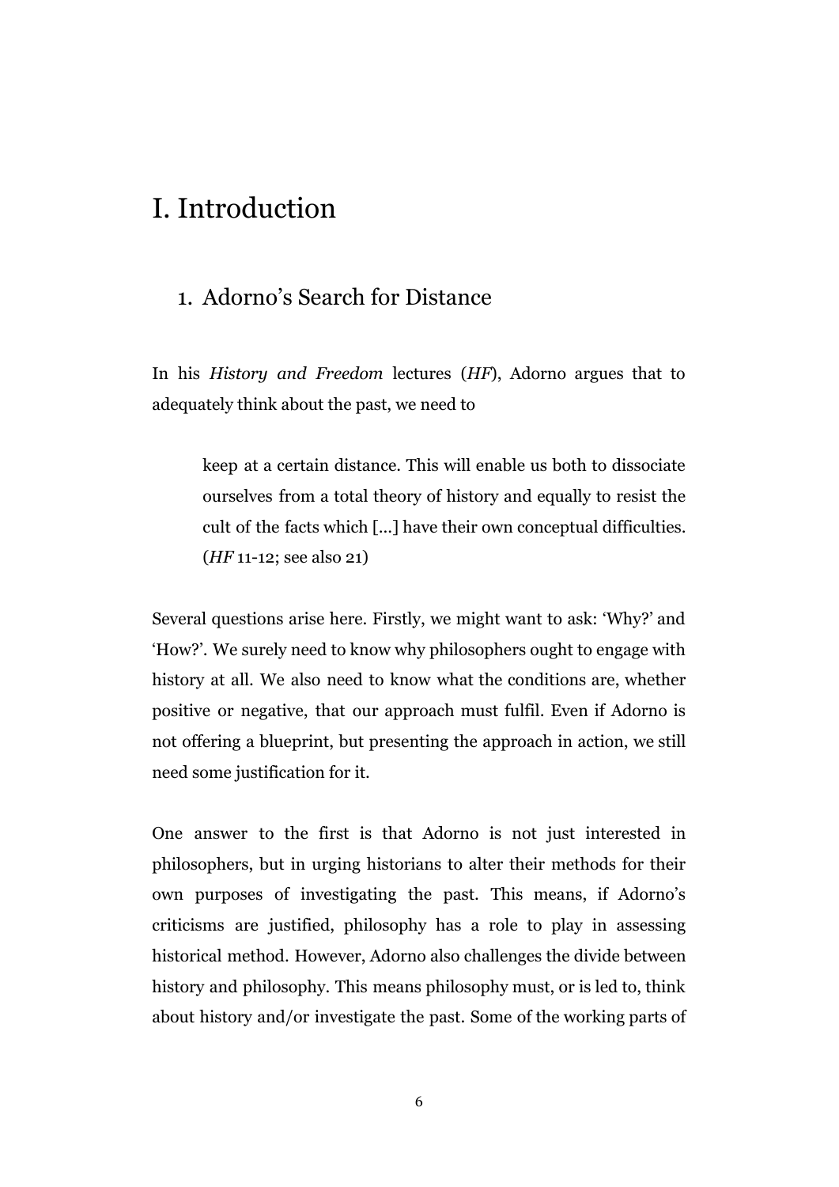# I. Introduction

## 1. Adorno's Search for Distance

In his *History and Freedom* lectures (*HF*), Adorno argues that to adequately think about the past, we need to

> keep at a certain distance. This will enable us both to dissociate ourselves from a total theory of history and equally to resist the cult of the facts which [...] have their own conceptual difficulties. (*HF* 11-12; see also 21)

Several questions arise here. Firstly, we might want to ask: 'Why?' and 'How?'. We surely need to know why philosophers ought to engage with history at all. We also need to know what the conditions are, whether positive or negative, that our approach must fulfil. Even if Adorno is not offering a blueprint, but presenting the approach in action, we still need some justification for it.

One answer to the first is that Adorno is not just interested in philosophers, but in urging historians to alter their methods for their own purposes of investigating the past. This means, if Adorno's criticisms are justified, philosophy has a role to play in assessing historical method. However, Adorno also challenges the divide between history and philosophy. This means philosophy must, or is led to, think about history and/or investigate the past. Some of the working parts of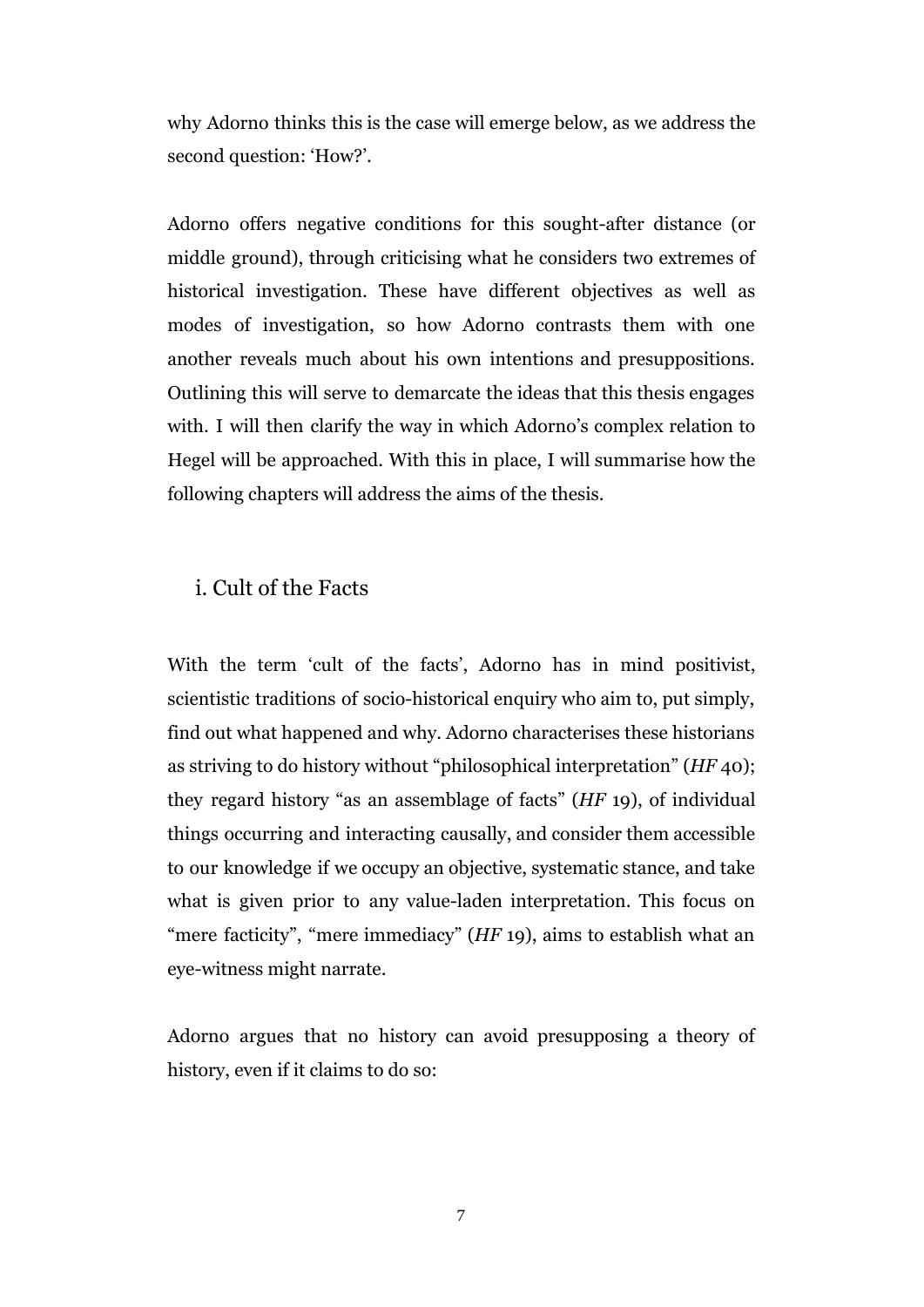why Adorno thinks this is the case will emerge below, as we address the second question: 'How?'.

Adorno offers negative conditions for this sought-after distance (or middle ground), through criticising what he considers two extremes of historical investigation. These have different objectives as well as modes of investigation, so how Adorno contrasts them with one another reveals much about his own intentions and presuppositions. Outlining this will serve to demarcate the ideas that this thesis engages with. I will then clarify the way in which Adorno's complex relation to Hegel will be approached. With this in place, I will summarise how the following chapters will address the aims of the thesis.

## i. Cult of the Facts

With the term 'cult of the facts', Adorno has in mind positivist, scientistic traditions of socio-historical enquiry who aim to, put simply, find out what happened and why. Adorno characterises these historians as striving to do history without "philosophical interpretation" (*HF* 40); they regard history "as an assemblage of facts" (*HF* 19), of individual things occurring and interacting causally, and consider them accessible to our knowledge if we occupy an objective, systematic stance, and take what is given prior to any value-laden interpretation. This focus on "mere facticity", "mere immediacy" (*HF* 19), aims to establish what an eye-witness might narrate.

Adorno argues that no history can avoid presupposing a theory of history, even if it claims to do so: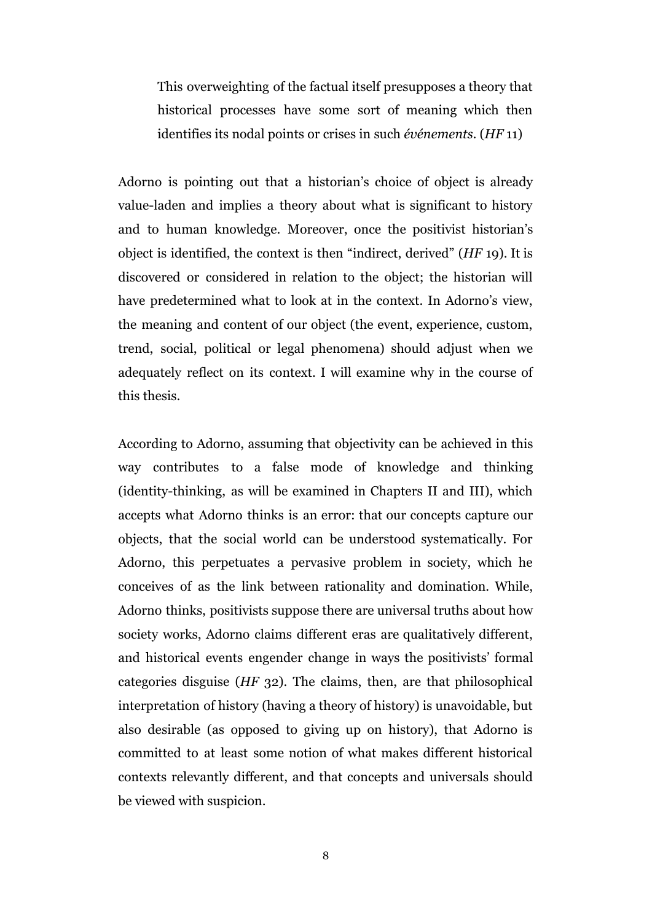> This overweighting of the factual itself presupposes a theory that historical processes have some sort of meaning which then identifies its nodal points or crises in such *événements*. (*HF* 11)

Adorno is pointing out that a historian's choice of object is already value-laden and implies a theory about what is significant to history and to human knowledge. Moreover, once the positivist historian's object is identified, the context is then "indirect, derived" (*HF* 19). It is discovered or considered in relation to the object; the historian will have predetermined what to look at in the context. In Adorno's view, the meaning and content of our object (the event, experience, custom, trend, social, political or legal phenomena) should adjust when we adequately reflect on its context. I will examine why in the course of this thesis.

According to Adorno, assuming that objectivity can be achieved in this way contributes to a false mode of knowledge and thinking (identity-thinking, as will be examined in Chapters II and III), which accepts what Adorno thinks is an error: that our concepts capture our objects, that the social world can be understood systematically. For Adorno, this perpetuates a pervasive problem in society, which he conceives of as the link between rationality and domination. While, Adorno thinks, positivists suppose there are universal truths about how society works, Adorno claims different eras are qualitatively different, and historical events engender change in ways the positivists' formal categories disguise (*HF* 32). The claims, then, are that philosophical interpretation of history (having a theory of history) is unavoidable, but also desirable (as opposed to giving up on history), that Adorno is committed to at least some notion of what makes different historical contexts relevantly different, and that concepts and universals should be viewed with suspicion.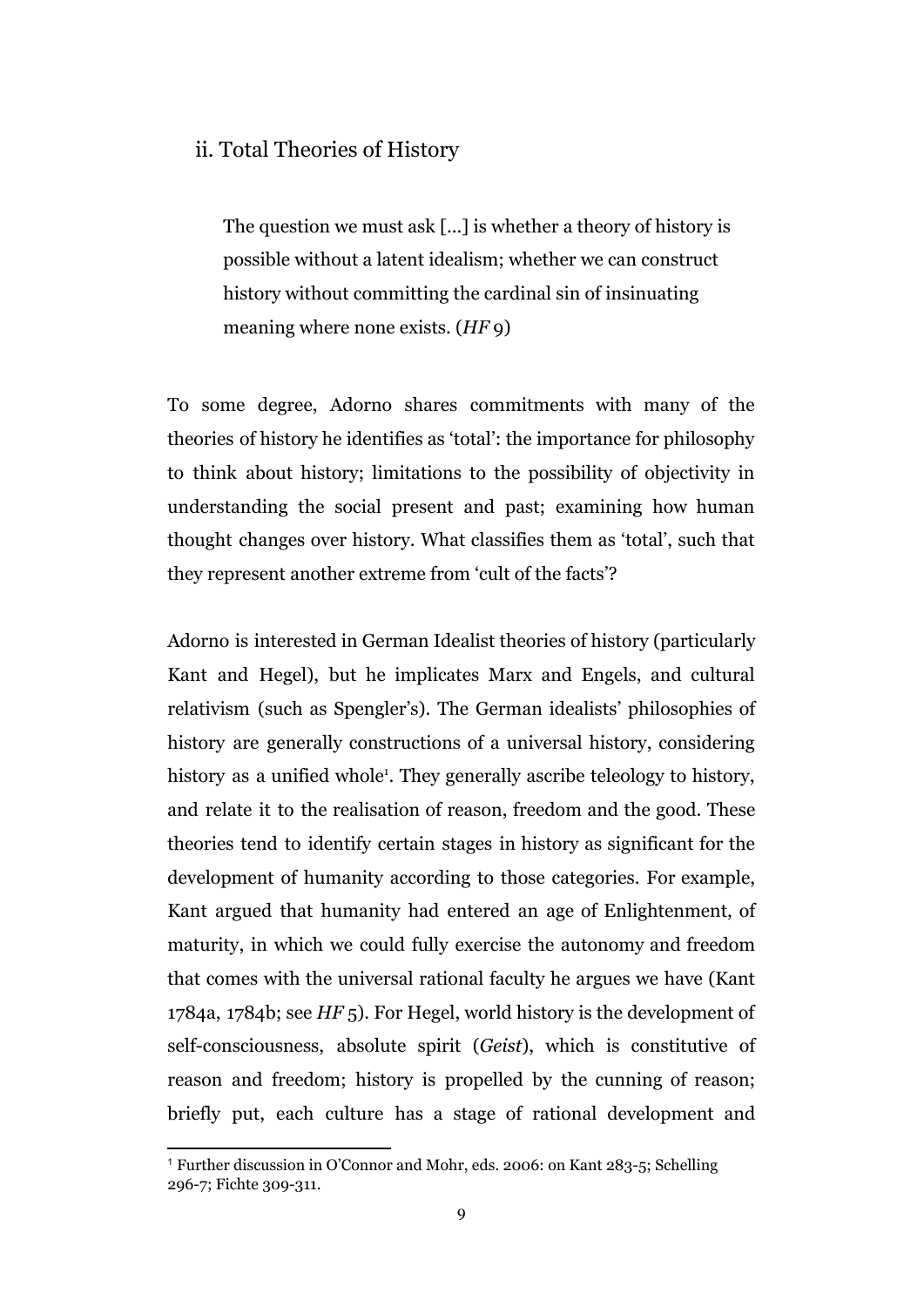## ii. Total Theories of History

> The question we must ask [...] is whether a theory of history is possible without a latent idealism; whether we can construct history without committing the cardinal sin of insinuating meaning where none exists. (*HF* 9)

To some degree, Adorno shares commitments with many of the theories of history he identifies as 'total': the importance for philosophy to think about history; limitations to the possibility of objectivity in understanding the social present and past; examining how human thought changes over history. What classifies them as 'total', such that they represent another extreme from 'cult of the facts'?

Adorno is interested in German Idealist theories of history (particularly Kant and Hegel), but he implicates Marx and Engels, and cultural relativism (such as Spengler's). The German idealists' philosophies of history are generally constructions of a universal history, considering history as a unified whole[1]. They generally ascribe teleology to history, and relate it to the realisation of reason, freedom and the good. These theories tend to identify certain stages in history as significant for the development of humanity according to those categories. For example, Kant argued that humanity had entered an age of Enlightenment, of maturity, in which we could fully exercise the autonomy and freedom that comes with the universal rational faculty he argues we have (Kant 1784a, 1784b; see *HF* 5). For Hegel, world history is the development of self-consciousness, absolute spirit (*Geist*), which is constitutive of reason and freedom; history is propelled by the cunning of reason; briefly put, each culture has a stage of rational development and

[1] Further discussion in O'Connor and Mohr, eds. 2006: on Kant 283-5; Schelling 296-7; Fichte 309-311.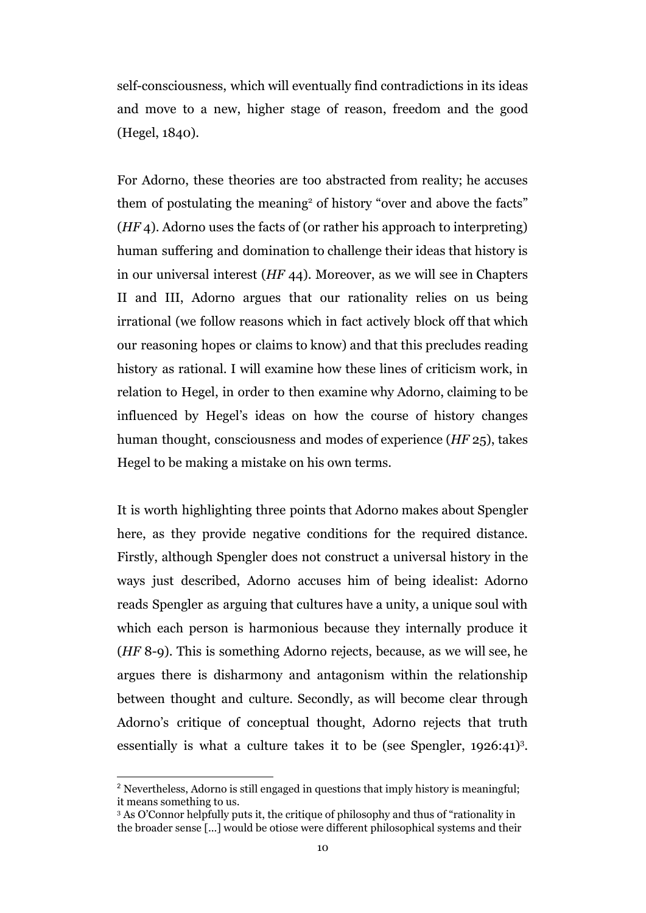self-consciousness, which will eventually find contradictions in its ideas and move to a new, higher stage of reason, freedom and the good (Hegel, 1840).

For Adorno, these theories are too abstracted from reality; he accuses them of postulating the meaning[2] of history "over and above the facts" (*HF* 4). Adorno uses the facts of (or rather his approach to interpreting) human suffering and domination to challenge their ideas that history is in our universal interest (*HF* 44). Moreover, as we will see in Chapters II and III, Adorno argues that our rationality relies on us being irrational (we follow reasons which in fact actively block off that which our reasoning hopes or claims to know) and that this precludes reading history as rational. I will examine how these lines of criticism work, in relation to Hegel, in order to then examine why Adorno, claiming to be influenced by Hegel's ideas on how the course of history changes human thought, consciousness and modes of experience (*HF* 25), takes Hegel to be making a mistake on his own terms.

It is worth highlighting three points that Adorno makes about Spengler here, as they provide negative conditions for the required distance. Firstly, although Spengler does not construct a universal history in the ways just described, Adorno accuses him of being idealist: Adorno reads Spengler as arguing that cultures have a unity, a unique soul with which each person is harmonious because they internally produce it (*HF* 8-9). This is something Adorno rejects, because, as we will see, he argues there is disharmony and antagonism within the relationship between thought and culture. Secondly, as will become clear through Adorno's critique of conceptual thought, Adorno rejects that truth essentially is what a culture takes it to be (see Spengler, 1926:41)[3].

---

[2] Nevertheless, Adorno is still engaged in questions that imply history is meaningful; it means something to us.

[3] As O'Connor helpfully puts it, the critique of philosophy and thus of "rationality in the broader sense [...] would be otiose were different philosophical systems and their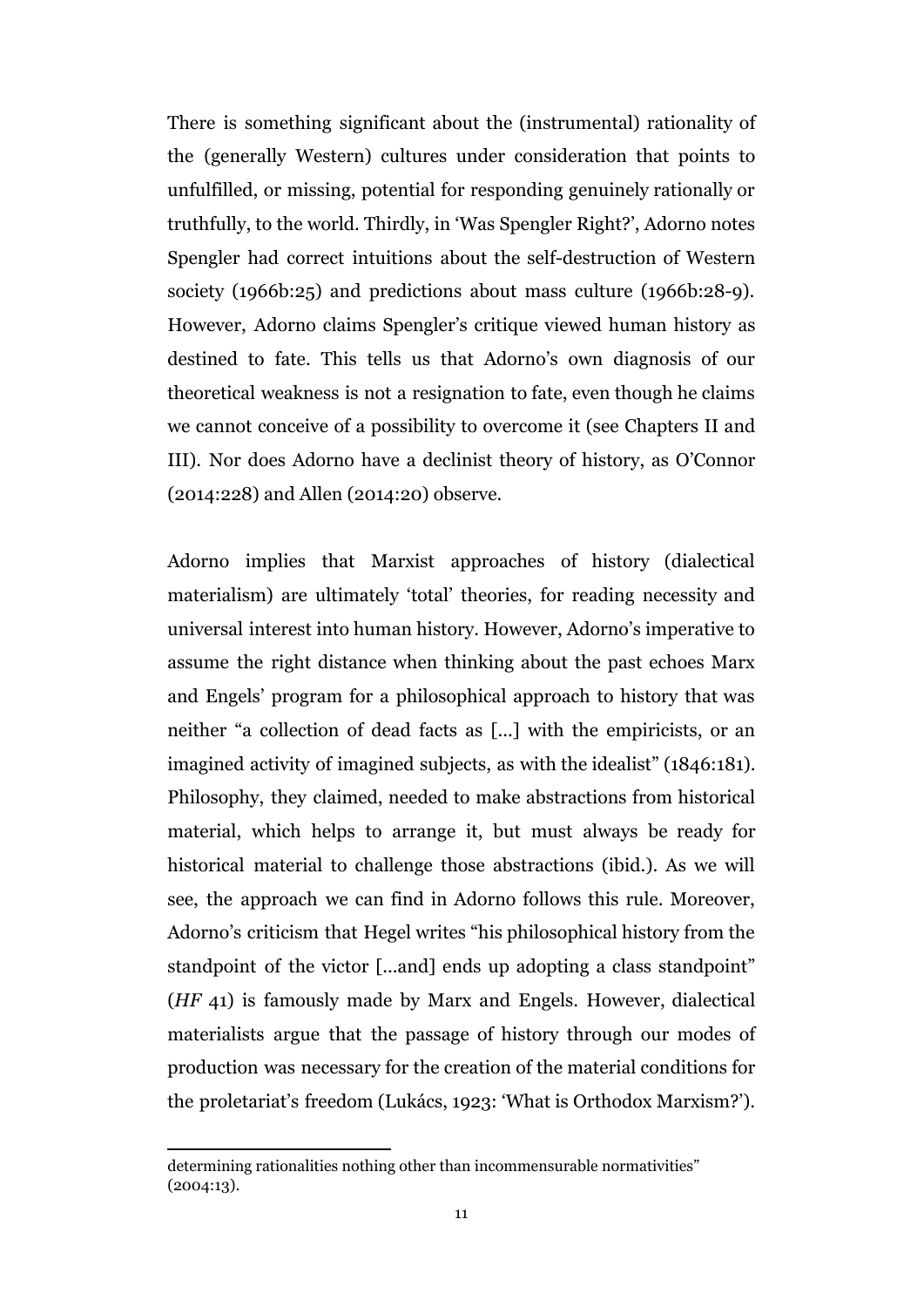There is something significant about the (instrumental) rationality of the (generally Western) cultures under consideration that points to unfulfilled, or missing, potential for responding genuinely rationally or truthfully, to the world. Thirdly, in 'Was Spengler Right?', Adorno notes Spengler had correct intuitions about the self-destruction of Western society (1966b:25) and predictions about mass culture (1966b:28-9). However, Adorno claims Spengler's critique viewed human history as destined to fate. This tells us that Adorno's own diagnosis of our theoretical weakness is not a resignation to fate, even though he claims we cannot conceive of a possibility to overcome it (see Chapters II and III). Nor does Adorno have a declinist theory of history, as O'Connor (2014:228) and Allen (2014:20) observe.

Adorno implies that Marxist approaches of history (dialectical materialism) are ultimately 'total' theories, for reading necessity and universal interest into human history. However, Adorno's imperative to assume the right distance when thinking about the past echoes Marx and Engels' program for a philosophical approach to history that was neither "a collection of dead facts as [...] with the empiricists, or an imagined activity of imagined subjects, as with the idealist" (1846:181). Philosophy, they claimed, needed to make abstractions from historical material, which helps to arrange it, but must always be ready for historical material to challenge those abstractions (ibid.). As we will see, the approach we can find in Adorno follows this rule. Moreover, Adorno's criticism that Hegel writes "his philosophical history from the standpoint of the victor [...and] ends up adopting a class standpoint" (*HF* 41) is famously made by Marx and Engels. However, dialectical materialists argue that the passage of history through our modes of production was necessary for the creation of the material conditions for the proletariat's freedom (Lukács, 1923: 'What is Orthodox Marxism?').

determining rationalities nothing other than incommensurable normativities" (2004:13).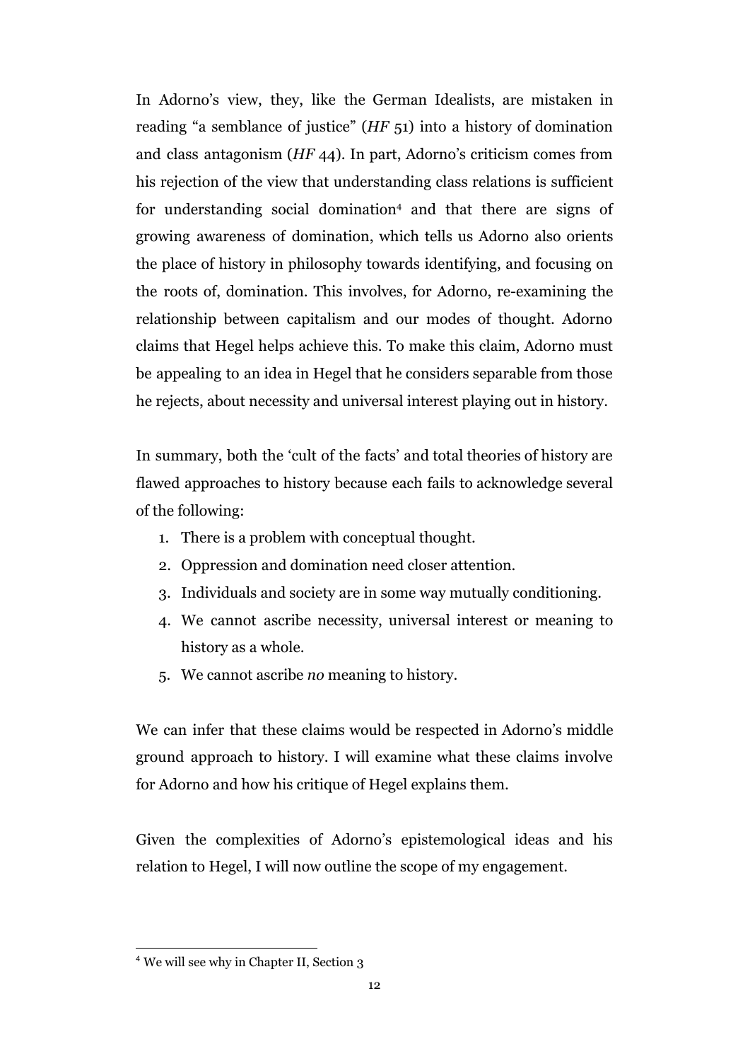In Adorno's view, they, like the German Idealists, are mistaken in reading "a semblance of justice" (*HF* 51) into a history of domination and class antagonism (*HF* 44). In part, Adorno's criticism comes from his rejection of the view that understanding class relations is sufficient for understanding social domination[4] and that there are signs of growing awareness of domination, which tells us Adorno also orients the place of history in philosophy towards identifying, and focusing on the roots of, domination. This involves, for Adorno, re-examining the relationship between capitalism and our modes of thought. Adorno claims that Hegel helps achieve this. To make this claim, Adorno must be appealing to an idea in Hegel that he considers separable from those he rejects, about necessity and universal interest playing out in history.

In summary, both the 'cult of the facts' and total theories of history are flawed approaches to history because each fails to acknowledge several of the following:

1. There is a problem with conceptual thought.
2. Oppression and domination need closer attention.
3. Individuals and society are in some way mutually conditioning.
4. We cannot ascribe necessity, universal interest or meaning to history as a whole.
5. We cannot ascribe *no* meaning to history.

We can infer that these claims would be respected in Adorno's middle ground approach to history. I will examine what these claims involve for Adorno and how his critique of Hegel explains them.

Given the complexities of Adorno's epistemological ideas and his relation to Hegel, I will now outline the scope of my engagement.

[4] We will see why in Chapter II, Section 3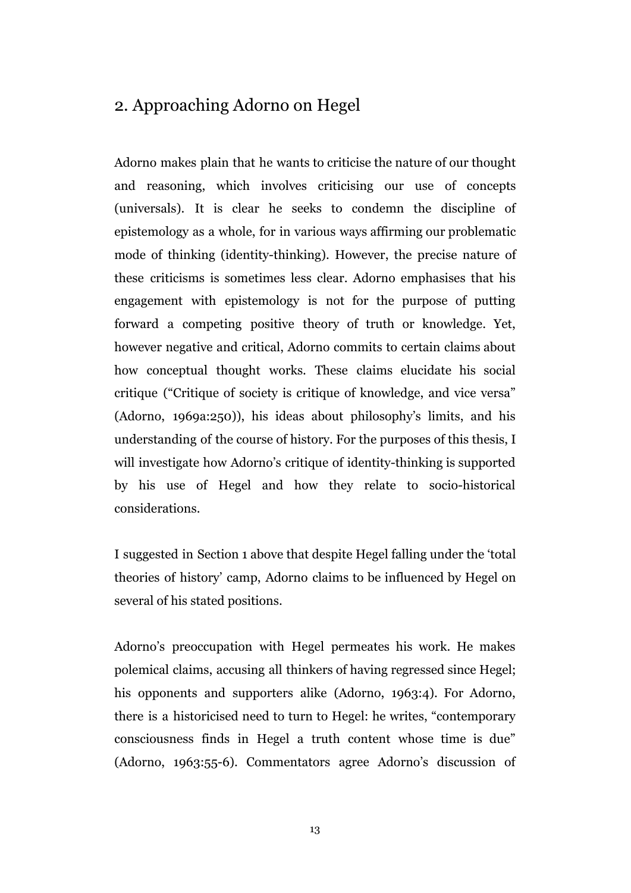## 2. Approaching Adorno on Hegel

Adorno makes plain that he wants to criticise the nature of our thought and reasoning, which involves criticising our use of concepts (universals). It is clear he seeks to condemn the discipline of epistemology as a whole, for in various ways affirming our problematic mode of thinking (identity-thinking). However, the precise nature of these criticisms is sometimes less clear. Adorno emphasises that his engagement with epistemology is not for the purpose of putting forward a competing positive theory of truth or knowledge. Yet, however negative and critical, Adorno commits to certain claims about how conceptual thought works. These claims elucidate his social critique ("Critique of society is critique of knowledge, and vice versa" (Adorno, 1969a:250)), his ideas about philosophy's limits, and his understanding of the course of history. For the purposes of this thesis, I will investigate how Adorno's critique of identity-thinking is supported by his use of Hegel and how they relate to socio-historical considerations.

I suggested in Section 1 above that despite Hegel falling under the 'total theories of history' camp, Adorno claims to be influenced by Hegel on several of his stated positions.

Adorno's preoccupation with Hegel permeates his work. He makes polemical claims, accusing all thinkers of having regressed since Hegel; his opponents and supporters alike (Adorno, 1963:4). For Adorno, there is a historicised need to turn to Hegel: he writes, "contemporary consciousness finds in Hegel a truth content whose time is due" (Adorno, 1963:55-6). Commentators agree Adorno's discussion of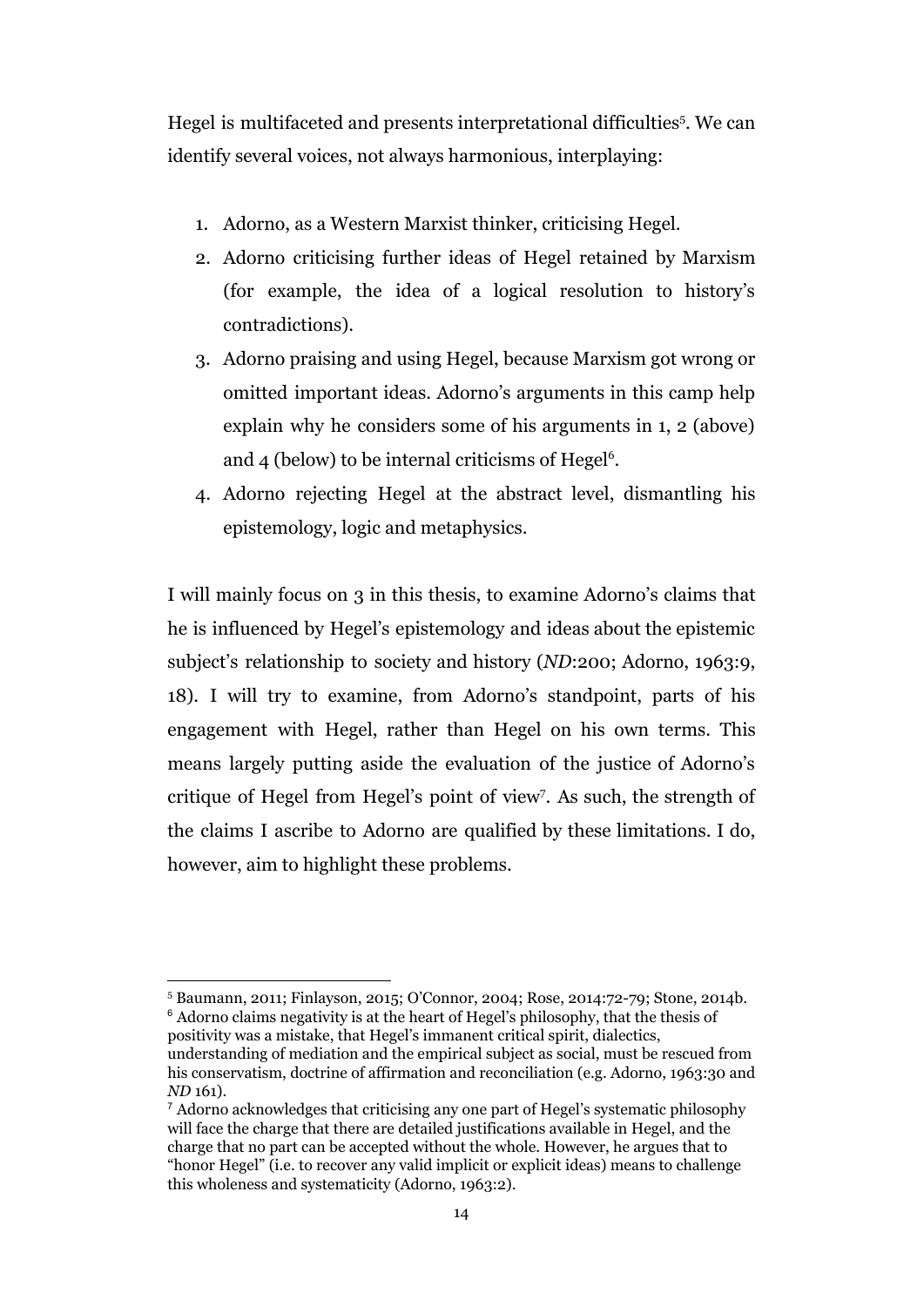Hegel is multifaceted and presents interpretational difficulties[5]. We can identify several voices, not always harmonious, interplaying:

1. Adorno, as a Western Marxist thinker, criticising Hegel.
2. Adorno criticising further ideas of Hegel retained by Marxism (for example, the idea of a logical resolution to history's contradictions).
3. Adorno praising and using Hegel, because Marxism got wrong or omitted important ideas. Adorno's arguments in this camp help explain why he considers some of his arguments in 1, 2 (above) and 4 (below) to be internal criticisms of Hegel[6].
4. Adorno rejecting Hegel at the abstract level, dismantling his epistemology, logic and metaphysics.

I will mainly focus on 3 in this thesis, to examine Adorno's claims that he is influenced by Hegel's epistemology and ideas about the epistemic subject's relationship to society and history (*ND*:200; Adorno, 1963:9, 18). I will try to examine, from Adorno's standpoint, parts of his engagement with Hegel, rather than Hegel on his own terms. This means largely putting aside the evaluation of the justice of Adorno's critique of Hegel from Hegel's point of view[7]. As such, the strength of the claims I ascribe to Adorno are qualified by these limitations. I do, however, aim to highlight these problems.

---

[5] Baumann, 2011; Finlayson, 2015; O'Connor, 2004; Rose, 2014:72-79; Stone, 2014b.

[6] Adorno claims negativity is at the heart of Hegel's philosophy, that the thesis of positivity was a mistake, that Hegel's immanent critical spirit, dialectics, understanding of mediation and the empirical subject as social, must be rescued from his conservatism, doctrine of affirmation and reconciliation (e.g. Adorno, 1963:30 and *ND* 161).

[7] Adorno acknowledges that criticising any one part of Hegel's systematic philosophy will face the charge that there are detailed justifications available in Hegel, and the charge that no part can be accepted without the whole. However, he argues that to "honor Hegel" (i.e. to recover any valid implicit or explicit ideas) means to challenge this wholeness and systematicity (Adorno, 1963:2).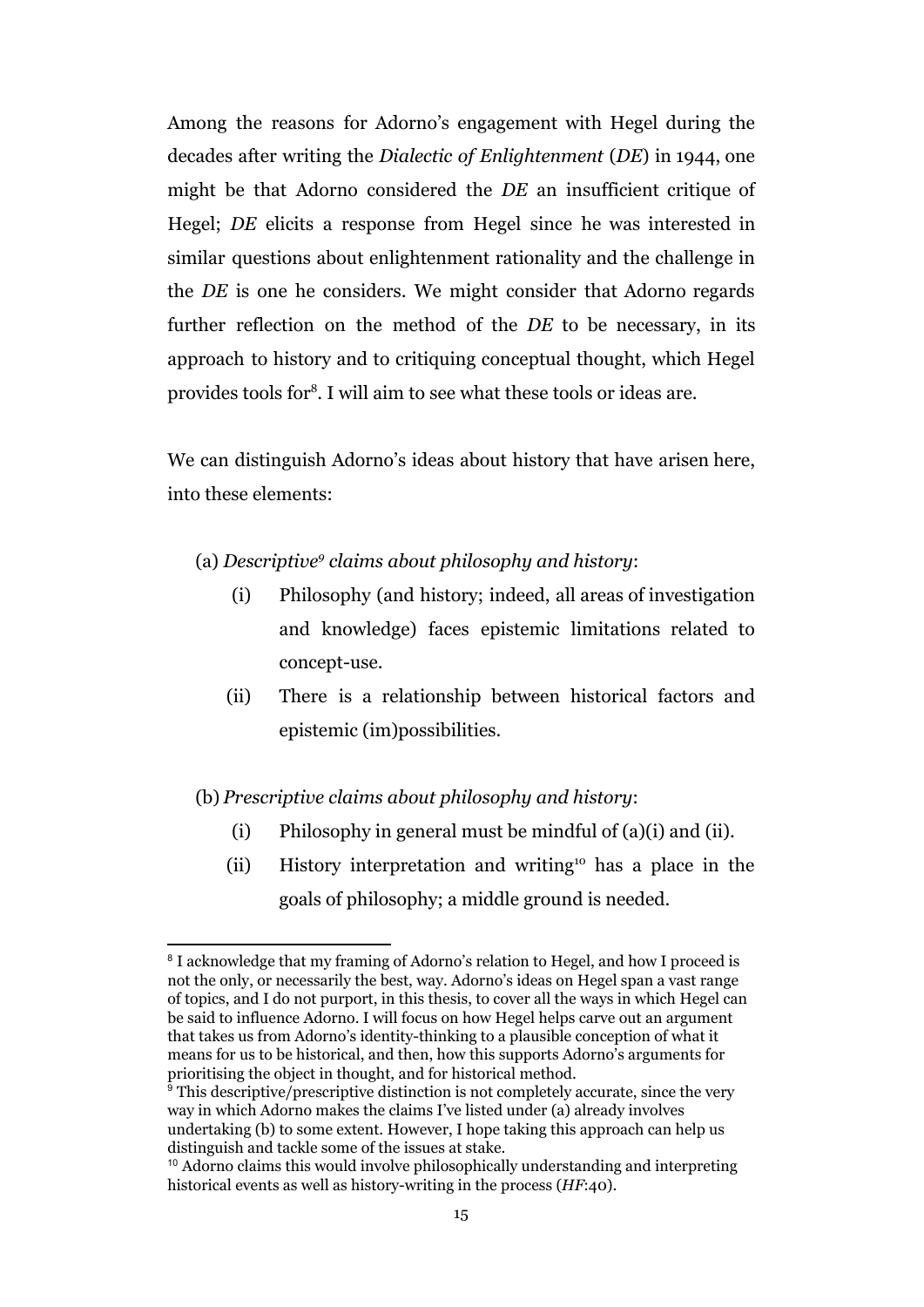Among the reasons for Adorno's engagement with Hegel during the decades after writing the *Dialectic of Enlightenment* (*DE*) in 1944, one might be that Adorno considered the *DE* an insufficient critique of Hegel; *DE* elicits a response from Hegel since he was interested in similar questions about enlightenment rationality and the challenge in the *DE* is one he considers. We might consider that Adorno regards further reflection on the method of the *DE* to be necessary, in its approach to history and to critiquing conceptual thought, which Hegel provides tools for[8]. I will aim to see what these tools or ideas are.

We can distinguish Adorno's ideas about history that have arisen here, into these elements:

(a) *Descriptive[9] claims about philosophy and history*:

- (i) Philosophy (and history; indeed, all areas of investigation and knowledge) faces epistemic limitations related to concept-use.
- (ii) There is a relationship between historical factors and epistemic (im)possibilities.

(b) *Prescriptive claims about philosophy and history*:

- (i) Philosophy in general must be mindful of (a)(i) and (ii).
- (ii) History interpretation and writing[10] has a place in the goals of philosophy; a middle ground is needed.

---

[8] I acknowledge that my framing of Adorno's relation to Hegel, and how I proceed is not the only, or necessarily the best, way. Adorno's ideas on Hegel span a vast range of topics, and I do not purport, in this thesis, to cover all the ways in which Hegel can be said to influence Adorno. I will focus on how Hegel helps carve out an argument that takes us from Adorno's identity-thinking to a plausible conception of what it means for us to be historical, and then, how this supports Adorno's arguments for prioritising the object in thought, and for historical method.

[9] This descriptive/prescriptive distinction is not completely accurate, since the very way in which Adorno makes the claims I've listed under (a) already involves undertaking (b) to some extent. However, I hope taking this approach can help us distinguish and tackle some of the issues at stake.

[10] Adorno claims this would involve philosophically understanding and interpreting historical events as well as history-writing in the process (*HF*:40).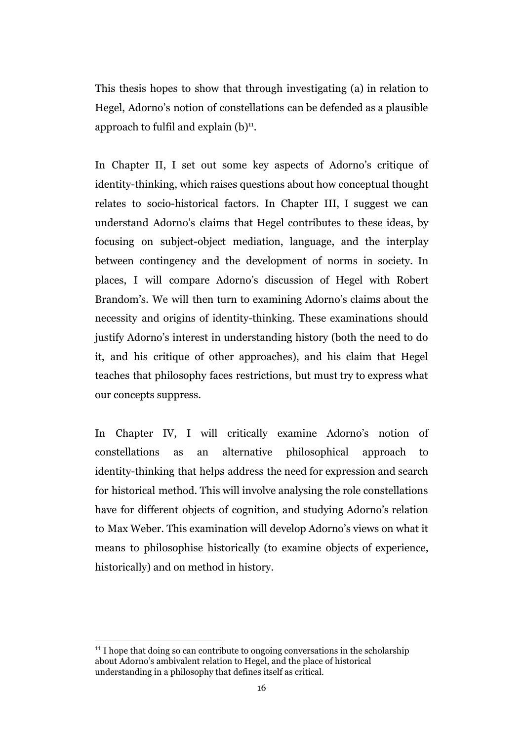This thesis hopes to show that through investigating (a) in relation to Hegel, Adorno's notion of constellations can be defended as a plausible approach to fulfil and explain (b)[11].

In Chapter II, I set out some key aspects of Adorno's critique of identity-thinking, which raises questions about how conceptual thought relates to socio-historical factors. In Chapter III, I suggest we can understand Adorno's claims that Hegel contributes to these ideas, by focusing on subject-object mediation, language, and the interplay between contingency and the development of norms in society. In places, I will compare Adorno's discussion of Hegel with Robert Brandom's. We will then turn to examining Adorno's claims about the necessity and origins of identity-thinking. These examinations should justify Adorno's interest in understanding history (both the need to do it, and his critique of other approaches), and his claim that Hegel teaches that philosophy faces restrictions, but must try to express what our concepts suppress.

In Chapter IV, I will critically examine Adorno's notion of constellations as an alternative philosophical approach to identity-thinking that helps address the need for expression and search for historical method. This will involve analysing the role constellations have for different objects of cognition, and studying Adorno's relation to Max Weber. This examination will develop Adorno's views on what it means to philosophise historically (to examine objects of experience, historically) and on method in history.

[11] I hope that doing so can contribute to ongoing conversations in the scholarship about Adorno's ambivalent relation to Hegel, and the place of historical understanding in a philosophy that defines itself as critical.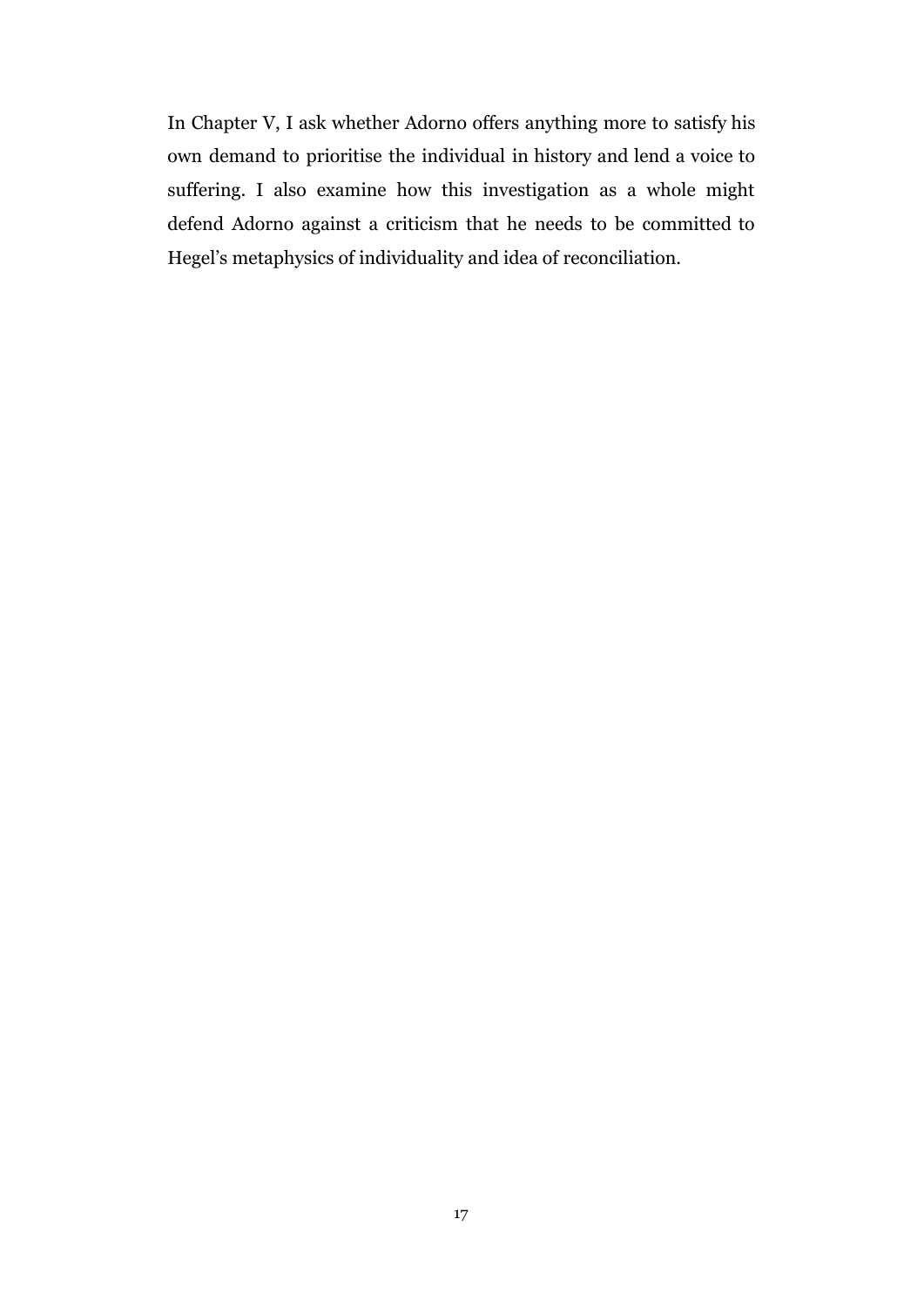In Chapter V, I ask whether Adorno offers anything more to satisfy his own demand to prioritise the individual in history and lend a voice to suffering. I also examine how this investigation as a whole might defend Adorno against a criticism that he needs to be committed to Hegel's metaphysics of individuality and idea of reconciliation.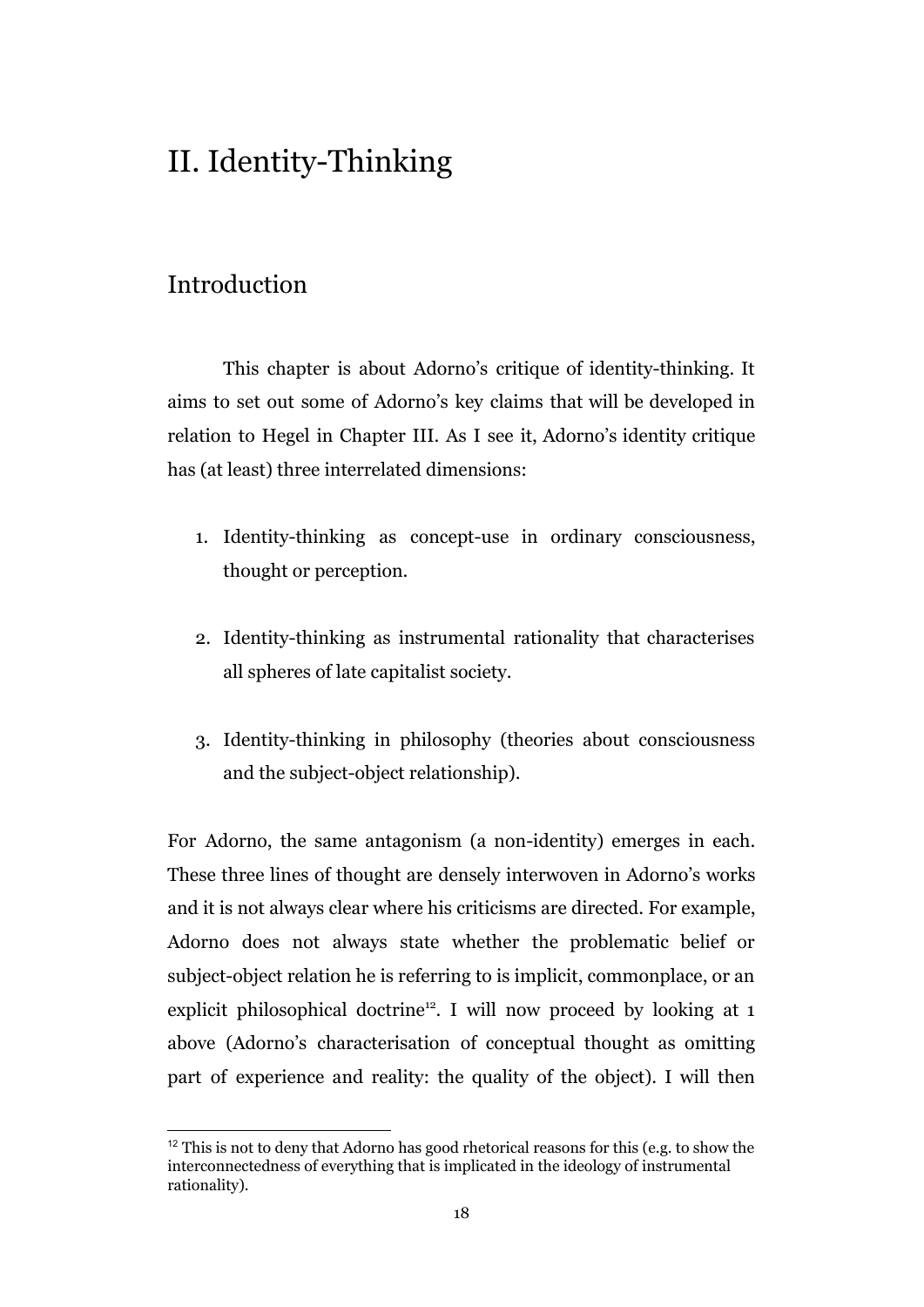# II. Identity-Thinking

## Introduction

This chapter is about Adorno's critique of identity-thinking. It aims to set out some of Adorno's key claims that will be developed in relation to Hegel in Chapter III. As I see it, Adorno's identity critique has (at least) three interrelated dimensions:

1. Identity-thinking as concept-use in ordinary consciousness, thought or perception.

2. Identity-thinking as instrumental rationality that characterises all spheres of late capitalist society.

3. Identity-thinking in philosophy (theories about consciousness and the subject-object relationship).

For Adorno, the same antagonism (a non-identity) emerges in each. These three lines of thought are densely interwoven in Adorno's works and it is not always clear where his criticisms are directed. For example, Adorno does not always state whether the problematic belief or subject-object relation he is referring to is implicit, commonplace, or an explicit philosophical doctrine[12]. I will now proceed by looking at 1 above (Adorno's characterisation of conceptual thought as omitting part of experience and reality: the quality of the object). I will then

[12] This is not to deny that Adorno has good rhetorical reasons for this (e.g. to show the interconnectedness of everything that is implicated in the ideology of instrumental rationality).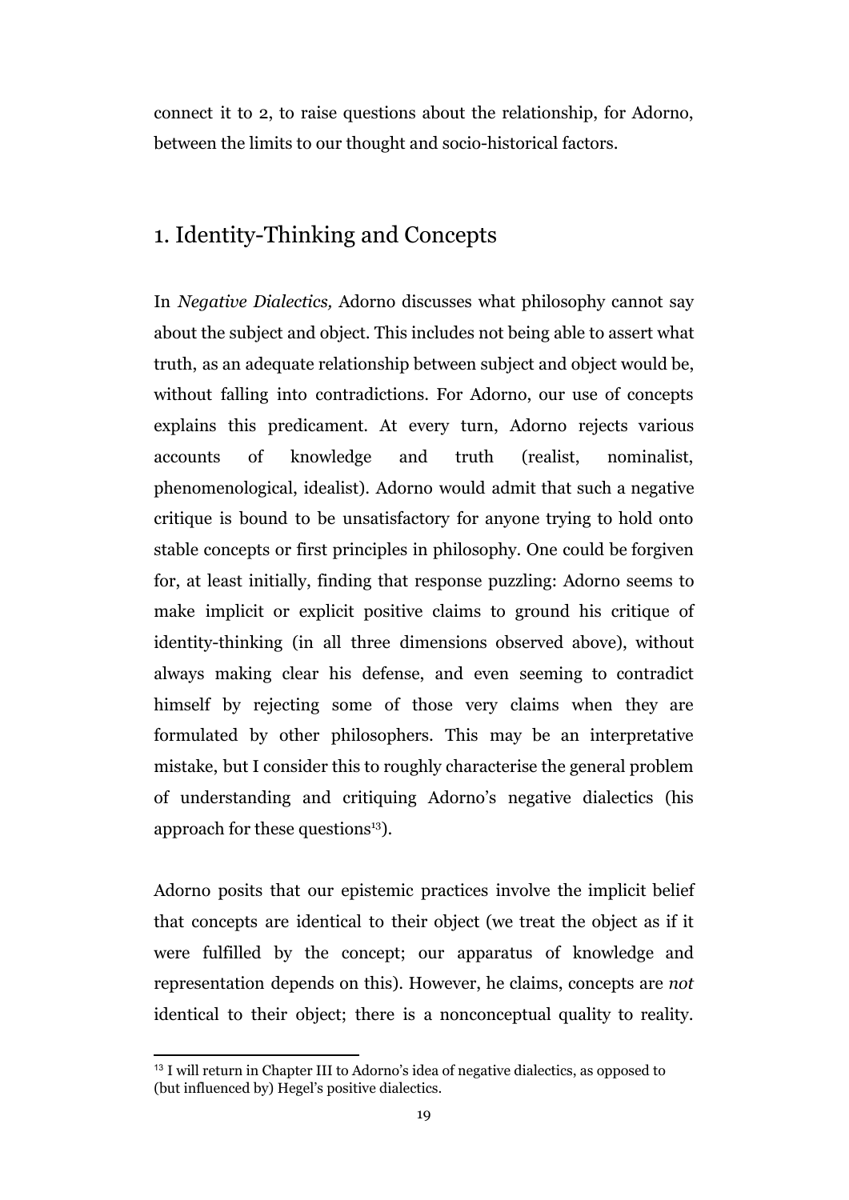connect it to 2, to raise questions about the relationship, for Adorno, between the limits to our thought and socio-historical factors.

## 1. Identity-Thinking and Concepts

In *Negative Dialectics,* Adorno discusses what philosophy cannot say about the subject and object. This includes not being able to assert what truth, as an adequate relationship between subject and object would be, without falling into contradictions. For Adorno, our use of concepts explains this predicament. At every turn, Adorno rejects various accounts of knowledge and truth (realist, nominalist, phenomenological, idealist). Adorno would admit that such a negative critique is bound to be unsatisfactory for anyone trying to hold onto stable concepts or first principles in philosophy. One could be forgiven for, at least initially, finding that response puzzling: Adorno seems to make implicit or explicit positive claims to ground his critique of identity-thinking (in all three dimensions observed above), without always making clear his defense, and even seeming to contradict himself by rejecting some of those very claims when they are formulated by other philosophers. This may be an interpretative mistake, but I consider this to roughly characterise the general problem of understanding and critiquing Adorno's negative dialectics (his approach for these questions[13]).

Adorno posits that our epistemic practices involve the implicit belief that concepts are identical to their object (we treat the object as if it were fulfilled by the concept; our apparatus of knowledge and representation depends on this). However, he claims, concepts are *not* identical to their object; there is a nonconceptual quality to reality.

[13] I will return in Chapter III to Adorno's idea of negative dialectics, as opposed to (but influenced by) Hegel's positive dialectics.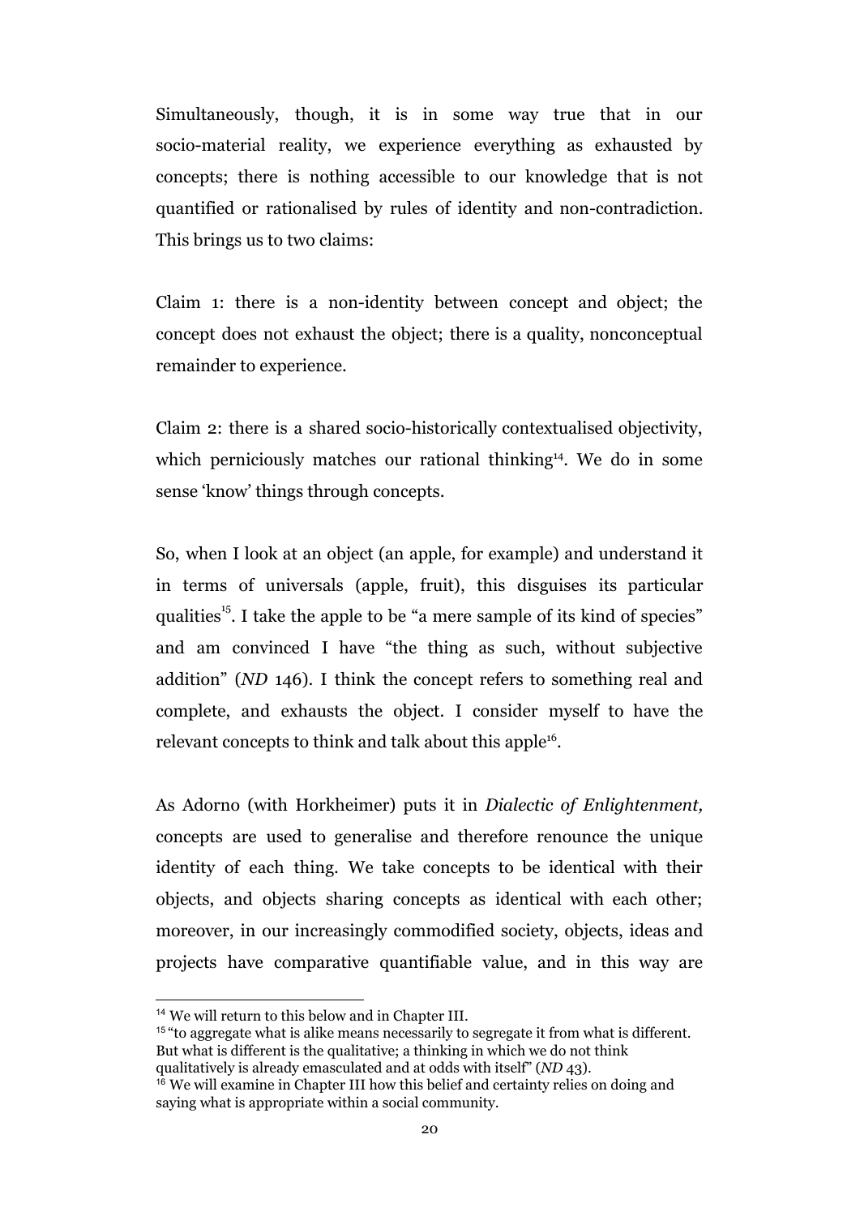Simultaneously, though, it is in some way true that in our socio-material reality, we experience everything as exhausted by concepts; there is nothing accessible to our knowledge that is not quantified or rationalised by rules of identity and non-contradiction. This brings us to two claims:

Claim 1: there is a non-identity between concept and object; the concept does not exhaust the object; there is a quality, nonconceptual remainder to experience.

Claim 2: there is a shared socio-historically contextualised objectivity, which perniciously matches our rational thinking[14]. We do in some sense 'know' things through concepts.

So, when I look at an object (an apple, for example) and understand it in terms of universals (apple, fruit), this disguises its particular qualities[15]. I take the apple to be "a mere sample of its kind of species" and am convinced I have "the thing as such, without subjective addition" (*ND* 146). I think the concept refers to something real and complete, and exhausts the object. I consider myself to have the relevant concepts to think and talk about this apple[16].

As Adorno (with Horkheimer) puts it in *Dialectic of Enlightenment,* concepts are used to generalise and therefore renounce the unique identity of each thing. We take concepts to be identical with their objects, and objects sharing concepts as identical with each other; moreover, in our increasingly commodified society, objects, ideas and projects have comparative quantifiable value, and in this way are

[14] We will return to this below and in Chapter III.

[15] "to aggregate what is alike means necessarily to segregate it from what is different. But what is different is the qualitative; a thinking in which we do not think qualitatively is already emasculated and at odds with itself" (*ND* 43).

[16] We will examine in Chapter III how this belief and certainty relies on doing and saying what is appropriate within a social community.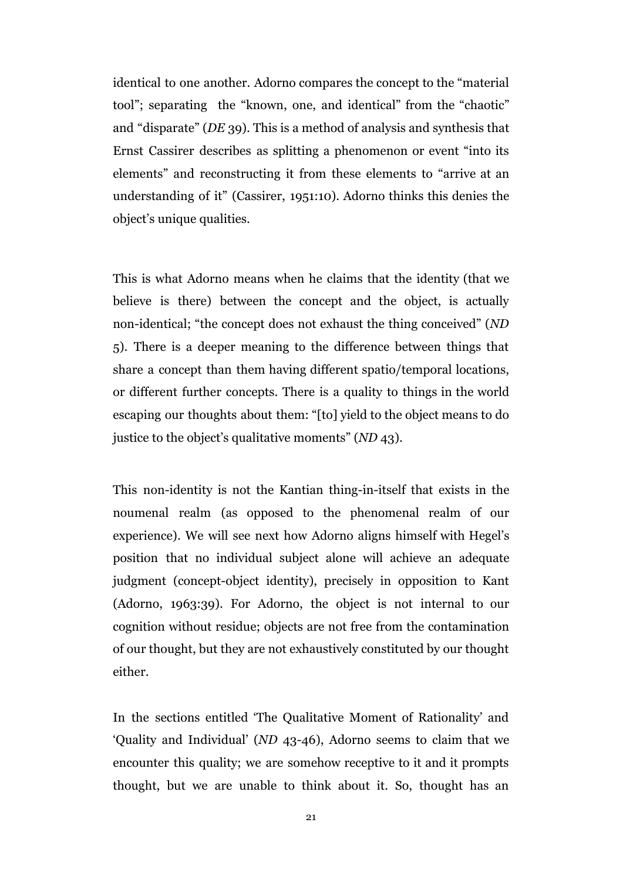identical to one another. Adorno compares the concept to the "material tool"; separating the "known, one, and identical" from the "chaotic" and "disparate" (*DE* 39). This is a method of analysis and synthesis that Ernst Cassirer describes as splitting a phenomenon or event "into its elements" and reconstructing it from these elements to "arrive at an understanding of it" (Cassirer, 1951:10). Adorno thinks this denies the object's unique qualities.

This is what Adorno means when he claims that the identity (that we believe is there) between the concept and the object, is actually non-identical; "the concept does not exhaust the thing conceived" (*ND* 5). There is a deeper meaning to the difference between things that share a concept than them having different spatio/temporal locations, or different further concepts. There is a quality to things in the world escaping our thoughts about them: "[to] yield to the object means to do justice to the object's qualitative moments" (*ND* 43).

This non-identity is not the Kantian thing-in-itself that exists in the noumenal realm (as opposed to the phenomenal realm of our experience). We will see next how Adorno aligns himself with Hegel's position that no individual subject alone will achieve an adequate judgment (concept-object identity), precisely in opposition to Kant (Adorno, 1963:39). For Adorno, the object is not internal to our cognition without residue; objects are not free from the contamination of our thought, but they are not exhaustively constituted by our thought either.

In the sections entitled 'The Qualitative Moment of Rationality' and 'Quality and Individual' (*ND* 43-46), Adorno seems to claim that we encounter this quality; we are somehow receptive to it and it prompts thought, but we are unable to think about it. So, thought has an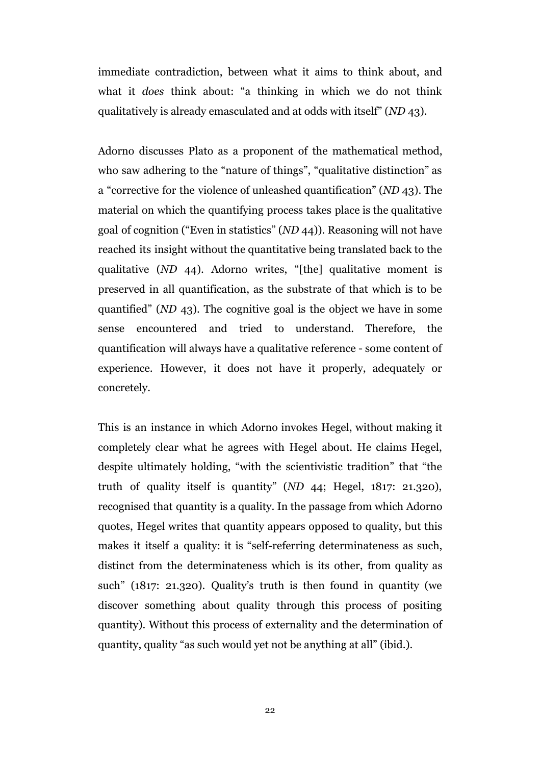immediate contradiction, between what it aims to think about, and what it *does* think about: "a thinking in which we do not think qualitatively is already emasculated and at odds with itself" (*ND* 43).

Adorno discusses Plato as a proponent of the mathematical method, who saw adhering to the "nature of things", "qualitative distinction" as a "corrective for the violence of unleashed quantification" (*ND* 43). The material on which the quantifying process takes place is the qualitative goal of cognition ("Even in statistics" (*ND* 44)). Reasoning will not have reached its insight without the quantitative being translated back to the qualitative (*ND* 44). Adorno writes, "[the] qualitative moment is preserved in all quantification, as the substrate of that which is to be quantified" (*ND* 43). The cognitive goal is the object we have in some sense encountered and tried to understand. Therefore, the quantification will always have a qualitative reference - some content of experience. However, it does not have it properly, adequately or concretely.

This is an instance in which Adorno invokes Hegel, without making it completely clear what he agrees with Hegel about. He claims Hegel, despite ultimately holding, "with the scientivistic tradition" that "the truth of quality itself is quantity" (*ND* 44; Hegel, 1817: 21.320), recognised that quantity is a quality. In the passage from which Adorno quotes, Hegel writes that quantity appears opposed to quality, but this makes it itself a quality: it is "self-referring determinateness as such, distinct from the determinateness which is its other, from quality as such" (1817: 21.320). Quality's truth is then found in quantity (we discover something about quality through this process of positing quantity). Without this process of externality and the determination of quantity, quality "as such would yet not be anything at all" (ibid.).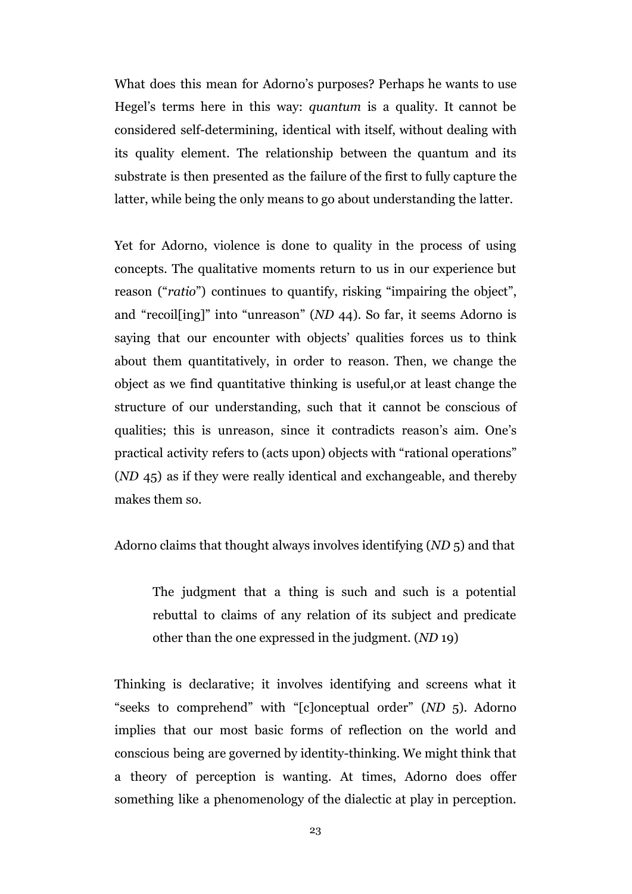What does this mean for Adorno's purposes? Perhaps he wants to use Hegel's terms here in this way: *quantum* is a quality. It cannot be considered self-determining, identical with itself, without dealing with its quality element. The relationship between the quantum and its substrate is then presented as the failure of the first to fully capture the latter, while being the only means to go about understanding the latter.

Yet for Adorno, violence is done to quality in the process of using concepts. The qualitative moments return to us in our experience but reason ("*ratio*") continues to quantify, risking "impairing the object", and "recoil[ing]" into "unreason" (*ND* 44). So far, it seems Adorno is saying that our encounter with objects' qualities forces us to think about them quantitatively, in order to reason. Then, we change the object as we find quantitative thinking is useful,or at least change the structure of our understanding, such that it cannot be conscious of qualities; this is unreason, since it contradicts reason's aim. One's practical activity refers to (acts upon) objects with "rational operations" (*ND* 45) as if they were really identical and exchangeable, and thereby makes them so.

Adorno claims that thought always involves identifying (*ND* 5) and that

> The judgment that a thing is such and such is a potential rebuttal to claims of any relation of its subject and predicate other than the one expressed in the judgment. (*ND* 19)

Thinking is declarative; it involves identifying and screens what it "seeks to comprehend" with "[c]onceptual order" (*ND* 5). Adorno implies that our most basic forms of reflection on the world and conscious being are governed by identity-thinking. We might think that a theory of perception is wanting. At times, Adorno does offer something like a phenomenology of the dialectic at play in perception.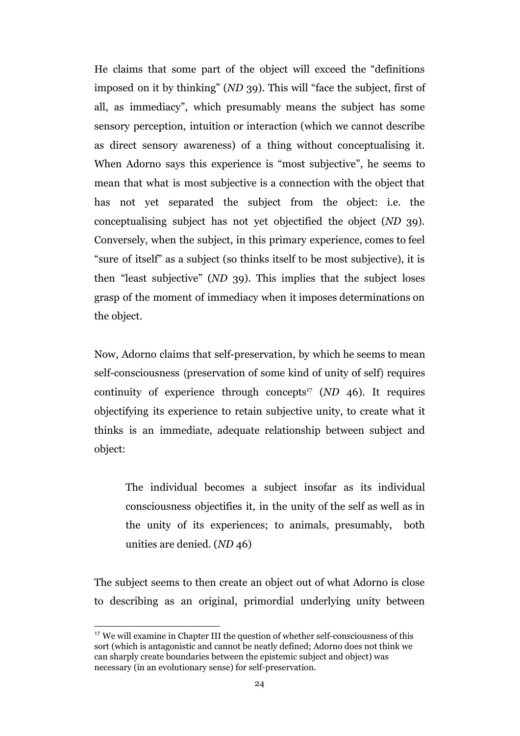He claims that some part of the object will exceed the “definitions imposed on it by thinking” (*ND* 39). This will “face the subject, first of all, as immediacy”, which presumably means the subject has some sensory perception, intuition or interaction (which we cannot describe as direct sensory awareness) of a thing without conceptualising it. When Adorno says this experience is “most subjective”, he seems to mean that what is most subjective is a connection with the object that has not yet separated the subject from the object: i.e. the conceptualising subject has not yet objectified the object (*ND* 39). Conversely, when the subject, in this primary experience, comes to feel “sure of itself” as a subject (so thinks itself to be most subjective), it is then “least subjective” (*ND* 39). This implies that the subject loses grasp of the moment of immediacy when it imposes determinations on the object.

Now, Adorno claims that self-preservation, by which he seems to mean self-consciousness (preservation of some kind of unity of self) requires continuity of experience through concepts[17] (*ND* 46). It requires objectifying its experience to retain subjective unity, to create what it thinks is an immediate, adequate relationship between subject and object:

> The individual becomes a subject insofar as its individual consciousness objectifies it, in the unity of the self as well as in the unity of its experiences; to animals, presumably, both unities are denied. (*ND* 46)

The subject seems to then create an object out of what Adorno is close to describing as an original, primordial underlying unity between

---

[17] We will examine in Chapter III the question of whether self-consciousness of this sort (which is antagonistic and cannot be neatly defined; Adorno does not think we can sharply create boundaries between the epistemic subject and object) was necessary (in an evolutionary sense) for self-preservation.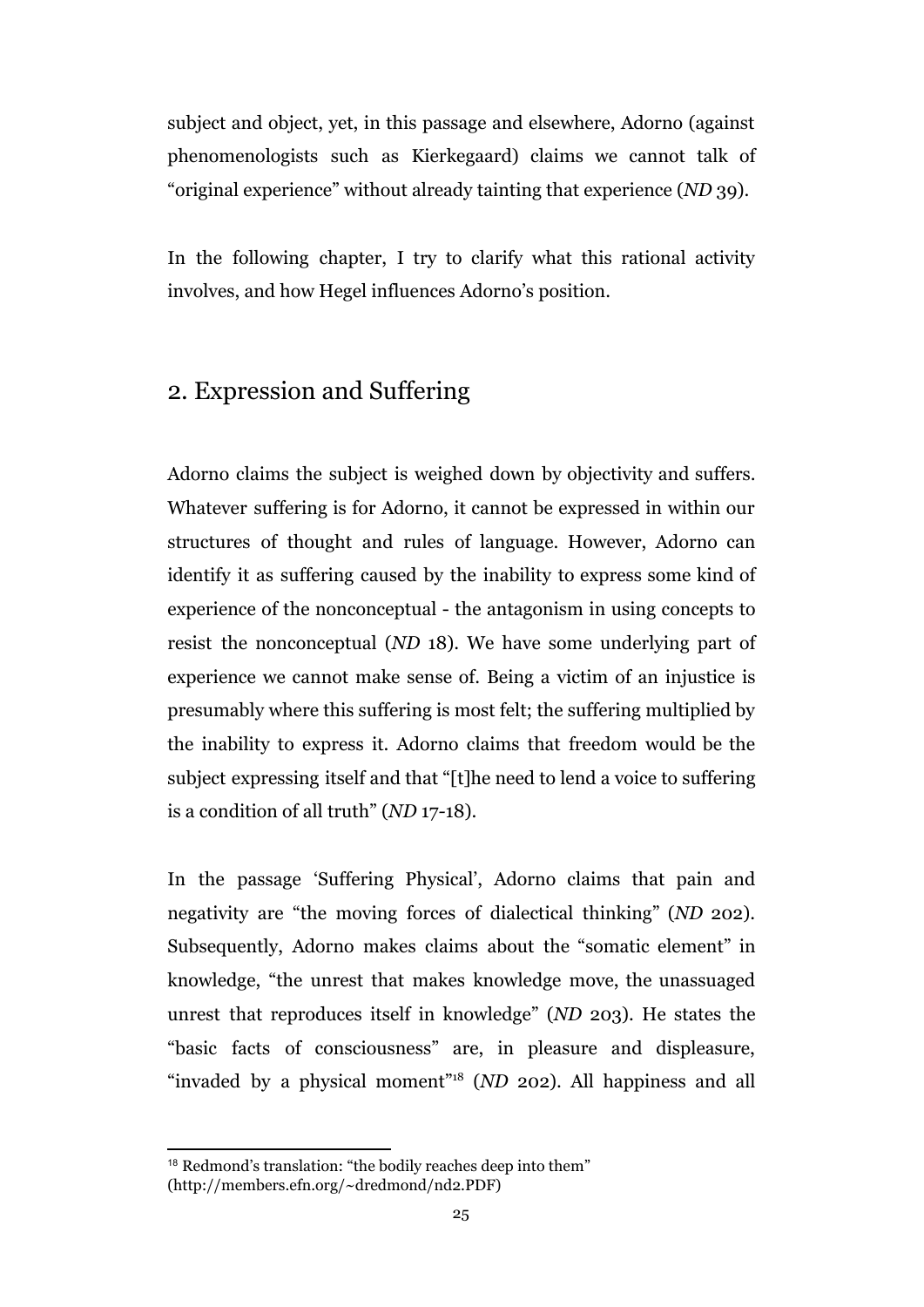subject and object, yet, in this passage and elsewhere, Adorno (against phenomenologists such as Kierkegaard) claims we cannot talk of "original experience" without already tainting that experience (*ND* 39).

In the following chapter, I try to clarify what this rational activity involves, and how Hegel influences Adorno's position.

## 2. Expression and Suffering

Adorno claims the subject is weighed down by objectivity and suffers. Whatever suffering is for Adorno, it cannot be expressed in within our structures of thought and rules of language. However, Adorno can identify it as suffering caused by the inability to express some kind of experience of the nonconceptual - the antagonism in using concepts to resist the nonconceptual (*ND* 18). We have some underlying part of experience we cannot make sense of. Being a victim of an injustice is presumably where this suffering is most felt; the suffering multiplied by the inability to express it. Adorno claims that freedom would be the subject expressing itself and that "[t]he need to lend a voice to suffering is a condition of all truth" (*ND* 17-18).

In the passage 'Suffering Physical', Adorno claims that pain and negativity are "the moving forces of dialectical thinking" (*ND* 202). Subsequently, Adorno makes claims about the "somatic element" in knowledge, "the unrest that makes knowledge move, the unassuaged unrest that reproduces itself in knowledge" (*ND* 203). He states the "basic facts of consciousness" are, in pleasure and displeasure, "invaded by a physical moment"[18] (*ND* 202). All happiness and all

[18] Redmond's translation: "the bodily reaches deep into them" (http://members.efn.org/~dredmond/nd2.PDF)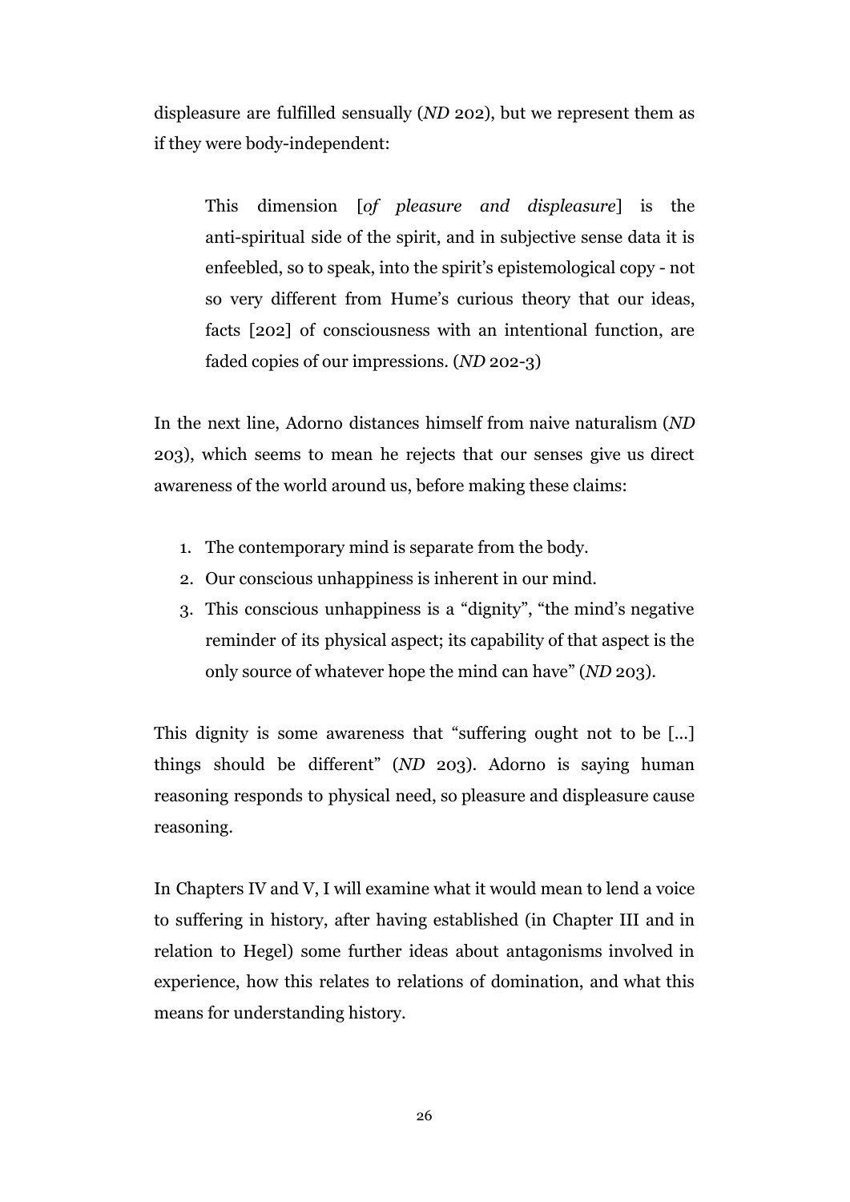displeasure are fulfilled sensually (*ND* 202), but we represent them as if they were body-independent:

> This dimension [*of pleasure and displeasure*] is the anti-spiritual side of the spirit, and in subjective sense data it is enfeebled, so to speak, into the spirit's epistemological copy - not so very different from Hume's curious theory that our ideas, facts [202] of consciousness with an intentional function, are faded copies of our impressions. (*ND* 202-3)

In the next line, Adorno distances himself from naive naturalism (*ND* 203), which seems to mean he rejects that our senses give us direct awareness of the world around us, before making these claims:

1. The contemporary mind is separate from the body.
2. Our conscious unhappiness is inherent in our mind.
3. This conscious unhappiness is a "dignity", "the mind's negative reminder of its physical aspect; its capability of that aspect is the only source of whatever hope the mind can have" (*ND* 203).

This dignity is some awareness that "suffering ought not to be [...] things should be different" (*ND* 203). Adorno is saying human reasoning responds to physical need, so pleasure and displeasure cause reasoning.

In Chapters IV and V, I will examine what it would mean to lend a voice to suffering in history, after having established (in Chapter III and in relation to Hegel) some further ideas about antagonisms involved in experience, how this relates to relations of domination, and what this means for understanding history.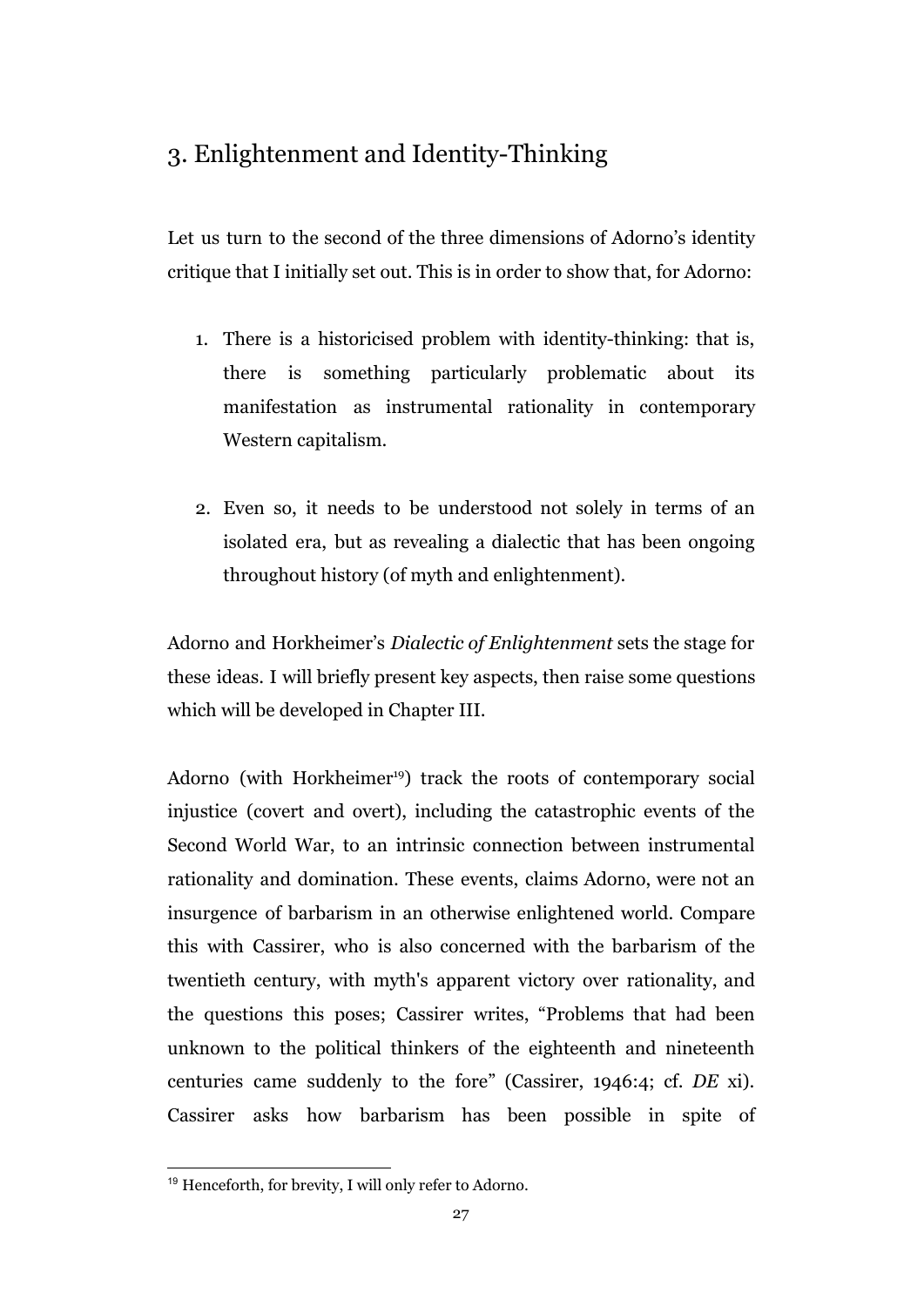## 3. Enlightenment and Identity-Thinking

Let us turn to the second of the three dimensions of Adorno's identity critique that I initially set out. This is in order to show that, for Adorno:

1. There is a historicised problem with identity-thinking: that is, there is something particularly problematic about its manifestation as instrumental rationality in contemporary Western capitalism.

2. Even so, it needs to be understood not solely in terms of an isolated era, but as revealing a dialectic that has been ongoing throughout history (of myth and enlightenment).

Adorno and Horkheimer's *Dialectic of Enlightenment* sets the stage for these ideas. I will briefly present key aspects, then raise some questions which will be developed in Chapter III.

Adorno (with Horkheimer[19]) track the roots of contemporary social injustice (covert and overt), including the catastrophic events of the Second World War, to an intrinsic connection between instrumental rationality and domination. These events, claims Adorno, were not an insurgence of barbarism in an otherwise enlightened world. Compare this with Cassirer, who is also concerned with the barbarism of the twentieth century, with myth's apparent victory over rationality, and the questions this poses; Cassirer writes, "Problems that had been unknown to the political thinkers of the eighteenth and nineteenth centuries came suddenly to the fore" (Cassirer, 1946:4; cf. *DE* xi). Cassirer asks how barbarism has been possible in spite of

[19] Henceforth, for brevity, I will only refer to Adorno.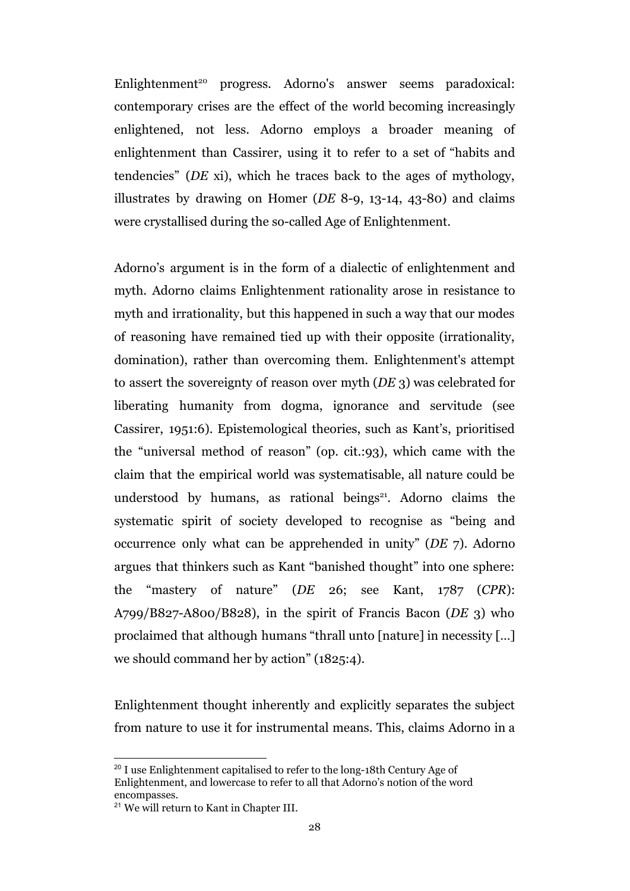Enlightenment[20] progress. Adorno's answer seems paradoxical: contemporary crises are the effect of the world becoming increasingly enlightened, not less. Adorno employs a broader meaning of enlightenment than Cassirer, using it to refer to a set of "habits and tendencies" (*DE* xi), which he traces back to the ages of mythology, illustrates by drawing on Homer (*DE* 8-9, 13-14, 43-80) and claims were crystallised during the so-called Age of Enlightenment.

Adorno's argument is in the form of a dialectic of enlightenment and myth. Adorno claims Enlightenment rationality arose in resistance to myth and irrationality, but this happened in such a way that our modes of reasoning have remained tied up with their opposite (irrationality, domination), rather than overcoming them. Enlightenment's attempt to assert the sovereignty of reason over myth (*DE* 3) was celebrated for liberating humanity from dogma, ignorance and servitude (see Cassirer, 1951:6). Epistemological theories, such as Kant's, prioritised the "universal method of reason" (op. cit.:93), which came with the claim that the empirical world was systematisable, all nature could be understood by humans, as rational beings[21]. Adorno claims the systematic spirit of society developed to recognise as "being and occurrence only what can be apprehended in unity" (*DE* 7). Adorno argues that thinkers such as Kant "banished thought" into one sphere: the "mastery of nature" (*DE* 26; see Kant, 1787 (*CPR*): A799/B827-A800/B828), in the spirit of Francis Bacon (*DE* 3) who proclaimed that although humans "thrall unto [nature] in necessity [...] we should command her by action" (1825:4).

Enlightenment thought inherently and explicitly separates the subject from nature to use it for instrumental means. This, claims Adorno in a

---

[20] I use Enlightenment capitalised to refer to the long-18th Century Age of Enlightenment, and lowercase to refer to all that Adorno's notion of the word encompasses.

[21] We will return to Kant in Chapter III.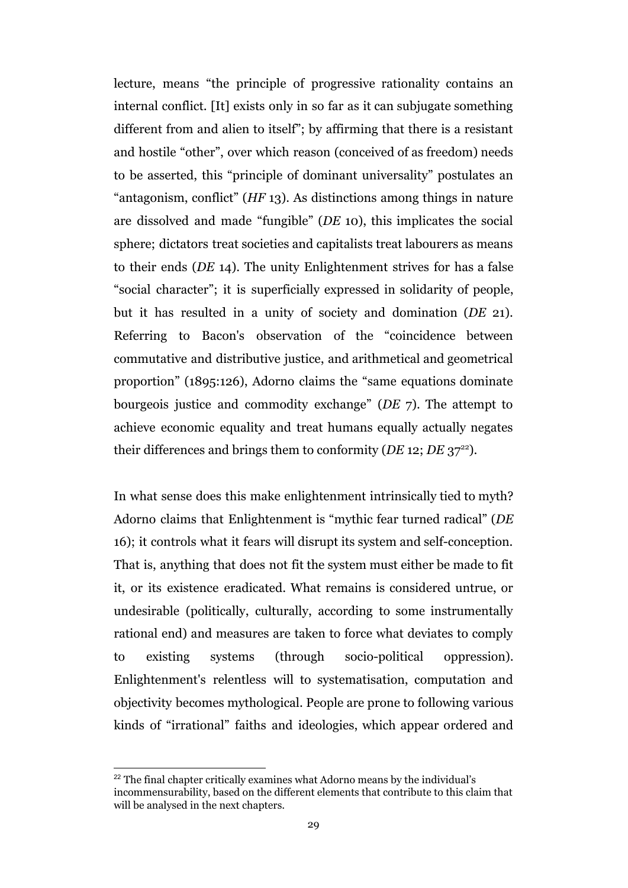lecture, means "the principle of progressive rationality contains an internal conflict. [It] exists only in so far as it can subjugate something different from and alien to itself"; by affirming that there is a resistant and hostile "other", over which reason (conceived of as freedom) needs to be asserted, this "principle of dominant universality" postulates an "antagonism, conflict" (*HF* 13). As distinctions among things in nature are dissolved and made "fungible" (*DE* 10), this implicates the social sphere; dictators treat societies and capitalists treat labourers as means to their ends (*DE* 14). The unity Enlightenment strives for has a false "social character"; it is superficially expressed in solidarity of people, but it has resulted in a unity of society and domination (*DE* 21). Referring to Bacon's observation of the "coincidence between commutative and distributive justice, and arithmetical and geometrical proportion" (1895:126), Adorno claims the "same equations dominate bourgeois justice and commodity exchange" (*DE* 7). The attempt to achieve economic equality and treat humans equally actually negates their differences and brings them to conformity (*DE* 12; *DE* 37[22]).

In what sense does this make enlightenment intrinsically tied to myth? Adorno claims that Enlightenment is "mythic fear turned radical" (*DE* 16); it controls what it fears will disrupt its system and self-conception. That is, anything that does not fit the system must either be made to fit it, or its existence eradicated. What remains is considered untrue, or undesirable (politically, culturally, according to some instrumentally rational end) and measures are taken to force what deviates to comply to existing systems (through socio-political oppression). Enlightenment's relentless will to systematisation, computation and objectivity becomes mythological. People are prone to following various kinds of "irrational" faiths and ideologies, which appear ordered and

[22] The final chapter critically examines what Adorno means by the individual's incommensurability, based on the different elements that contribute to this claim that will be analysed in the next chapters.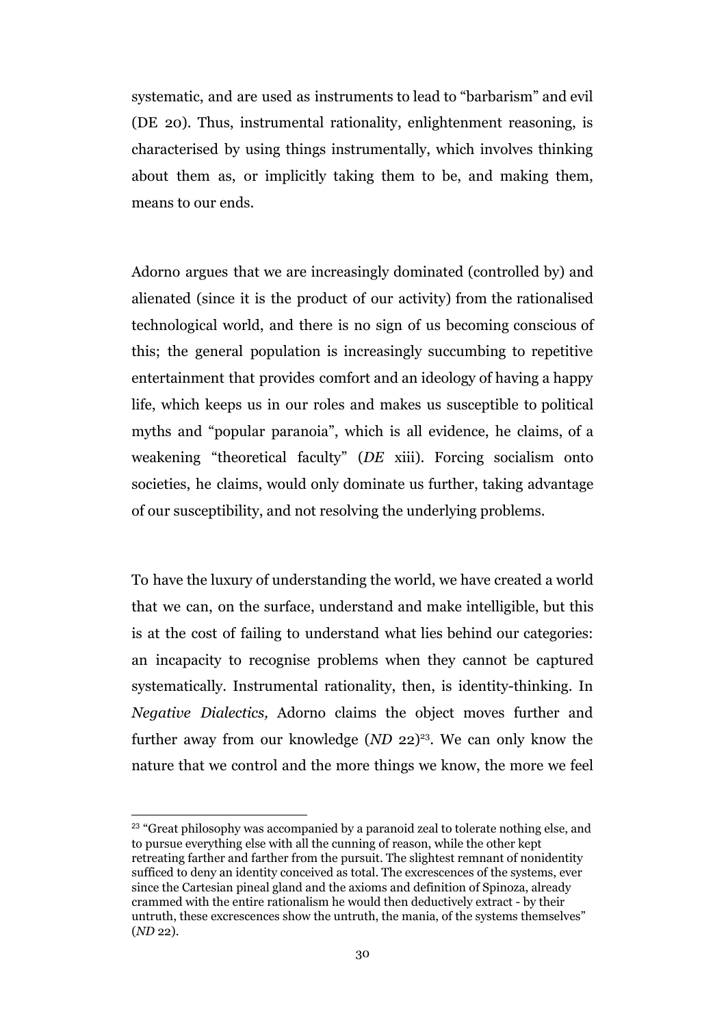systematic, and are used as instruments to lead to "barbarism" and evil (DE 20). Thus, instrumental rationality, enlightenment reasoning, is characterised by using things instrumentally, which involves thinking about them as, or implicitly taking them to be, and making them, means to our ends.

Adorno argues that we are increasingly dominated (controlled by) and alienated (since it is the product of our activity) from the rationalised technological world, and there is no sign of us becoming conscious of this; the general population is increasingly succumbing to repetitive entertainment that provides comfort and an ideology of having a happy life, which keeps us in our roles and makes us susceptible to political myths and "popular paranoia", which is all evidence, he claims, of a weakening "theoretical faculty" (*DE* xiii). Forcing socialism onto societies, he claims, would only dominate us further, taking advantage of our susceptibility, and not resolving the underlying problems.

To have the luxury of understanding the world, we have created a world that we can, on the surface, understand and make intelligible, but this is at the cost of failing to understand what lies behind our categories: an incapacity to recognise problems when they cannot be captured systematically. Instrumental rationality, then, is identity-thinking. In *Negative Dialectics,* Adorno claims the object moves further and further away from our knowledge (*ND* 22)[23]. We can only know the nature that we control and the more things we know, the more we feel

[23] "Great philosophy was accompanied by a paranoid zeal to tolerate nothing else, and to pursue everything else with all the cunning of reason, while the other kept retreating farther and farther from the pursuit. The slightest remnant of nonidentity sufficed to deny an identity conceived as total. The excrescences of the systems, ever since the Cartesian pineal gland and the axioms and definition of Spinoza, already crammed with the entire rationalism he would then deductively extract - by their untruth, these excrescences show the untruth, the mania, of the systems themselves" (*ND* 22).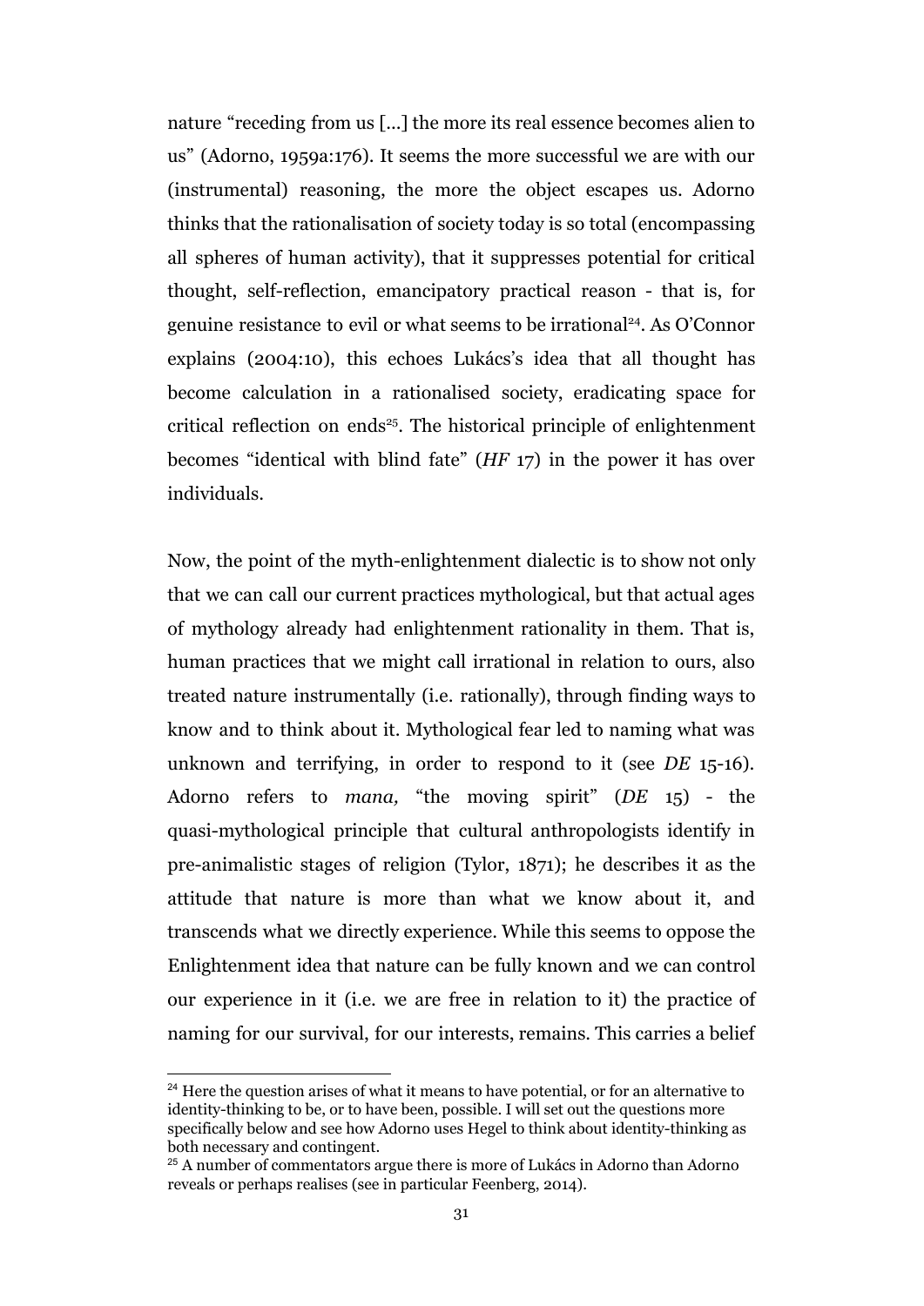nature "receding from us [...] the more its real essence becomes alien to us" (Adorno, 1959a:176). It seems the more successful we are with our (instrumental) reasoning, the more the object escapes us. Adorno thinks that the rationalisation of society today is so total (encompassing all spheres of human activity), that it suppresses potential for critical thought, self-reflection, emancipatory practical reason - that is, for genuine resistance to evil or what seems to be irrational[24]. As O'Connor explains (2004:10), this echoes Lukács's idea that all thought has become calculation in a rationalised society, eradicating space for critical reflection on ends[25]. The historical principle of enlightenment becomes "identical with blind fate" (*HF* 17) in the power it has over individuals.

Now, the point of the myth-enlightenment dialectic is to show not only that we can call our current practices mythological, but that actual ages of mythology already had enlightenment rationality in them. That is, human practices that we might call irrational in relation to ours, also treated nature instrumentally (i.e. rationally), through finding ways to know and to think about it. Mythological fear led to naming what was unknown and terrifying, in order to respond to it (see *DE* 15-16). Adorno refers to *mana,* "the moving spirit" (*DE* 15) - the quasi-mythological principle that cultural anthropologists identify in pre-animalistic stages of religion (Tylor, 1871); he describes it as the attitude that nature is more than what we know about it, and transcends what we directly experience. While this seems to oppose the Enlightenment idea that nature can be fully known and we can control our experience in it (i.e. we are free in relation to it) the practice of naming for our survival, for our interests, remains. This carries a belief

---

[24] Here the question arises of what it means to have potential, or for an alternative to identity-thinking to be, or to have been, possible. I will set out the questions more specifically below and see how Adorno uses Hegel to think about identity-thinking as both necessary and contingent.

[25] A number of commentators argue there is more of Lukács in Adorno than Adorno reveals or perhaps realises (see in particular Feenberg, 2014).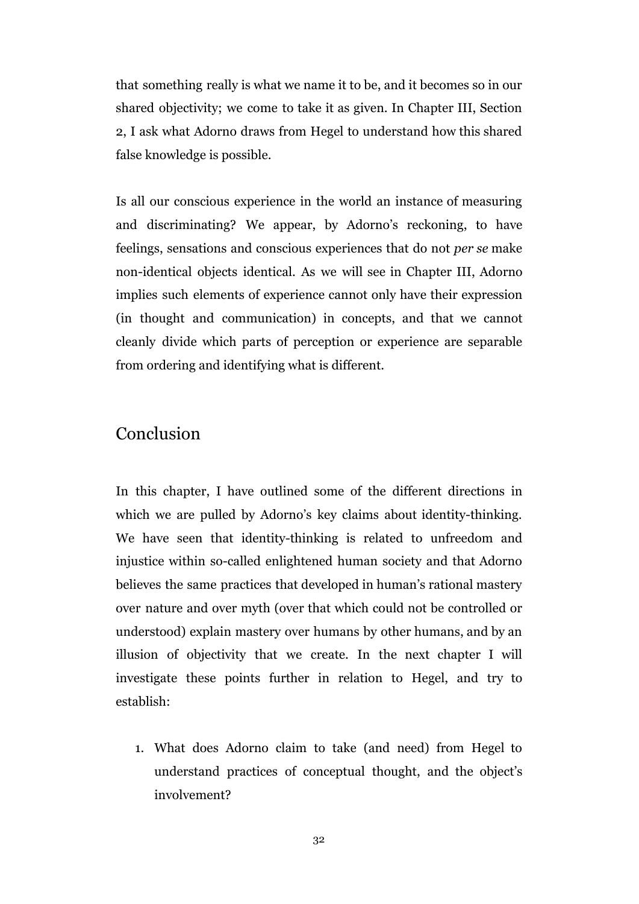that something really is what we name it to be, and it becomes so in our shared objectivity; we come to take it as given. In Chapter III, Section 2, I ask what Adorno draws from Hegel to understand how this shared false knowledge is possible.

Is all our conscious experience in the world an instance of measuring and discriminating? We appear, by Adorno's reckoning, to have feelings, sensations and conscious experiences that do not *per se* make non-identical objects identical. As we will see in Chapter III, Adorno implies such elements of experience cannot only have their expression (in thought and communication) in concepts, and that we cannot cleanly divide which parts of perception or experience are separable from ordering and identifying what is different.

## Conclusion

In this chapter, I have outlined some of the different directions in which we are pulled by Adorno's key claims about identity-thinking. We have seen that identity-thinking is related to unfreedom and injustice within so-called enlightened human society and that Adorno believes the same practices that developed in human's rational mastery over nature and over myth (over that which could not be controlled or understood) explain mastery over humans by other humans, and by an illusion of objectivity that we create. In the next chapter I will investigate these points further in relation to Hegel, and try to establish:

1. What does Adorno claim to take (and need) from Hegel to understand practices of conceptual thought, and the object's involvement?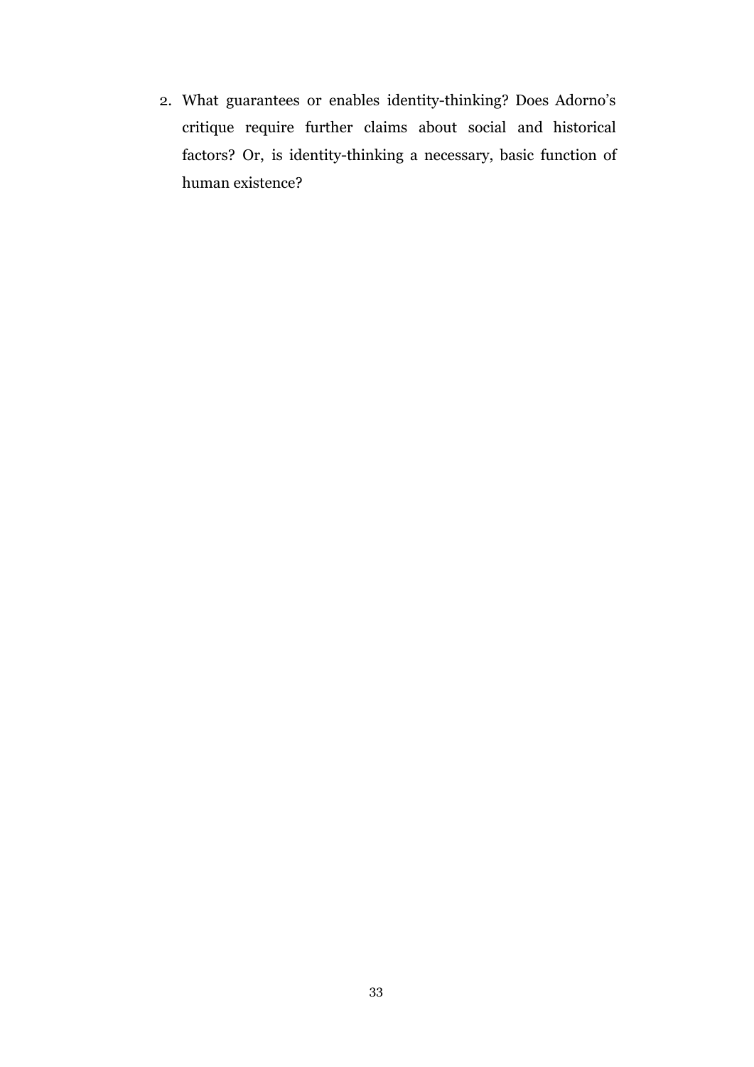2. What guarantees or enables identity-thinking? Does Adorno's critique require further claims about social and historical factors? Or, is identity-thinking a necessary, basic function of human existence?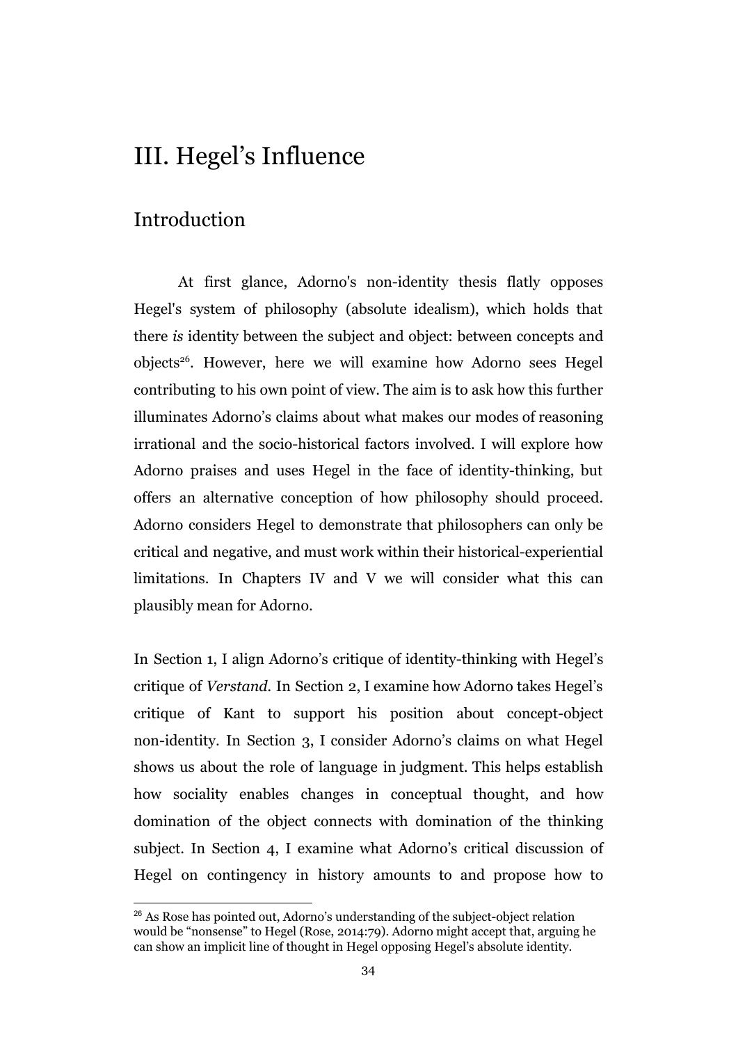# III. Hegel's Influence

## Introduction

At first glance, Adorno's non-identity thesis flatly opposes Hegel's system of philosophy (absolute idealism), which holds that there *is* identity between the subject and object: between concepts and objects[26]. However, here we will examine how Adorno sees Hegel contributing to his own point of view. The aim is to ask how this further illuminates Adorno's claims about what makes our modes of reasoning irrational and the socio-historical factors involved. I will explore how Adorno praises and uses Hegel in the face of identity-thinking, but offers an alternative conception of how philosophy should proceed. Adorno considers Hegel to demonstrate that philosophers can only be critical and negative, and must work within their historical-experiential limitations. In Chapters IV and V we will consider what this can plausibly mean for Adorno.

In Section 1, I align Adorno's critique of identity-thinking with Hegel's critique of *Verstand*. In Section 2, I examine how Adorno takes Hegel's critique of Kant to support his position about concept-object non-identity. In Section 3, I consider Adorno's claims on what Hegel shows us about the role of language in judgment. This helps establish how sociality enables changes in conceptual thought, and how domination of the object connects with domination of the thinking subject. In Section 4, I examine what Adorno's critical discussion of Hegel on contingency in history amounts to and propose how to

[26] As Rose has pointed out, Adorno's understanding of the subject-object relation would be "nonsense" to Hegel (Rose, 2014:79). Adorno might accept that, arguing he can show an implicit line of thought in Hegel opposing Hegel's absolute identity.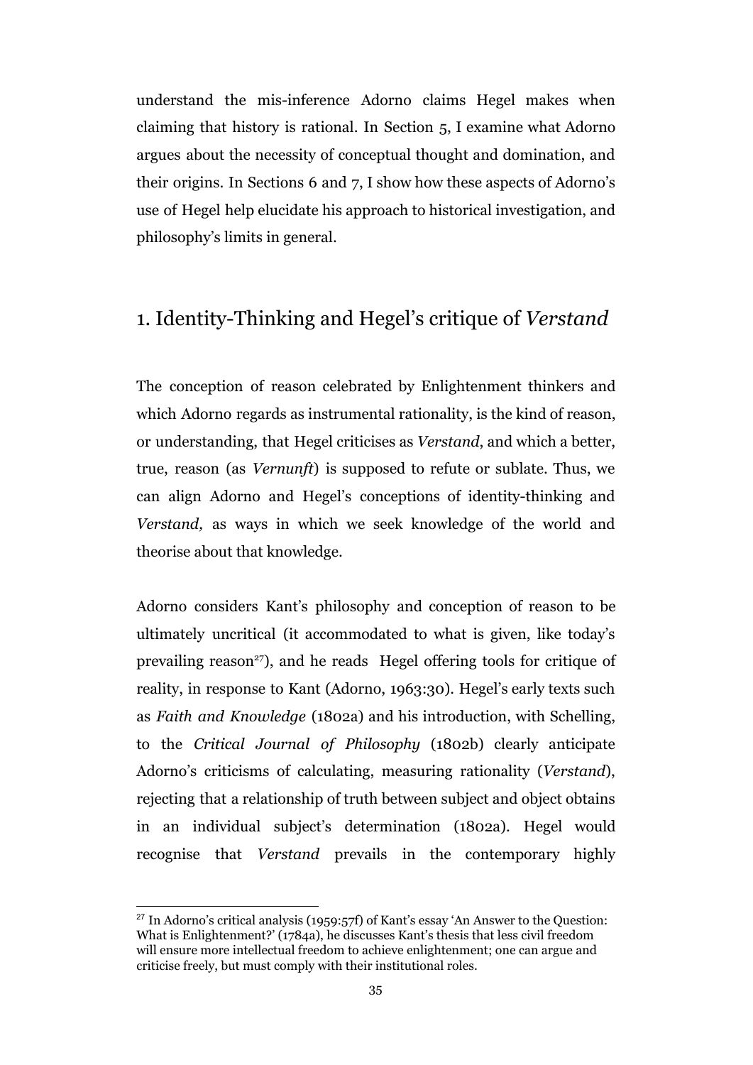understand the mis-inference Adorno claims Hegel makes when claiming that history is rational. In Section 5, I examine what Adorno argues about the necessity of conceptual thought and domination, and their origins. In Sections 6 and 7, I show how these aspects of Adorno's use of Hegel help elucidate his approach to historical investigation, and philosophy's limits in general.

## 1. Identity-Thinking and Hegel's critique of *Verstand*

The conception of reason celebrated by Enlightenment thinkers and which Adorno regards as instrumental rationality, is the kind of reason, or understanding, that Hegel criticises as *Verstand*, and which a better, true, reason (as *Vernunft*) is supposed to refute or sublate. Thus, we can align Adorno and Hegel's conceptions of identity-thinking and *Verstand,* as ways in which we seek knowledge of the world and theorise about that knowledge.

Adorno considers Kant's philosophy and conception of reason to be ultimately uncritical (it accommodated to what is given, like today's prevailing reason[27]), and he reads Hegel offering tools for critique of reality, in response to Kant (Adorno, 1963:30). Hegel's early texts such as *Faith and Knowledge* (1802a) and his introduction, with Schelling, to the *Critical Journal of Philosophy* (1802b) clearly anticipate Adorno's criticisms of calculating, measuring rationality (*Verstand*), rejecting that a relationship of truth between subject and object obtains in an individual subject's determination (1802a). Hegel would recognise that *Verstand* prevails in the contemporary highly

[27] In Adorno's critical analysis (1959:57f) of Kant's essay 'An Answer to the Question: What is Enlightenment?' (1784a), he discusses Kant's thesis that less civil freedom will ensure more intellectual freedom to achieve enlightenment; one can argue and criticise freely, but must comply with their institutional roles.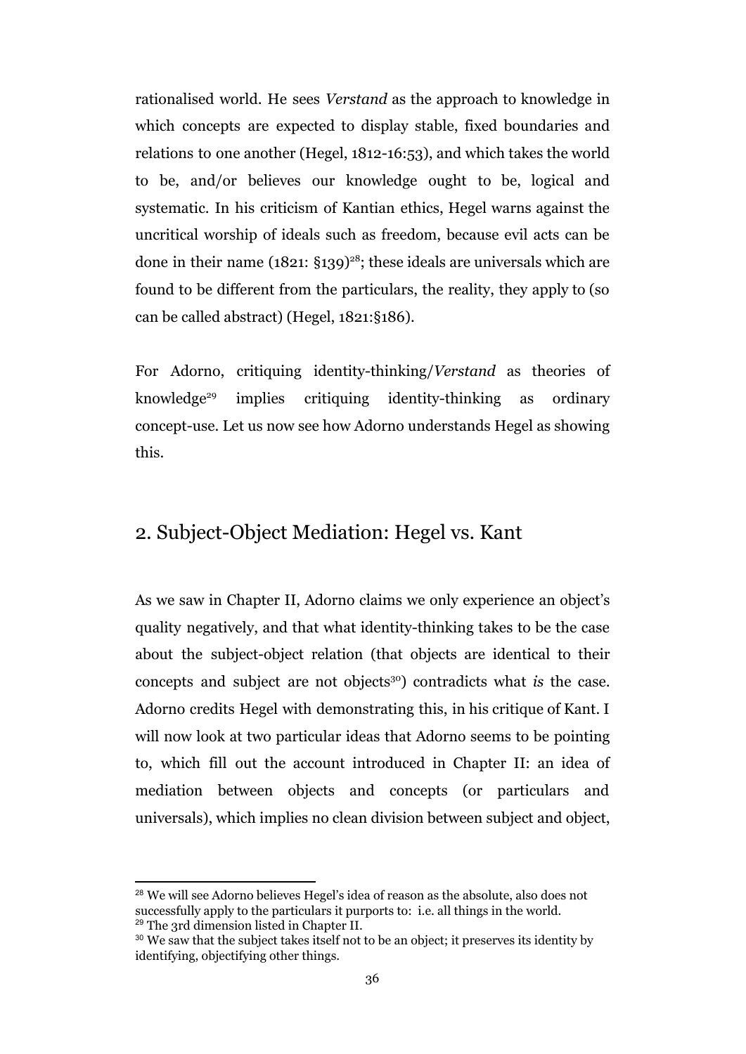rationalised world. He sees *Verstand* as the approach to knowledge in which concepts are expected to display stable, fixed boundaries and relations to one another (Hegel, 1812-16:53), and which takes the world to be, and/or believes our knowledge ought to be, logical and systematic. In his criticism of Kantian ethics, Hegel warns against the uncritical worship of ideals such as freedom, because evil acts can be done in their name (1821: §139)[28]; these ideals are universals which are found to be different from the particulars, the reality, they apply to (so can be called abstract) (Hegel, 1821:§186).

For Adorno, critiquing identity-thinking/*Verstand* as theories of knowledge[29] implies critiquing identity-thinking as ordinary concept-use. Let us now see how Adorno understands Hegel as showing this.

## 2. Subject-Object Mediation: Hegel vs. Kant

As we saw in Chapter II, Adorno claims we only experience an object's quality negatively, and that what identity-thinking takes to be the case about the subject-object relation (that objects are identical to their concepts and subject are not objects[30]) contradicts what *is* the case. Adorno credits Hegel with demonstrating this, in his critique of Kant. I will now look at two particular ideas that Adorno seems to be pointing to, which fill out the account introduced in Chapter II: an idea of mediation between objects and concepts (or particulars and universals), which implies no clean division between subject and object,

[28] We will see Adorno believes Hegel's idea of reason as the absolute, also does not successfully apply to the particulars it purports to: i.e. all things in the world.

[29] The 3rd dimension listed in Chapter II.

[30] We saw that the subject takes itself not to be an object; it preserves its identity by identifying, objectifying other things.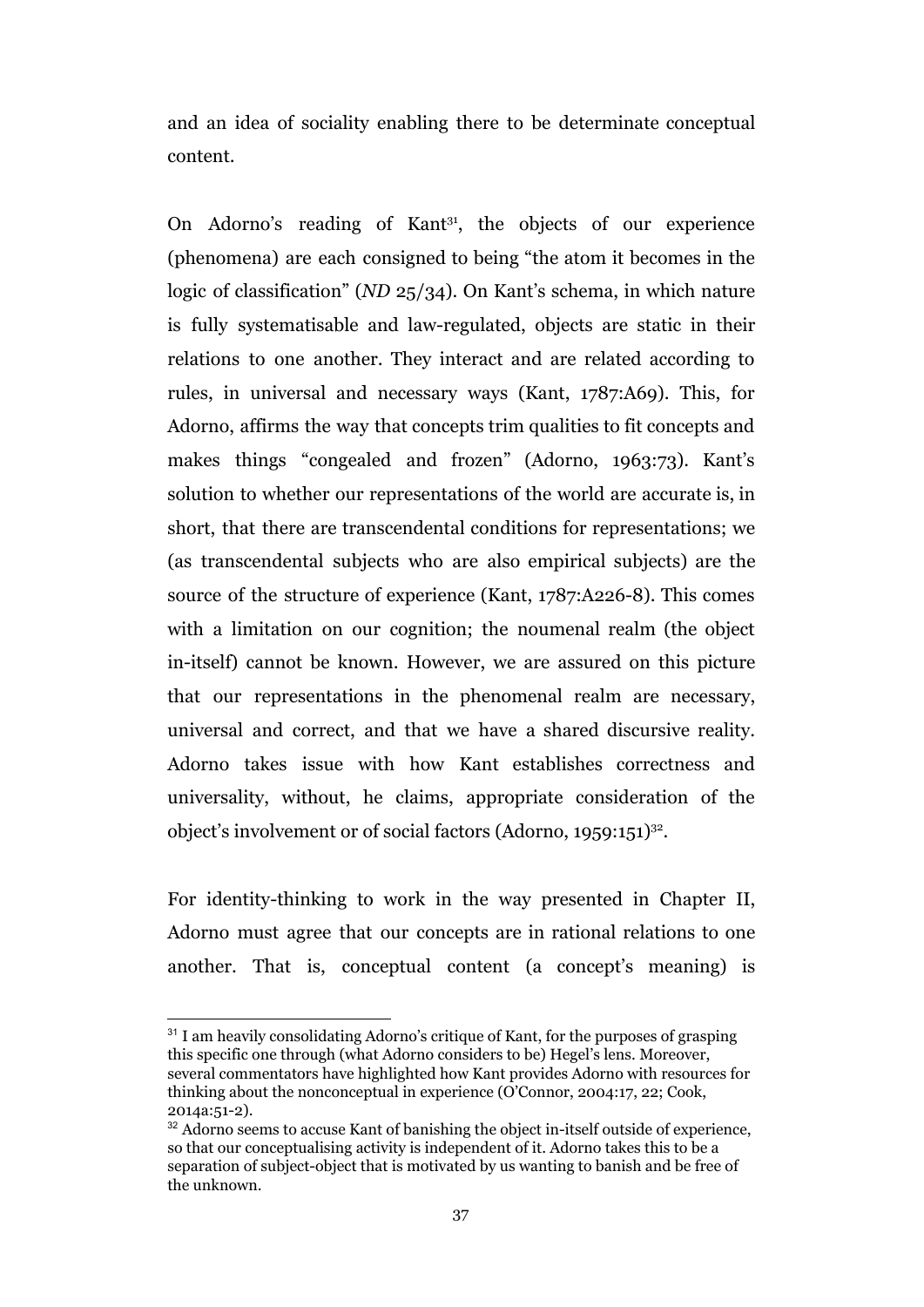and an idea of sociality enabling there to be determinate conceptual content.

On Adorno's reading of Kant[31], the objects of our experience (phenomena) are each consigned to being "the atom it becomes in the logic of classification" (*ND* 25/34). On Kant's schema, in which nature is fully systematisable and law-regulated, objects are static in their relations to one another. They interact and are related according to rules, in universal and necessary ways (Kant, 1787:A69). This, for Adorno, affirms the way that concepts trim qualities to fit concepts and makes things "congealed and frozen" (Adorno, 1963:73). Kant's solution to whether our representations of the world are accurate is, in short, that there are transcendental conditions for representations; we (as transcendental subjects who are also empirical subjects) are the source of the structure of experience (Kant, 1787:A226-8). This comes with a limitation on our cognition; the noumenal realm (the object in-itself) cannot be known. However, we are assured on this picture that our representations in the phenomenal realm are necessary, universal and correct, and that we have a shared discursive reality. Adorno takes issue with how Kant establishes correctness and universality, without, he claims, appropriate consideration of the object's involvement or of social factors (Adorno, 1959:151)[32].

For identity-thinking to work in the way presented in Chapter II, Adorno must agree that our concepts are in rational relations to one another. That is, conceptual content (a concept's meaning) is

---

[31] I am heavily consolidating Adorno's critique of Kant, for the purposes of grasping this specific one through (what Adorno considers to be) Hegel's lens. Moreover, several commentators have highlighted how Kant provides Adorno with resources for thinking about the nonconceptual in experience (O'Connor, 2004:17, 22; Cook, 2014a:51-2).

[32] Adorno seems to accuse Kant of banishing the object in-itself outside of experience, so that our conceptualising activity is independent of it. Adorno takes this to be a separation of subject-object that is motivated by us wanting to banish and be free of the unknown.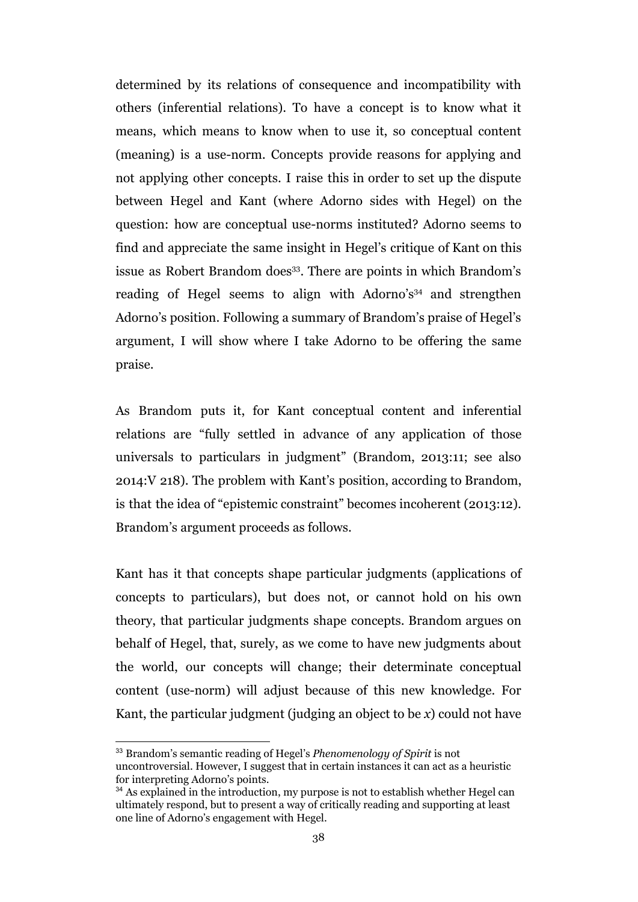determined by its relations of consequence and incompatibility with others (inferential relations). To have a concept is to know what it means, which means to know when to use it, so conceptual content (meaning) is a use-norm. Concepts provide reasons for applying and not applying other concepts. I raise this in order to set up the dispute between Hegel and Kant (where Adorno sides with Hegel) on the question: how are conceptual use-norms instituted? Adorno seems to find and appreciate the same insight in Hegel's critique of Kant on this issue as Robert Brandom does[33]. There are points in which Brandom's reading of Hegel seems to align with Adorno's[34] and strengthen Adorno's position. Following a summary of Brandom's praise of Hegel's argument, I will show where I take Adorno to be offering the same praise.

As Brandom puts it, for Kant conceptual content and inferential relations are "fully settled in advance of any application of those universals to particulars in judgment" (Brandom, 2013:11; see also 2014:V 218). The problem with Kant's position, according to Brandom, is that the idea of "epistemic constraint" becomes incoherent (2013:12). Brandom's argument proceeds as follows.

Kant has it that concepts shape particular judgments (applications of concepts to particulars), but does not, or cannot hold on his own theory, that particular judgments shape concepts. Brandom argues on behalf of Hegel, that, surely, as we come to have new judgments about the world, our concepts will change; their determinate conceptual content (use-norm) will adjust because of this new knowledge. For Kant, the particular judgment (judging an object to be *x*) could not have

---

[33] Brandom's semantic reading of Hegel's *Phenomenology of Spirit* is not uncontroversial. However, I suggest that in certain instances it can act as a heuristic for interpreting Adorno's points.

[34] As explained in the introduction, my purpose is not to establish whether Hegel can ultimately respond, but to present a way of critically reading and supporting at least one line of Adorno's engagement with Hegel.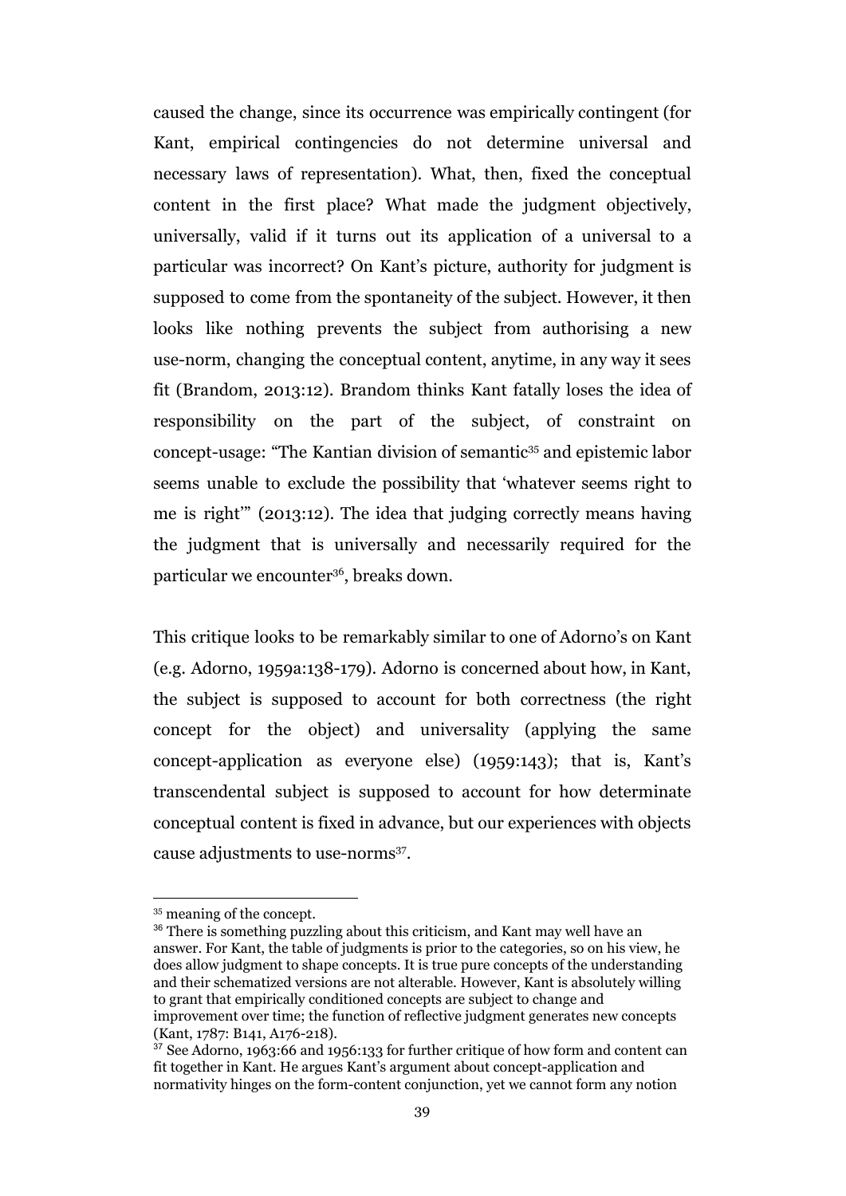caused the change, since its occurrence was empirically contingent (for Kant, empirical contingencies do not determine universal and necessary laws of representation). What, then, fixed the conceptual content in the first place? What made the judgment objectively, universally, valid if it turns out its application of a universal to a particular was incorrect? On Kant's picture, authority for judgment is supposed to come from the spontaneity of the subject. However, it then looks like nothing prevents the subject from authorising a new use-norm, changing the conceptual content, anytime, in any way it sees fit (Brandom, 2013:12). Brandom thinks Kant fatally loses the idea of responsibility on the part of the subject, of constraint on concept-usage: "The Kantian division of semantic[35] and epistemic labor seems unable to exclude the possibility that 'whatever seems right to me is right'" (2013:12). The idea that judging correctly means having the judgment that is universally and necessarily required for the particular we encounter[36], breaks down.

This critique looks to be remarkably similar to one of Adorno's on Kant (e.g. Adorno, 1959a:138-179). Adorno is concerned about how, in Kant, the subject is supposed to account for both correctness (the right concept for the object) and universality (applying the same concept-application as everyone else) (1959:143); that is, Kant's transcendental subject is supposed to account for how determinate conceptual content is fixed in advance, but our experiences with objects cause adjustments to use-norms[37].

---

[35] meaning of the concept.

[36] There is something puzzling about this criticism, and Kant may well have an answer. For Kant, the table of judgments is prior to the categories, so on his view, he does allow judgment to shape concepts. It is true pure concepts of the understanding and their schematized versions are not alterable. However, Kant is absolutely willing to grant that empirically conditioned concepts are subject to change and improvement over time; the function of reflective judgment generates new concepts (Kant, 1787: B141, A176-218).

[37] See Adorno, 1963:66 and 1956:133 for further critique of how form and content can fit together in Kant. He argues Kant's argument about concept-application and normativity hinges on the form-content conjunction, yet we cannot form any notion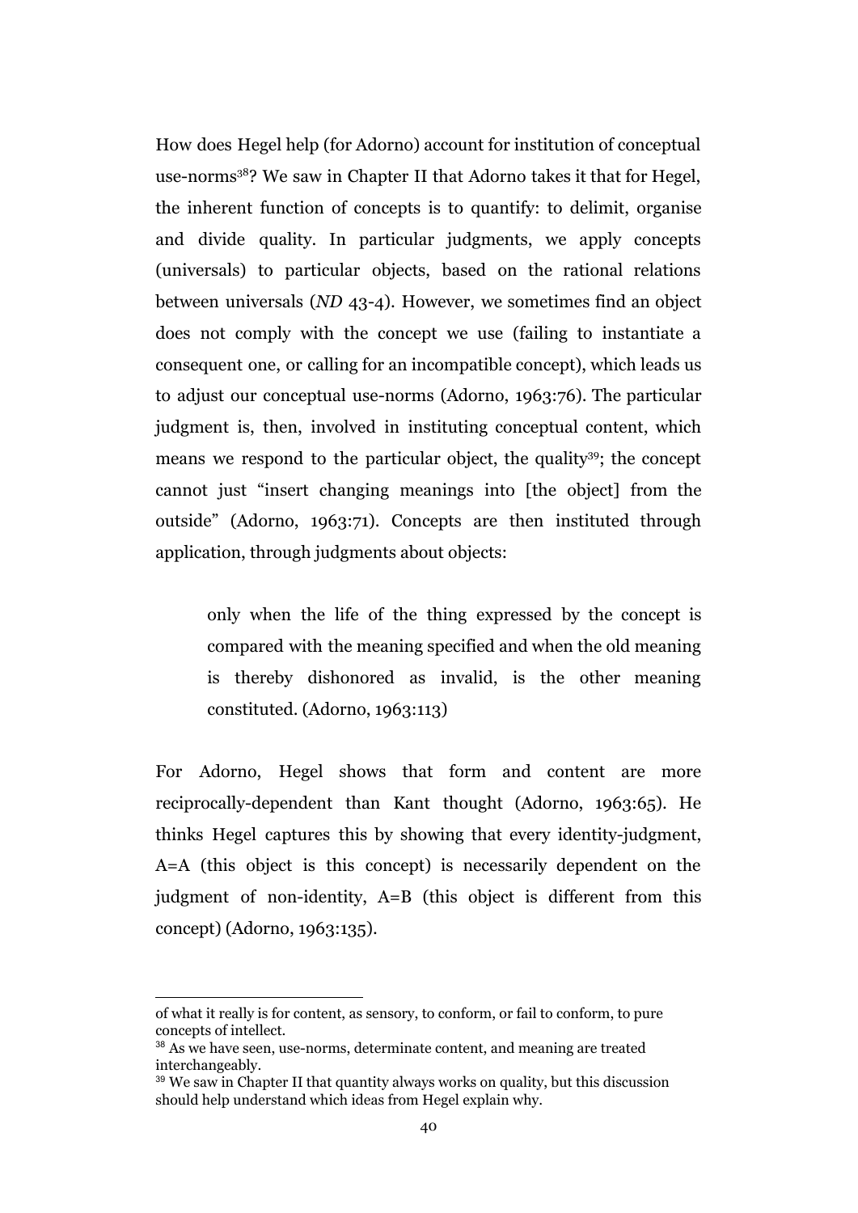How does Hegel help (for Adorno) account for institution of conceptual use-norms[38]? We saw in Chapter II that Adorno takes it that for Hegel, the inherent function of concepts is to quantify: to delimit, organise and divide quality. In particular judgments, we apply concepts (universals) to particular objects, based on the rational relations between universals (*ND* 43-4). However, we sometimes find an object does not comply with the concept we use (failing to instantiate a consequent one, or calling for an incompatible concept), which leads us to adjust our conceptual use-norms (Adorno, 1963:76). The particular judgment is, then, involved in instituting conceptual content, which means we respond to the particular object, the quality[39]; the concept cannot just "insert changing meanings into [the object] from the outside" (Adorno, 1963:71). Concepts are then instituted through application, through judgments about objects:

> only when the life of the thing expressed by the concept is compared with the meaning specified and when the old meaning is thereby dishonored as invalid, is the other meaning constituted. (Adorno, 1963:113)

For Adorno, Hegel shows that form and content are more reciprocally-dependent than Kant thought (Adorno, 1963:65). He thinks Hegel captures this by showing that every identity-judgment, A=A (this object is this concept) is necessarily dependent on the judgment of non-identity, A=B (this object is different from this concept) (Adorno, 1963:135).

---

of what it really is for content, as sensory, to conform, or fail to conform, to pure concepts of intellect.

[38] As we have seen, use-norms, determinate content, and meaning are treated interchangeably.

[39] We saw in Chapter II that quantity always works on quality, but this discussion should help understand which ideas from Hegel explain why.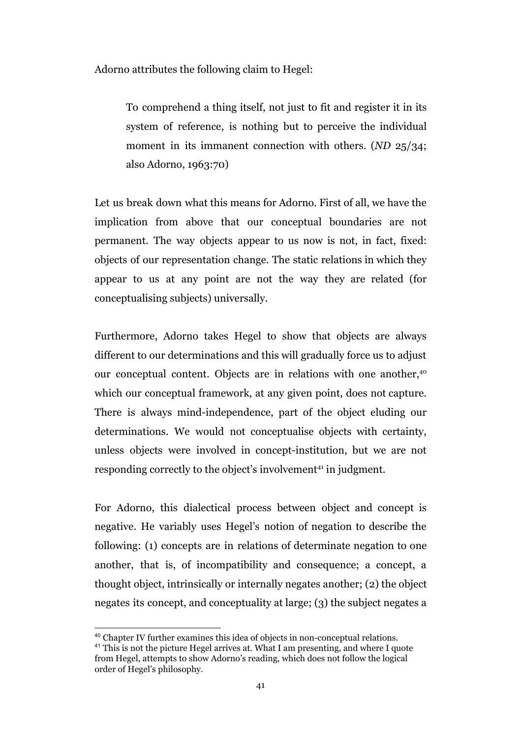Adorno attributes the following claim to Hegel:

> To comprehend a thing itself, not just to fit and register it in its system of reference, is nothing but to perceive the individual moment in its immanent connection with others. (*ND* 25/34; also Adorno, 1963:70)

Let us break down what this means for Adorno. First of all, we have the implication from above that our conceptual boundaries are not permanent. The way objects appear to us now is not, in fact, fixed: objects of our representation change. The static relations in which they appear to us at any point are not the way they are related (for conceptualising subjects) universally.

Furthermore, Adorno takes Hegel to show that objects are always different to our determinations and this will gradually force us to adjust our conceptual content. Objects are in relations with one another,[40] which our conceptual framework, at any given point, does not capture. There is always mind-independence, part of the object eluding our determinations. We would not conceptualise objects with certainty, unless objects were involved in concept-institution, but we are not responding correctly to the object's involvement[41] in judgment.

For Adorno, this dialectical process between object and concept is negative. He variably uses Hegel's notion of negation to describe the following: (1) concepts are in relations of determinate negation to one another, that is, of incompatibility and consequence; a concept, a thought object, intrinsically or internally negates another; (2) the object negates its concept, and conceptuality at large; (3) the subject negates a

[40] Chapter IV further examines this idea of objects in non-conceptual relations.

[41] This is not the picture Hegel arrives at. What I am presenting, and where I quote from Hegel, attempts to show Adorno's reading, which does not follow the logical order of Hegel's philosophy.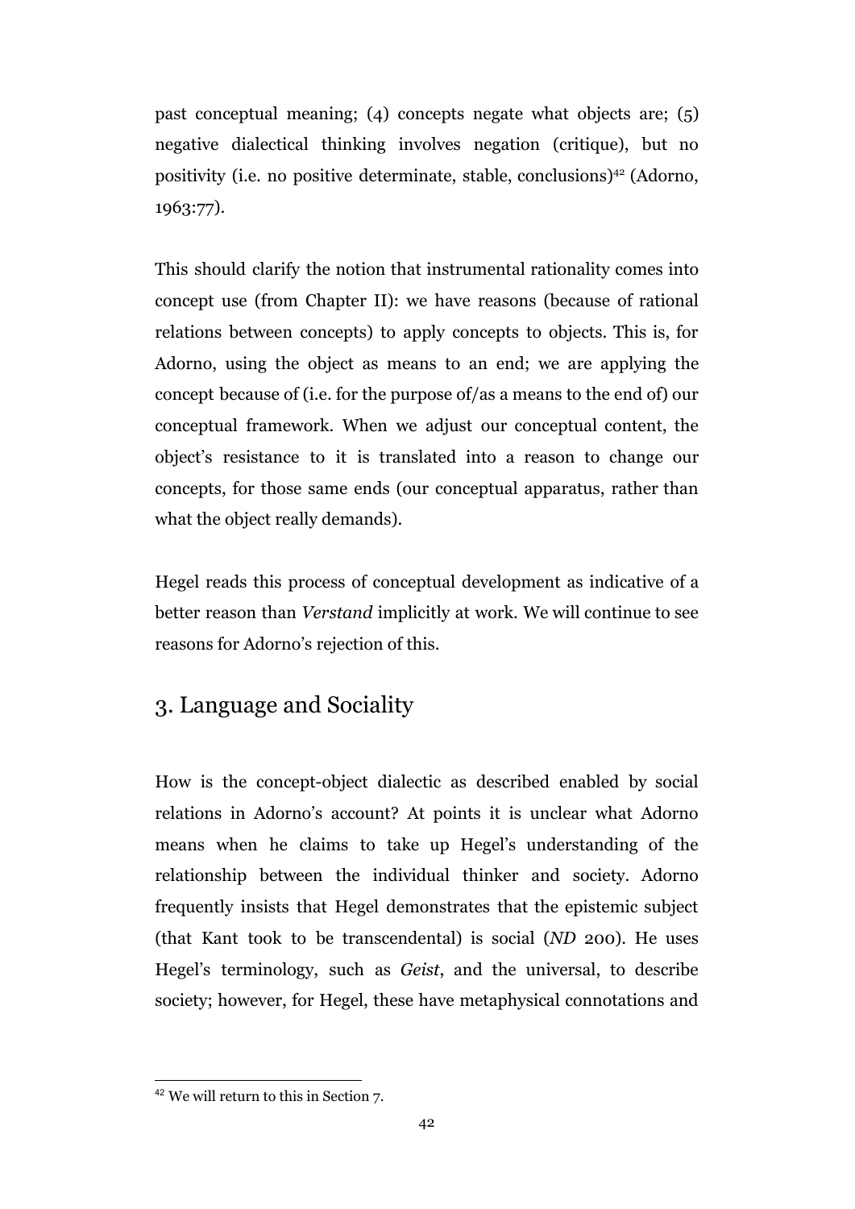past conceptual meaning; (4) concepts negate what objects are; (5) negative dialectical thinking involves negation (critique), but no positivity (i.e. no positive determinate, stable, conclusions)[42] (Adorno, 1963:77).

This should clarify the notion that instrumental rationality comes into concept use (from Chapter II): we have reasons (because of rational relations between concepts) to apply concepts to objects. This is, for Adorno, using the object as means to an end; we are applying the concept because of (i.e. for the purpose of/as a means to the end of) our conceptual framework. When we adjust our conceptual content, the object's resistance to it is translated into a reason to change our concepts, for those same ends (our conceptual apparatus, rather than what the object really demands).

Hegel reads this process of conceptual development as indicative of a better reason than *Verstand* implicitly at work. We will continue to see reasons for Adorno's rejection of this.

## 3. Language and Sociality

How is the concept-object dialectic as described enabled by social relations in Adorno's account? At points it is unclear what Adorno means when he claims to take up Hegel's understanding of the relationship between the individual thinker and society. Adorno frequently insists that Hegel demonstrates that the epistemic subject (that Kant took to be transcendental) is social (*ND* 200). He uses Hegel's terminology, such as *Geist*, and the universal, to describe society; however, for Hegel, these have metaphysical connotations and

[42] We will return to this in Section 7.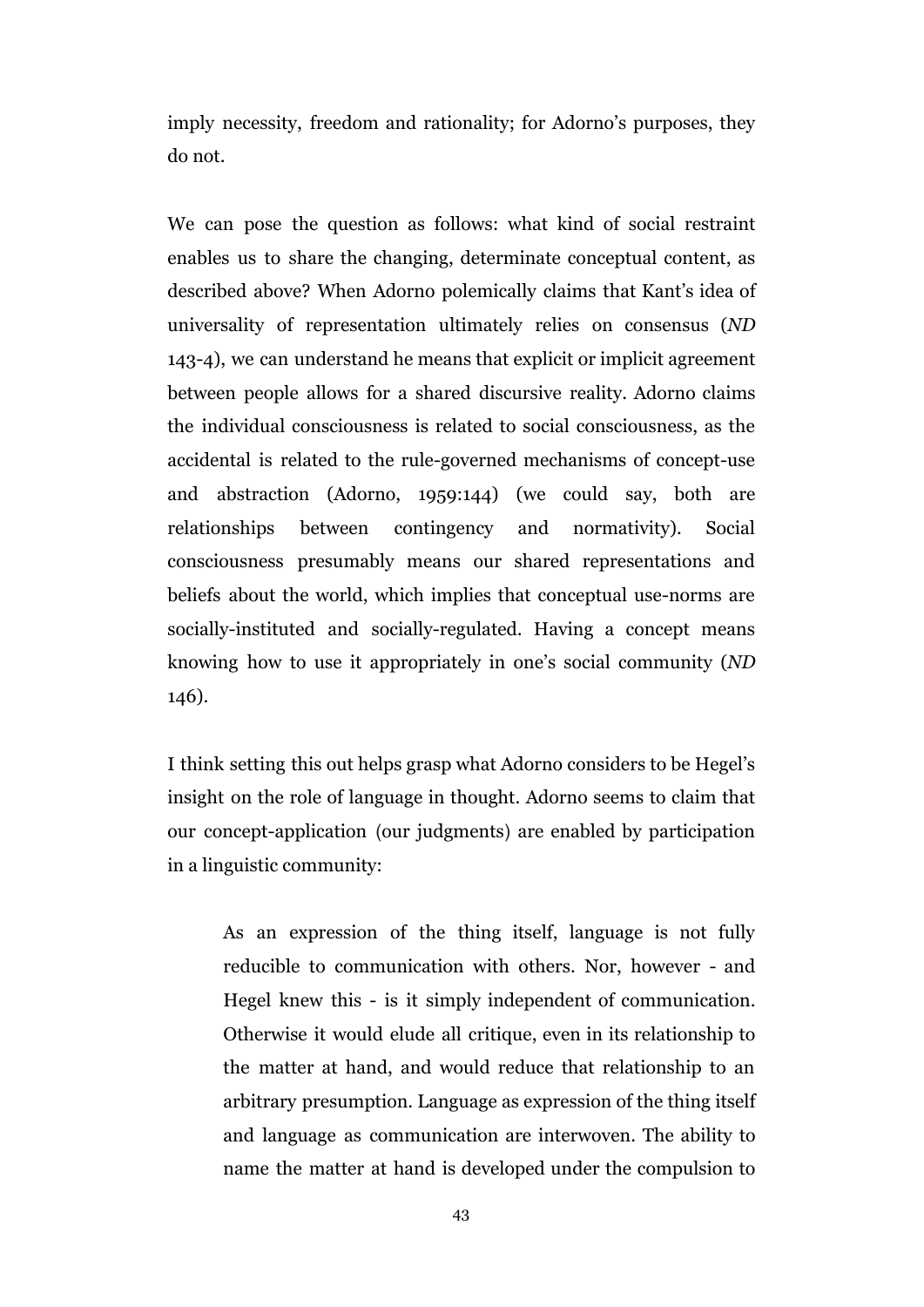imply necessity, freedom and rationality; for Adorno's purposes, they do not.

We can pose the question as follows: what kind of social restraint enables us to share the changing, determinate conceptual content, as described above? When Adorno polemically claims that Kant's idea of universality of representation ultimately relies on consensus (*ND* 143-4), we can understand he means that explicit or implicit agreement between people allows for a shared discursive reality. Adorno claims the individual consciousness is related to social consciousness, as the accidental is related to the rule-governed mechanisms of concept-use and abstraction (Adorno, 1959:144) (we could say, both are relationships between contingency and normativity). Social consciousness presumably means our shared representations and beliefs about the world, which implies that conceptual use-norms are socially-instituted and socially-regulated. Having a concept means knowing how to use it appropriately in one's social community (*ND* 146).

I think setting this out helps grasp what Adorno considers to be Hegel's insight on the role of language in thought. Adorno seems to claim that our concept-application (our judgments) are enabled by participation in a linguistic community:

> As an expression of the thing itself, language is not fully reducible to communication with others. Nor, however - and Hegel knew this - is it simply independent of communication. Otherwise it would elude all critique, even in its relationship to the matter at hand, and would reduce that relationship to an arbitrary presumption. Language as expression of the thing itself and language as communication are interwoven. The ability to name the matter at hand is developed under the compulsion to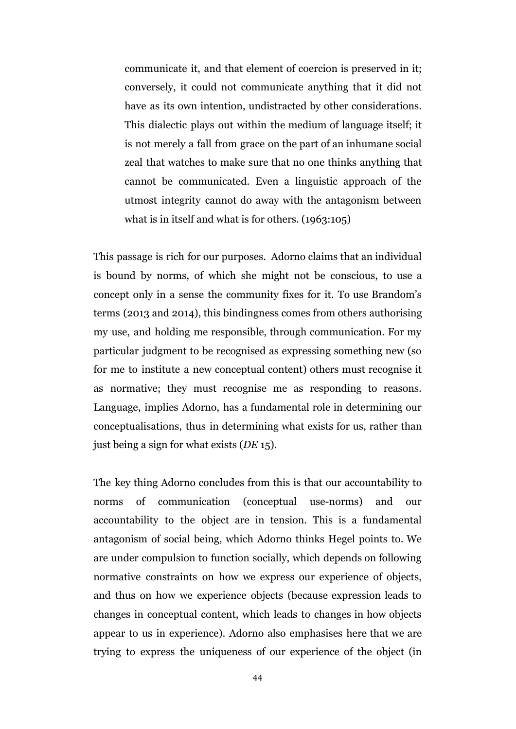> communicate it, and that element of coercion is preserved in it; conversely, it could not communicate anything that it did not have as its own intention, undistracted by other considerations. This dialectic plays out within the medium of language itself; it is not merely a fall from grace on the part of an inhumane social zeal that watches to make sure that no one thinks anything that cannot be communicated. Even a linguistic approach of the utmost integrity cannot do away with the antagonism between what is in itself and what is for others. (1963:105)

This passage is rich for our purposes. Adorno claims that an individual is bound by norms, of which she might not be conscious, to use a concept only in a sense the community fixes for it. To use Brandom's terms (2013 and 2014), this bindingness comes from others authorising my use, and holding me responsible, through communication. For my particular judgment to be recognised as expressing something new (so for me to institute a new conceptual content) others must recognise it as normative; they must recognise me as responding to reasons. Language, implies Adorno, has a fundamental role in determining our conceptualisations, thus in determining what exists for us, rather than just being a sign for what exists (*DE* 15).

The key thing Adorno concludes from this is that our accountability to norms of communication (conceptual use-norms) and our accountability to the object are in tension. This is a fundamental antagonism of social being, which Adorno thinks Hegel points to. We are under compulsion to function socially, which depends on following normative constraints on how we express our experience of objects, and thus on how we experience objects (because expression leads to changes in conceptual content, which leads to changes in how objects appear to us in experience). Adorno also emphasises here that we are trying to express the uniqueness of our experience of the object (in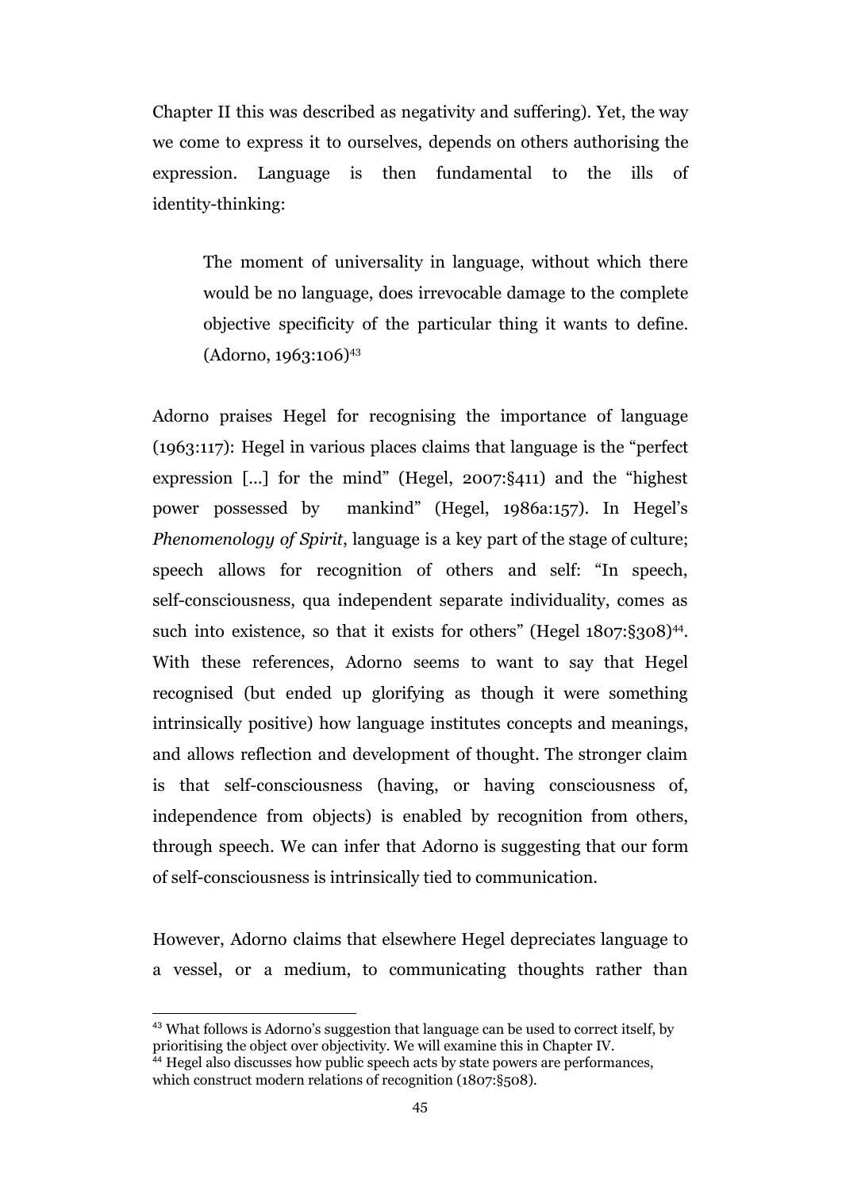Chapter II this was described as negativity and suffering). Yet, the way we come to express it to ourselves, depends on others authorising the expression. Language is then fundamental to the ills of identity-thinking:

> The moment of universality in language, without which there would be no language, does irrevocable damage to the complete objective specificity of the particular thing it wants to define. (Adorno, 1963:106)[43]

Adorno praises Hegel for recognising the importance of language (1963:117): Hegel in various places claims that language is the "perfect expression [...] for the mind" (Hegel, 2007:§411) and the "highest power possessed by mankind" (Hegel, 1986a:157). In Hegel's *Phenomenology of Spirit*, language is a key part of the stage of culture; speech allows for recognition of others and self: "In speech, self-consciousness, qua independent separate individuality, comes as such into existence, so that it exists for others" (Hegel 1807:§308)[44]. With these references, Adorno seems to want to say that Hegel recognised (but ended up glorifying as though it were something intrinsically positive) how language institutes concepts and meanings, and allows reflection and development of thought. The stronger claim is that self-consciousness (having, or having consciousness of, independence from objects) is enabled by recognition from others, through speech. We can infer that Adorno is suggesting that our form of self-consciousness is intrinsically tied to communication.

However, Adorno claims that elsewhere Hegel depreciates language to a vessel, or a medium, to communicating thoughts rather than

---

[43] What follows is Adorno's suggestion that language can be used to correct itself, by prioritising the object over objectivity. We will examine this in Chapter IV.

[44] Hegel also discusses how public speech acts by state powers are performances, which construct modern relations of recognition (1807:§508).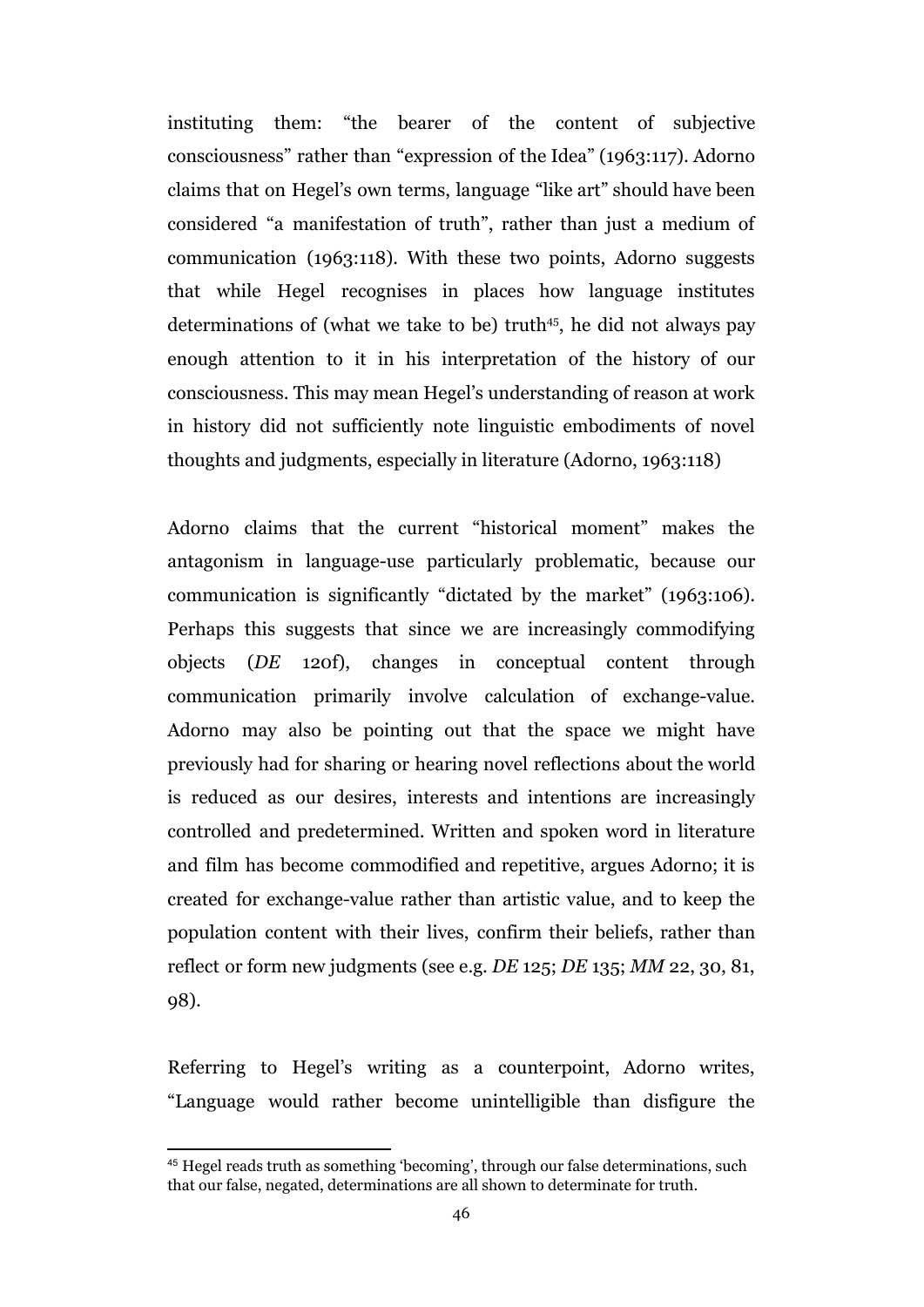instituting them: "the bearer of the content of subjective consciousness" rather than "expression of the Idea" (1963:117). Adorno claims that on Hegel's own terms, language "like art" should have been considered "a manifestation of truth", rather than just a medium of communication (1963:118). With these two points, Adorno suggests that while Hegel recognises in places how language institutes determinations of (what we take to be) truth[45], he did not always pay enough attention to it in his interpretation of the history of our consciousness. This may mean Hegel's understanding of reason at work in history did not sufficiently note linguistic embodiments of novel thoughts and judgments, especially in literature (Adorno, 1963:118)

Adorno claims that the current "historical moment" makes the antagonism in language-use particularly problematic, because our communication is significantly "dictated by the market" (1963:106). Perhaps this suggests that since we are increasingly commodifying objects (*DE* 120f), changes in conceptual content through communication primarily involve calculation of exchange-value. Adorno may also be pointing out that the space we might have previously had for sharing or hearing novel reflections about the world is reduced as our desires, interests and intentions are increasingly controlled and predetermined. Written and spoken word in literature and film has become commodified and repetitive, argues Adorno; it is created for exchange-value rather than artistic value, and to keep the population content with their lives, confirm their beliefs, rather than reflect or form new judgments (see e.g. *DE* 125; *DE* 135; *MM* 22, 30, 81, 98).

Referring to Hegel's writing as a counterpoint, Adorno writes, "Language would rather become unintelligible than disfigure the

[45] Hegel reads truth as something 'becoming', through our false determinations, such that our false, negated, determinations are all shown to determinate for truth.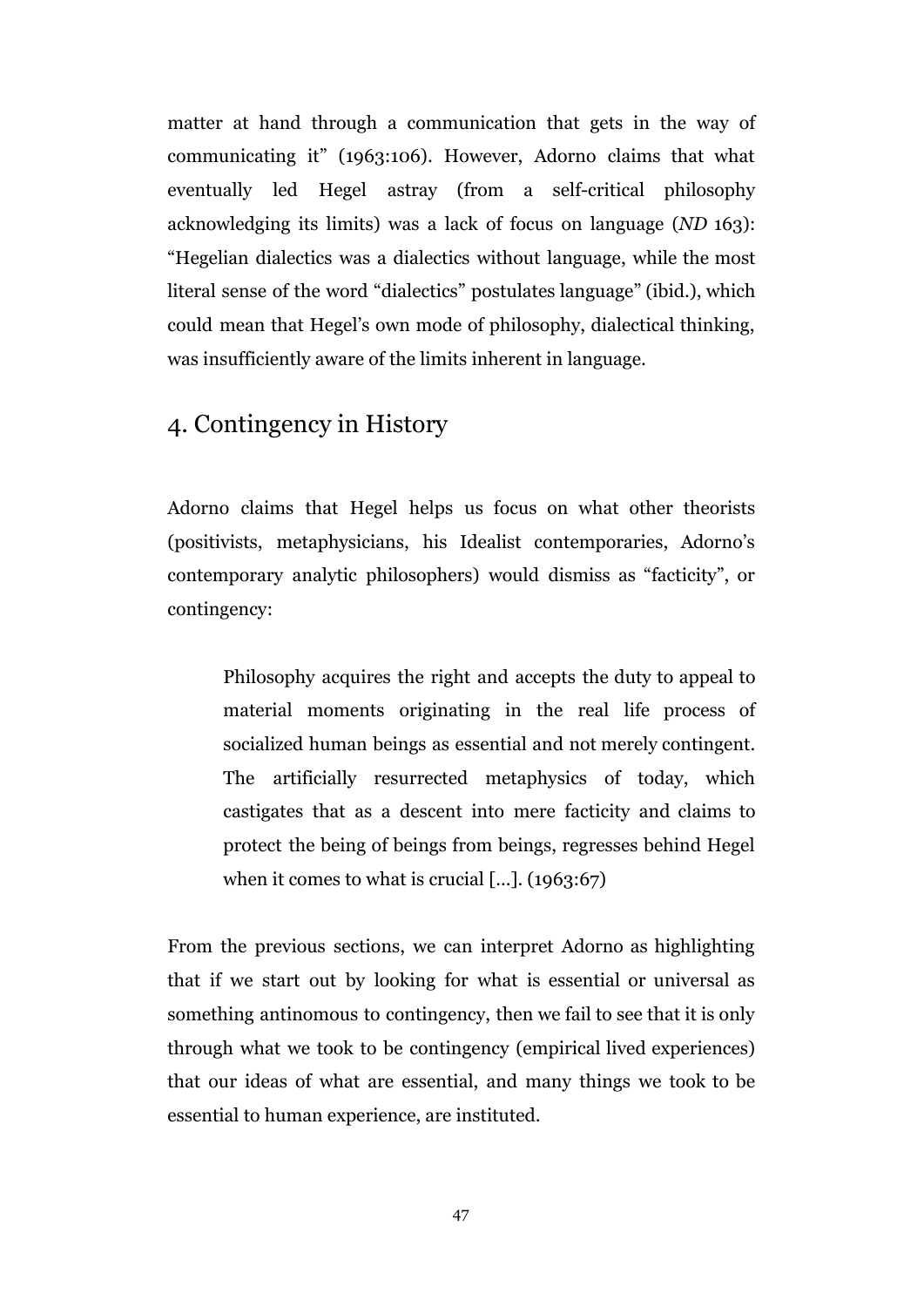matter at hand through a communication that gets in the way of communicating it" (1963:106). However, Adorno claims that what eventually led Hegel astray (from a self-critical philosophy acknowledging its limits) was a lack of focus on language (*ND* 163): "Hegelian dialectics was a dialectics without language, while the most literal sense of the word "dialectics" postulates language" (ibid.), which could mean that Hegel's own mode of philosophy, dialectical thinking, was insufficiently aware of the limits inherent in language.

## 4. Contingency in History

Adorno claims that Hegel helps us focus on what other theorists (positivists, metaphysicians, his Idealist contemporaries, Adorno's contemporary analytic philosophers) would dismiss as "facticity", or contingency:

> Philosophy acquires the right and accepts the duty to appeal to material moments originating in the real life process of socialized human beings as essential and not merely contingent. The artificially resurrected metaphysics of today, which castigates that as a descent into mere facticity and claims to protect the being of beings from beings, regresses behind Hegel when it comes to what is crucial [...]. (1963:67)

From the previous sections, we can interpret Adorno as highlighting that if we start out by looking for what is essential or universal as something antinomous to contingency, then we fail to see that it is only through what we took to be contingency (empirical lived experiences) that our ideas of what are essential, and many things we took to be essential to human experience, are instituted.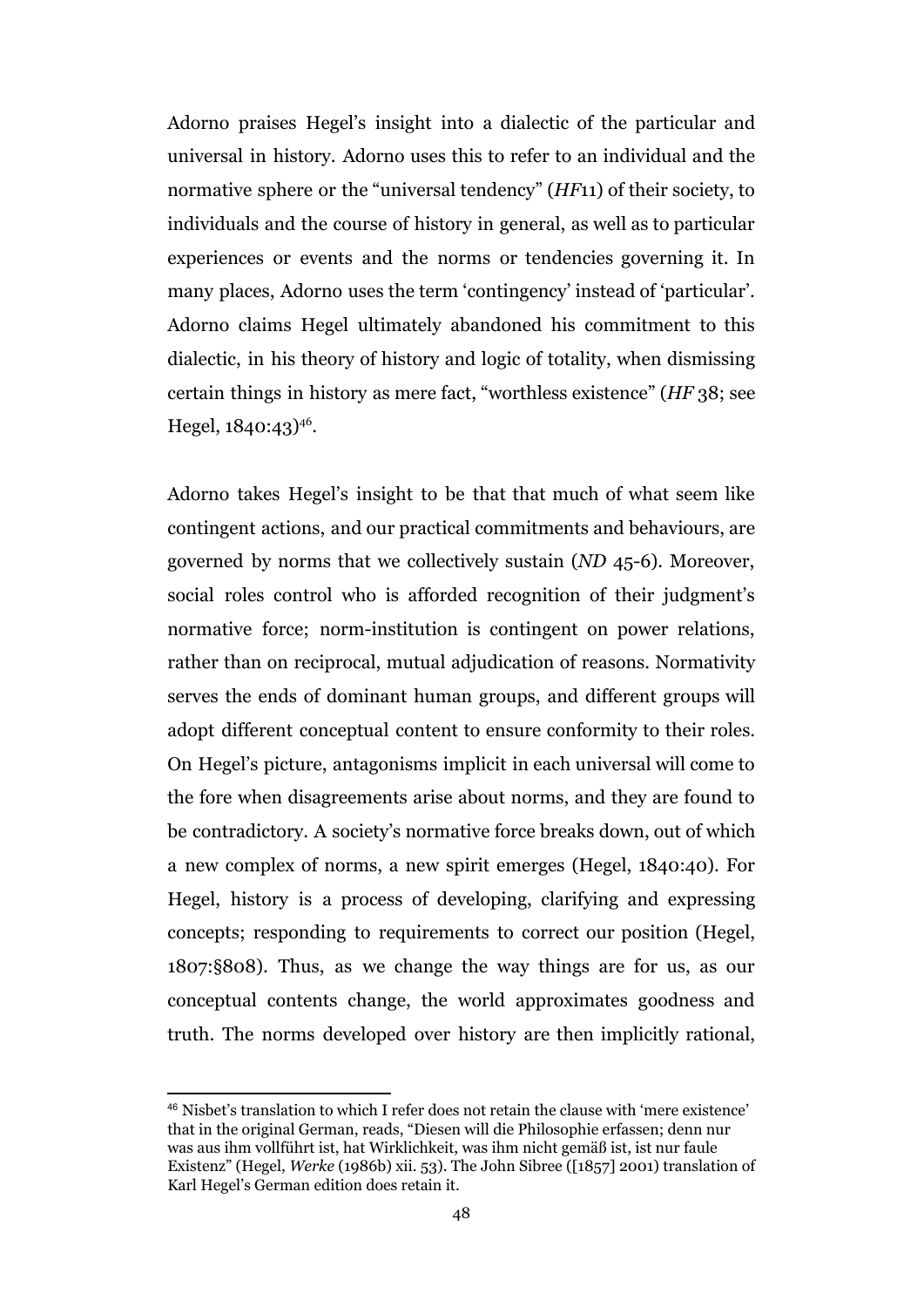Adorno praises Hegel's insight into a dialectic of the particular and universal in history. Adorno uses this to refer to an individual and the normative sphere or the "universal tendency" (*HF*11) of their society, to individuals and the course of history in general, as well as to particular experiences or events and the norms or tendencies governing it. In many places, Adorno uses the term 'contingency' instead of 'particular'. Adorno claims Hegel ultimately abandoned his commitment to this dialectic, in his theory of history and logic of totality, when dismissing certain things in history as mere fact, "worthless existence" (*HF* 38; see Hegel, 1840:43)[46].

Adorno takes Hegel's insight to be that that much of what seem like contingent actions, and our practical commitments and behaviours, are governed by norms that we collectively sustain (*ND* 45-6). Moreover, social roles control who is afforded recognition of their judgment's normative force; norm-institution is contingent on power relations, rather than on reciprocal, mutual adjudication of reasons. Normativity serves the ends of dominant human groups, and different groups will adopt different conceptual content to ensure conformity to their roles. On Hegel's picture, antagonisms implicit in each universal will come to the fore when disagreements arise about norms, and they are found to be contradictory. A society's normative force breaks down, out of which a new complex of norms, a new spirit emerges (Hegel, 1840:40). For Hegel, history is a process of developing, clarifying and expressing concepts; responding to requirements to correct our position (Hegel, 1807:§808). Thus, as we change the way things are for us, as our conceptual contents change, the world approximates goodness and truth. The norms developed over history are then implicitly rational,

---

[46] Nisbet's translation to which I refer does not retain the clause with 'mere existence' that in the original German, reads, "Diesen will die Philosophie erfassen; denn nur was aus ihm vollführt ist, hat Wirklichkeit, was ihm nicht gemäß ist, ist nur faule Existenz" (Hegel, *Werke* (1986b) xii. 53). The John Sibree ([1857] 2001) translation of Karl Hegel's German edition does retain it.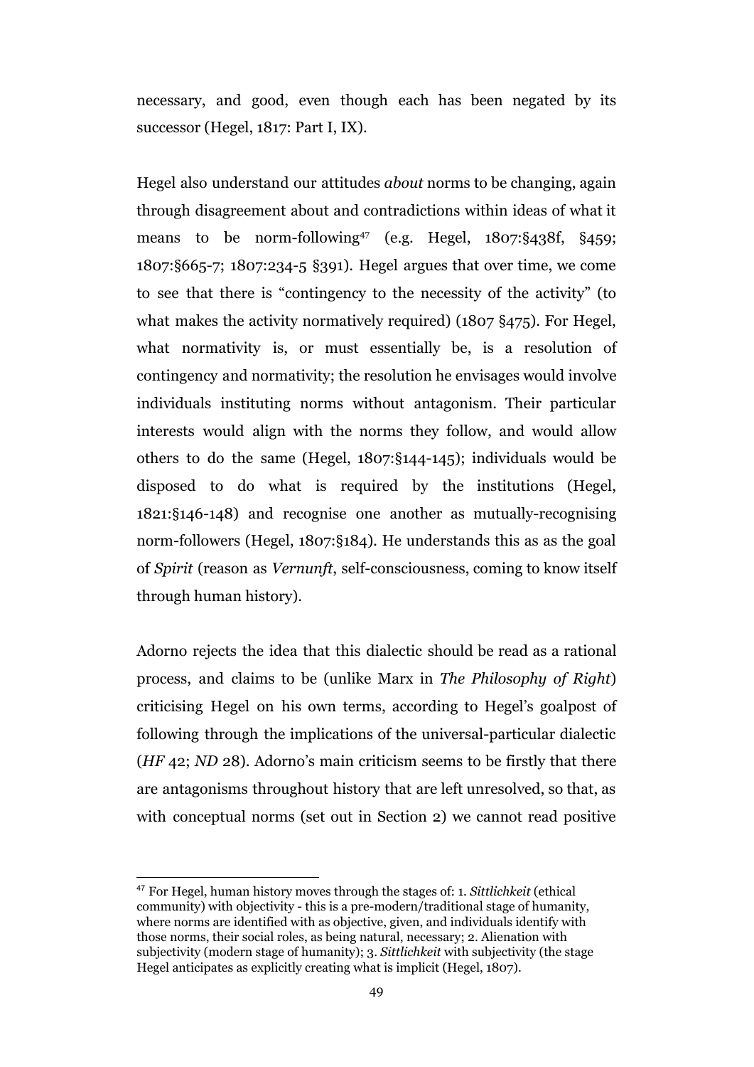necessary, and good, even though each has been negated by its successor (Hegel, 1817: Part I, IX).

Hegel also understand our attitudes *about* norms to be changing, again through disagreement about and contradictions within ideas of what it means to be norm-following[47] (e.g. Hegel, 1807:§438f, §459; 1807:§665-7; 1807:234-5 §391). Hegel argues that over time, we come to see that there is "contingency to the necessity of the activity" (to what makes the activity normatively required) (1807 §475). For Hegel, what normativity is, or must essentially be, is a resolution of contingency and normativity; the resolution he envisages would involve individuals instituting norms without antagonism. Their particular interests would align with the norms they follow, and would allow others to do the same (Hegel, 1807:§144-145); individuals would be disposed to do what is required by the institutions (Hegel, 1821:§146-148) and recognise one another as mutually-recognising norm-followers (Hegel, 1807:§184). He understands this as as the goal of *Spirit* (reason as *Vernunft*, self-consciousness, coming to know itself through human history).

Adorno rejects the idea that this dialectic should be read as a rational process, and claims to be (unlike Marx in *The Philosophy of Right*) criticising Hegel on his own terms, according to Hegel's goalpost of following through the implications of the universal-particular dialectic (*HF* 42; *ND* 28). Adorno's main criticism seems to be firstly that there are antagonisms throughout history that are left unresolved, so that, as with conceptual norms (set out in Section 2) we cannot read positive

[47] For Hegel, human history moves through the stages of: 1. *Sittlichkeit* (ethical community) with objectivity - this is a pre-modern/traditional stage of humanity, where norms are identified with as objective, given, and individuals identify with those norms, their social roles, as being natural, necessary; 2. Alienation with subjectivity (modern stage of humanity); 3. *Sittlichkeit* with subjectivity (the stage Hegel anticipates as explicitly creating what is implicit (Hegel, 1807).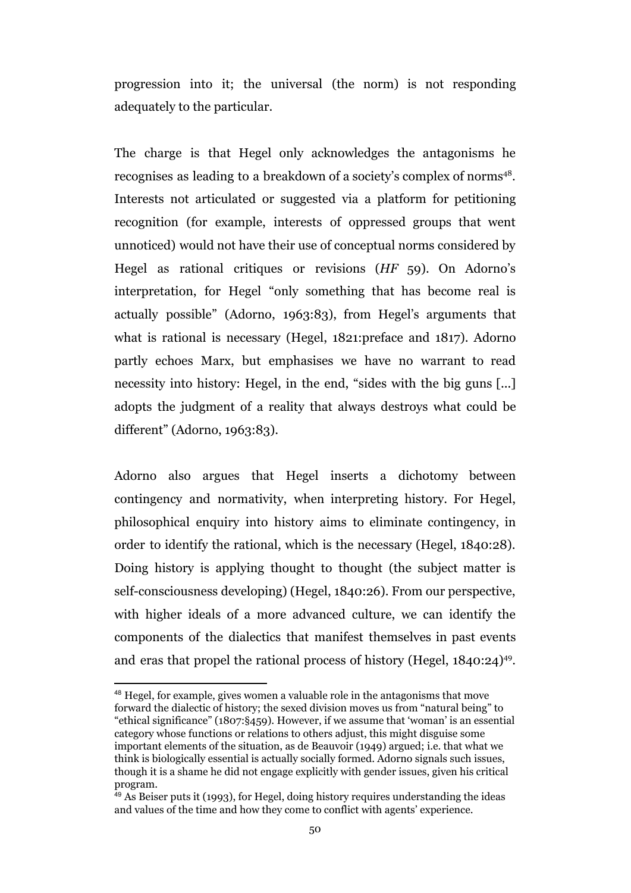progression into it; the universal (the norm) is not responding adequately to the particular.

The charge is that Hegel only acknowledges the antagonisms he recognises as leading to a breakdown of a society's complex of norms[48]. Interests not articulated or suggested via a platform for petitioning recognition (for example, interests of oppressed groups that went unnoticed) would not have their use of conceptual norms considered by Hegel as rational critiques or revisions (*HF* 59). On Adorno's interpretation, for Hegel "only something that has become real is actually possible" (Adorno, 1963:83), from Hegel's arguments that what is rational is necessary (Hegel, 1821:preface and 1817). Adorno partly echoes Marx, but emphasises we have no warrant to read necessity into history: Hegel, in the end, "sides with the big guns [...] adopts the judgment of a reality that always destroys what could be different" (Adorno, 1963:83).

Adorno also argues that Hegel inserts a dichotomy between contingency and normativity, when interpreting history. For Hegel, philosophical enquiry into history aims to eliminate contingency, in order to identify the rational, which is the necessary (Hegel, 1840:28). Doing history is applying thought to thought (the subject matter is self-consciousness developing) (Hegel, 1840:26). From our perspective, with higher ideals of a more advanced culture, we can identify the components of the dialectics that manifest themselves in past events and eras that propel the rational process of history (Hegel, 1840:24)[49].

---

[48] Hegel, for example, gives women a valuable role in the antagonisms that move forward the dialectic of history; the sexed division moves us from "natural being" to "ethical significance" (1807:§459). However, if we assume that 'woman' is an essential category whose functions or relations to others adjust, this might disguise some important elements of the situation, as de Beauvoir (1949) argued; i.e. that what we think is biologically essential is actually socially formed. Adorno signals such issues, though it is a shame he did not engage explicitly with gender issues, given his critical program.

[49] As Beiser puts it (1993), for Hegel, doing history requires understanding the ideas and values of the time and how they come to conflict with agents' experience.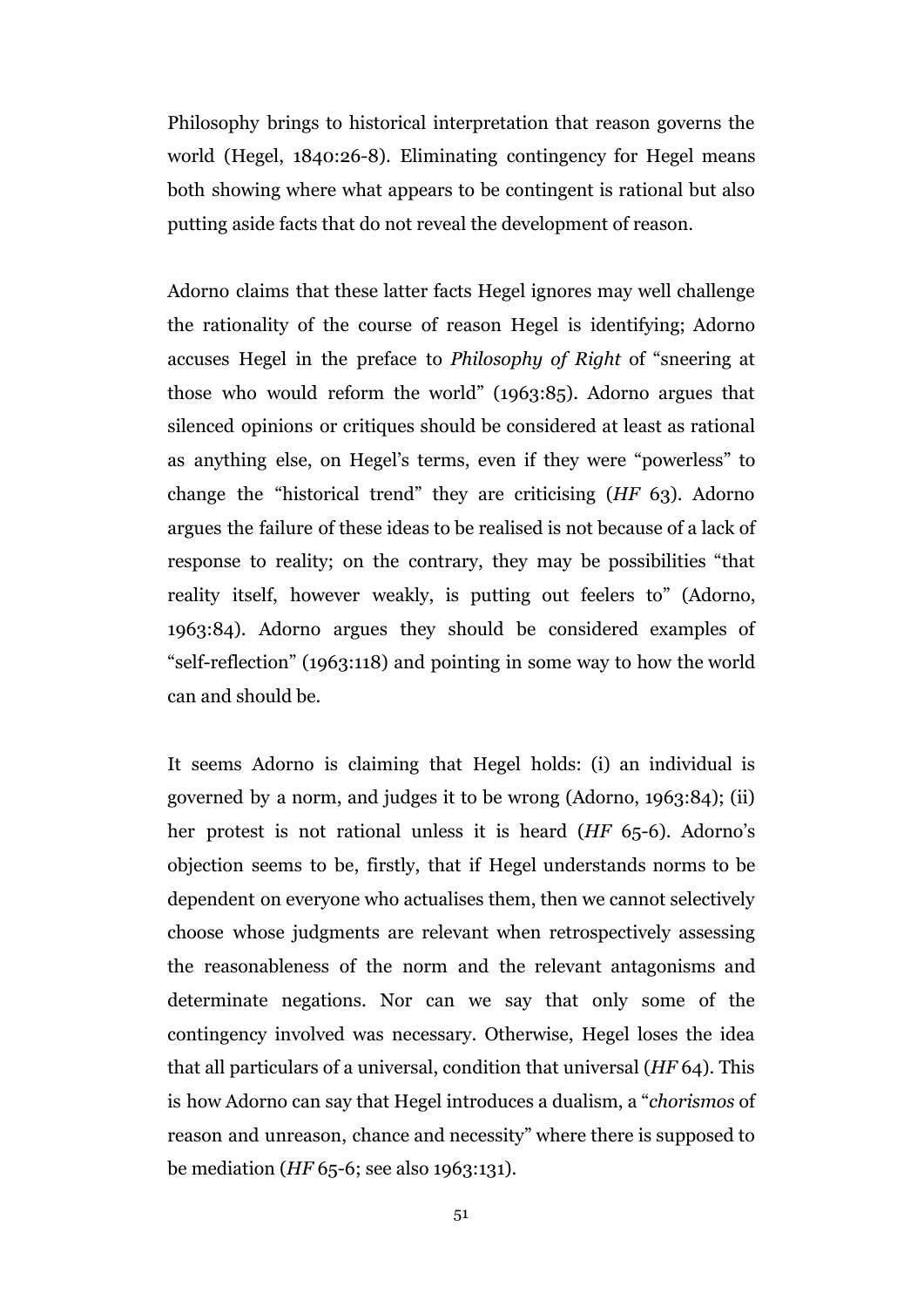Philosophy brings to historical interpretation that reason governs the world (Hegel, 1840:26-8). Eliminating contingency for Hegel means both showing where what appears to be contingent is rational but also putting aside facts that do not reveal the development of reason.

Adorno claims that these latter facts Hegel ignores may well challenge the rationality of the course of reason Hegel is identifying; Adorno accuses Hegel in the preface to *Philosophy of Right* of "sneering at those who would reform the world" (1963:85). Adorno argues that silenced opinions or critiques should be considered at least as rational as anything else, on Hegel's terms, even if they were "powerless" to change the "historical trend" they are criticising (*HF* 63). Adorno argues the failure of these ideas to be realised is not because of a lack of response to reality; on the contrary, they may be possibilities "that reality itself, however weakly, is putting out feelers to" (Adorno, 1963:84). Adorno argues they should be considered examples of "self-reflection" (1963:118) and pointing in some way to how the world can and should be.

It seems Adorno is claiming that Hegel holds: (i) an individual is governed by a norm, and judges it to be wrong (Adorno, 1963:84); (ii) her protest is not rational unless it is heard (*HF* 65-6). Adorno's objection seems to be, firstly, that if Hegel understands norms to be dependent on everyone who actualises them, then we cannot selectively choose whose judgments are relevant when retrospectively assessing the reasonableness of the norm and the relevant antagonisms and determinate negations. Nor can we say that only some of the contingency involved was necessary. Otherwise, Hegel loses the idea that all particulars of a universal, condition that universal (*HF* 64). This is how Adorno can say that Hegel introduces a dualism, a "*chorismos* of reason and unreason, chance and necessity" where there is supposed to be mediation (*HF* 65-6; see also 1963:131).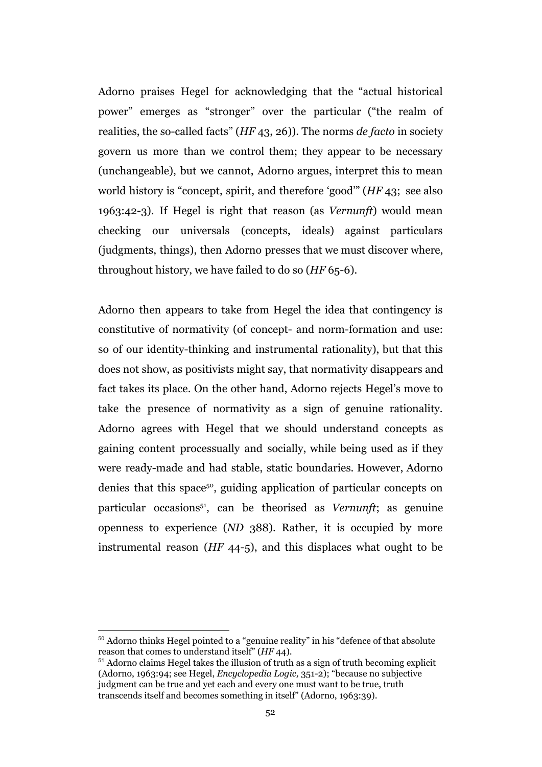Adorno praises Hegel for acknowledging that the “actual historical power” emerges as “stronger” over the particular (“the realm of realities, the so-called facts” (*HF* 43, 26)). The norms *de facto* in society govern us more than we control them; they appear to be necessary (unchangeable), but we cannot, Adorno argues, interpret this to mean world history is “concept, spirit, and therefore ‘good’” (*HF* 43; see also 1963:42-3). If Hegel is right that reason (as *Vernunft*) would mean checking our universals (concepts, ideals) against particulars (judgments, things), then Adorno presses that we must discover where, throughout history, we have failed to do so (*HF* 65-6).

Adorno then appears to take from Hegel the idea that contingency is constitutive of normativity (of concept- and norm-formation and use: so of our identity-thinking and instrumental rationality), but that this does not show, as positivists might say, that normativity disappears and fact takes its place. On the other hand, Adorno rejects Hegel’s move to take the presence of normativity as a sign of genuine rationality. Adorno agrees with Hegel that we should understand concepts as gaining content processually and socially, while being used as if they were ready-made and had stable, static boundaries. However, Adorno denies that this space[50], guiding application of particular concepts on particular occasions[51], can be theorised as *Vernunft*; as genuine openness to experience (*ND* 388). Rather, it is occupied by more instrumental reason (*HF* 44-5), and this displaces what ought to be

---

[50] Adorno thinks Hegel pointed to a “genuine reality” in his “defence of that absolute reason that comes to understand itself” (*HF* 44).

[51] Adorno claims Hegel takes the illusion of truth as a sign of truth becoming explicit (Adorno, 1963:94; see Hegel, *Encyclopedia Logic,* 351-2); “because no subjective judgment can be true and yet each and every one must want to be true, truth transcends itself and becomes something in itself” (Adorno, 1963:39).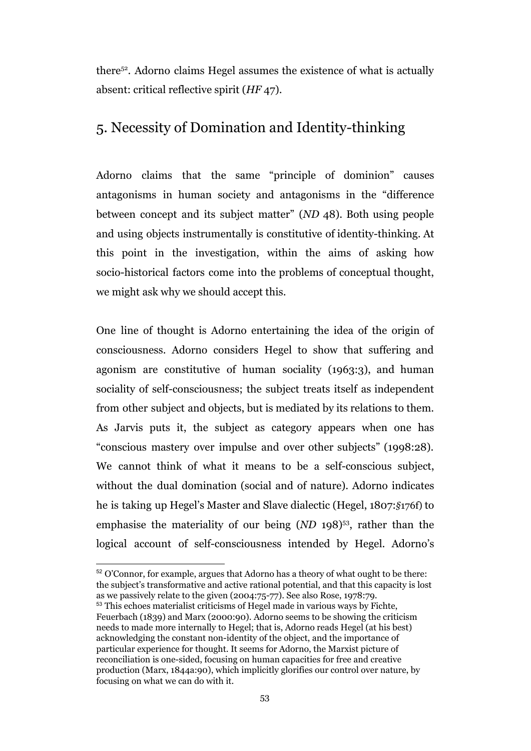there[52]. Adorno claims Hegel assumes the existence of what is actually absent: critical reflective spirit (*HF* 47).

## 5. Necessity of Domination and Identity-thinking

Adorno claims that the same "principle of dominion" causes antagonisms in human society and antagonisms in the "difference between concept and its subject matter" (*ND* 48). Both using people and using objects instrumentally is constitutive of identity-thinking. At this point in the investigation, within the aims of asking how socio-historical factors come into the problems of conceptual thought, we might ask why we should accept this.

One line of thought is Adorno entertaining the idea of the origin of consciousness. Adorno considers Hegel to show that suffering and agonism are constitutive of human sociality (1963:3), and human sociality of self-consciousness; the subject treats itself as independent from other subject and objects, but is mediated by its relations to them. As Jarvis puts it, the subject as category appears when one has "conscious mastery over impulse and over other subjects" (1998:28). We cannot think of what it means to be a self-conscious subject, without the dual domination (social and of nature). Adorno indicates he is taking up Hegel's Master and Slave dialectic (Hegel, 1807:*§*176f) to emphasise the materiality of our being (*ND* 198)[53], rather than the logical account of self-consciousness intended by Hegel. Adorno's

---

[52] O'Connor, for example, argues that Adorno has a theory of what ought to be there: the subject's transformative and active rational potential, and that this capacity is lost as we passively relate to the given (2004:75-77). See also Rose, 1978:79.

[53] This echoes materialist criticisms of Hegel made in various ways by Fichte, Feuerbach (1839) and Marx (2000:90). Adorno seems to be showing the criticism needs to made more internally to Hegel; that is, Adorno reads Hegel (at his best) acknowledging the constant non-identity of the object, and the importance of particular experience for thought. It seems for Adorno, the Marxist picture of reconciliation is one-sided, focusing on human capacities for free and creative production (Marx, 1844a:90), which implicitly glorifies our control over nature, by focusing on what we can do with it.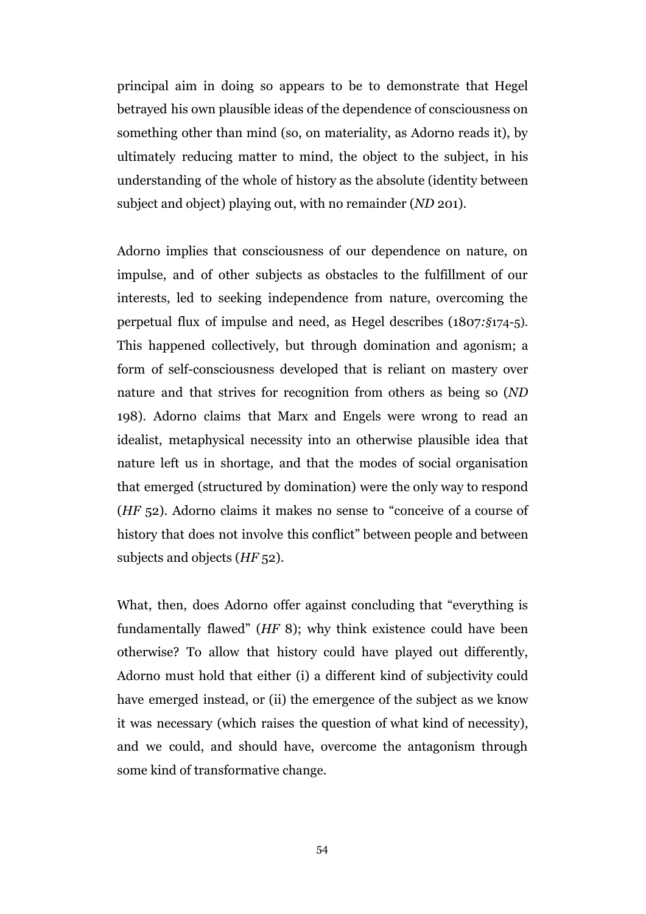principal aim in doing so appears to be to demonstrate that Hegel betrayed his own plausible ideas of the dependence of consciousness on something other than mind (so, on materiality, as Adorno reads it), by ultimately reducing matter to mind, the object to the subject, in his understanding of the whole of history as the absolute (identity between subject and object) playing out, with no remainder (*ND* 201).

Adorno implies that consciousness of our dependence on nature, on impulse, and of other subjects as obstacles to the fulfillment of our interests, led to seeking independence from nature, overcoming the perpetual flux of impulse and need, as Hegel describes (1807*:§*174-5). This happened collectively, but through domination and agonism; a form of self-consciousness developed that is reliant on mastery over nature and that strives for recognition from others as being so (*ND* 198). Adorno claims that Marx and Engels were wrong to read an idealist, metaphysical necessity into an otherwise plausible idea that nature left us in shortage, and that the modes of social organisation that emerged (structured by domination) were the only way to respond (*HF* 52). Adorno claims it makes no sense to "conceive of a course of history that does not involve this conflict" between people and between subjects and objects (*HF* 52).

What, then, does Adorno offer against concluding that "everything is fundamentally flawed" (*HF* 8); why think existence could have been otherwise? To allow that history could have played out differently, Adorno must hold that either (i) a different kind of subjectivity could have emerged instead, or (ii) the emergence of the subject as we know it was necessary (which raises the question of what kind of necessity), and we could, and should have, overcome the antagonism through some kind of transformative change.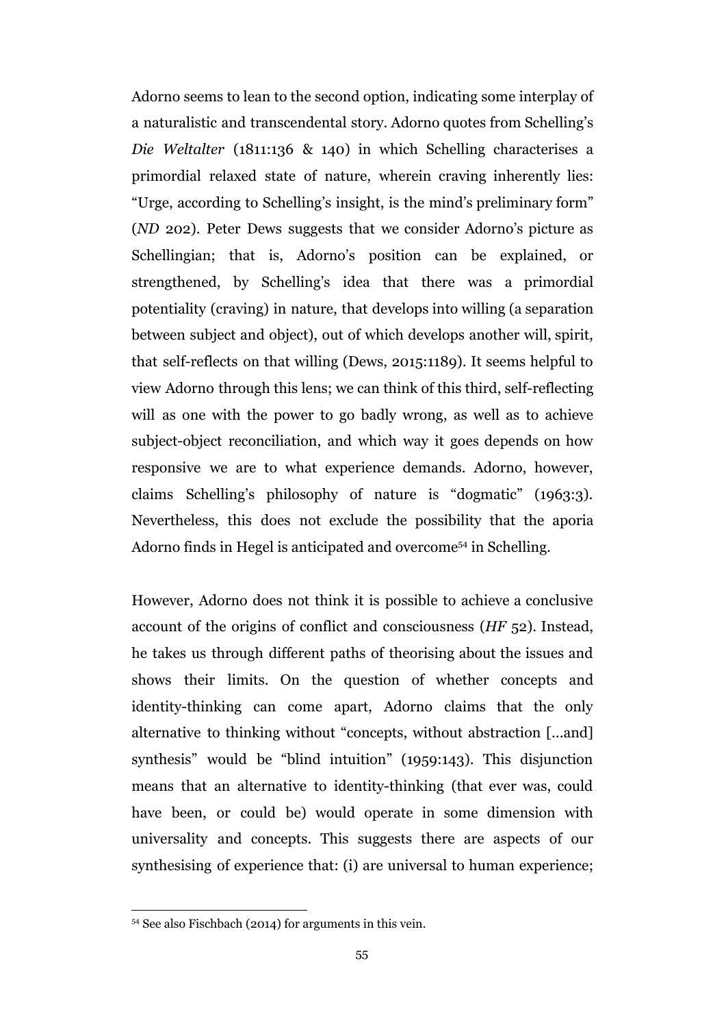Adorno seems to lean to the second option, indicating some interplay of a naturalistic and transcendental story. Adorno quotes from Schelling's *Die Weltalter* (1811:136 & 140) in which Schelling characterises a primordial relaxed state of nature, wherein craving inherently lies: "Urge, according to Schelling's insight, is the mind's preliminary form" (*ND* 202). Peter Dews suggests that we consider Adorno's picture as Schellingian; that is, Adorno's position can be explained, or strengthened, by Schelling's idea that there was a primordial potentiality (craving) in nature, that develops into willing (a separation between subject and object), out of which develops another will, spirit, that self-reflects on that willing (Dews, 2015:1189). It seems helpful to view Adorno through this lens; we can think of this third, self-reflecting will as one with the power to go badly wrong, as well as to achieve subject-object reconciliation, and which way it goes depends on how responsive we are to what experience demands. Adorno, however, claims Schelling's philosophy of nature is "dogmatic" (1963:3). Nevertheless, this does not exclude the possibility that the aporia Adorno finds in Hegel is anticipated and overcome[54] in Schelling.

However, Adorno does not think it is possible to achieve a conclusive account of the origins of conflict and consciousness (*HF* 52). Instead, he takes us through different paths of theorising about the issues and shows their limits. On the question of whether concepts and identity-thinking can come apart, Adorno claims that the only alternative to thinking without "concepts, without abstraction [...and] synthesis" would be "blind intuition" (1959:143). This disjunction means that an alternative to identity-thinking (that ever was, could have been, or could be) would operate in some dimension with universality and concepts. This suggests there are aspects of our synthesising of experience that: (i) are universal to human experience;

[54] See also Fischbach (2014) for arguments in this vein.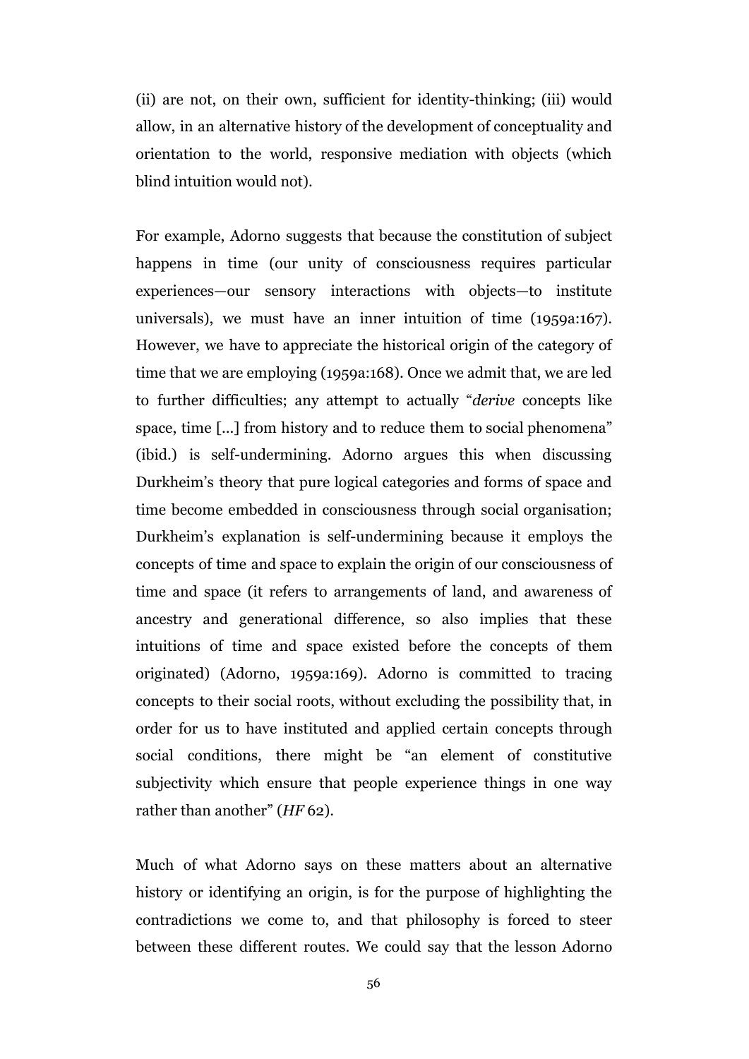(ii) are not, on their own, sufficient for identity-thinking; (iii) would allow, in an alternative history of the development of conceptuality and orientation to the world, responsive mediation with objects (which blind intuition would not).

For example, Adorno suggests that because the constitution of subject happens in time (our unity of consciousness requires particular experiences—our sensory interactions with objects—to institute universals), we must have an inner intuition of time (1959a:167). However, we have to appreciate the historical origin of the category of time that we are employing (1959a:168). Once we admit that, we are led to further difficulties; any attempt to actually "*derive* concepts like space, time […] from history and to reduce them to social phenomena" (ibid.) is self-undermining. Adorno argues this when discussing Durkheim's theory that pure logical categories and forms of space and time become embedded in consciousness through social organisation; Durkheim's explanation is self-undermining because it employs the concepts of time and space to explain the origin of our consciousness of time and space (it refers to arrangements of land, and awareness of ancestry and generational difference, so also implies that these intuitions of time and space existed before the concepts of them originated) (Adorno, 1959a:169). Adorno is committed to tracing concepts to their social roots, without excluding the possibility that, in order for us to have instituted and applied certain concepts through social conditions, there might be "an element of constitutive subjectivity which ensure that people experience things in one way rather than another" (*HF* 62).

Much of what Adorno says on these matters about an alternative history or identifying an origin, is for the purpose of highlighting the contradictions we come to, and that philosophy is forced to steer between these different routes. We could say that the lesson Adorno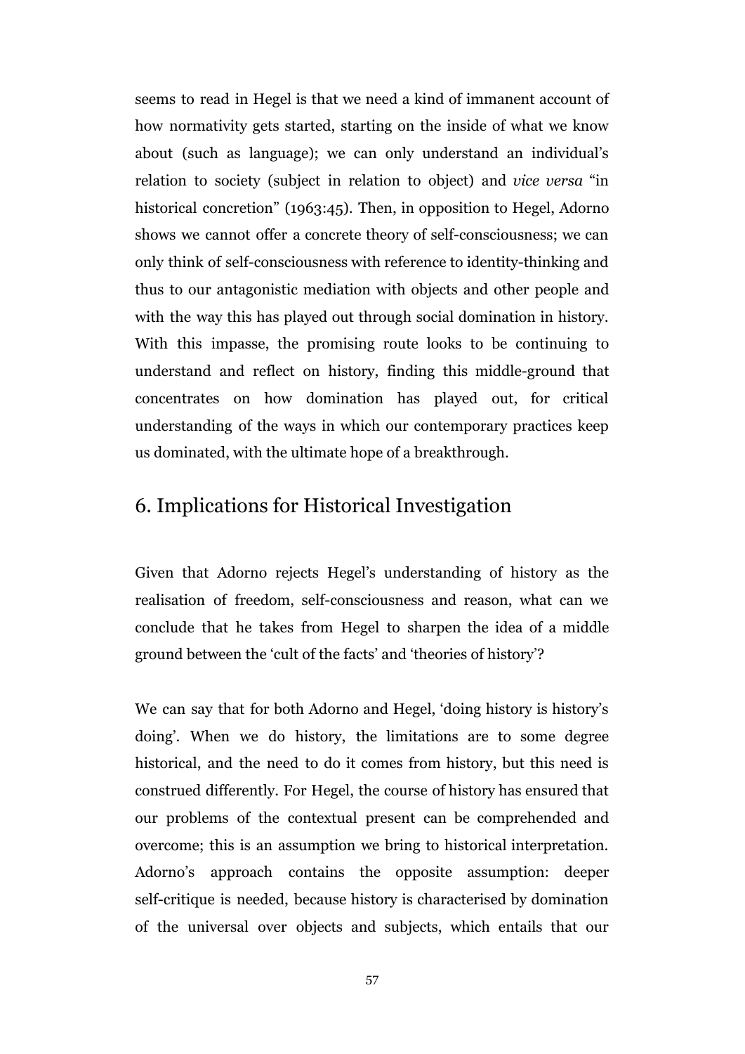seems to read in Hegel is that we need a kind of immanent account of how normativity gets started, starting on the inside of what we know about (such as language); we can only understand an individual's relation to society (subject in relation to object) and *vice versa* "in historical concretion" (1963:45). Then, in opposition to Hegel, Adorno shows we cannot offer a concrete theory of self-consciousness; we can only think of self-consciousness with reference to identity-thinking and thus to our antagonistic mediation with objects and other people and with the way this has played out through social domination in history. With this impasse, the promising route looks to be continuing to understand and reflect on history, finding this middle-ground that concentrates on how domination has played out, for critical understanding of the ways in which our contemporary practices keep us dominated, with the ultimate hope of a breakthrough.

## 6. Implications for Historical Investigation

Given that Adorno rejects Hegel's understanding of history as the realisation of freedom, self-consciousness and reason, what can we conclude that he takes from Hegel to sharpen the idea of a middle ground between the 'cult of the facts' and 'theories of history'?

We can say that for both Adorno and Hegel, 'doing history is history's doing'. When we do history, the limitations are to some degree historical, and the need to do it comes from history, but this need is construed differently. For Hegel, the course of history has ensured that our problems of the contextual present can be comprehended and overcome; this is an assumption we bring to historical interpretation. Adorno's approach contains the opposite assumption: deeper self-critique is needed, because history is characterised by domination of the universal over objects and subjects, which entails that our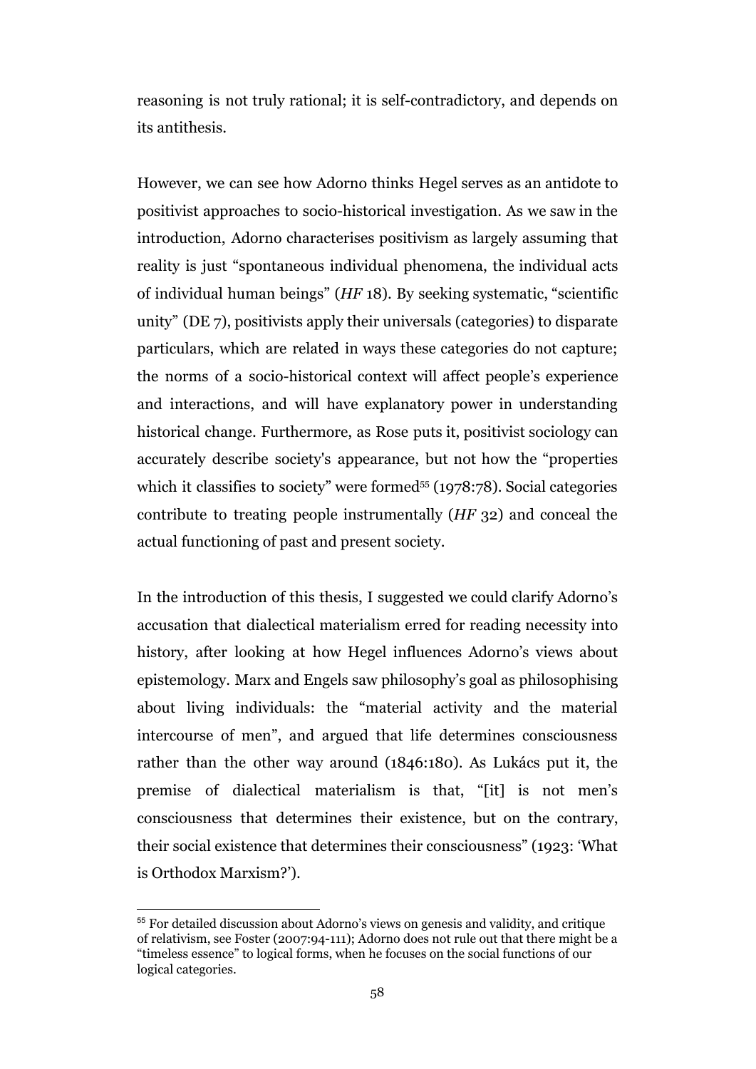reasoning is not truly rational; it is self-contradictory, and depends on its antithesis.

However, we can see how Adorno thinks Hegel serves as an antidote to positivist approaches to socio-historical investigation. As we saw in the introduction, Adorno characterises positivism as largely assuming that reality is just "spontaneous individual phenomena, the individual acts of individual human beings" (*HF* 18). By seeking systematic, "scientific unity" (DE 7), positivists apply their universals (categories) to disparate particulars, which are related in ways these categories do not capture; the norms of a socio-historical context will affect people's experience and interactions, and will have explanatory power in understanding historical change. Furthermore, as Rose puts it, positivist sociology can accurately describe society's appearance, but not how the "properties which it classifies to society" were formed[55] (1978:78). Social categories contribute to treating people instrumentally (*HF* 32) and conceal the actual functioning of past and present society.

In the introduction of this thesis, I suggested we could clarify Adorno's accusation that dialectical materialism erred for reading necessity into history, after looking at how Hegel influences Adorno's views about epistemology. Marx and Engels saw philosophy's goal as philosophising about living individuals: the "material activity and the material intercourse of men", and argued that life determines consciousness rather than the other way around (1846:180). As Lukács put it, the premise of dialectical materialism is that, "[it] is not men's consciousness that determines their existence, but on the contrary, their social existence that determines their consciousness" (1923: 'What is Orthodox Marxism?').

---

[55] For detailed discussion about Adorno's views on genesis and validity, and critique of relativism, see Foster (2007:94-111); Adorno does not rule out that there might be a "timeless essence" to logical forms, when he focuses on the social functions of our logical categories.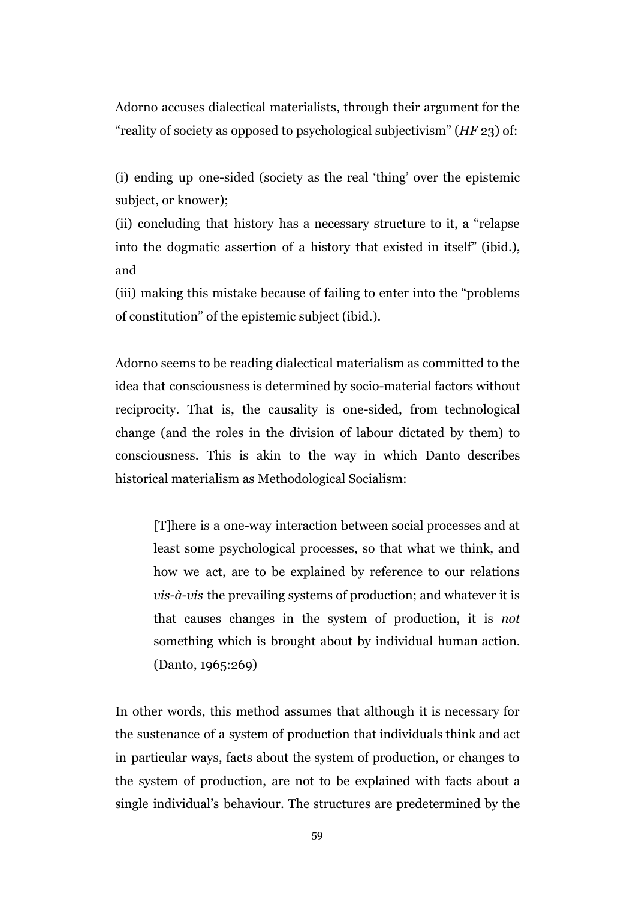Adorno accuses dialectical materialists, through their argument for the "reality of society as opposed to psychological subjectivism" (*HF* 23) of:

(i) ending up one-sided (society as the real 'thing' over the epistemic subject, or knower);
(ii) concluding that history has a necessary structure to it, a "relapse into the dogmatic assertion of a history that existed in itself" (ibid.), and
(iii) making this mistake because of failing to enter into the "problems of constitution" of the epistemic subject (ibid.).

Adorno seems to be reading dialectical materialism as committed to the idea that consciousness is determined by socio-material factors without reciprocity. That is, the causality is one-sided, from technological change (and the roles in the division of labour dictated by them) to consciousness. This is akin to the way in which Danto describes historical materialism as Methodological Socialism:

> [T]here is a one-way interaction between social processes and at least some psychological processes, so that what we think, and how we act, are to be explained by reference to our relations *vis-à-vis* the prevailing systems of production; and whatever it is that causes changes in the system of production, it is *not* something which is brought about by individual human action. (Danto, 1965:269)

In other words, this method assumes that although it is necessary for the sustenance of a system of production that individuals think and act in particular ways, facts about the system of production, or changes to the system of production, are not to be explained with facts about a single individual's behaviour. The structures are predetermined by the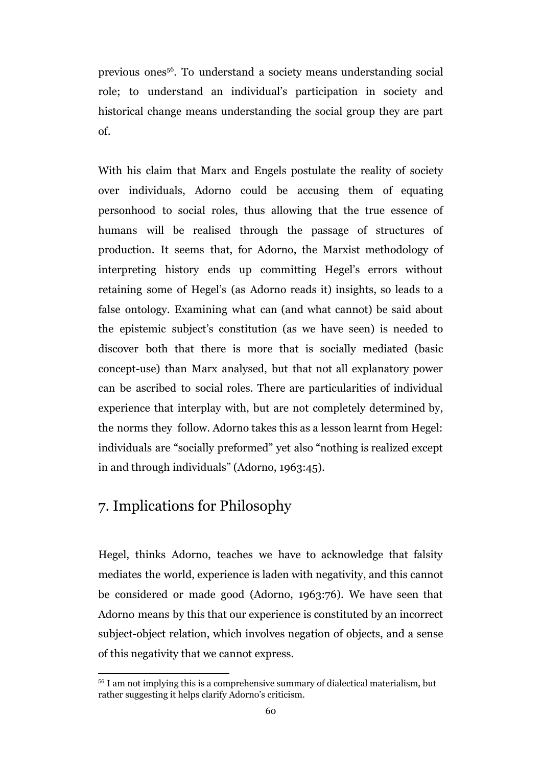previous ones[56]. To understand a society means understanding social role; to understand an individual's participation in society and historical change means understanding the social group they are part of.

With his claim that Marx and Engels postulate the reality of society over individuals, Adorno could be accusing them of equating personhood to social roles, thus allowing that the true essence of humans will be realised through the passage of structures of production. It seems that, for Adorno, the Marxist methodology of interpreting history ends up committing Hegel's errors without retaining some of Hegel's (as Adorno reads it) insights, so leads to a false ontology. Examining what can (and what cannot) be said about the epistemic subject's constitution (as we have seen) is needed to discover both that there is more that is socially mediated (basic concept-use) than Marx analysed, but that not all explanatory power can be ascribed to social roles. There are particularities of individual experience that interplay with, but are not completely determined by, the norms they follow. Adorno takes this as a lesson learnt from Hegel: individuals are "socially preformed" yet also "nothing is realized except in and through individuals" (Adorno, 1963:45).

## 7. Implications for Philosophy

Hegel, thinks Adorno, teaches we have to acknowledge that falsity mediates the world, experience is laden with negativity, and this cannot be considered or made good (Adorno, 1963:76). We have seen that Adorno means by this that our experience is constituted by an incorrect subject-object relation, which involves negation of objects, and a sense of this negativity that we cannot express.

[56] I am not implying this is a comprehensive summary of dialectical materialism, but rather suggesting it helps clarify Adorno's criticism.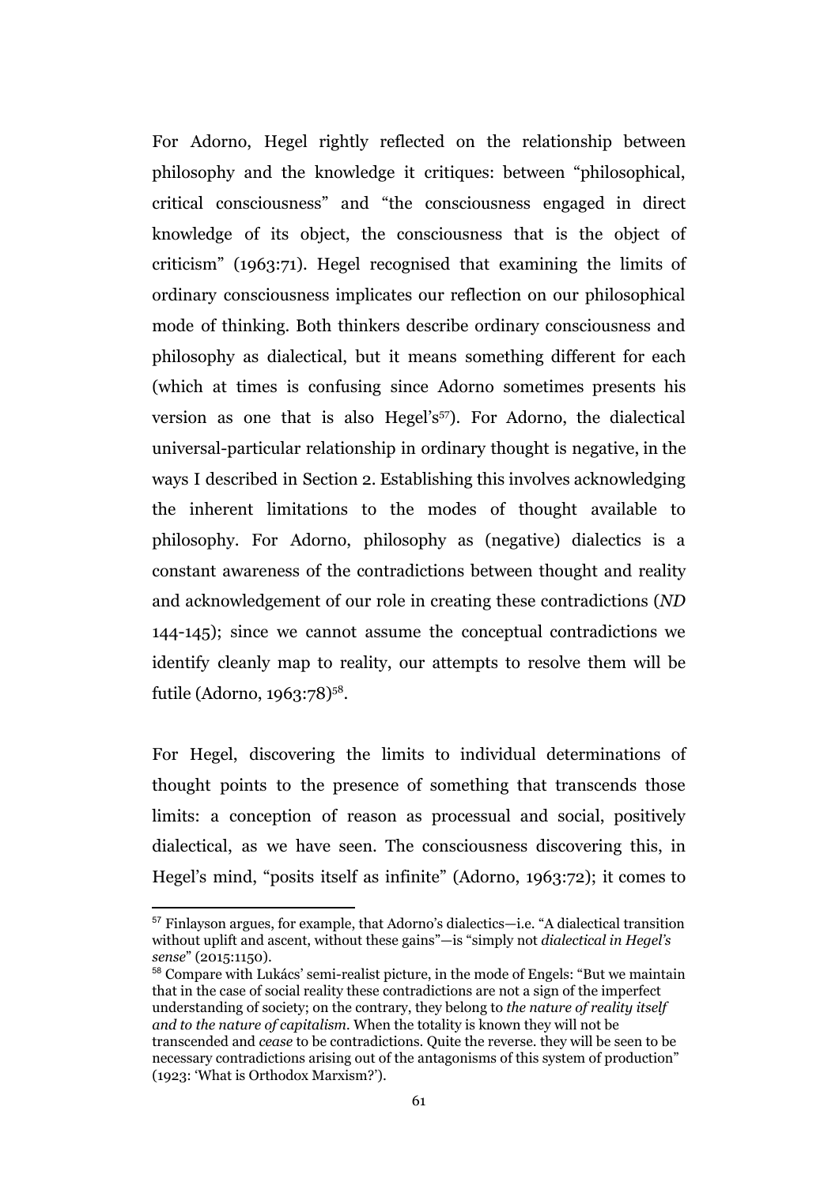For Adorno, Hegel rightly reflected on the relationship between philosophy and the knowledge it critiques: between "philosophical, critical consciousness" and "the consciousness engaged in direct knowledge of its object, the consciousness that is the object of criticism" (1963:71). Hegel recognised that examining the limits of ordinary consciousness implicates our reflection on our philosophical mode of thinking. Both thinkers describe ordinary consciousness and philosophy as dialectical, but it means something different for each (which at times is confusing since Adorno sometimes presents his version as one that is also Hegel's[57]). For Adorno, the dialectical universal-particular relationship in ordinary thought is negative, in the ways I described in Section 2. Establishing this involves acknowledging the inherent limitations to the modes of thought available to philosophy. For Adorno, philosophy as (negative) dialectics is a constant awareness of the contradictions between thought and reality and acknowledgement of our role in creating these contradictions (*ND* 144-145); since we cannot assume the conceptual contradictions we identify cleanly map to reality, our attempts to resolve them will be futile (Adorno, 1963:78)[58].

For Hegel, discovering the limits to individual determinations of thought points to the presence of something that transcends those limits: a conception of reason as processual and social, positively dialectical, as we have seen. The consciousness discovering this, in Hegel's mind, "posits itself as infinite" (Adorno, 1963:72); it comes to

---

[57] Finlayson argues, for example, that Adorno's dialectics—i.e. "A dialectical transition without uplift and ascent, without these gains"—is "simply not *dialectical in Hegel's sense*" (2015:1150).

[58] Compare with Lukács' semi-realist picture, in the mode of Engels: "But we maintain that in the case of social reality these contradictions are not a sign of the imperfect understanding of society; on the contrary, they belong to *the nature of reality itself and to the nature of capitalism*. When the totality is known they will not be transcended and *cease* to be contradictions. Quite the reverse. they will be seen to be necessary contradictions arising out of the antagonisms of this system of production" (1923: 'What is Orthodox Marxism?').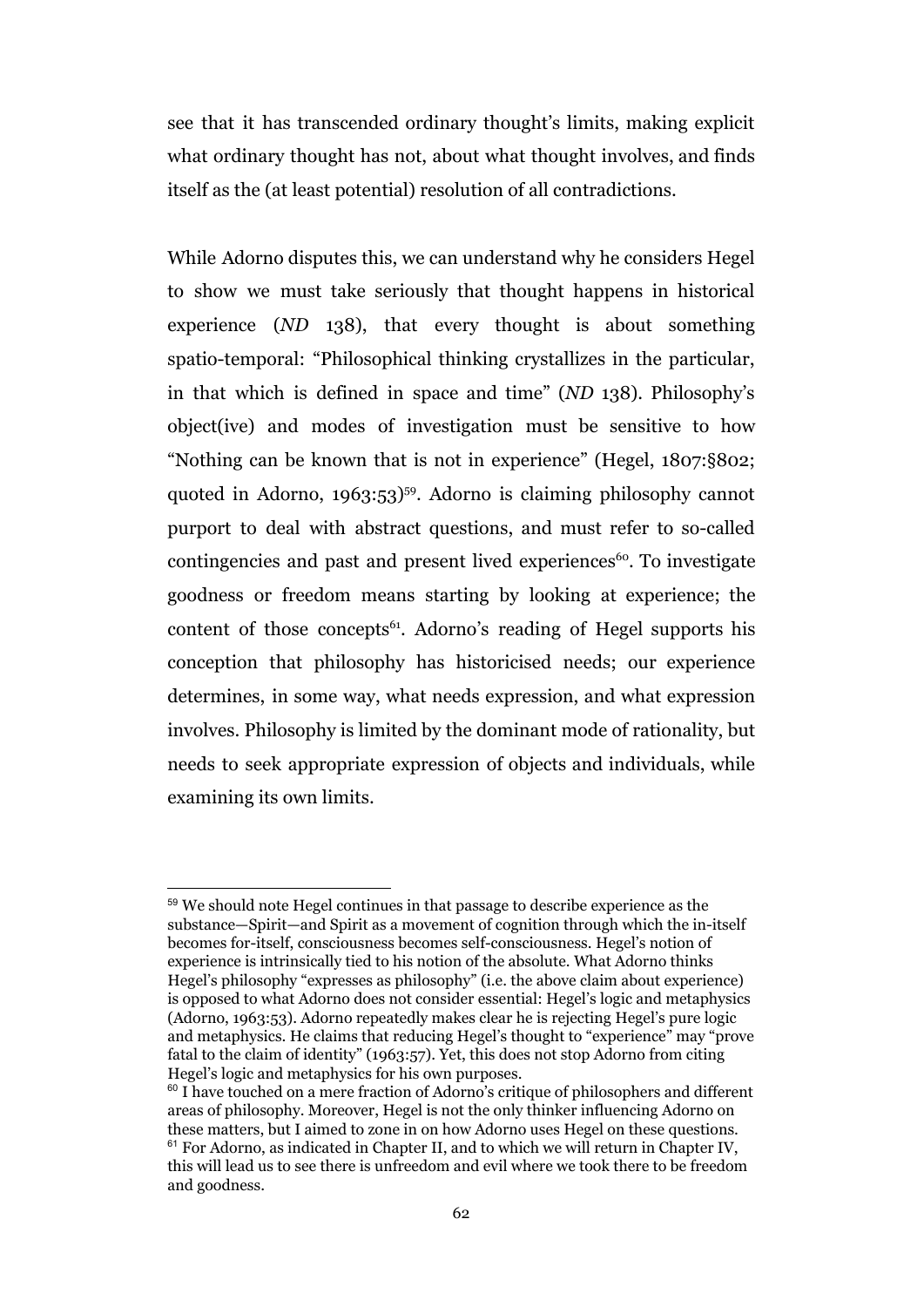see that it has transcended ordinary thought's limits, making explicit what ordinary thought has not, about what thought involves, and finds itself as the (at least potential) resolution of all contradictions.

While Adorno disputes this, we can understand why he considers Hegel to show we must take seriously that thought happens in historical experience (*ND* 138), that every thought is about something spatio-temporal: "Philosophical thinking crystallizes in the particular, in that which is defined in space and time" (*ND* 138). Philosophy's object(ive) and modes of investigation must be sensitive to how "Nothing can be known that is not in experience" (Hegel, 1807:§802; quoted in Adorno, 1963:53)[59]. Adorno is claiming philosophy cannot purport to deal with abstract questions, and must refer to so-called contingencies and past and present lived experiences[60]. To investigate goodness or freedom means starting by looking at experience; the content of those concepts[61]. Adorno's reading of Hegel supports his conception that philosophy has historicised needs; our experience determines, in some way, what needs expression, and what expression involves. Philosophy is limited by the dominant mode of rationality, but needs to seek appropriate expression of objects and individuals, while examining its own limits.

---

[59] We should note Hegel continues in that passage to describe experience as the substance—Spirit—and Spirit as a movement of cognition through which the in-itself becomes for-itself, consciousness becomes self-consciousness. Hegel's notion of experience is intrinsically tied to his notion of the absolute. What Adorno thinks Hegel's philosophy "expresses as philosophy" (i.e. the above claim about experience) is opposed to what Adorno does not consider essential: Hegel's logic and metaphysics (Adorno, 1963:53). Adorno repeatedly makes clear he is rejecting Hegel's pure logic and metaphysics. He claims that reducing Hegel's thought to "experience" may "prove fatal to the claim of identity" (1963:57). Yet, this does not stop Adorno from citing Hegel's logic and metaphysics for his own purposes.

[60] I have touched on a mere fraction of Adorno's critique of philosophers and different areas of philosophy. Moreover, Hegel is not the only thinker influencing Adorno on these matters, but I aimed to zone in on how Adorno uses Hegel on these questions.

[61] For Adorno, as indicated in Chapter II, and to which we will return in Chapter IV, this will lead us to see there is unfreedom and evil where we took there to be freedom and goodness.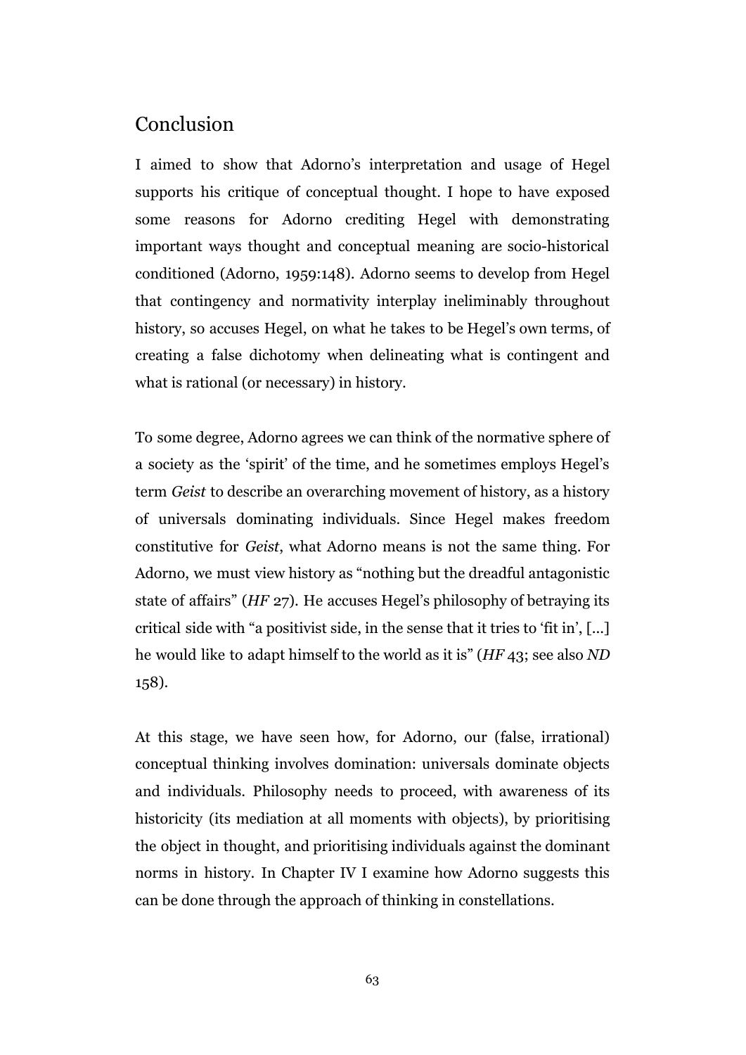## Conclusion

I aimed to show that Adorno's interpretation and usage of Hegel supports his critique of conceptual thought. I hope to have exposed some reasons for Adorno crediting Hegel with demonstrating important ways thought and conceptual meaning are socio-historical conditioned (Adorno, 1959:148). Adorno seems to develop from Hegel that contingency and normativity interplay ineliminably throughout history, so accuses Hegel, on what he takes to be Hegel's own terms, of creating a false dichotomy when delineating what is contingent and what is rational (or necessary) in history.

To some degree, Adorno agrees we can think of the normative sphere of a society as the 'spirit' of the time, and he sometimes employs Hegel's term *Geist* to describe an overarching movement of history, as a history of universals dominating individuals. Since Hegel makes freedom constitutive for *Geist*, what Adorno means is not the same thing. For Adorno, we must view history as "nothing but the dreadful antagonistic state of affairs" (*HF* 27). He accuses Hegel's philosophy of betraying its critical side with "a positivist side, in the sense that it tries to 'fit in', [...] he would like to adapt himself to the world as it is" (*HF* 43; see also *ND* 158).

At this stage, we have seen how, for Adorno, our (false, irrational) conceptual thinking involves domination: universals dominate objects and individuals. Philosophy needs to proceed, with awareness of its historicity (its mediation at all moments with objects), by prioritising the object in thought, and prioritising individuals against the dominant norms in history. In Chapter IV I examine how Adorno suggests this can be done through the approach of thinking in constellations.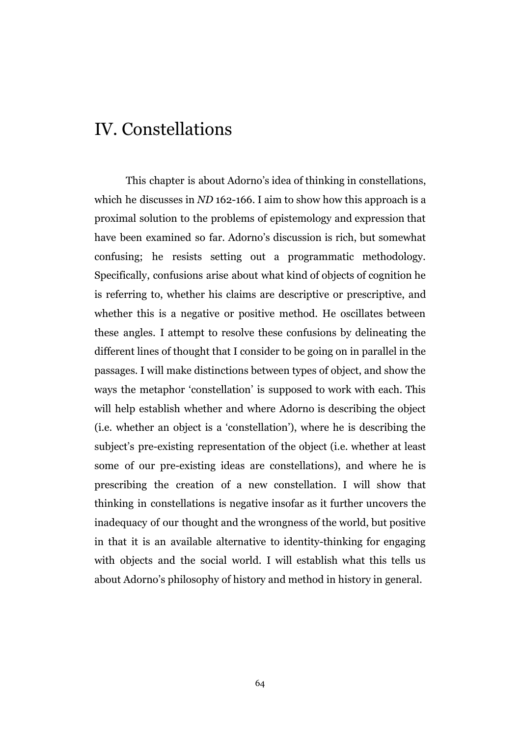# IV. Constellations

This chapter is about Adorno's idea of thinking in constellations, which he discusses in *ND* 162-166. I aim to show how this approach is a proximal solution to the problems of epistemology and expression that have been examined so far. Adorno's discussion is rich, but somewhat confusing; he resists setting out a programmatic methodology. Specifically, confusions arise about what kind of objects of cognition he is referring to, whether his claims are descriptive or prescriptive, and whether this is a negative or positive method. He oscillates between these angles. I attempt to resolve these confusions by delineating the different lines of thought that I consider to be going on in parallel in the passages. I will make distinctions between types of object, and show the ways the metaphor 'constellation' is supposed to work with each. This will help establish whether and where Adorno is describing the object (i.e. whether an object is a 'constellation'), where he is describing the subject's pre-existing representation of the object (i.e. whether at least some of our pre-existing ideas are constellations), and where he is prescribing the creation of a new constellation. I will show that thinking in constellations is negative insofar as it further uncovers the inadequacy of our thought and the wrongness of the world, but positive in that it is an available alternative to identity-thinking for engaging with objects and the social world. I will establish what this tells us about Adorno's philosophy of history and method in history in general.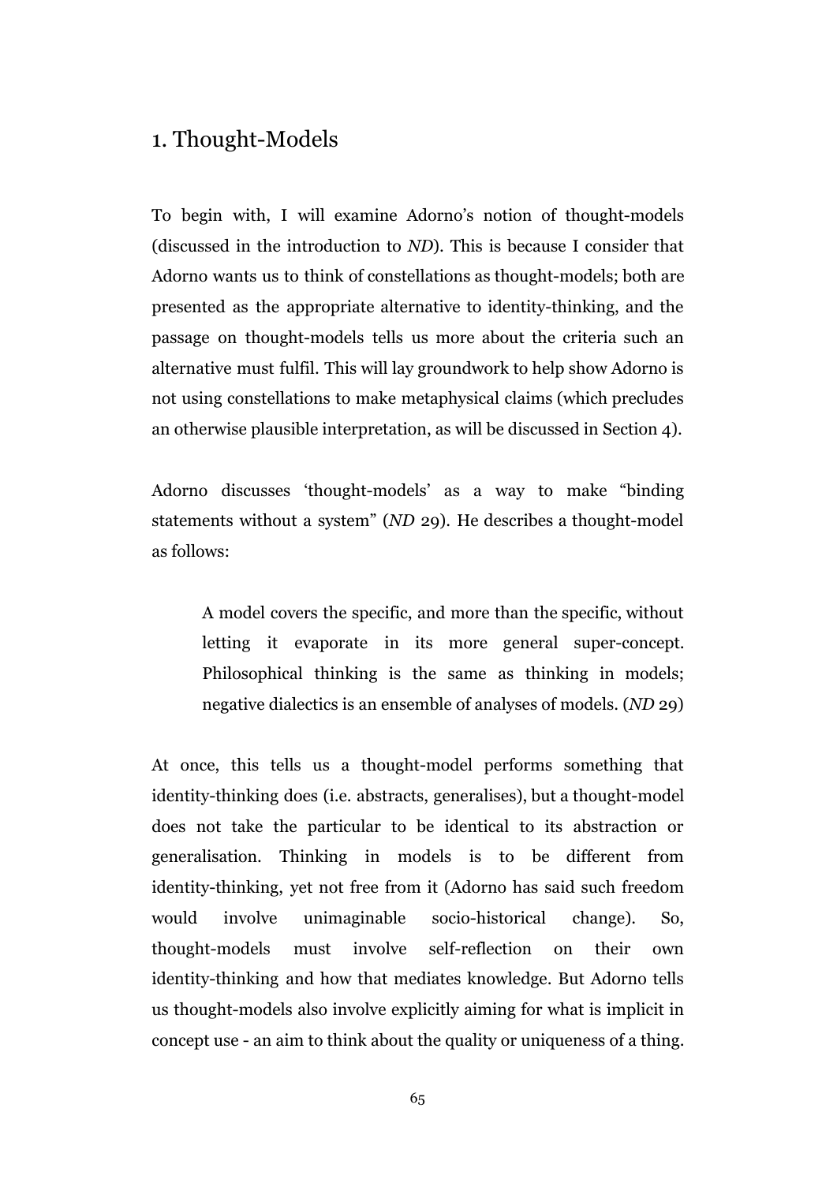## 1. Thought-Models

To begin with, I will examine Adorno's notion of thought-models (discussed in the introduction to *ND*). This is because I consider that Adorno wants us to think of constellations as thought-models; both are presented as the appropriate alternative to identity-thinking, and the passage on thought-models tells us more about the criteria such an alternative must fulfil. This will lay groundwork to help show Adorno is not using constellations to make metaphysical claims (which precludes an otherwise plausible interpretation, as will be discussed in Section 4).

Adorno discusses 'thought-models' as a way to make "binding statements without a system" (*ND* 29). He describes a thought-model as follows:

> A model covers the specific, and more than the specific, without letting it evaporate in its more general super-concept. Philosophical thinking is the same as thinking in models; negative dialectics is an ensemble of analyses of models. (*ND* 29)

At once, this tells us a thought-model performs something that identity-thinking does (i.e. abstracts, generalises), but a thought-model does not take the particular to be identical to its abstraction or generalisation. Thinking in models is to be different from identity-thinking, yet not free from it (Adorno has said such freedom would involve unimaginable socio-historical change). So, thought-models must involve self-reflection on their own identity-thinking and how that mediates knowledge. But Adorno tells us thought-models also involve explicitly aiming for what is implicit in concept use - an aim to think about the quality or uniqueness of a thing.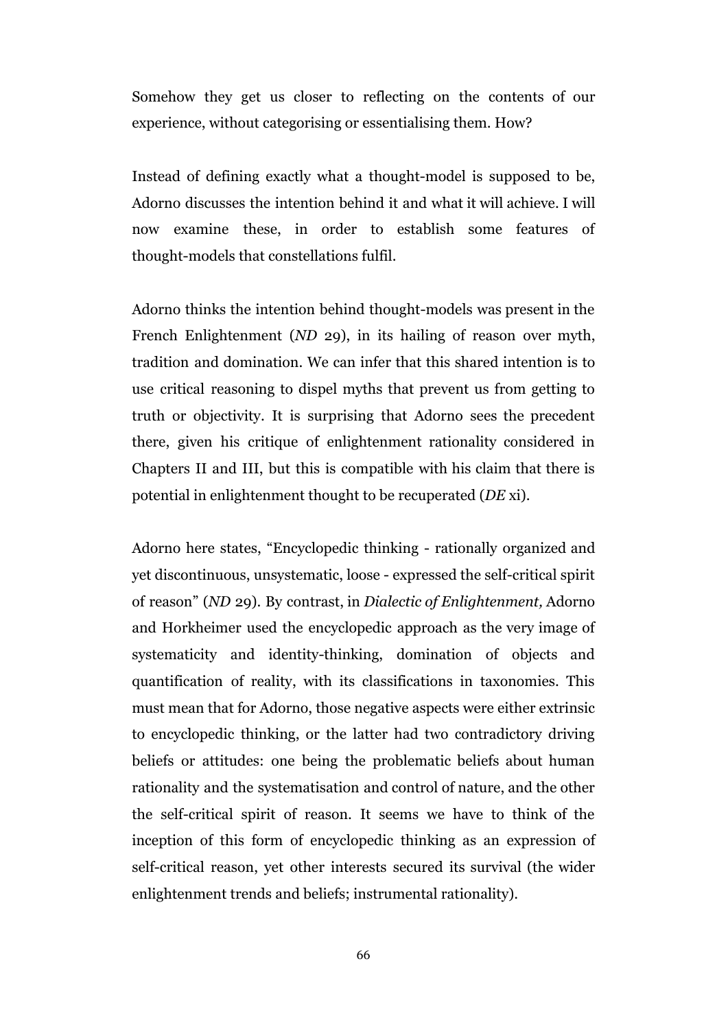Somehow they get us closer to reflecting on the contents of our experience, without categorising or essentialising them. How?

Instead of defining exactly what a thought-model is supposed to be, Adorno discusses the intention behind it and what it will achieve. I will now examine these, in order to establish some features of thought-models that constellations fulfil.

Adorno thinks the intention behind thought-models was present in the French Enlightenment (*ND* 29), in its hailing of reason over myth, tradition and domination. We can infer that this shared intention is to use critical reasoning to dispel myths that prevent us from getting to truth or objectivity. It is surprising that Adorno sees the precedent there, given his critique of enlightenment rationality considered in Chapters II and III, but this is compatible with his claim that there is potential in enlightenment thought to be recuperated (*DE* xi).

Adorno here states, "Encyclopedic thinking - rationally organized and yet discontinuous, unsystematic, loose - expressed the self-critical spirit of reason" (*ND* 29). By contrast, in *Dialectic of Enlightenment,* Adorno and Horkheimer used the encyclopedic approach as the very image of systematicity and identity-thinking, domination of objects and quantification of reality, with its classifications in taxonomies. This must mean that for Adorno, those negative aspects were either extrinsic to encyclopedic thinking, or the latter had two contradictory driving beliefs or attitudes: one being the problematic beliefs about human rationality and the systematisation and control of nature, and the other the self-critical spirit of reason. It seems we have to think of the inception of this form of encyclopedic thinking as an expression of self-critical reason, yet other interests secured its survival (the wider enlightenment trends and beliefs; instrumental rationality).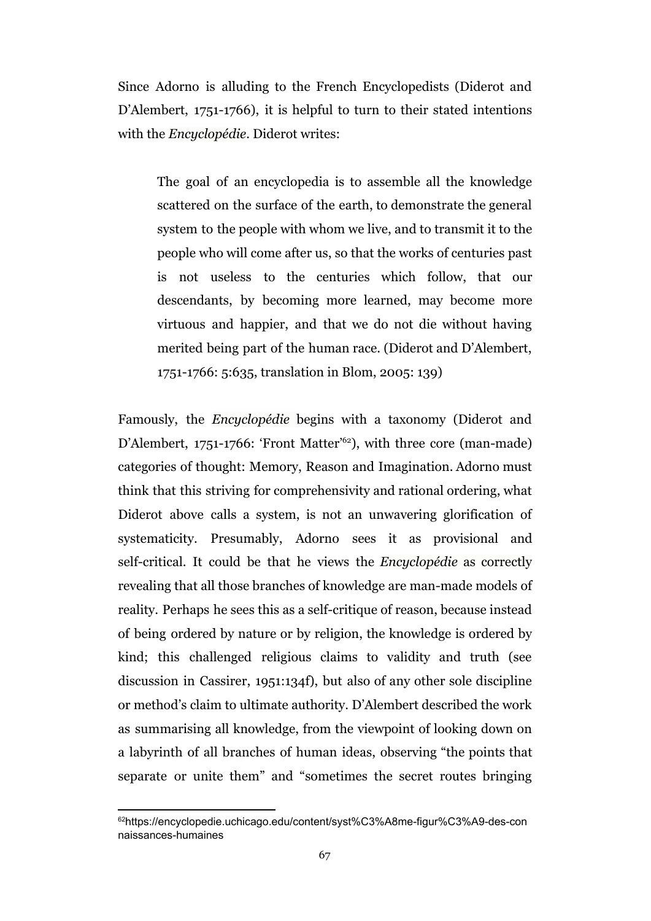Since Adorno is alluding to the French Encyclopedists (Diderot and D'Alembert, 1751-1766), it is helpful to turn to their stated intentions with the *Encyclopédie*. Diderot writes:

> The goal of an encyclopedia is to assemble all the knowledge scattered on the surface of the earth, to demonstrate the general system to the people with whom we live, and to transmit it to the people who will come after us, so that the works of centuries past is not useless to the centuries which follow, that our descendants, by becoming more learned, may become more virtuous and happier, and that we do not die without having merited being part of the human race. (Diderot and D'Alembert, 1751-1766: 5:635, translation in Blom, 2005: 139)

Famously, the *Encyclopédie* begins with a taxonomy (Diderot and D'Alembert, 1751-1766: 'Front Matter'[62]), with three core (man-made) categories of thought: Memory, Reason and Imagination. Adorno must think that this striving for comprehensivity and rational ordering, what Diderot above calls a system, is not an unwavering glorification of systematicity. Presumably, Adorno sees it as provisional and self-critical. It could be that he views the *Encyclopédie* as correctly revealing that all those branches of knowledge are man-made models of reality. Perhaps he sees this as a self-critique of reason, because instead of being ordered by nature or by religion, the knowledge is ordered by kind; this challenged religious claims to validity and truth (see discussion in Cassirer, 1951:134f), but also of any other sole discipline or method's claim to ultimate authority. D'Alembert described the work as summarising all knowledge, from the viewpoint of looking down on a labyrinth of all branches of human ideas, observing "the points that separate or unite them" and "sometimes the secret routes bringing

[62] https://encyclopedie.uchicago.edu/content/syst%C3%A8me-figur%C3%A9-des-connaissances-humaines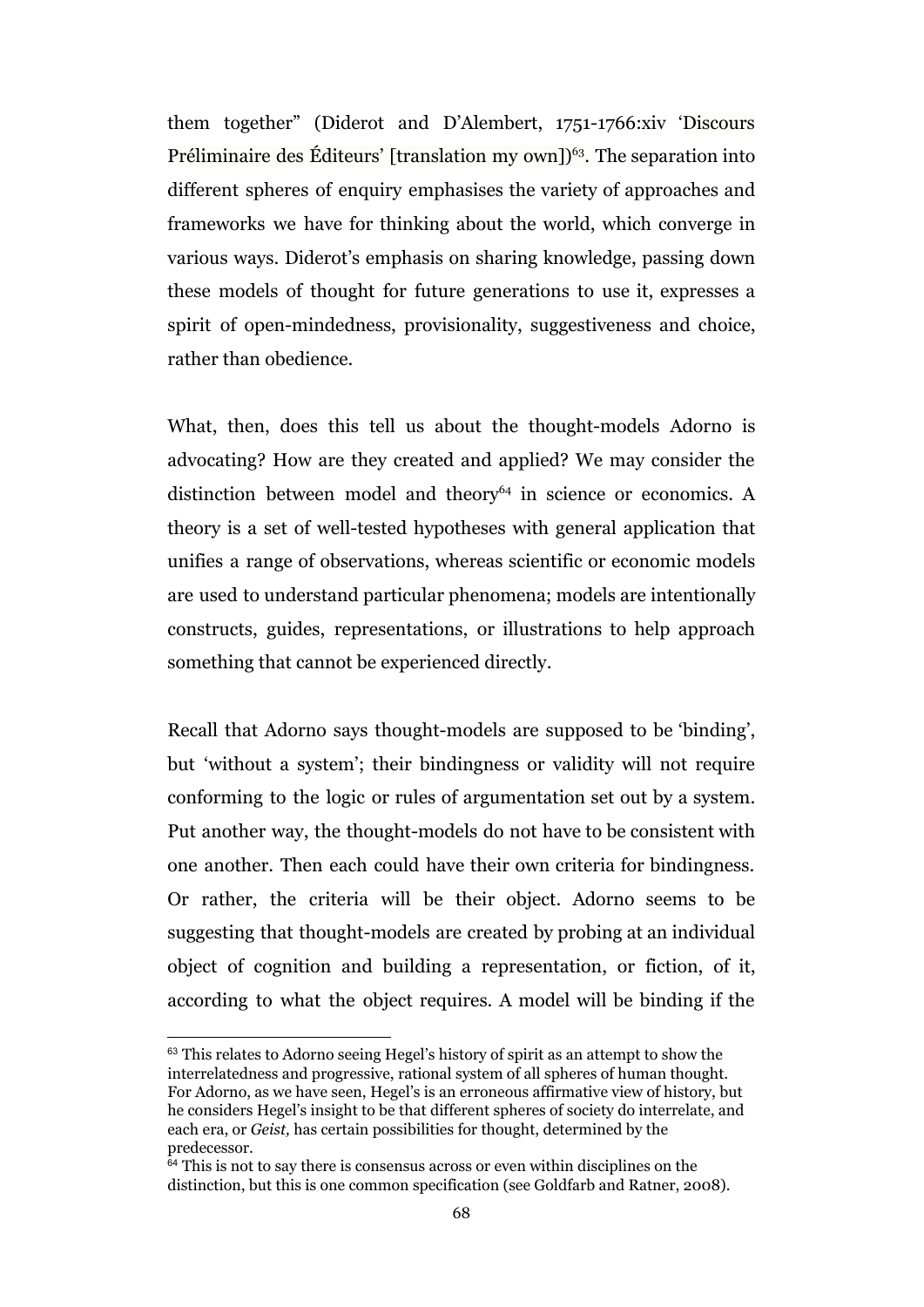them together" (Diderot and D'Alembert, 1751-1766:xiv 'Discours Préliminaire des Éditeurs' [translation my own])[63]. The separation into different spheres of enquiry emphasises the variety of approaches and frameworks we have for thinking about the world, which converge in various ways. Diderot's emphasis on sharing knowledge, passing down these models of thought for future generations to use it, expresses a spirit of open-mindedness, provisionality, suggestiveness and choice, rather than obedience.

What, then, does this tell us about the thought-models Adorno is advocating? How are they created and applied? We may consider the distinction between model and theory[64] in science or economics. A theory is a set of well-tested hypotheses with general application that unifies a range of observations, whereas scientific or economic models are used to understand particular phenomena; models are intentionally constructs, guides, representations, or illustrations to help approach something that cannot be experienced directly.

Recall that Adorno says thought-models are supposed to be 'binding', but 'without a system'; their bindingness or validity will not require conforming to the logic or rules of argumentation set out by a system. Put another way, the thought-models do not have to be consistent with one another. Then each could have their own criteria for bindingness. Or rather, the criteria will be their object. Adorno seems to be suggesting that thought-models are created by probing at an individual object of cognition and building a representation, or fiction, of it, according to what the object requires. A model will be binding if the

---

[63] This relates to Adorno seeing Hegel's history of spirit as an attempt to show the interrelatedness and progressive, rational system of all spheres of human thought. For Adorno, as we have seen, Hegel's is an erroneous affirmative view of history, but he considers Hegel's insight to be that different spheres of society do interrelate, and each era, or *Geist,* has certain possibilities for thought, determined by the predecessor.

[64] This is not to say there is consensus across or even within disciplines on the distinction, but this is one common specification (see Goldfarb and Ratner, 2008).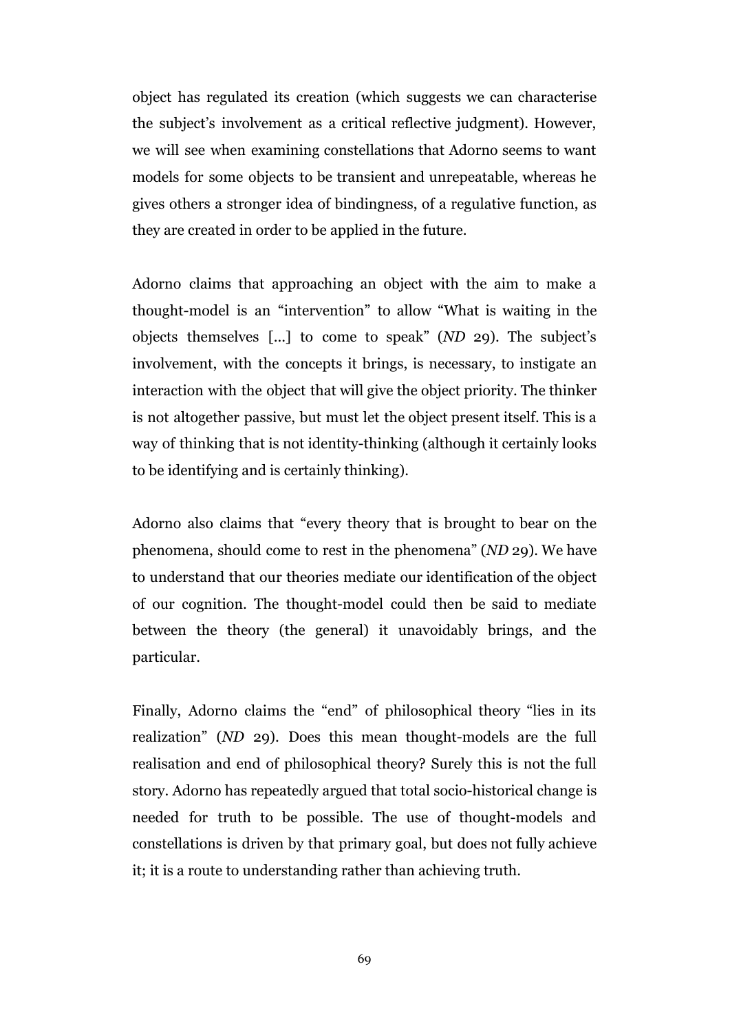object has regulated its creation (which suggests we can characterise the subject's involvement as a critical reflective judgment). However, we will see when examining constellations that Adorno seems to want models for some objects to be transient and unrepeatable, whereas he gives others a stronger idea of bindingness, of a regulative function, as they are created in order to be applied in the future.

Adorno claims that approaching an object with the aim to make a thought-model is an "intervention" to allow "What is waiting in the objects themselves [...] to come to speak" (*ND* 29). The subject's involvement, with the concepts it brings, is necessary, to instigate an interaction with the object that will give the object priority. The thinker is not altogether passive, but must let the object present itself. This is a way of thinking that is not identity-thinking (although it certainly looks to be identifying and is certainly thinking).

Adorno also claims that "every theory that is brought to bear on the phenomena, should come to rest in the phenomena" (*ND* 29). We have to understand that our theories mediate our identification of the object of our cognition. The thought-model could then be said to mediate between the theory (the general) it unavoidably brings, and the particular.

Finally, Adorno claims the "end" of philosophical theory "lies in its realization" (*ND* 29). Does this mean thought-models are the full realisation and end of philosophical theory? Surely this is not the full story. Adorno has repeatedly argued that total socio-historical change is needed for truth to be possible. The use of thought-models and constellations is driven by that primary goal, but does not fully achieve it; it is a route to understanding rather than achieving truth.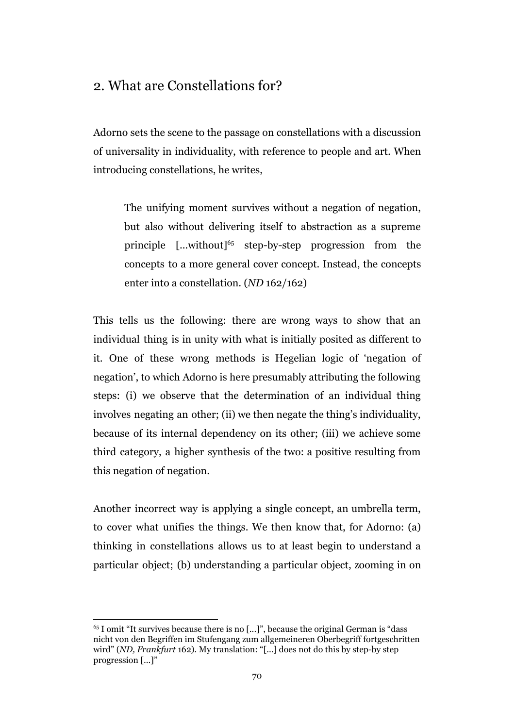## 2. What are Constellations for?

Adorno sets the scene to the passage on constellations with a discussion of universality in individuality, with reference to people and art. When introducing constellations, he writes,

> The unifying moment survives without a negation of negation, but also without delivering itself to abstraction as a supreme principle [...without][65] step-by-step progression from the concepts to a more general cover concept. Instead, the concepts enter into a constellation. (*ND* 162/162)

This tells us the following: there are wrong ways to show that an individual thing is in unity with what is initially posited as different to it. One of these wrong methods is Hegelian logic of 'negation of negation', to which Adorno is here presumably attributing the following steps: (i) we observe that the determination of an individual thing involves negating an other; (ii) we then negate the thing's individuality, because of its internal dependency on its other; (iii) we achieve some third category, a higher synthesis of the two: a positive resulting from this negation of negation.

Another incorrect way is applying a single concept, an umbrella term, to cover what unifies the things. We then know that, for Adorno: (a) thinking in constellations allows us to at least begin to understand a particular object; (b) understanding a particular object, zooming in on

---

[65] I omit "It survives because there is no [...]", because the original German is "dass nicht von den Begriffen im Stufengang zum allgemeineren Oberbegriff fortgeschritten wird" (*ND, Frankfurt* 162). My translation: "[...] does not do this by step-by step progression [...]"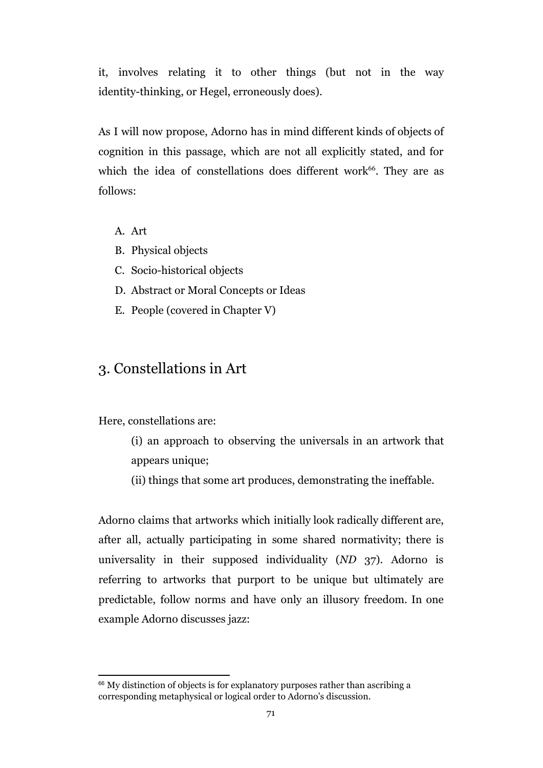it, involves relating it to other things (but not in the way identity-thinking, or Hegel, erroneously does).

As I will now propose, Adorno has in mind different kinds of objects of cognition in this passage, which are not all explicitly stated, and for which the idea of constellations does different work[66]. They are as follows:

A. Art
B. Physical objects
C. Socio-historical objects
D. Abstract or Moral Concepts or Ideas
E. People (covered in Chapter V)

## 3. Constellations in Art

Here, constellations are:

> (i) an approach to observing the universals in an artwork that appears unique;
>
> (ii) things that some art produces, demonstrating the ineffable.

Adorno claims that artworks which initially look radically different are, after all, actually participating in some shared normativity; there is universality in their supposed individuality (*ND* 37). Adorno is referring to artworks that purport to be unique but ultimately are predictable, follow norms and have only an illusory freedom. In one example Adorno discusses jazz:

[66] My distinction of objects is for explanatory purposes rather than ascribing a corresponding metaphysical or logical order to Adorno's discussion.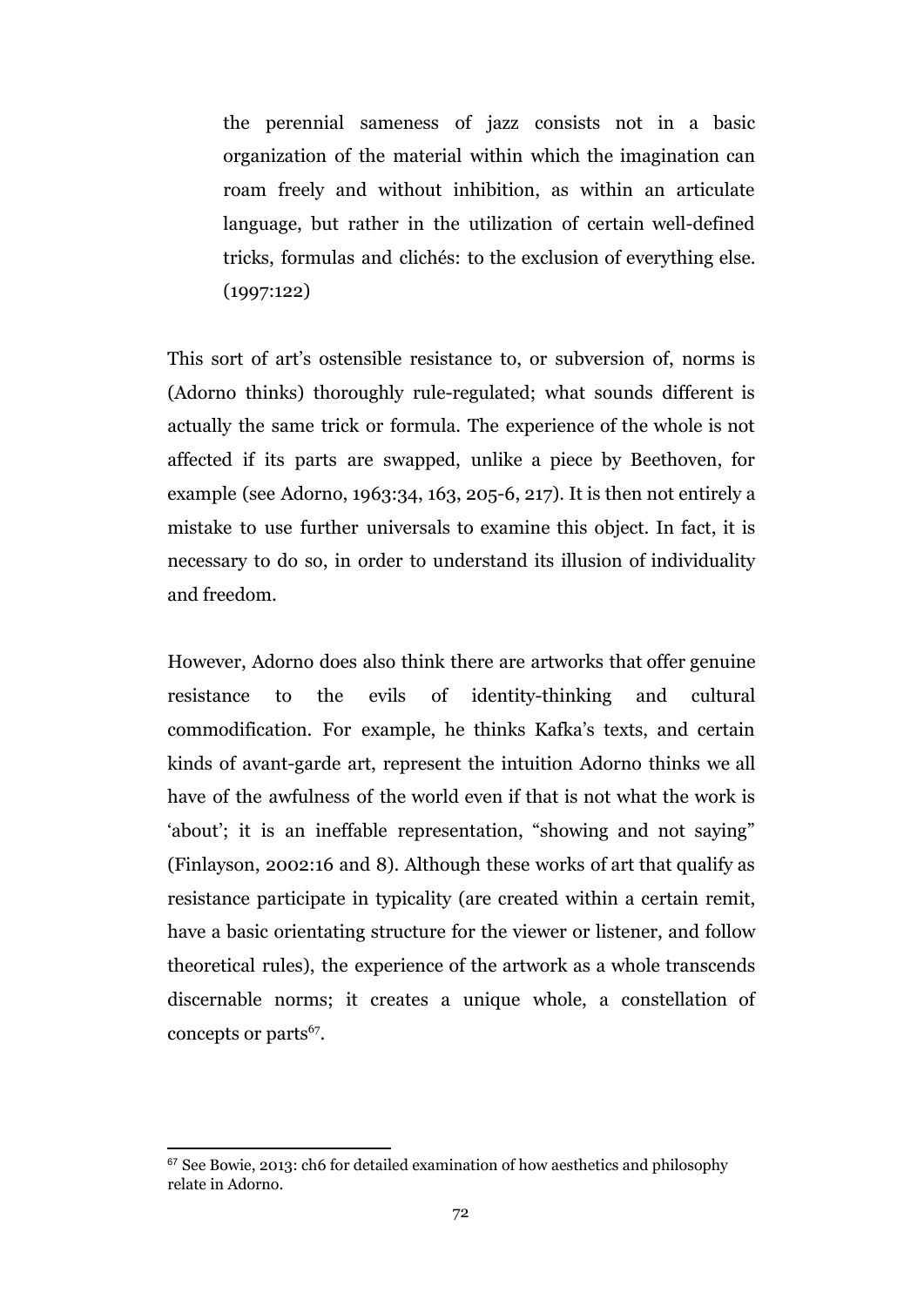> the perennial sameness of jazz consists not in a basic organization of the material within which the imagination can roam freely and without inhibition, as within an articulate language, but rather in the utilization of certain well-defined tricks, formulas and clichés: to the exclusion of everything else. (1997:122)

This sort of art's ostensible resistance to, or subversion of, norms is (Adorno thinks) thoroughly rule-regulated; what sounds different is actually the same trick or formula. The experience of the whole is not affected if its parts are swapped, unlike a piece by Beethoven, for example (see Adorno, 1963:34, 163, 205-6, 217). It is then not entirely a mistake to use further universals to examine this object. In fact, it is necessary to do so, in order to understand its illusion of individuality and freedom.

However, Adorno does also think there are artworks that offer genuine resistance to the evils of identity-thinking and cultural commodification. For example, he thinks Kafka's texts, and certain kinds of avant-garde art, represent the intuition Adorno thinks we all have of the awfulness of the world even if that is not what the work is 'about'; it is an ineffable representation, "showing and not saying" (Finlayson, 2002:16 and 8). Although these works of art that qualify as resistance participate in typicality (are created within a certain remit, have a basic orientating structure for the viewer or listener, and follow theoretical rules), the experience of the artwork as a whole transcends discernable norms; it creates a unique whole, a constellation of concepts or parts[67].

[67] See Bowie, 2013: ch6 for detailed examination of how aesthetics and philosophy relate in Adorno.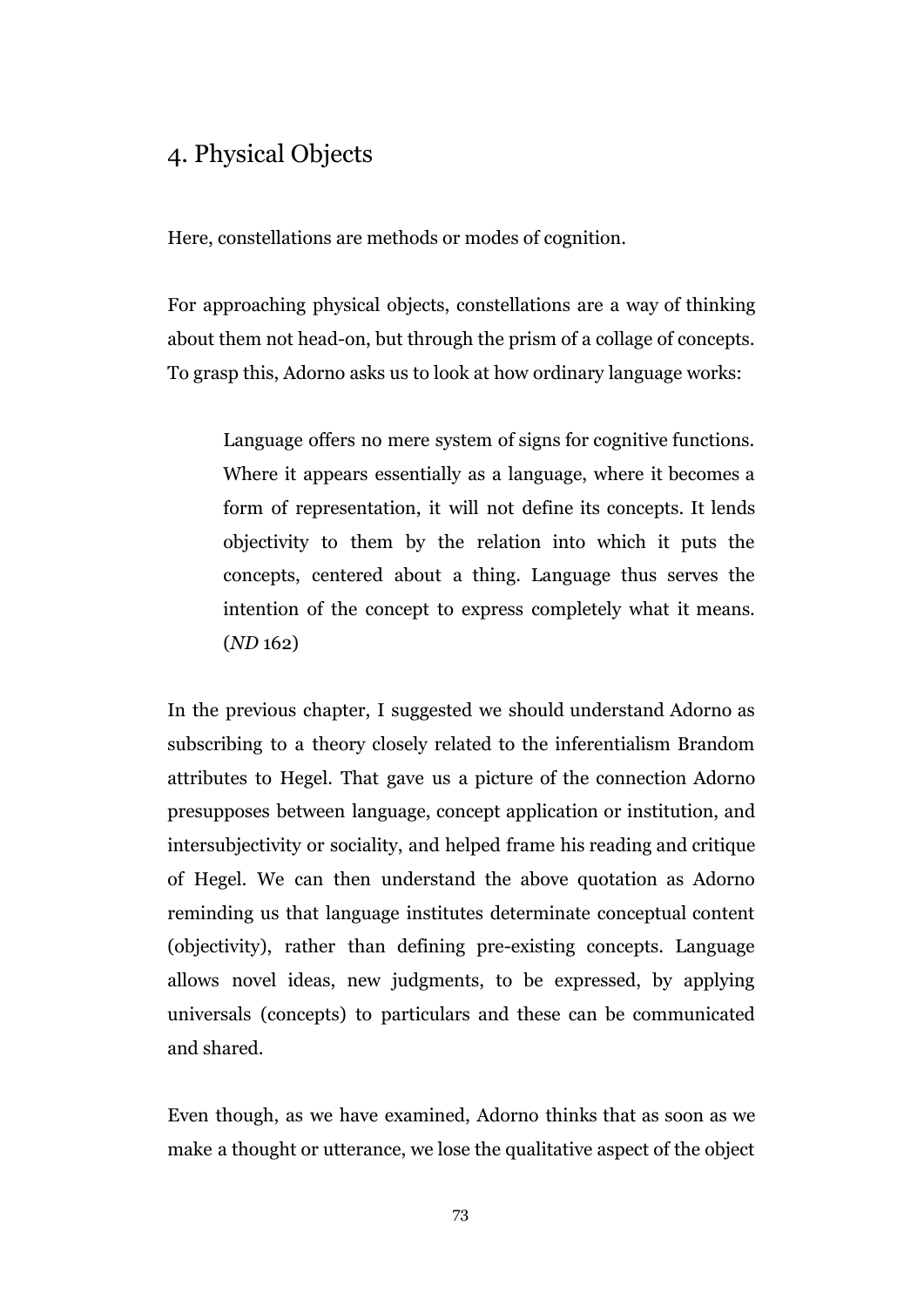## 4. Physical Objects

Here, constellations are methods or modes of cognition.

For approaching physical objects, constellations are a way of thinking about them not head-on, but through the prism of a collage of concepts. To grasp this, Adorno asks us to look at how ordinary language works:

> Language offers no mere system of signs for cognitive functions. Where it appears essentially as a language, where it becomes a form of representation, it will not define its concepts. It lends objectivity to them by the relation into which it puts the concepts, centered about a thing. Language thus serves the intention of the concept to express completely what it means. (*ND* 162)

In the previous chapter, I suggested we should understand Adorno as subscribing to a theory closely related to the inferentialism Brandom attributes to Hegel. That gave us a picture of the connection Adorno presupposes between language, concept application or institution, and intersubjectivity or sociality, and helped frame his reading and critique of Hegel. We can then understand the above quotation as Adorno reminding us that language institutes determinate conceptual content (objectivity), rather than defining pre-existing concepts. Language allows novel ideas, new judgments, to be expressed, by applying universals (concepts) to particulars and these can be communicated and shared.

Even though, as we have examined, Adorno thinks that as soon as we make a thought or utterance, we lose the qualitative aspect of the object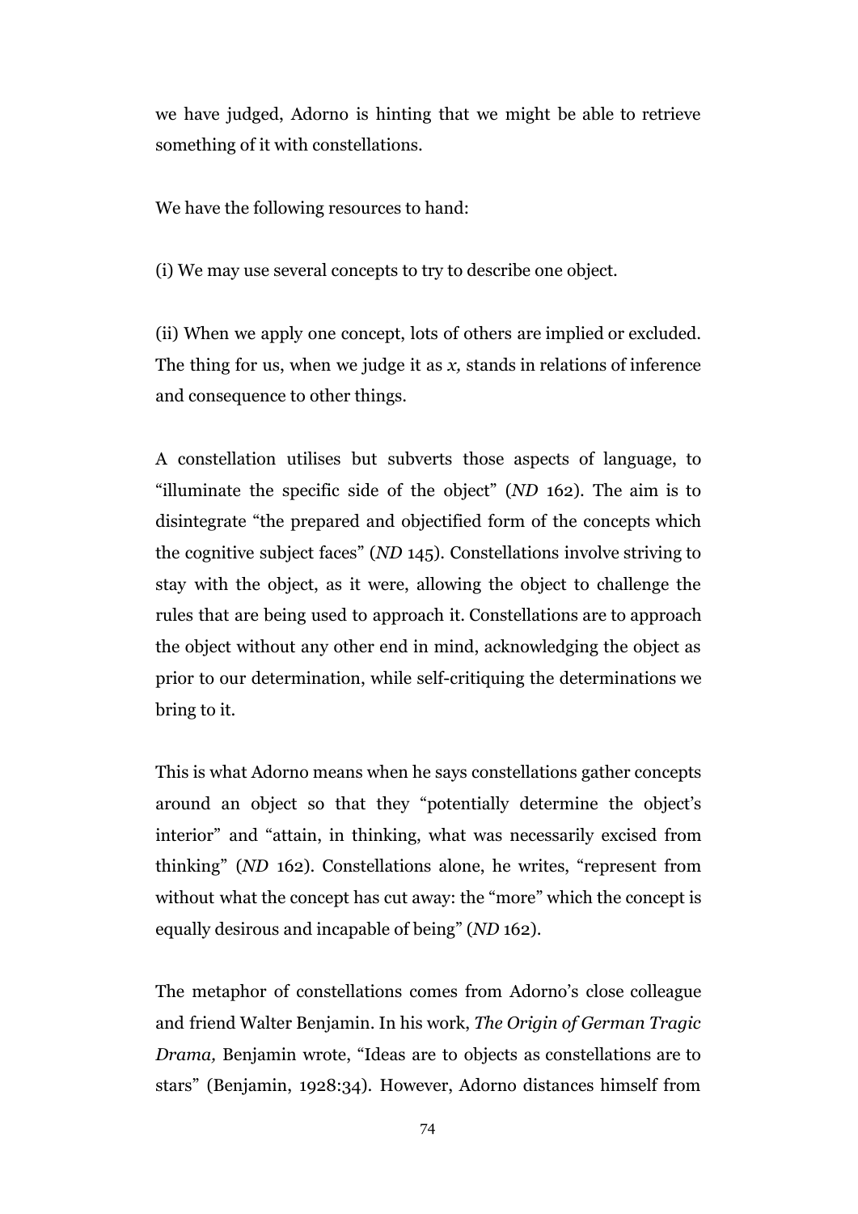we have judged, Adorno is hinting that we might be able to retrieve something of it with constellations.

We have the following resources to hand:

(i) We may use several concepts to try to describe one object.

(ii) When we apply one concept, lots of others are implied or excluded. The thing for us, when we judge it as *x,* stands in relations of inference and consequence to other things.

A constellation utilises but subverts those aspects of language, to "illuminate the specific side of the object" (*ND* 162). The aim is to disintegrate "the prepared and objectified form of the concepts which the cognitive subject faces" (*ND* 145). Constellations involve striving to stay with the object, as it were, allowing the object to challenge the rules that are being used to approach it. Constellations are to approach the object without any other end in mind, acknowledging the object as prior to our determination, while self-critiquing the determinations we bring to it.

This is what Adorno means when he says constellations gather concepts around an object so that they "potentially determine the object's interior" and "attain, in thinking, what was necessarily excised from thinking" (*ND* 162). Constellations alone, he writes, "represent from without what the concept has cut away: the "more" which the concept is equally desirous and incapable of being" (*ND* 162).

The metaphor of constellations comes from Adorno's close colleague and friend Walter Benjamin. In his work, *The Origin of German Tragic Drama,* Benjamin wrote, "Ideas are to objects as constellations are to stars" (Benjamin, 1928:34). However, Adorno distances himself from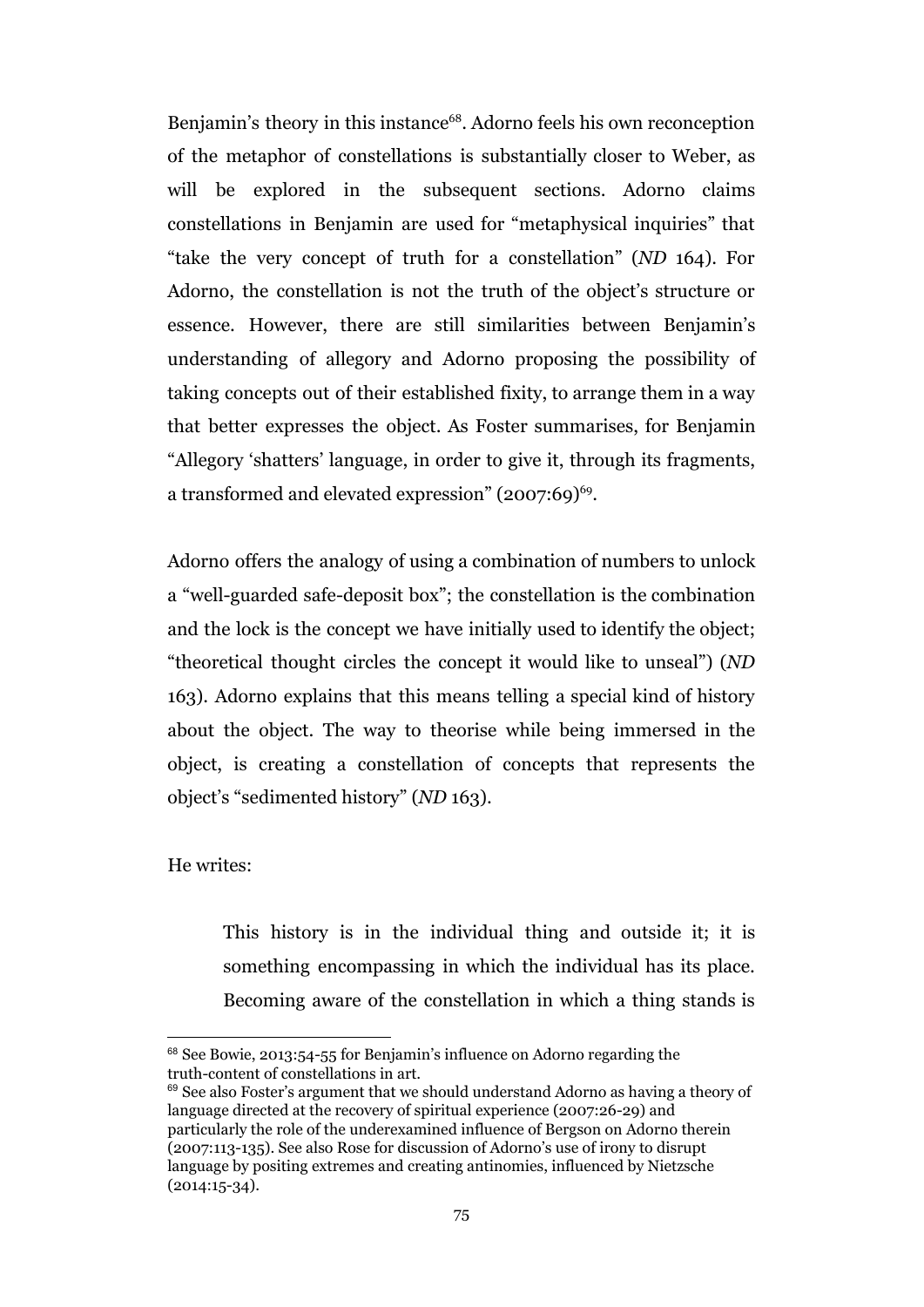Benjamin's theory in this instance[68]. Adorno feels his own reconception of the metaphor of constellations is substantially closer to Weber, as will be explored in the subsequent sections. Adorno claims constellations in Benjamin are used for "metaphysical inquiries" that "take the very concept of truth for a constellation" (*ND* 164). For Adorno, the constellation is not the truth of the object's structure or essence. However, there are still similarities between Benjamin's understanding of allegory and Adorno proposing the possibility of taking concepts out of their established fixity, to arrange them in a way that better expresses the object. As Foster summarises, for Benjamin "Allegory 'shatters' language, in order to give it, through its fragments, a transformed and elevated expression" (2007:69)[69].

Adorno offers the analogy of using a combination of numbers to unlock a "well-guarded safe-deposit box"; the constellation is the combination and the lock is the concept we have initially used to identify the object; "theoretical thought circles the concept it would like to unseal") (*ND* 163). Adorno explains that this means telling a special kind of history about the object. The way to theorise while being immersed in the object, is creating a constellation of concepts that represents the object's "sedimented history" (*ND* 163).

He writes:

> This history is in the individual thing and outside it; it is something encompassing in which the individual has its place. Becoming aware of the constellation in which a thing stands is

[68] See Bowie, 2013:54-55 for Benjamin's influence on Adorno regarding the truth-content of constellations in art.

[69] See also Foster's argument that we should understand Adorno as having a theory of language directed at the recovery of spiritual experience (2007:26-29) and particularly the role of the underexamined influence of Bergson on Adorno therein (2007:113-135). See also Rose for discussion of Adorno's use of irony to disrupt language by positing extremes and creating antinomies, influenced by Nietzsche (2014:15-34).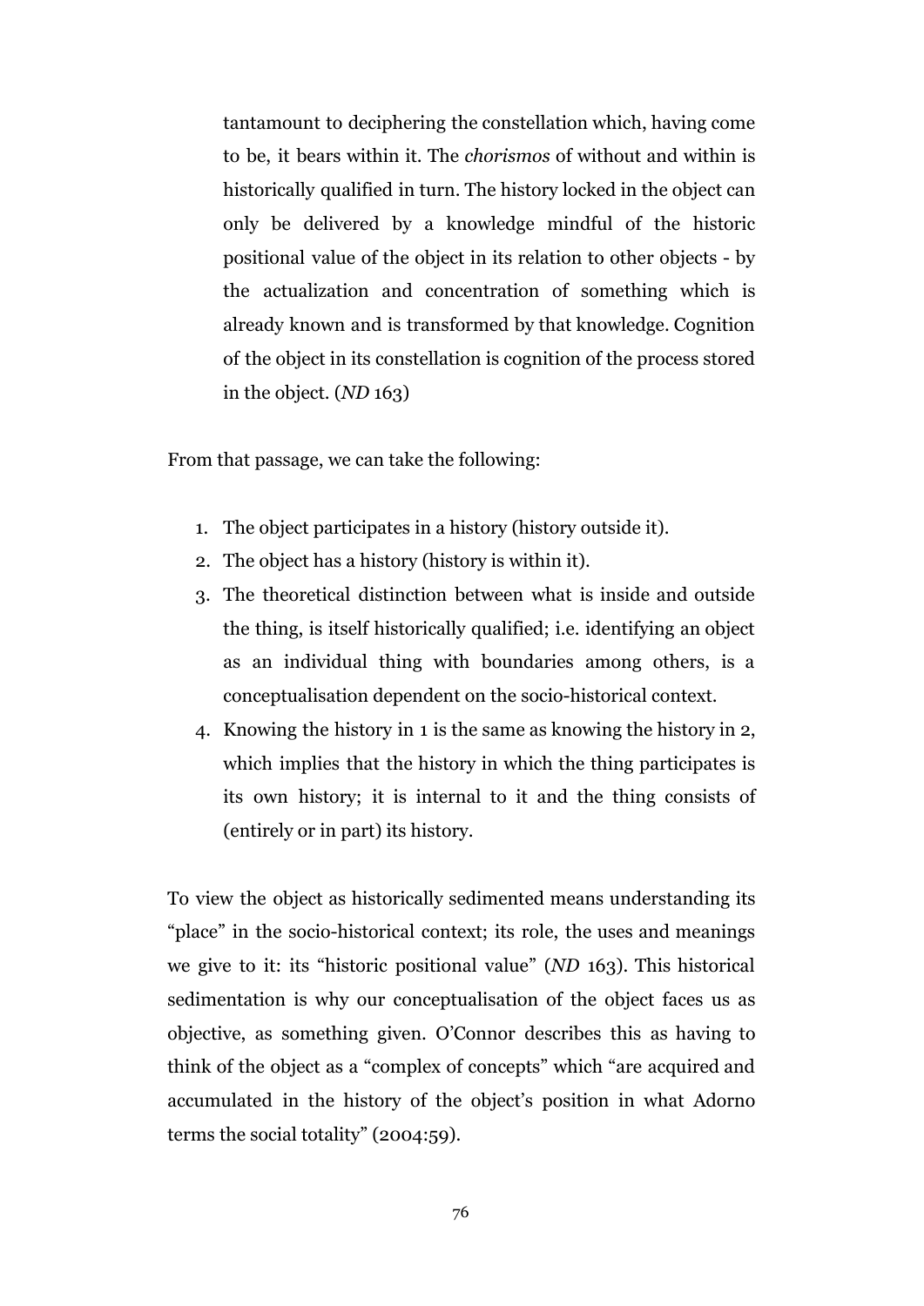> tantamount to deciphering the constellation which, having come to be, it bears within it. The *chorismos* of without and within is historically qualified in turn. The history locked in the object can only be delivered by a knowledge mindful of the historic positional value of the object in its relation to other objects - by the actualization and concentration of something which is already known and is transformed by that knowledge. Cognition of the object in its constellation is cognition of the process stored in the object. (*ND* 163)

From that passage, we can take the following:

1. The object participates in a history (history outside it).
2. The object has a history (history is within it).
3. The theoretical distinction between what is inside and outside the thing, is itself historically qualified; i.e. identifying an object as an individual thing with boundaries among others, is a conceptualisation dependent on the socio-historical context.
4. Knowing the history in 1 is the same as knowing the history in 2, which implies that the history in which the thing participates is its own history; it is internal to it and the thing consists of (entirely or in part) its history.

To view the object as historically sedimented means understanding its "place" in the socio-historical context; its role, the uses and meanings we give to it: its "historic positional value" (*ND* 163). This historical sedimentation is why our conceptualisation of the object faces us as objective, as something given. O'Connor describes this as having to think of the object as a "complex of concepts" which "are acquired and accumulated in the history of the object's position in what Adorno terms the social totality" (2004:59).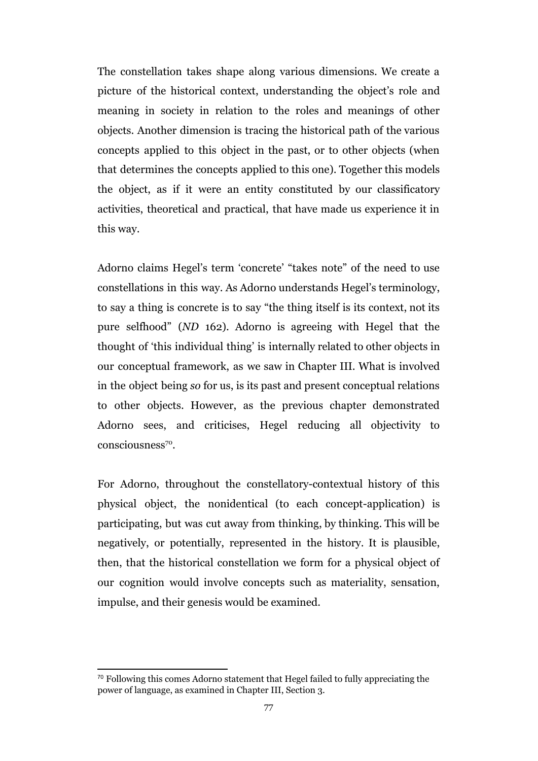The constellation takes shape along various dimensions. We create a picture of the historical context, understanding the object's role and meaning in society in relation to the roles and meanings of other objects. Another dimension is tracing the historical path of the various concepts applied to this object in the past, or to other objects (when that determines the concepts applied to this one). Together this models the object, as if it were an entity constituted by our classificatory activities, theoretical and practical, that have made us experience it in this way.

Adorno claims Hegel's term 'concrete' "takes note" of the need to use constellations in this way. As Adorno understands Hegel's terminology, to say a thing is concrete is to say "the thing itself is its context, not its pure selfhood" (*ND* 162). Adorno is agreeing with Hegel that the thought of 'this individual thing' is internally related to other objects in our conceptual framework, as we saw in Chapter III. What is involved in the object being *so* for us, is its past and present conceptual relations to other objects. However, as the previous chapter demonstrated Adorno sees, and criticises, Hegel reducing all objectivity to consciousness[70].

For Adorno, throughout the constellatory-contextual history of this physical object, the nonidentical (to each concept-application) is participating, but was cut away from thinking, by thinking. This will be negatively, or potentially, represented in the history. It is plausible, then, that the historical constellation we form for a physical object of our cognition would involve concepts such as materiality, sensation, impulse, and their genesis would be examined.

[70] Following this comes Adorno statement that Hegel failed to fully appreciating the power of language, as examined in Chapter III, Section 3.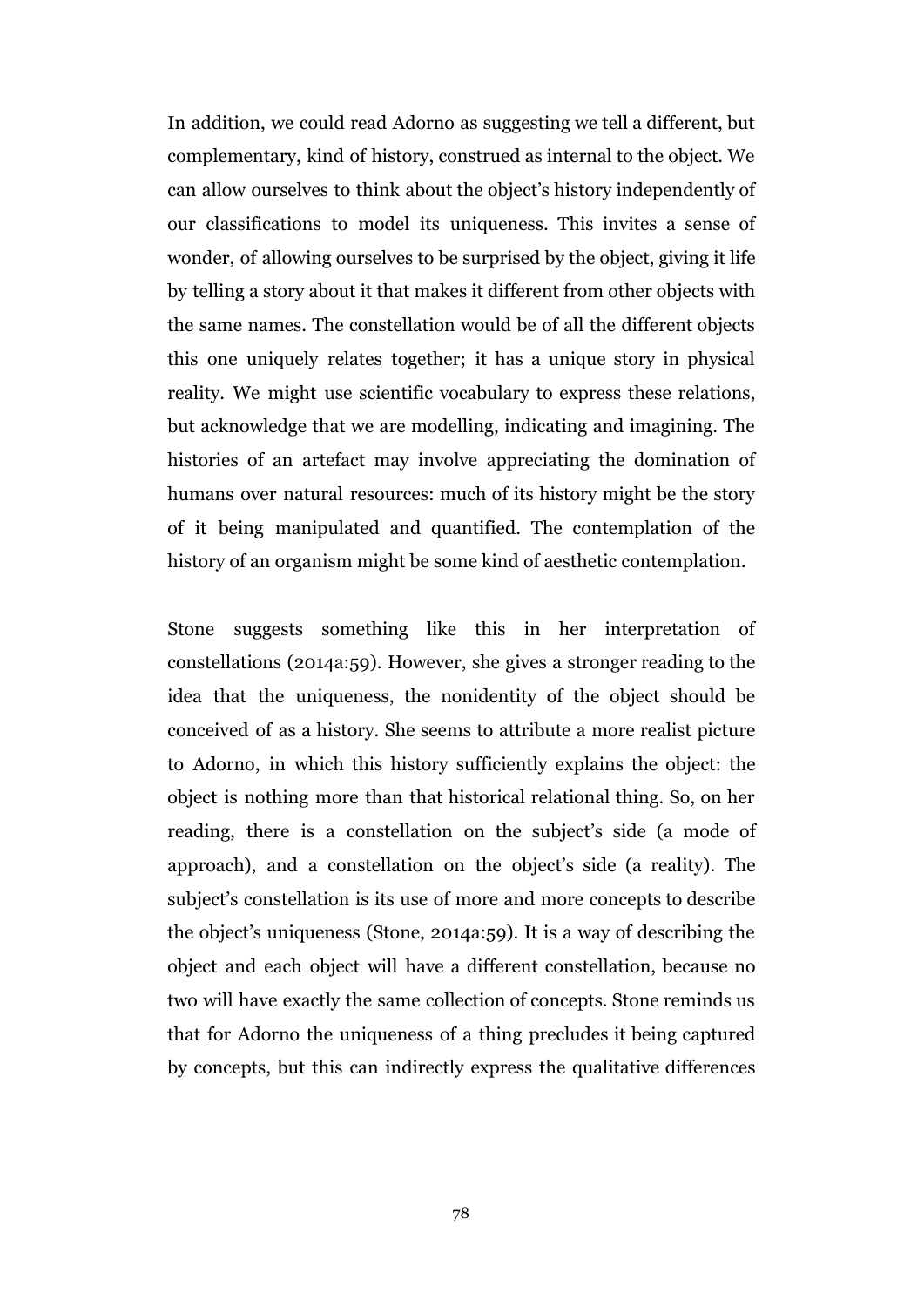In addition, we could read Adorno as suggesting we tell a different, but complementary, kind of history, construed as internal to the object. We can allow ourselves to think about the object's history independently of our classifications to model its uniqueness. This invites a sense of wonder, of allowing ourselves to be surprised by the object, giving it life by telling a story about it that makes it different from other objects with the same names. The constellation would be of all the different objects this one uniquely relates together; it has a unique story in physical reality. We might use scientific vocabulary to express these relations, but acknowledge that we are modelling, indicating and imagining. The histories of an artefact may involve appreciating the domination of humans over natural resources: much of its history might be the story of it being manipulated and quantified. The contemplation of the history of an organism might be some kind of aesthetic contemplation.

Stone suggests something like this in her interpretation of constellations (2014a:59). However, she gives a stronger reading to the idea that the uniqueness, the nonidentity of the object should be conceived of as a history. She seems to attribute a more realist picture to Adorno, in which this history sufficiently explains the object: the object is nothing more than that historical relational thing. So, on her reading, there is a constellation on the subject's side (a mode of approach), and a constellation on the object's side (a reality). The subject's constellation is its use of more and more concepts to describe the object's uniqueness (Stone, 2014a:59). It is a way of describing the object and each object will have a different constellation, because no two will have exactly the same collection of concepts. Stone reminds us that for Adorno the uniqueness of a thing precludes it being captured by concepts, but this can indirectly express the qualitative differences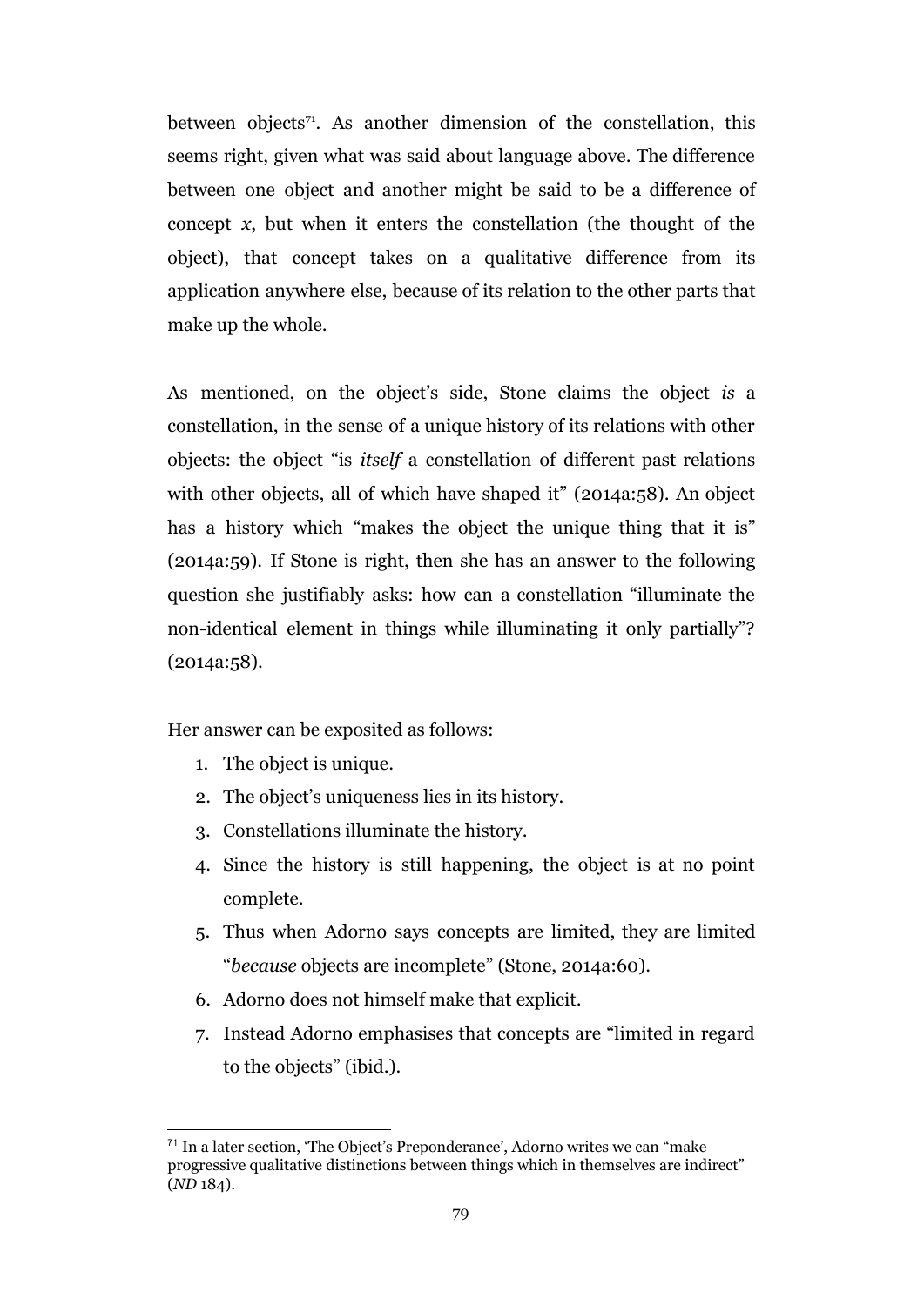between objects[71]. As another dimension of the constellation, this seems right, given what was said about language above. The difference between one object and another might be said to be a difference of concept *x*, but when it enters the constellation (the thought of the object), that concept takes on a qualitative difference from its application anywhere else, because of its relation to the other parts that make up the whole.

As mentioned, on the object's side, Stone claims the object *is* a constellation, in the sense of a unique history of its relations with other objects: the object "is *itself* a constellation of different past relations with other objects, all of which have shaped it" (2014a:58). An object has a history which "makes the object the unique thing that it is" (2014a:59). If Stone is right, then she has an answer to the following question she justifiably asks: how can a constellation "illuminate the non-identical element in things while illuminating it only partially"? (2014a:58).

Her answer can be exposited as follows:

1. The object is unique.
2. The object's uniqueness lies in its history.
3. Constellations illuminate the history.
4. Since the history is still happening, the object is at no point complete.
5. Thus when Adorno says concepts are limited, they are limited "*because* objects are incomplete" (Stone, 2014a:60).
6. Adorno does not himself make that explicit.
7. Instead Adorno emphasises that concepts are "limited in regard to the objects" (ibid.).

---

[71] In a later section, 'The Object's Preponderance', Adorno writes we can "make progressive qualitative distinctions between things which in themselves are indirect" (*ND* 184).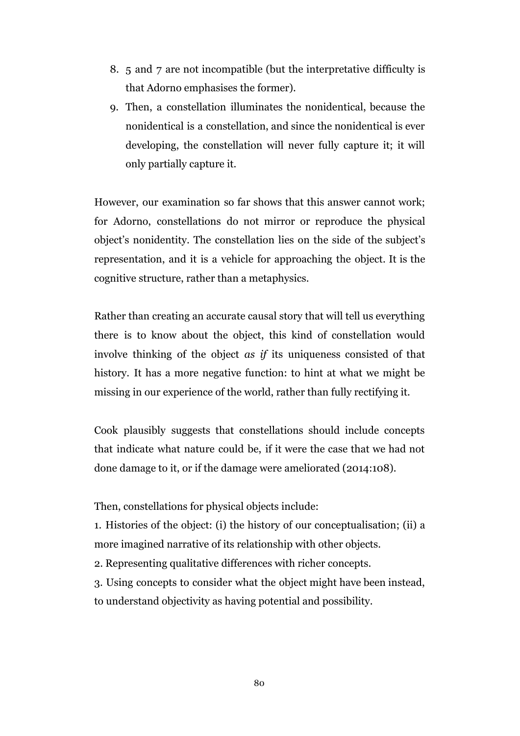8. 5 and 7 are not incompatible (but the interpretative difficulty is that Adorno emphasises the former).
9. Then, a constellation illuminates the nonidentical, because the nonidentical is a constellation, and since the nonidentical is ever developing, the constellation will never fully capture it; it will only partially capture it.

However, our examination so far shows that this answer cannot work; for Adorno, constellations do not mirror or reproduce the physical object's nonidentity. The constellation lies on the side of the subject's representation, and it is a vehicle for approaching the object. It is the cognitive structure, rather than a metaphysics.

Rather than creating an accurate causal story that will tell us everything there is to know about the object, this kind of constellation would involve thinking of the object *as if* its uniqueness consisted of that history. It has a more negative function: to hint at what we might be missing in our experience of the world, rather than fully rectifying it.

Cook plausibly suggests that constellations should include concepts that indicate what nature could be, if it were the case that we had not done damage to it, or if the damage were ameliorated (2014:108).

Then, constellations for physical objects include:

1. Histories of the object: (i) the history of our conceptualisation; (ii) a more imagined narrative of its relationship with other objects.
2. Representing qualitative differences with richer concepts.
3. Using concepts to consider what the object might have been instead, to understand objectivity as having potential and possibility.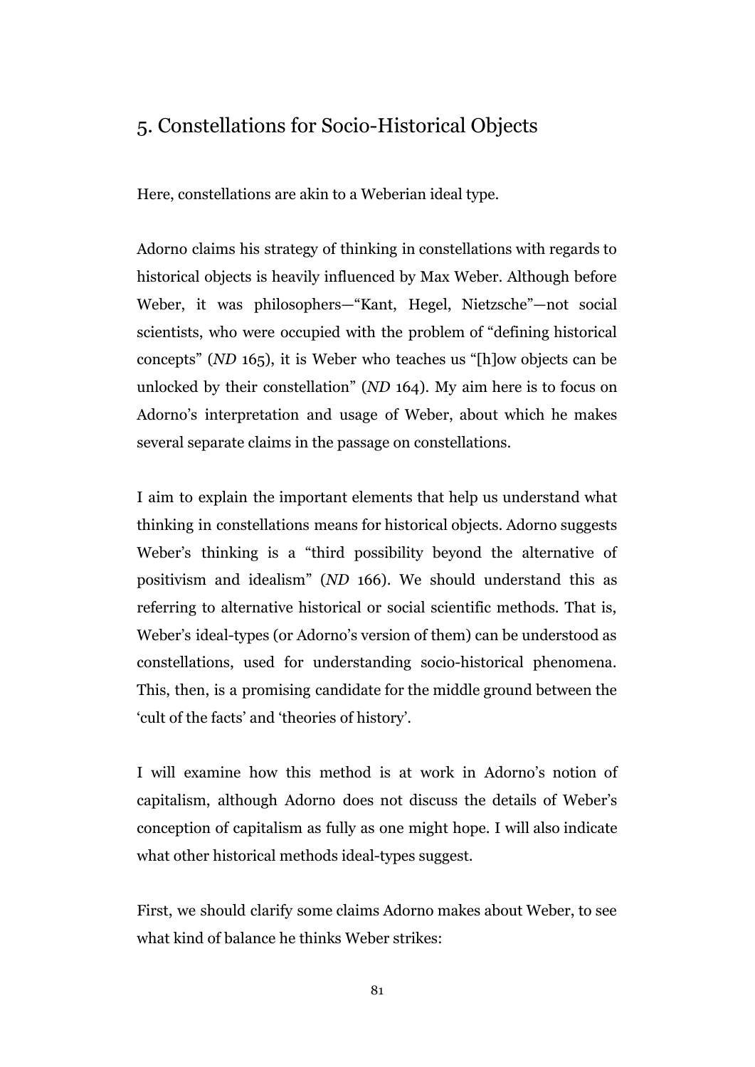## 5. Constellations for Socio-Historical Objects

Here, constellations are akin to a Weberian ideal type.

Adorno claims his strategy of thinking in constellations with regards to historical objects is heavily influenced by Max Weber. Although before Weber, it was philosophers—"Kant, Hegel, Nietzsche"—not social scientists, who were occupied with the problem of "defining historical concepts" (*ND* 165), it is Weber who teaches us "[h]ow objects can be unlocked by their constellation" (*ND* 164). My aim here is to focus on Adorno's interpretation and usage of Weber, about which he makes several separate claims in the passage on constellations.

I aim to explain the important elements that help us understand what thinking in constellations means for historical objects. Adorno suggests Weber's thinking is a "third possibility beyond the alternative of positivism and idealism" (*ND* 166). We should understand this as referring to alternative historical or social scientific methods. That is, Weber's ideal-types (or Adorno's version of them) can be understood as constellations, used for understanding socio-historical phenomena. This, then, is a promising candidate for the middle ground between the 'cult of the facts' and 'theories of history'.

I will examine how this method is at work in Adorno's notion of capitalism, although Adorno does not discuss the details of Weber's conception of capitalism as fully as one might hope. I will also indicate what other historical methods ideal-types suggest.

First, we should clarify some claims Adorno makes about Weber, to see what kind of balance he thinks Weber strikes: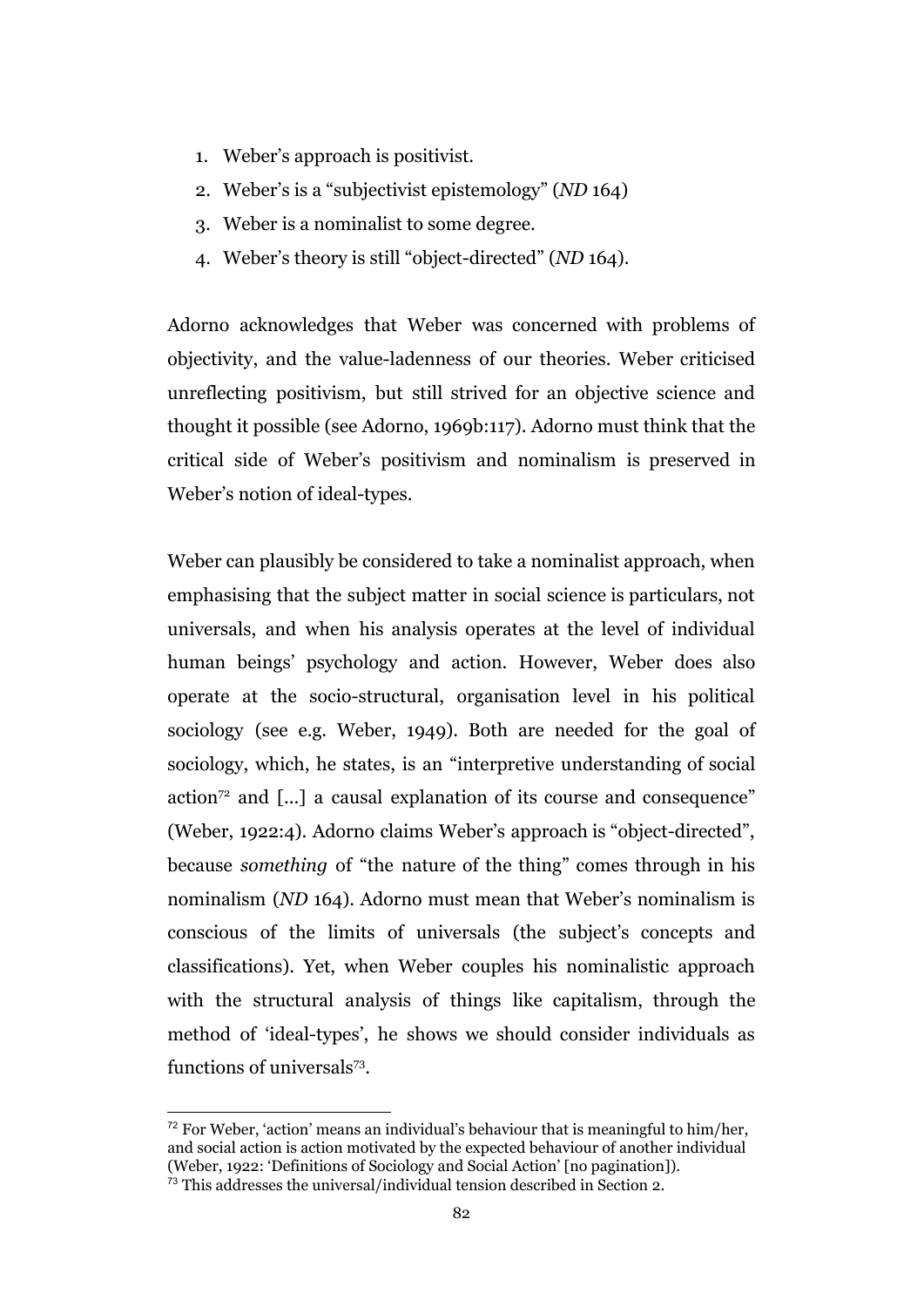1. Weber's approach is positivist.
2. Weber's is a "subjectivist epistemology" (*ND* 164)
3. Weber is a nominalist to some degree.
4. Weber's theory is still "object-directed" (*ND* 164).

Adorno acknowledges that Weber was concerned with problems of objectivity, and the value-ladenness of our theories. Weber criticised unreflecting positivism, but still strived for an objective science and thought it possible (see Adorno, 1969b:117). Adorno must think that the critical side of Weber's positivism and nominalism is preserved in Weber's notion of ideal-types.

Weber can plausibly be considered to take a nominalist approach, when emphasising that the subject matter in social science is particulars, not universals, and when his analysis operates at the level of individual human beings' psychology and action. However, Weber does also operate at the socio-structural, organisation level in his political sociology (see e.g. Weber, 1949). Both are needed for the goal of sociology, which, he states, is an "interpretive understanding of social action[72] and [...] a causal explanation of its course and consequence" (Weber, 1922:4). Adorno claims Weber's approach is "object-directed", because *something* of "the nature of the thing" comes through in his nominalism (*ND* 164). Adorno must mean that Weber's nominalism is conscious of the limits of universals (the subject's concepts and classifications). Yet, when Weber couples his nominalistic approach with the structural analysis of things like capitalism, through the method of 'ideal-types', he shows we should consider individuals as functions of universals[73].

---

[72] For Weber, 'action' means an individual's behaviour that is meaningful to him/her, and social action is action motivated by the expected behaviour of another individual (Weber, 1922: 'Definitions of Sociology and Social Action' [no pagination]).

[73] This addresses the universal/individual tension described in Section 2.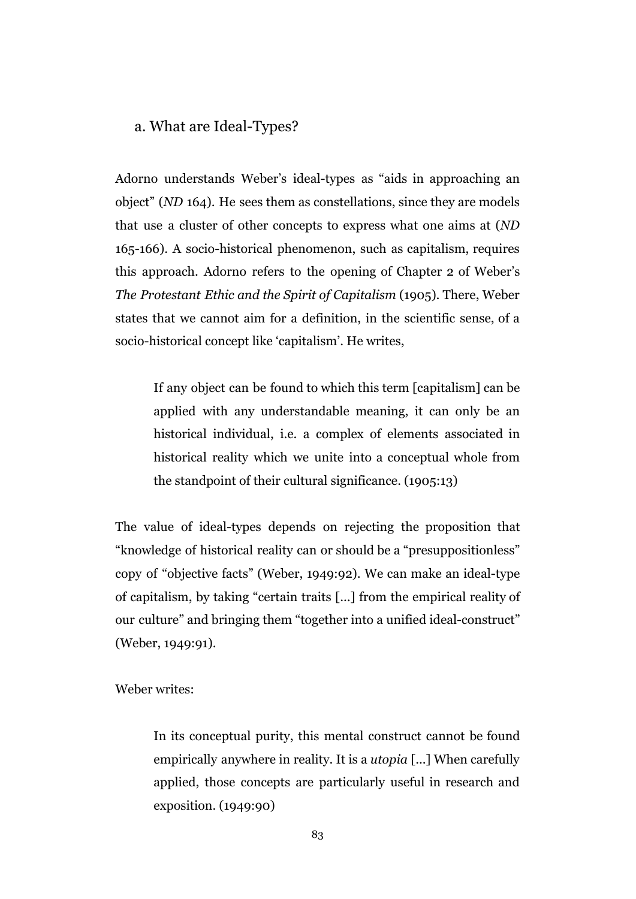### a. What are Ideal-Types?

Adorno understands Weber's ideal-types as "aids in approaching an object" (*ND* 164). He sees them as constellations, since they are models that use a cluster of other concepts to express what one aims at (*ND* 165-166). A socio-historical phenomenon, such as capitalism, requires this approach. Adorno refers to the opening of Chapter 2 of Weber's *The Protestant Ethic and the Spirit of Capitalism* (1905). There, Weber states that we cannot aim for a definition, in the scientific sense, of a socio-historical concept like 'capitalism'. He writes,

> If any object can be found to which this term [capitalism] can be applied with any understandable meaning, it can only be an historical individual, i.e. a complex of elements associated in historical reality which we unite into a conceptual whole from the standpoint of their cultural significance. (1905:13)

The value of ideal-types depends on rejecting the proposition that "knowledge of historical reality can or should be a "presuppositionless" copy of "objective facts" (Weber, 1949:92). We can make an ideal-type of capitalism, by taking "certain traits [...] from the empirical reality of our culture" and bringing them "together into a unified ideal-construct" (Weber, 1949:91).

Weber writes:

> In its conceptual purity, this mental construct cannot be found empirically anywhere in reality. It is a *utopia* [...] When carefully applied, those concepts are particularly useful in research and exposition. (1949:90)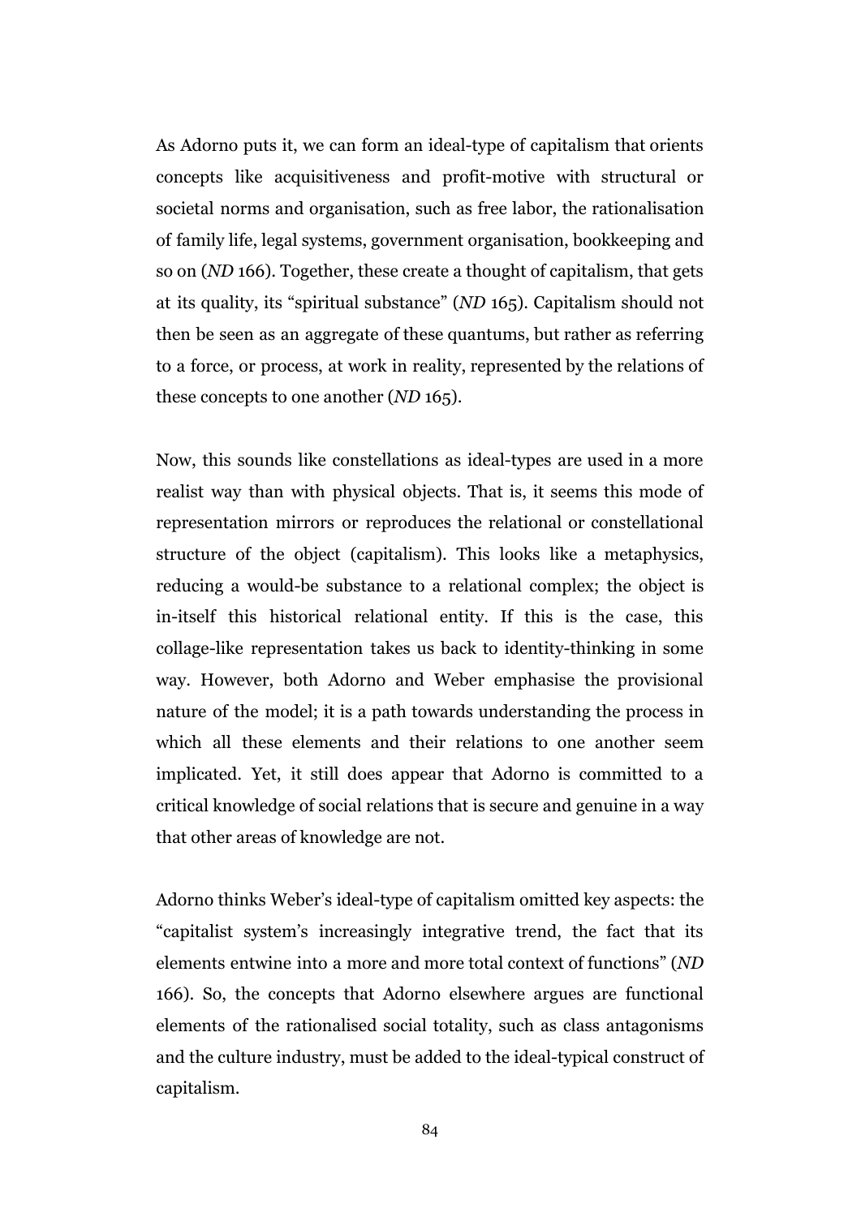As Adorno puts it, we can form an ideal-type of capitalism that orients concepts like acquisitiveness and profit-motive with structural or societal norms and organisation, such as free labor, the rationalisation of family life, legal systems, government organisation, bookkeeping and so on (*ND* 166). Together, these create a thought of capitalism, that gets at its quality, its "spiritual substance" (*ND* 165). Capitalism should not then be seen as an aggregate of these quantums, but rather as referring to a force, or process, at work in reality, represented by the relations of these concepts to one another (*ND* 165).

Now, this sounds like constellations as ideal-types are used in a more realist way than with physical objects. That is, it seems this mode of representation mirrors or reproduces the relational or constellational structure of the object (capitalism). This looks like a metaphysics, reducing a would-be substance to a relational complex; the object is in-itself this historical relational entity. If this is the case, this collage-like representation takes us back to identity-thinking in some way. However, both Adorno and Weber emphasise the provisional nature of the model; it is a path towards understanding the process in which all these elements and their relations to one another seem implicated. Yet, it still does appear that Adorno is committed to a critical knowledge of social relations that is secure and genuine in a way that other areas of knowledge are not.

Adorno thinks Weber's ideal-type of capitalism omitted key aspects: the "capitalist system's increasingly integrative trend, the fact that its elements entwine into a more and more total context of functions" (*ND* 166). So, the concepts that Adorno elsewhere argues are functional elements of the rationalised social totality, such as class antagonisms and the culture industry, must be added to the ideal-typical construct of capitalism.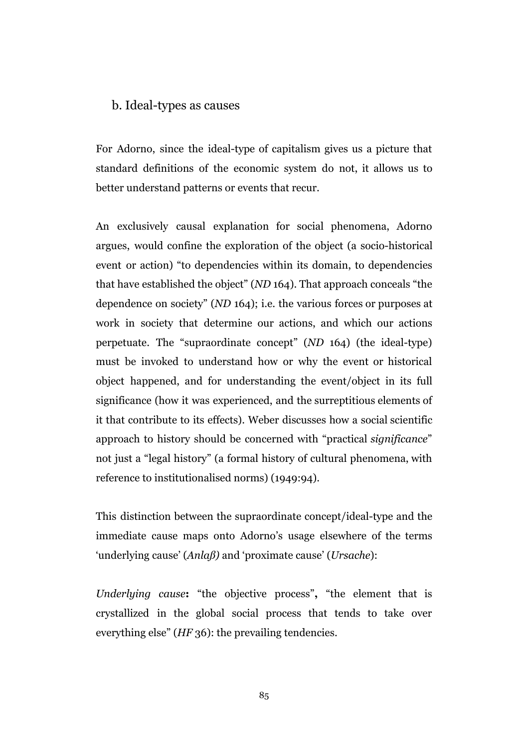## b. Ideal-types as causes

For Adorno, since the ideal-type of capitalism gives us a picture that standard definitions of the economic system do not, it allows us to better understand patterns or events that recur.

An exclusively causal explanation for social phenomena, Adorno argues, would confine the exploration of the object (a socio-historical event or action) "to dependencies within its domain, to dependencies that have established the object" (*ND* 164). That approach conceals "the dependence on society" (*ND* 164); i.e. the various forces or purposes at work in society that determine our actions, and which our actions perpetuate. The "supraordinate concept" (*ND* 164) (the ideal-type) must be invoked to understand how or why the event or historical object happened, and for understanding the event/object in its full significance (how it was experienced, and the surreptitious elements of it that contribute to its effects). Weber discusses how a social scientific approach to history should be concerned with "practical *significance*" not just a "legal history" (a formal history of cultural phenomena, with reference to institutionalised norms) (1949:94).

This distinction between the supraordinate concept/ideal-type and the immediate cause maps onto Adorno's usage elsewhere of the terms 'underlying cause' (*Anlaß)* and 'proximate cause' (*Ursache*):

*Underlying cause***:** "the objective process"**,** "the element that is crystallized in the global social process that tends to take over everything else" (*HF* 36): the prevailing tendencies.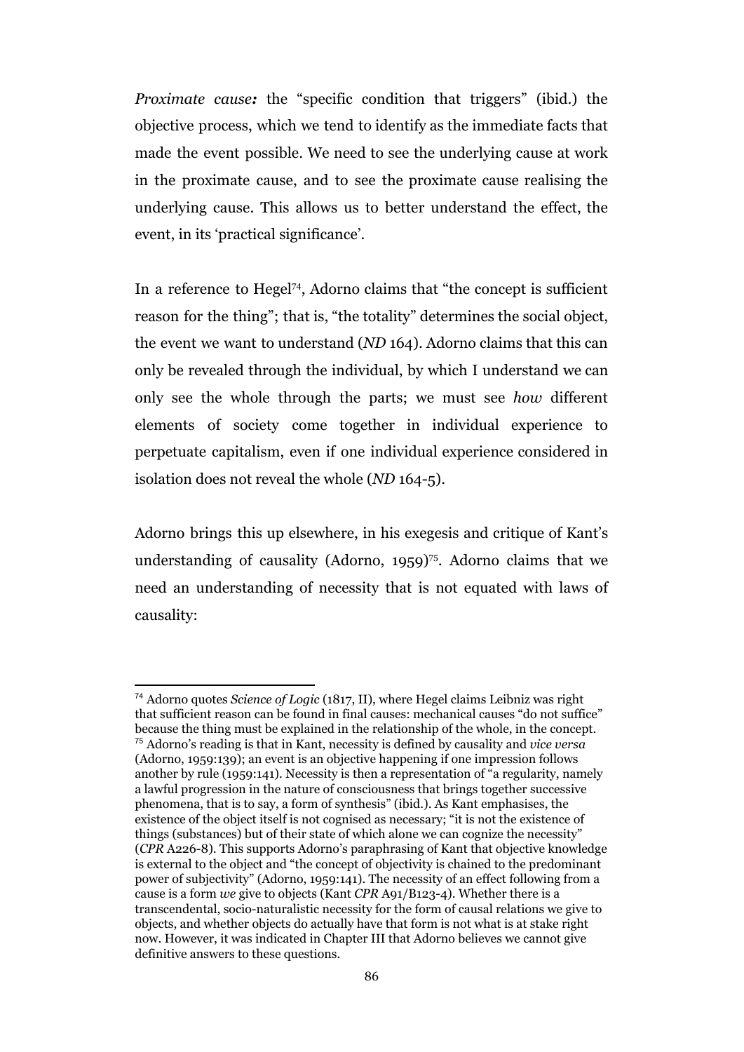*Proximate cause:* the "specific condition that triggers" (ibid.) the objective process, which we tend to identify as the immediate facts that made the event possible. We need to see the underlying cause at work in the proximate cause, and to see the proximate cause realising the underlying cause. This allows us to better understand the effect, the event, in its 'practical significance'.

In a reference to Hegel[74], Adorno claims that "the concept is sufficient reason for the thing"; that is, "the totality" determines the social object, the event we want to understand (*ND* 164). Adorno claims that this can only be revealed through the individual, by which I understand we can only see the whole through the parts; we must see *how* different elements of society come together in individual experience to perpetuate capitalism, even if one individual experience considered in isolation does not reveal the whole (*ND* 164-5).

Adorno brings this up elsewhere, in his exegesis and critique of Kant's understanding of causality (Adorno, 1959)[75]. Adorno claims that we need an understanding of necessity that is not equated with laws of causality:

---

[74] Adorno quotes *Science of Logic* (1817, II), where Hegel claims Leibniz was right that sufficient reason can be found in final causes: mechanical causes "do not suffice" because the thing must be explained in the relationship of the whole, in the concept.

[75] Adorno's reading is that in Kant, necessity is defined by causality and *vice versa* (Adorno, 1959:139); an event is an objective happening if one impression follows another by rule (1959:141). Necessity is then a representation of "a regularity, namely a lawful progression in the nature of consciousness that brings together successive phenomena, that is to say, a form of synthesis" (ibid.). As Kant emphasises, the existence of the object itself is not cognised as necessary; "it is not the existence of things (substances) but of their state of which alone we can cognize the necessity" (*CPR* A226-8). This supports Adorno's paraphrasing of Kant that objective knowledge is external to the object and "the concept of objectivity is chained to the predominant power of subjectivity" (Adorno, 1959:141). The necessity of an effect following from a cause is a form *we* give to objects (Kant *CPR* A91/B123-4). Whether there is a transcendental, socio-naturalistic necessity for the form of causal relations we give to objects, and whether objects do actually have that form is not what is at stake right now. However, it was indicated in Chapter III that Adorno believes we cannot give definitive answers to these questions.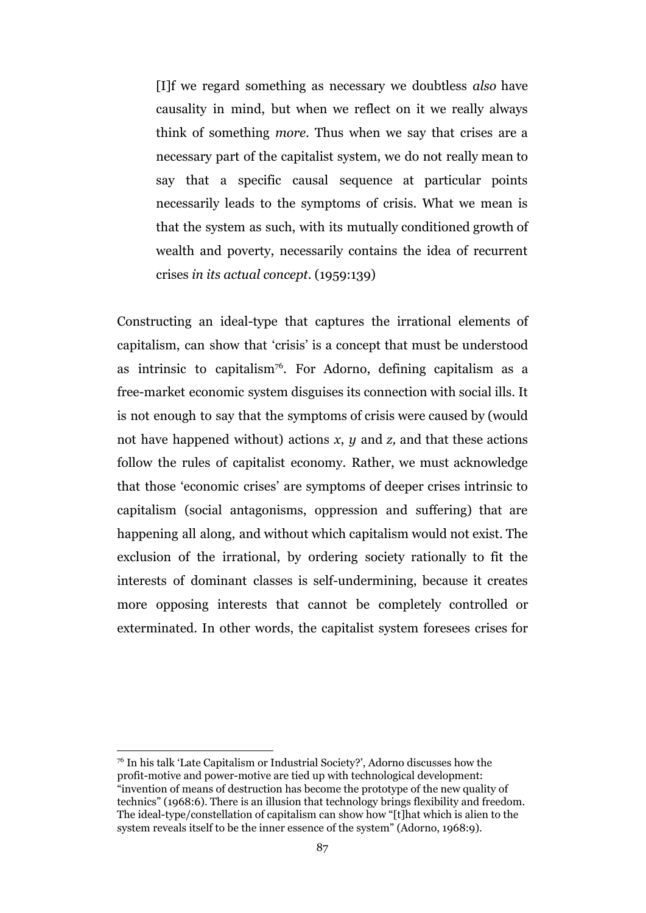> [I]f we regard something as necessary we doubtless *also* have causality in mind, but when we reflect on it we really always think of something *more*. Thus when we say that crises are a necessary part of the capitalist system, we do not really mean to say that a specific causal sequence at particular points necessarily leads to the symptoms of crisis. What we mean is that the system as such, with its mutually conditioned growth of wealth and poverty, necessarily contains the idea of recurrent crises *in its actual concept*. (1959:139)

Constructing an ideal-type that captures the irrational elements of capitalism, can show that 'crisis' is a concept that must be understood as intrinsic to capitalism[76]. For Adorno, defining capitalism as a free-market economic system disguises its connection with social ills. It is not enough to say that the symptoms of crisis were caused by (would not have happened without) actions *x*, *y* and *z,* and that these actions follow the rules of capitalist economy. Rather, we must acknowledge that those 'economic crises' are symptoms of deeper crises intrinsic to capitalism (social antagonisms, oppression and suffering) that are happening all along, and without which capitalism would not exist. The exclusion of the irrational, by ordering society rationally to fit the interests of dominant classes is self-undermining, because it creates more opposing interests that cannot be completely controlled or exterminated. In other words, the capitalist system foresees crises for

[76] In his talk 'Late Capitalism or Industrial Society?', Adorno discusses how the profit-motive and power-motive are tied up with technological development: "invention of means of destruction has become the prototype of the new quality of technics" (1968:6). There is an illusion that technology brings flexibility and freedom. The ideal-type/constellation of capitalism can show how "[t]hat which is alien to the system reveals itself to be the inner essence of the system" (Adorno, 1968:9).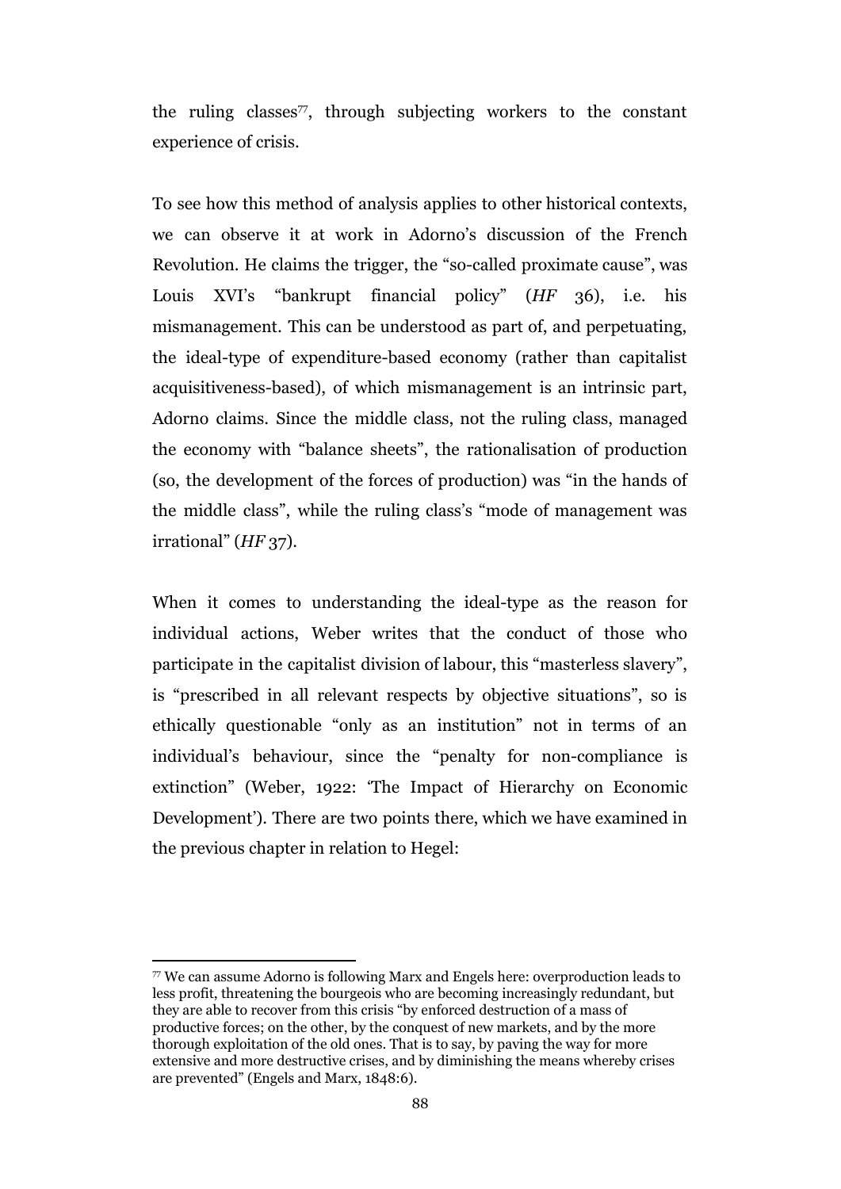the ruling classes[77], through subjecting workers to the constant experience of crisis.

To see how this method of analysis applies to other historical contexts, we can observe it at work in Adorno's discussion of the French Revolution. He claims the trigger, the "so-called proximate cause", was Louis XVI's "bankrupt financial policy" (*HF* 36), i.e. his mismanagement. This can be understood as part of, and perpetuating, the ideal-type of expenditure-based economy (rather than capitalist acquisitiveness-based), of which mismanagement is an intrinsic part, Adorno claims. Since the middle class, not the ruling class, managed the economy with "balance sheets", the rationalisation of production (so, the development of the forces of production) was "in the hands of the middle class", while the ruling class's "mode of management was irrational" (*HF* 37).

When it comes to understanding the ideal-type as the reason for individual actions, Weber writes that the conduct of those who participate in the capitalist division of labour, this "masterless slavery", is "prescribed in all relevant respects by objective situations", so is ethically questionable "only as an institution" not in terms of an individual's behaviour, since the "penalty for non-compliance is extinction" (Weber, 1922: 'The Impact of Hierarchy on Economic Development'). There are two points there, which we have examined in the previous chapter in relation to Hegel:

---

[77] We can assume Adorno is following Marx and Engels here: overproduction leads to less profit, threatening the bourgeois who are becoming increasingly redundant, but they are able to recover from this crisis "by enforced destruction of a mass of productive forces; on the other, by the conquest of new markets, and by the more thorough exploitation of the old ones. That is to say, by paving the way for more extensive and more destructive crises, and by diminishing the means whereby crises are prevented" (Engels and Marx, 1848:6).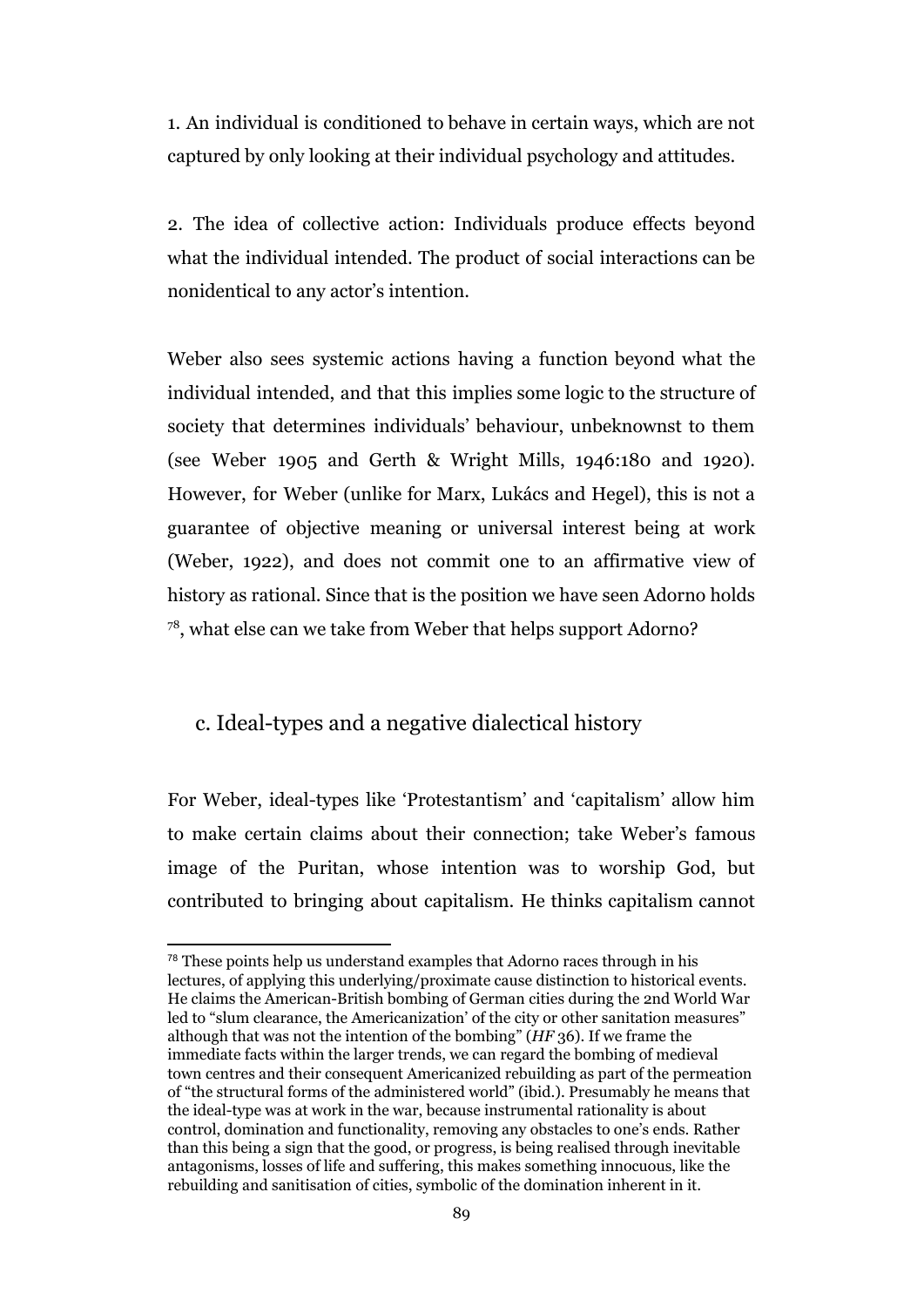1. An individual is conditioned to behave in certain ways, which are not captured by only looking at their individual psychology and attitudes.

2. The idea of collective action: Individuals produce effects beyond what the individual intended. The product of social interactions can be nonidentical to any actor's intention.

Weber also sees systemic actions having a function beyond what the individual intended, and that this implies some logic to the structure of society that determines individuals' behaviour, unbeknownst to them (see Weber 1905 and Gerth & Wright Mills, 1946:180 and 1920). However, for Weber (unlike for Marx, Lukács and Hegel), this is not a guarantee of objective meaning or universal interest being at work (Weber, 1922), and does not commit one to an affirmative view of history as rational. Since that is the position we have seen Adorno holds [78], what else can we take from Weber that helps support Adorno?

### c. Ideal-types and a negative dialectical history

For Weber, ideal-types like 'Protestantism' and 'capitalism' allow him to make certain claims about their connection; take Weber's famous image of the Puritan, whose intention was to worship God, but contributed to bringing about capitalism. He thinks capitalism cannot

---

[78] These points help us understand examples that Adorno races through in his lectures, of applying this underlying/proximate cause distinction to historical events. He claims the American-British bombing of German cities during the 2nd World War led to "slum clearance, the Americanization' of the city or other sanitation measures" although that was not the intention of the bombing" (*HF* 36). If we frame the immediate facts within the larger trends, we can regard the bombing of medieval town centres and their consequent Americanized rebuilding as part of the permeation of "the structural forms of the administered world" (ibid.). Presumably he means that the ideal-type was at work in the war, because instrumental rationality is about control, domination and functionality, removing any obstacles to one's ends. Rather than this being a sign that the good, or progress, is being realised through inevitable antagonisms, losses of life and suffering, this makes something innocuous, like the rebuilding and sanitisation of cities, symbolic of the domination inherent in it.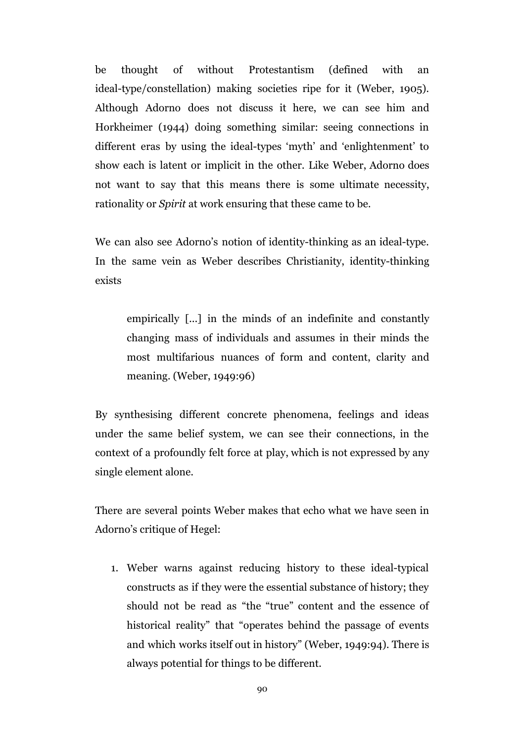be thought of without Protestantism (defined with an ideal-type/constellation) making societies ripe for it (Weber, 1905). Although Adorno does not discuss it here, we can see him and Horkheimer (1944) doing something similar: seeing connections in different eras by using the ideal-types 'myth' and 'enlightenment' to show each is latent or implicit in the other. Like Weber, Adorno does not want to say that this means there is some ultimate necessity, rationality or *Spirit* at work ensuring that these came to be.

We can also see Adorno's notion of identity-thinking as an ideal-type. In the same vein as Weber describes Christianity, identity-thinking exists

> empirically [...] in the minds of an indefinite and constantly changing mass of individuals and assumes in their minds the most multifarious nuances of form and content, clarity and meaning. (Weber, 1949:96)

By synthesising different concrete phenomena, feelings and ideas under the same belief system, we can see their connections, in the context of a profoundly felt force at play, which is not expressed by any single element alone.

There are several points Weber makes that echo what we have seen in Adorno's critique of Hegel:

1. Weber warns against reducing history to these ideal-typical constructs as if they were the essential substance of history; they should not be read as "the "true" content and the essence of historical reality" that "operates behind the passage of events and which works itself out in history" (Weber, 1949:94). There is always potential for things to be different.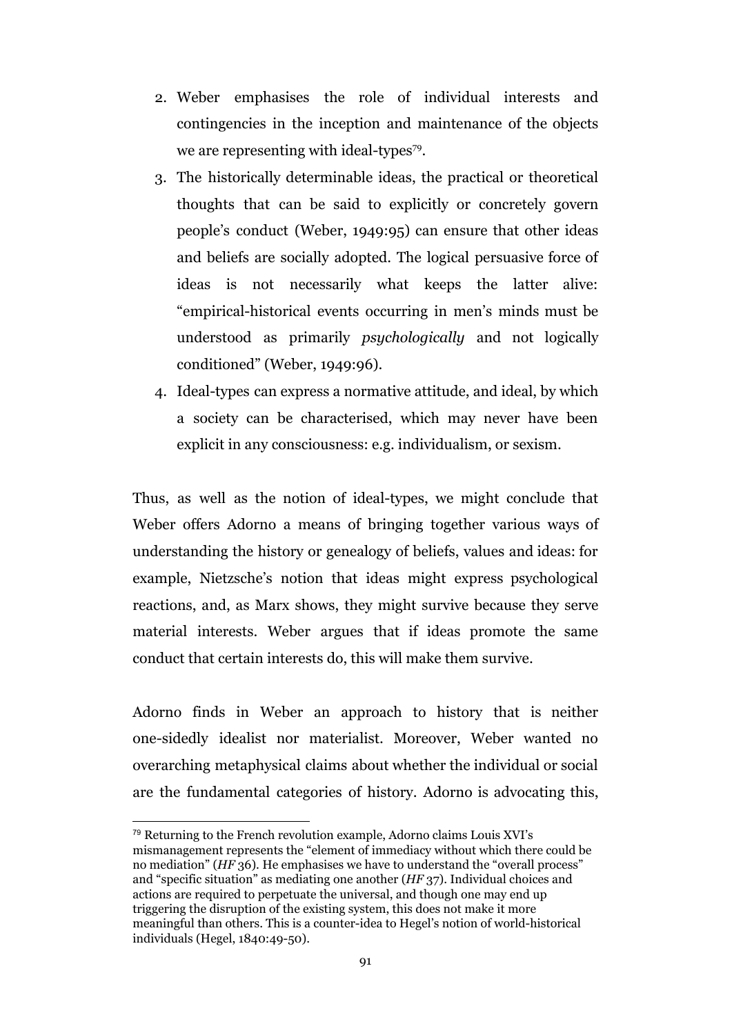2. Weber emphasises the role of individual interests and contingencies in the inception and maintenance of the objects we are representing with ideal-types[79].
3. The historically determinable ideas, the practical or theoretical thoughts that can be said to explicitly or concretely govern people's conduct (Weber, 1949:95) can ensure that other ideas and beliefs are socially adopted. The logical persuasive force of ideas is not necessarily what keeps the latter alive: "empirical-historical events occurring in men's minds must be understood as primarily *psychologically* and not logically conditioned" (Weber, 1949:96).
4. Ideal-types can express a normative attitude, and ideal, by which a society can be characterised, which may never have been explicit in any consciousness: e.g. individualism, or sexism.

Thus, as well as the notion of ideal-types, we might conclude that Weber offers Adorno a means of bringing together various ways of understanding the history or genealogy of beliefs, values and ideas: for example, Nietzsche's notion that ideas might express psychological reactions, and, as Marx shows, they might survive because they serve material interests. Weber argues that if ideas promote the same conduct that certain interests do, this will make them survive.

Adorno finds in Weber an approach to history that is neither one-sidedly idealist nor materialist. Moreover, Weber wanted no overarching metaphysical claims about whether the individual or social are the fundamental categories of history. Adorno is advocating this,

[79] Returning to the French revolution example, Adorno claims Louis XVI's mismanagement represents the "element of immediacy without which there could be no mediation" (*HF* 36). He emphasises we have to understand the "overall process" and "specific situation" as mediating one another (*HF* 37). Individual choices and actions are required to perpetuate the universal, and though one may end up triggering the disruption of the existing system, this does not make it more meaningful than others. This is a counter-idea to Hegel's notion of world-historical individuals (Hegel, 1840:49-50).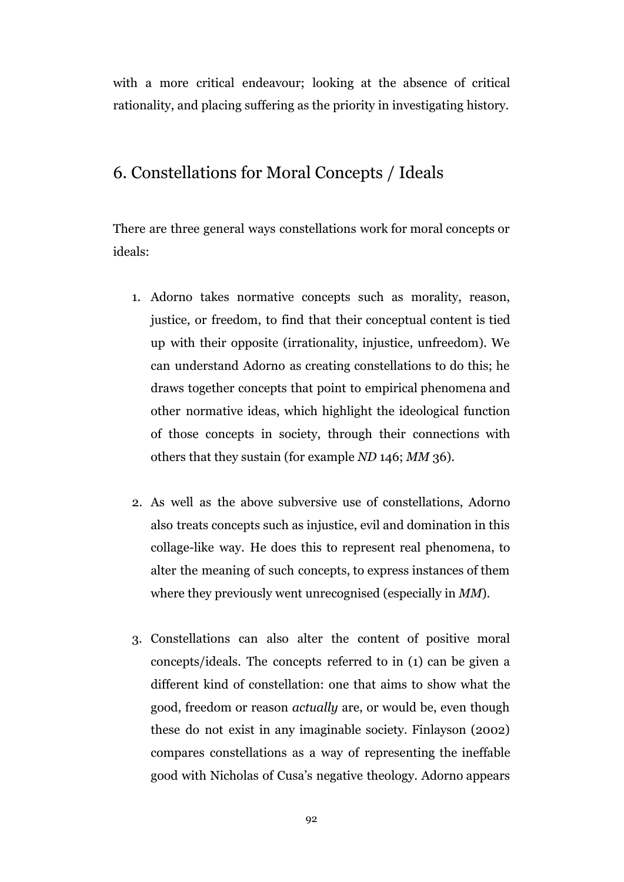with a more critical endeavour; looking at the absence of critical rationality, and placing suffering as the priority in investigating history.

## 6. Constellations for Moral Concepts / Ideals

There are three general ways constellations work for moral concepts or ideals:

1. Adorno takes normative concepts such as morality, reason, justice, or freedom, to find that their conceptual content is tied up with their opposite (irrationality, injustice, unfreedom). We can understand Adorno as creating constellations to do this; he draws together concepts that point to empirical phenomena and other normative ideas, which highlight the ideological function of those concepts in society, through their connections with others that they sustain (for example *ND* 146; *MM* 36).

2. As well as the above subversive use of constellations, Adorno also treats concepts such as injustice, evil and domination in this collage-like way. He does this to represent real phenomena, to alter the meaning of such concepts, to express instances of them where they previously went unrecognised (especially in *MM*).

3. Constellations can also alter the content of positive moral concepts/ideals. The concepts referred to in (1) can be given a different kind of constellation: one that aims to show what the good, freedom or reason *actually* are, or would be, even though these do not exist in any imaginable society. Finlayson (2002) compares constellations as a way of representing the ineffable good with Nicholas of Cusa's negative theology. Adorno appears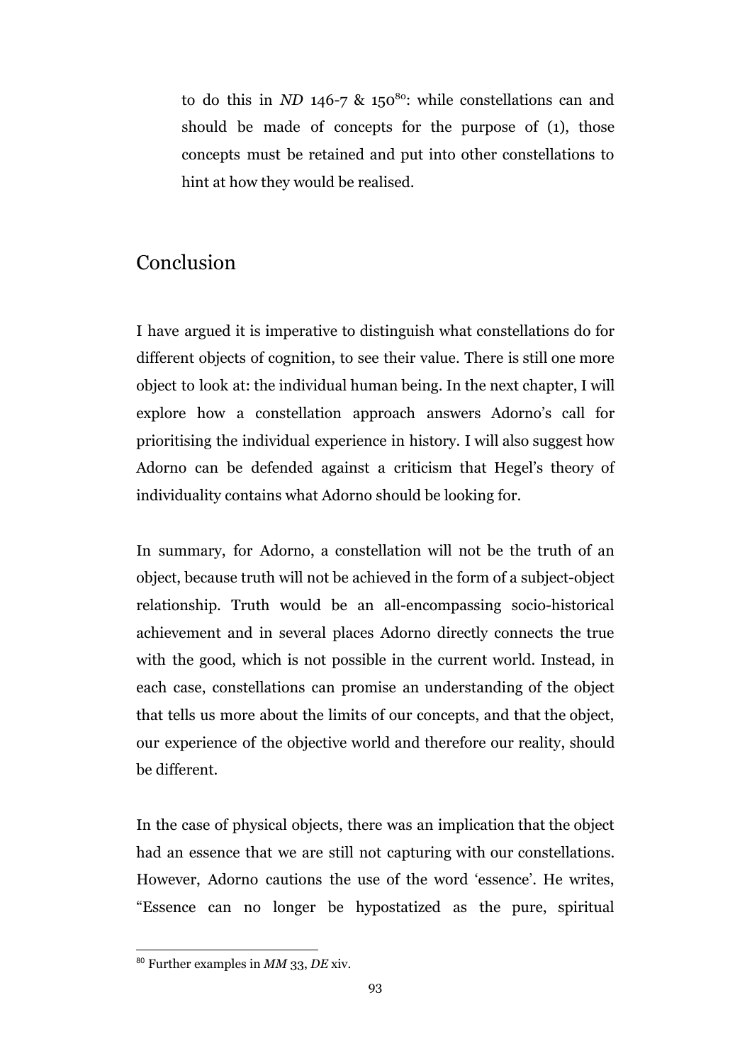to do this in *ND* 146-7 & 150[80]: while constellations can and should be made of concepts for the purpose of (1), those concepts must be retained and put into other constellations to hint at how they would be realised.

## Conclusion

I have argued it is imperative to distinguish what constellations do for different objects of cognition, to see their value. There is still one more object to look at: the individual human being. In the next chapter, I will explore how a constellation approach answers Adorno's call for prioritising the individual experience in history. I will also suggest how Adorno can be defended against a criticism that Hegel's theory of individuality contains what Adorno should be looking for.

In summary, for Adorno, a constellation will not be the truth of an object, because truth will not be achieved in the form of a subject-object relationship. Truth would be an all-encompassing socio-historical achievement and in several places Adorno directly connects the true with the good, which is not possible in the current world. Instead, in each case, constellations can promise an understanding of the object that tells us more about the limits of our concepts, and that the object, our experience of the objective world and therefore our reality, should be different.

In the case of physical objects, there was an implication that the object had an essence that we are still not capturing with our constellations. However, Adorno cautions the use of the word 'essence'. He writes, "Essence can no longer be hypostatized as the pure, spiritual

[80] Further examples in *MM* 33, *DE* xiv.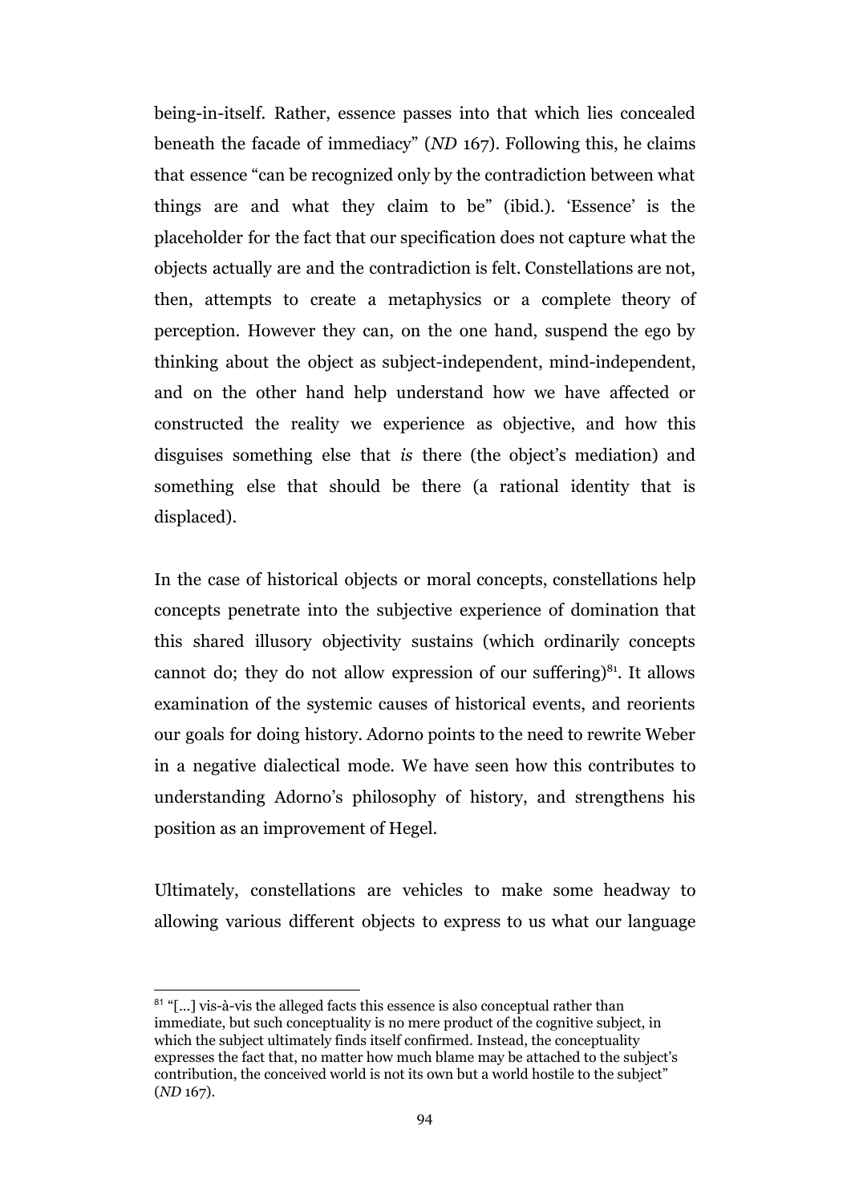being-in-itself. Rather, essence passes into that which lies concealed beneath the facade of immediacy" (*ND* 167). Following this, he claims that essence "can be recognized only by the contradiction between what things are and what they claim to be" (ibid.). 'Essence' is the placeholder for the fact that our specification does not capture what the objects actually are and the contradiction is felt. Constellations are not, then, attempts to create a metaphysics or a complete theory of perception. However they can, on the one hand, suspend the ego by thinking about the object as subject-independent, mind-independent, and on the other hand help understand how we have affected or constructed the reality we experience as objective, and how this disguises something else that *is* there (the object's mediation) and something else that should be there (a rational identity that is displaced).

In the case of historical objects or moral concepts, constellations help concepts penetrate into the subjective experience of domination that this shared illusory objectivity sustains (which ordinarily concepts cannot do; they do not allow expression of our suffering)[81]. It allows examination of the systemic causes of historical events, and reorients our goals for doing history. Adorno points to the need to rewrite Weber in a negative dialectical mode. We have seen how this contributes to understanding Adorno's philosophy of history, and strengthens his position as an improvement of Hegel.

Ultimately, constellations are vehicles to make some headway to allowing various different objects to express to us what our language

---

[81] "[...] vis-à-vis the alleged facts this essence is also conceptual rather than immediate, but such conceptuality is no mere product of the cognitive subject, in which the subject ultimately finds itself confirmed. Instead, the conceptuality expresses the fact that, no matter how much blame may be attached to the subject's contribution, the conceived world is not its own but a world hostile to the subject" (*ND* 167).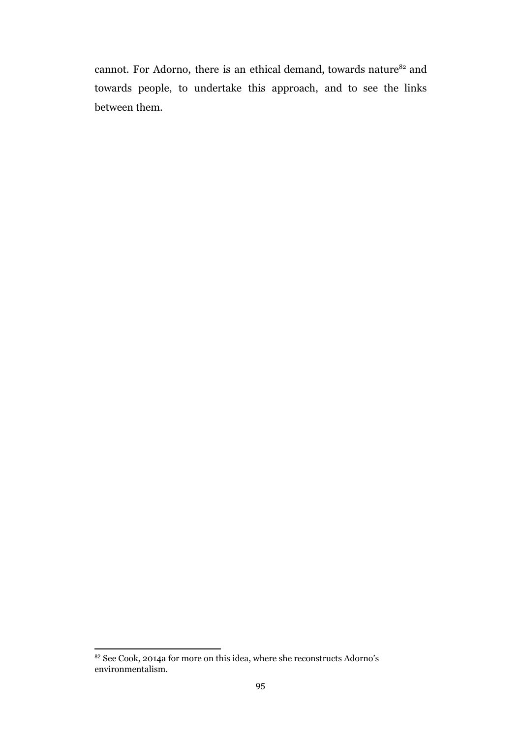cannot. For Adorno, there is an ethical demand, towards nature[82] and towards people, to undertake this approach, and to see the links between them.

---

[82] See Cook, 2014a for more on this idea, where she reconstructs Adorno's environmentalism.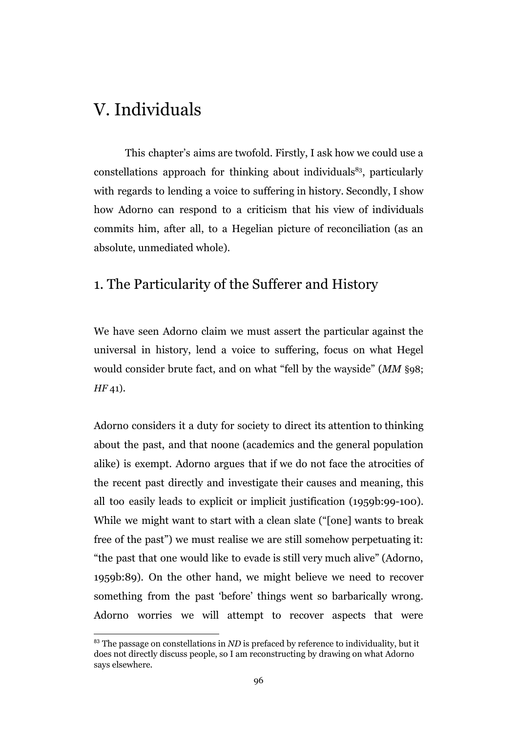# V. Individuals

This chapter's aims are twofold. Firstly, I ask how we could use a constellations approach for thinking about individuals[83], particularly with regards to lending a voice to suffering in history. Secondly, I show how Adorno can respond to a criticism that his view of individuals commits him, after all, to a Hegelian picture of reconciliation (as an absolute, unmediated whole).

## 1. The Particularity of the Sufferer and History

We have seen Adorno claim we must assert the particular against the universal in history, lend a voice to suffering, focus on what Hegel would consider brute fact, and on what "fell by the wayside" (*MM* §98; *HF* 41).

Adorno considers it a duty for society to direct its attention to thinking about the past, and that noone (academics and the general population alike) is exempt. Adorno argues that if we do not face the atrocities of the recent past directly and investigate their causes and meaning, this all too easily leads to explicit or implicit justification (1959b:99-100). While we might want to start with a clean slate ("[one] wants to break free of the past") we must realise we are still somehow perpetuating it: "the past that one would like to evade is still very much alive" (Adorno, 1959b:89). On the other hand, we might believe we need to recover something from the past 'before' things went so barbarically wrong. Adorno worries we will attempt to recover aspects that were

[83] The passage on constellations in *ND* is prefaced by reference to individuality, but it does not directly discuss people, so I am reconstructing by drawing on what Adorno says elsewhere.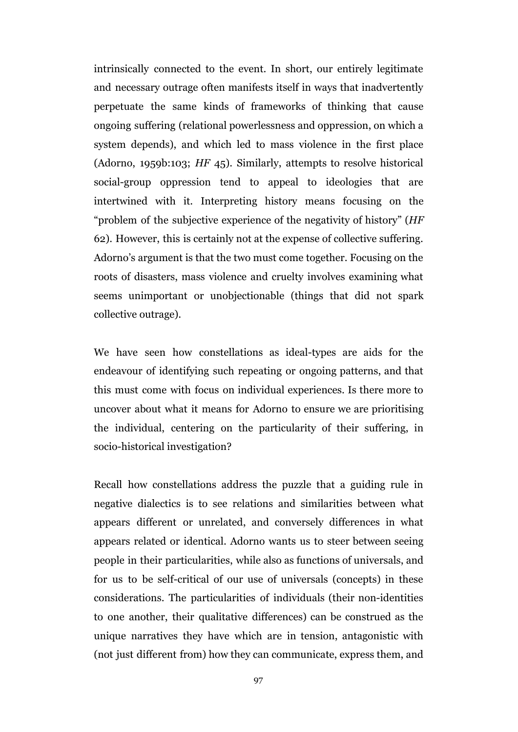intrinsically connected to the event. In short, our entirely legitimate and necessary outrage often manifests itself in ways that inadvertently perpetuate the same kinds of frameworks of thinking that cause ongoing suffering (relational powerlessness and oppression, on which a system depends), and which led to mass violence in the first place (Adorno, 1959b:103; *HF* 45). Similarly, attempts to resolve historical social-group oppression tend to appeal to ideologies that are intertwined with it. Interpreting history means focusing on the "problem of the subjective experience of the negativity of history" (*HF* 62). However, this is certainly not at the expense of collective suffering. Adorno's argument is that the two must come together. Focusing on the roots of disasters, mass violence and cruelty involves examining what seems unimportant or unobjectionable (things that did not spark collective outrage).

We have seen how constellations as ideal-types are aids for the endeavour of identifying such repeating or ongoing patterns, and that this must come with focus on individual experiences. Is there more to uncover about what it means for Adorno to ensure we are prioritising the individual, centering on the particularity of their suffering, in socio-historical investigation?

Recall how constellations address the puzzle that a guiding rule in negative dialectics is to see relations and similarities between what appears different or unrelated, and conversely differences in what appears related or identical. Adorno wants us to steer between seeing people in their particularities, while also as functions of universals, and for us to be self-critical of our use of universals (concepts) in these considerations. The particularities of individuals (their non-identities to one another, their qualitative differences) can be construed as the unique narratives they have which are in tension, antagonistic with (not just different from) how they can communicate, express them, and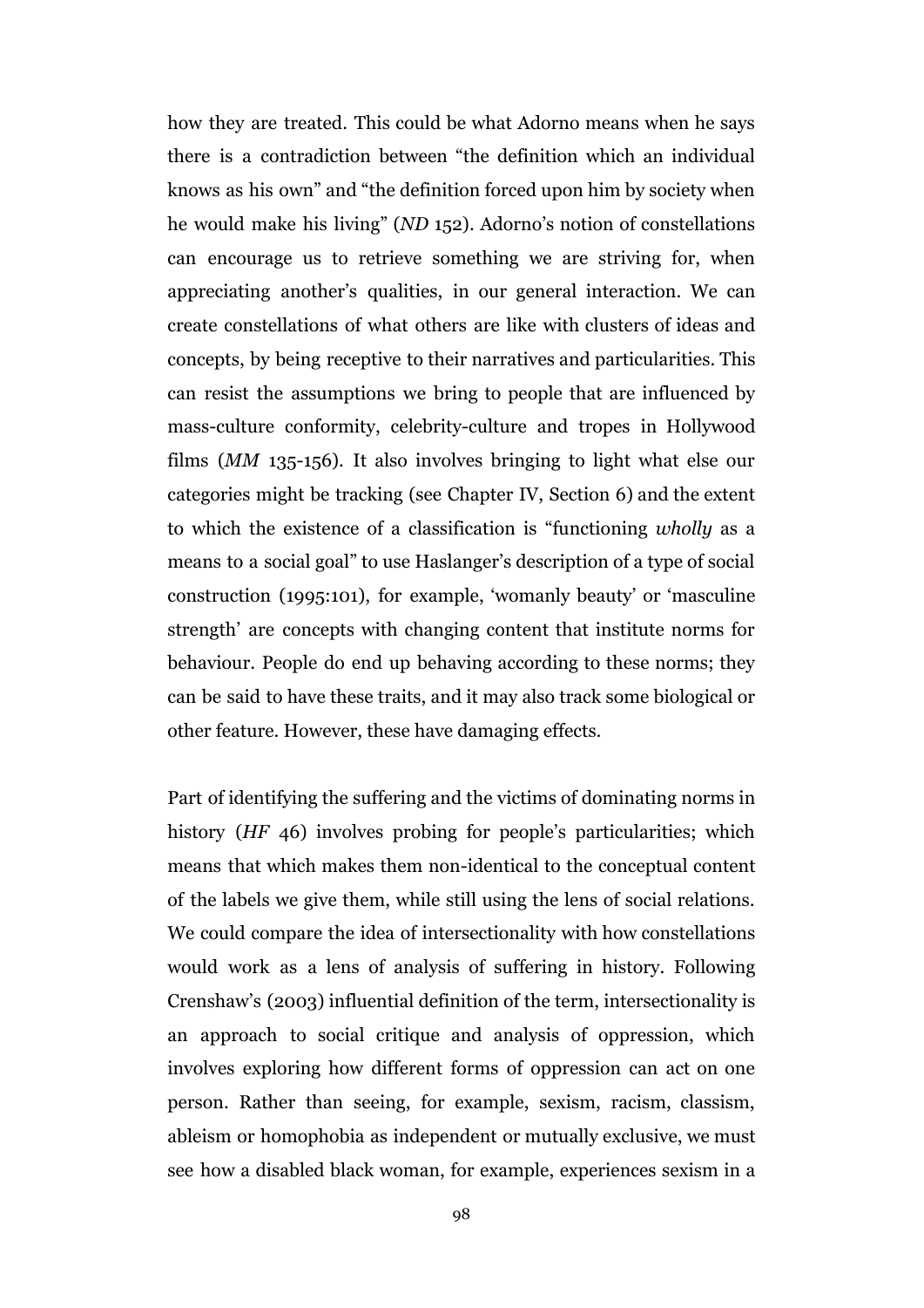how they are treated. This could be what Adorno means when he says there is a contradiction between "the definition which an individual knows as his own" and "the definition forced upon him by society when he would make his living" (*ND* 152). Adorno's notion of constellations can encourage us to retrieve something we are striving for, when appreciating another's qualities, in our general interaction. We can create constellations of what others are like with clusters of ideas and concepts, by being receptive to their narratives and particularities. This can resist the assumptions we bring to people that are influenced by mass-culture conformity, celebrity-culture and tropes in Hollywood films (*MM* 135-156). It also involves bringing to light what else our categories might be tracking (see Chapter IV, Section 6) and the extent to which the existence of a classification is "functioning *wholly* as a means to a social goal" to use Haslanger's description of a type of social construction (1995:101), for example, 'womanly beauty' or 'masculine strength' are concepts with changing content that institute norms for behaviour. People do end up behaving according to these norms; they can be said to have these traits, and it may also track some biological or other feature. However, these have damaging effects.

Part of identifying the suffering and the victims of dominating norms in history (*HF* 46) involves probing for people's particularities; which means that which makes them non-identical to the conceptual content of the labels we give them, while still using the lens of social relations. We could compare the idea of intersectionality with how constellations would work as a lens of analysis of suffering in history. Following Crenshaw's (2003) influential definition of the term, intersectionality is an approach to social critique and analysis of oppression, which involves exploring how different forms of oppression can act on one person. Rather than seeing, for example, sexism, racism, classism, ableism or homophobia as independent or mutually exclusive, we must see how a disabled black woman, for example, experiences sexism in a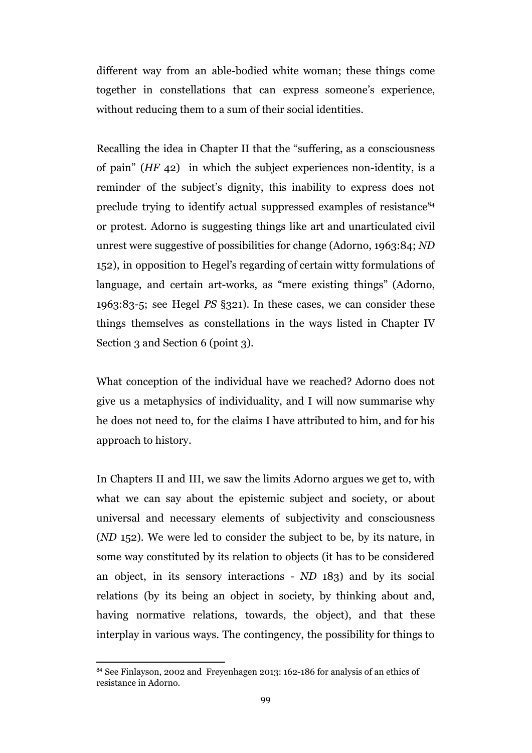different way from an able-bodied white woman; these things come together in constellations that can express someone's experience, without reducing them to a sum of their social identities.

Recalling the idea in Chapter II that the "suffering, as a consciousness of pain" (*HF* 42) in which the subject experiences non-identity, is a reminder of the subject's dignity, this inability to express does not preclude trying to identify actual suppressed examples of resistance[84] or protest. Adorno is suggesting things like art and unarticulated civil unrest were suggestive of possibilities for change (Adorno, 1963:84; *ND* 152), in opposition to Hegel's regarding of certain witty formulations of language, and certain art-works, as "mere existing things" (Adorno, 1963:83-5; see Hegel *PS* §321). In these cases, we can consider these things themselves as constellations in the ways listed in Chapter IV Section 3 and Section 6 (point 3).

What conception of the individual have we reached? Adorno does not give us a metaphysics of individuality, and I will now summarise why he does not need to, for the claims I have attributed to him, and for his approach to history.

In Chapters II and III, we saw the limits Adorno argues we get to, with what we can say about the epistemic subject and society, or about universal and necessary elements of subjectivity and consciousness (*ND* 152). We were led to consider the subject to be, by its nature, in some way constituted by its relation to objects (it has to be considered an object, in its sensory interactions - *ND* 183) and by its social relations (by its being an object in society, by thinking about and, having normative relations, towards, the object), and that these interplay in various ways. The contingency, the possibility for things to

[84] See Finlayson, 2002 and Freyenhagen 2013: 162-186 for analysis of an ethics of resistance in Adorno.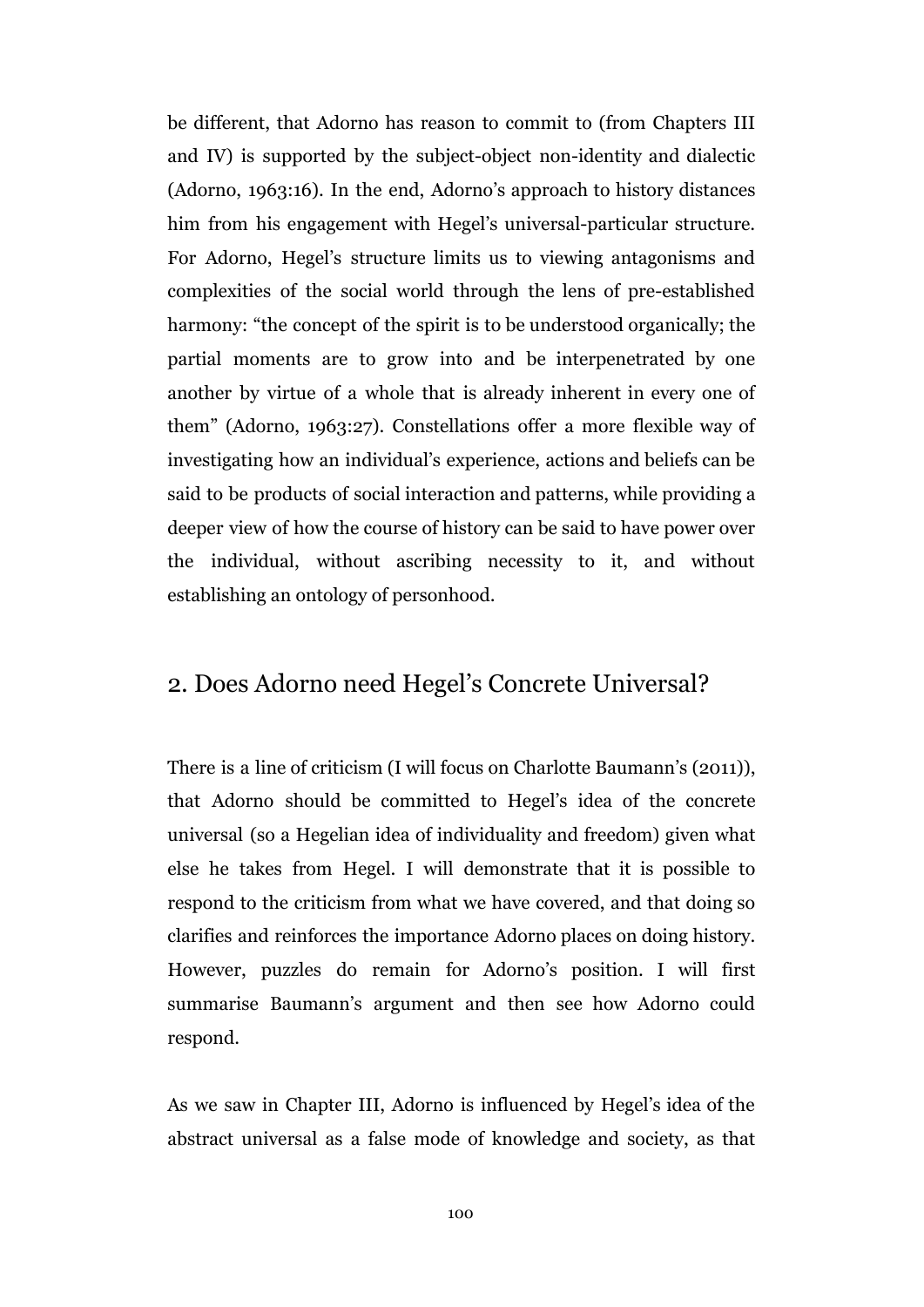be different, that Adorno has reason to commit to (from Chapters III and IV) is supported by the subject-object non-identity and dialectic (Adorno, 1963:16). In the end, Adorno's approach to history distances him from his engagement with Hegel's universal-particular structure. For Adorno, Hegel's structure limits us to viewing antagonisms and complexities of the social world through the lens of pre-established harmony: "the concept of the spirit is to be understood organically; the partial moments are to grow into and be interpenetrated by one another by virtue of a whole that is already inherent in every one of them" (Adorno, 1963:27). Constellations offer a more flexible way of investigating how an individual's experience, actions and beliefs can be said to be products of social interaction and patterns, while providing a deeper view of how the course of history can be said to have power over the individual, without ascribing necessity to it, and without establishing an ontology of personhood.

## 2. Does Adorno need Hegel's Concrete Universal?

There is a line of criticism (I will focus on Charlotte Baumann's (2011)), that Adorno should be committed to Hegel's idea of the concrete universal (so a Hegelian idea of individuality and freedom) given what else he takes from Hegel. I will demonstrate that it is possible to respond to the criticism from what we have covered, and that doing so clarifies and reinforces the importance Adorno places on doing history. However, puzzles do remain for Adorno's position. I will first summarise Baumann's argument and then see how Adorno could respond.

As we saw in Chapter III, Adorno is influenced by Hegel's idea of the abstract universal as a false mode of knowledge and society, as that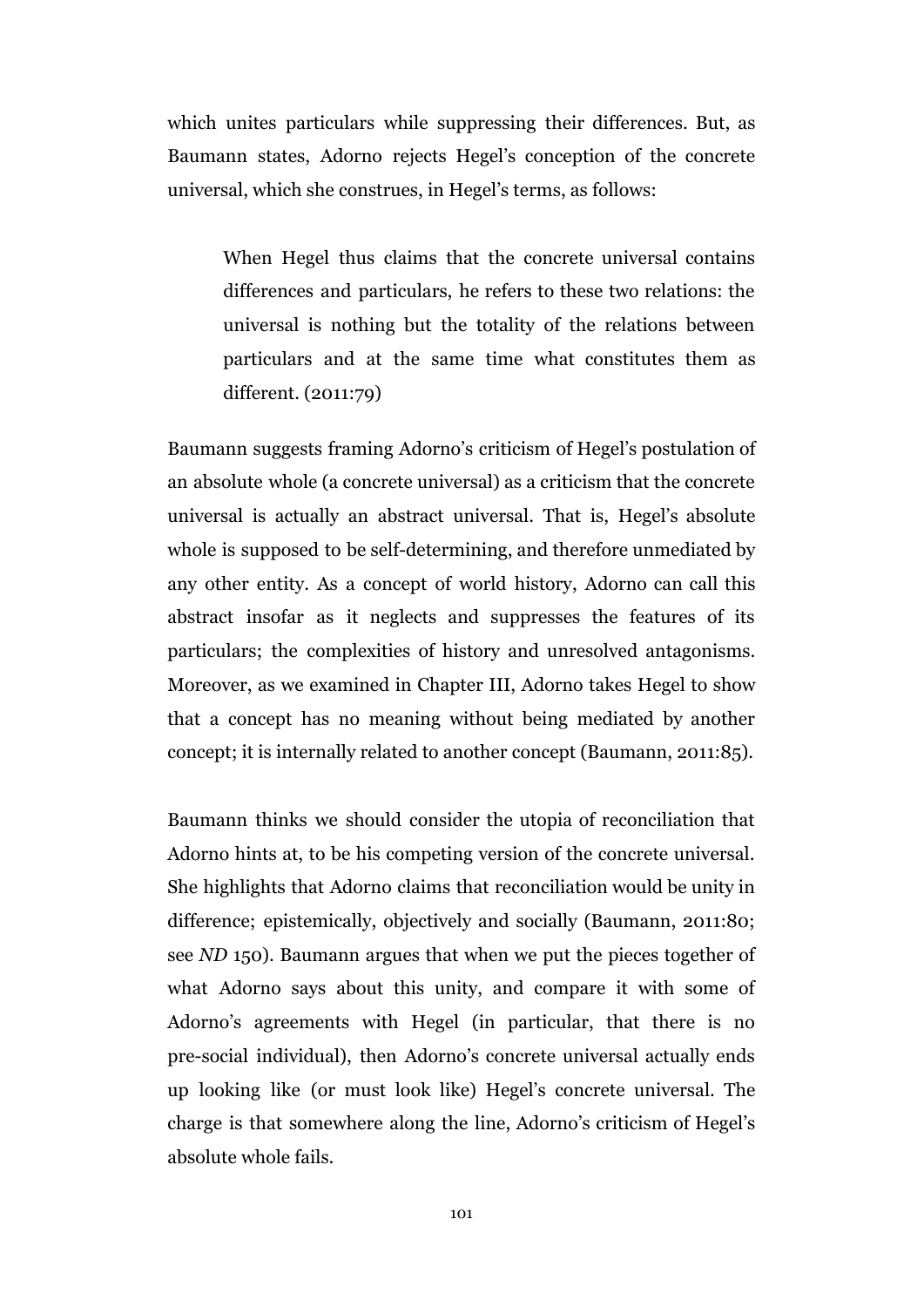which unites particulars while suppressing their differences. But, as Baumann states, Adorno rejects Hegel's conception of the concrete universal, which she construes, in Hegel's terms, as follows:

> When Hegel thus claims that the concrete universal contains differences and particulars, he refers to these two relations: the universal is nothing but the totality of the relations between particulars and at the same time what constitutes them as different. (2011:79)

Baumann suggests framing Adorno's criticism of Hegel's postulation of an absolute whole (a concrete universal) as a criticism that the concrete universal is actually an abstract universal. That is, Hegel's absolute whole is supposed to be self-determining, and therefore unmediated by any other entity. As a concept of world history, Adorno can call this abstract insofar as it neglects and suppresses the features of its particulars; the complexities of history and unresolved antagonisms. Moreover, as we examined in Chapter III, Adorno takes Hegel to show that a concept has no meaning without being mediated by another concept; it is internally related to another concept (Baumann, 2011:85).

Baumann thinks we should consider the utopia of reconciliation that Adorno hints at, to be his competing version of the concrete universal. She highlights that Adorno claims that reconciliation would be unity in difference; epistemically, objectively and socially (Baumann, 2011:80; see *ND* 150). Baumann argues that when we put the pieces together of what Adorno says about this unity, and compare it with some of Adorno's agreements with Hegel (in particular, that there is no pre-social individual), then Adorno's concrete universal actually ends up looking like (or must look like) Hegel's concrete universal. The charge is that somewhere along the line, Adorno's criticism of Hegel's absolute whole fails.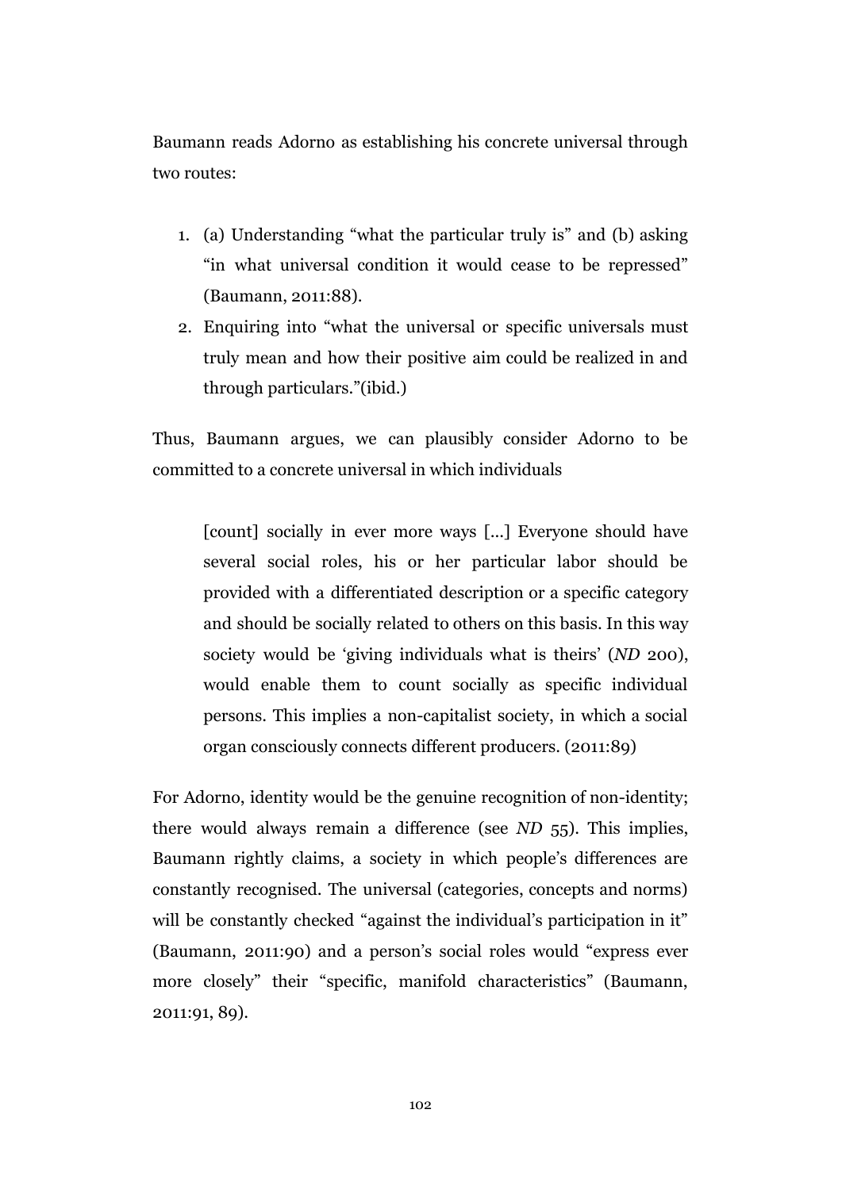Baumann reads Adorno as establishing his concrete universal through two routes:

1. (a) Understanding "what the particular truly is" and (b) asking "in what universal condition it would cease to be repressed" (Baumann, 2011:88).
2. Enquiring into "what the universal or specific universals must truly mean and how their positive aim could be realized in and through particulars."(ibid.)

Thus, Baumann argues, we can plausibly consider Adorno to be committed to a concrete universal in which individuals

> [count] socially in ever more ways [...] Everyone should have several social roles, his or her particular labor should be provided with a differentiated description or a specific category and should be socially related to others on this basis. In this way society would be 'giving individuals what is theirs' (*ND* 200), would enable them to count socially as specific individual persons. This implies a non-capitalist society, in which a social organ consciously connects different producers. (2011:89)

For Adorno, identity would be the genuine recognition of non-identity; there would always remain a difference (see *ND* 55). This implies, Baumann rightly claims, a society in which people's differences are constantly recognised. The universal (categories, concepts and norms) will be constantly checked "against the individual's participation in it" (Baumann, 2011:90) and a person's social roles would "express ever more closely" their "specific, manifold characteristics" (Baumann, 2011:91, 89).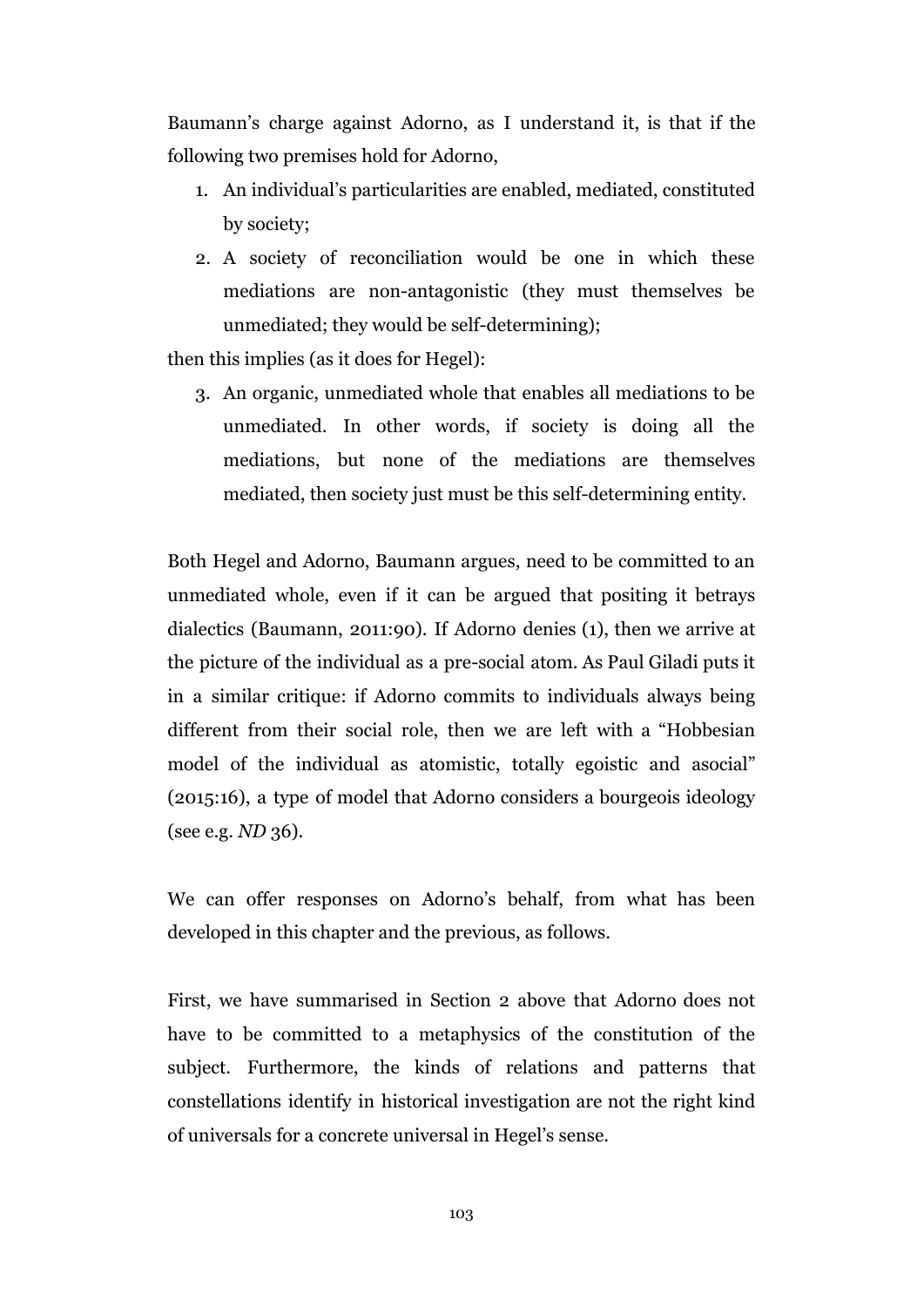Baumann's charge against Adorno, as I understand it, is that if the following two premises hold for Adorno,

1. An individual's particularities are enabled, mediated, constituted by society;
2. A society of reconciliation would be one in which these mediations are non-antagonistic (they must themselves be unmediated; they would be self-determining);

then this implies (as it does for Hegel):

3. An organic, unmediated whole that enables all mediations to be unmediated. In other words, if society is doing all the mediations, but none of the mediations are themselves mediated, then society just must be this self-determining entity.

Both Hegel and Adorno, Baumann argues, need to be committed to an unmediated whole, even if it can be argued that positing it betrays dialectics (Baumann, 2011:90). If Adorno denies (1), then we arrive at the picture of the individual as a pre-social atom. As Paul Giladi puts it in a similar critique: if Adorno commits to individuals always being different from their social role, then we are left with a "Hobbesian model of the individual as atomistic, totally egoistic and asocial" (2015:16), a type of model that Adorno considers a bourgeois ideology (see e.g. *ND* 36).

We can offer responses on Adorno's behalf, from what has been developed in this chapter and the previous, as follows.

First, we have summarised in Section 2 above that Adorno does not have to be committed to a metaphysics of the constitution of the subject. Furthermore, the kinds of relations and patterns that constellations identify in historical investigation are not the right kind of universals for a concrete universal in Hegel's sense.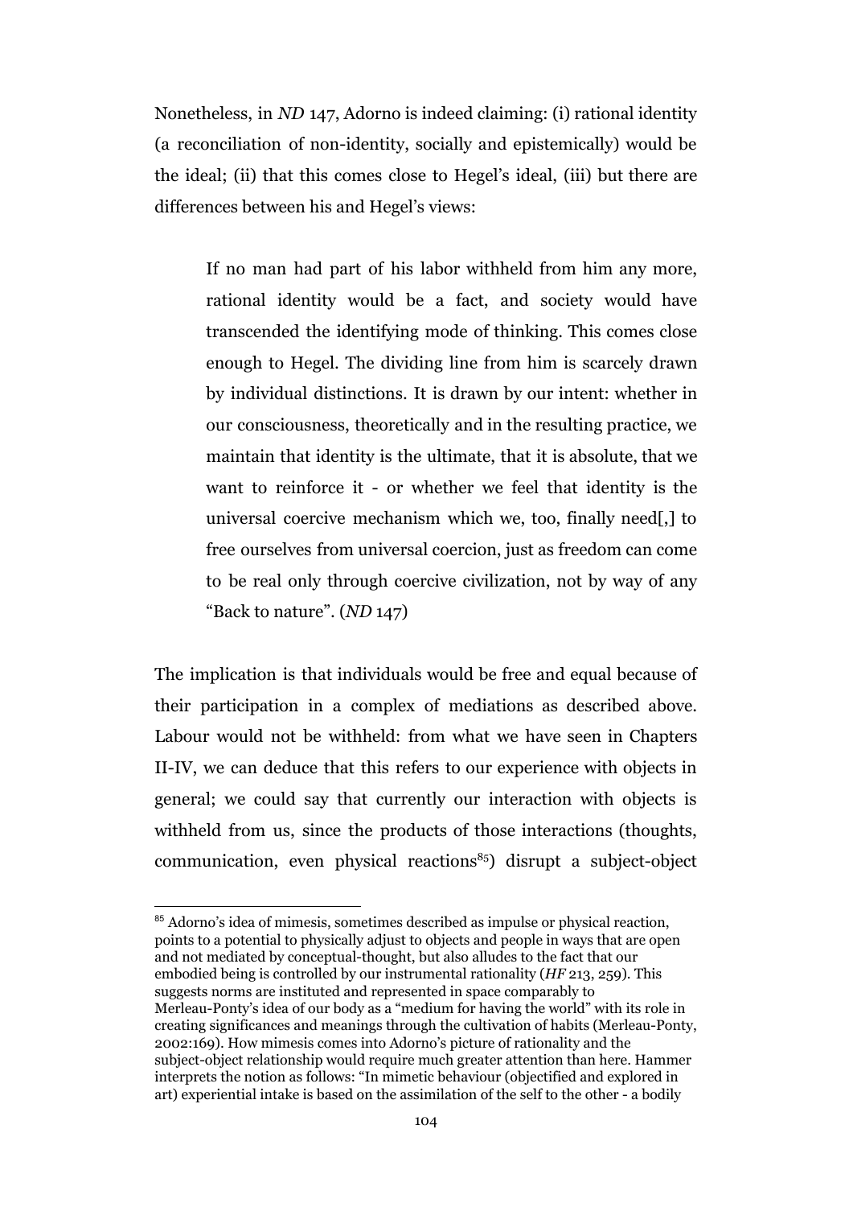Nonetheless, in *ND* 147, Adorno is indeed claiming: (i) rational identity (a reconciliation of non-identity, socially and epistemically) would be the ideal; (ii) that this comes close to Hegel's ideal, (iii) but there are differences between his and Hegel's views:

> If no man had part of his labor withheld from him any more, rational identity would be a fact, and society would have transcended the identifying mode of thinking. This comes close enough to Hegel. The dividing line from him is scarcely drawn by individual distinctions. It is drawn by our intent: whether in our consciousness, theoretically and in the resulting practice, we maintain that identity is the ultimate, that it is absolute, that we want to reinforce it - or whether we feel that identity is the universal coercive mechanism which we, too, finally need[,] to free ourselves from universal coercion, just as freedom can come to be real only through coercive civilization, not by way of any "Back to nature". (*ND* 147)

The implication is that individuals would be free and equal because of their participation in a complex of mediations as described above. Labour would not be withheld: from what we have seen in Chapters II-IV, we can deduce that this refers to our experience with objects in general; we could say that currently our interaction with objects is withheld from us, since the products of those interactions (thoughts, communication, even physical reactions[85]) disrupt a subject-object

[85] Adorno's idea of mimesis, sometimes described as impulse or physical reaction, points to a potential to physically adjust to objects and people in ways that are open and not mediated by conceptual-thought, but also alludes to the fact that our embodied being is controlled by our instrumental rationality (*HF* 213, 259). This suggests norms are instituted and represented in space comparably to Merleau-Ponty's idea of our body as a "medium for having the world" with its role in creating significances and meanings through the cultivation of habits (Merleau-Ponty, 2002:169). How mimesis comes into Adorno's picture of rationality and the subject-object relationship would require much greater attention than here. Hammer interprets the notion as follows: "In mimetic behaviour (objectified and explored in art) experiential intake is based on the assimilation of the self to the other - a bodily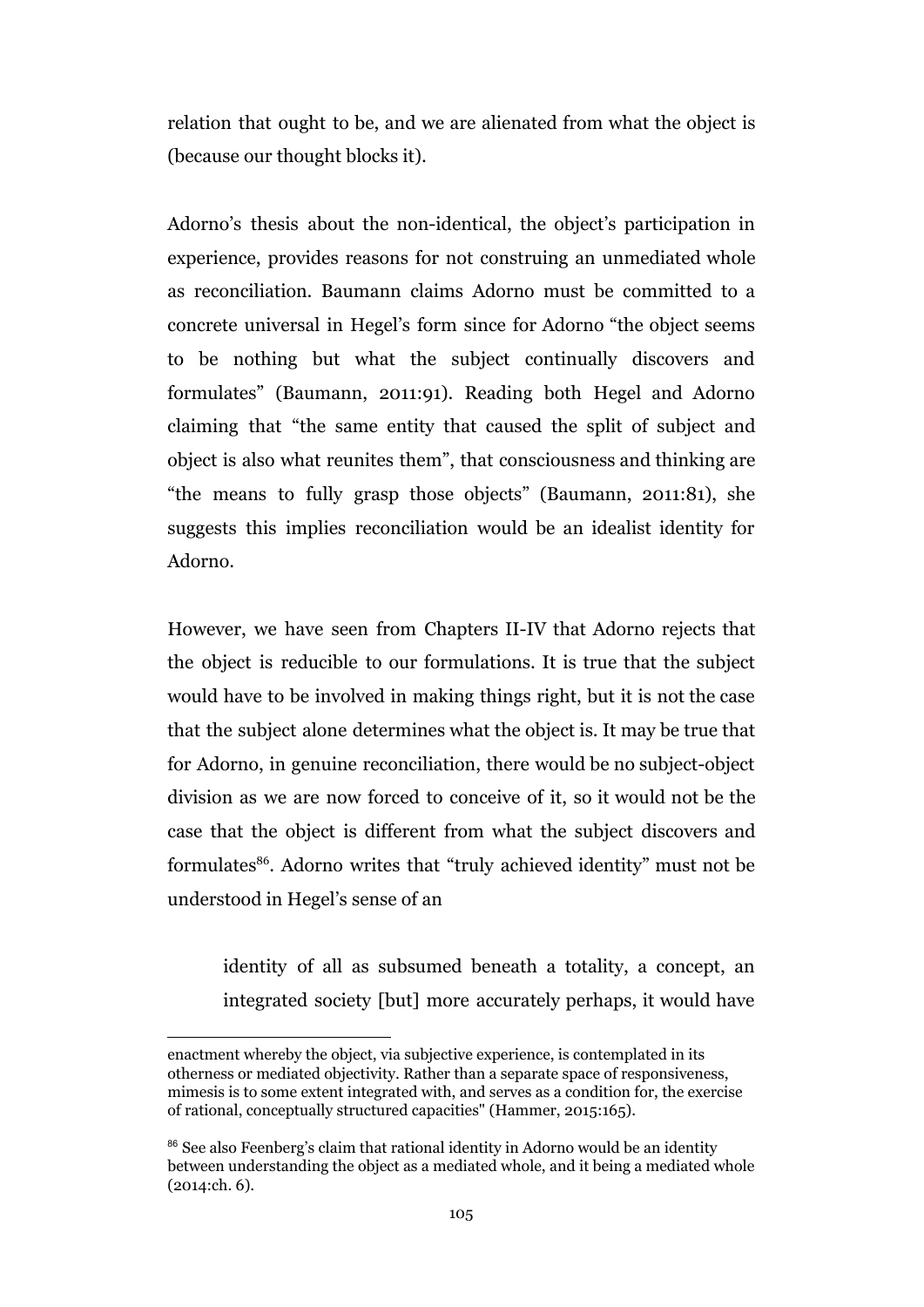relation that ought to be, and we are alienated from what the object is (because our thought blocks it).

Adorno's thesis about the non-identical, the object's participation in experience, provides reasons for not construing an unmediated whole as reconciliation. Baumann claims Adorno must be committed to a concrete universal in Hegel's form since for Adorno "the object seems to be nothing but what the subject continually discovers and formulates" (Baumann, 2011:91). Reading both Hegel and Adorno claiming that "the same entity that caused the split of subject and object is also what reunites them", that consciousness and thinking are "the means to fully grasp those objects" (Baumann, 2011:81), she suggests this implies reconciliation would be an idealist identity for Adorno.

However, we have seen from Chapters II-IV that Adorno rejects that the object is reducible to our formulations. It is true that the subject would have to be involved in making things right, but it is not the case that the subject alone determines what the object is. It may be true that for Adorno, in genuine reconciliation, there would be no subject-object division as we are now forced to conceive of it, so it would not be the case that the object is different from what the subject discovers and formulates[86]. Adorno writes that "truly achieved identity" must not be understood in Hegel's sense of an

> identity of all as subsumed beneath a totality, a concept, an integrated society [but] more accurately perhaps, it would have

---

enactment whereby the object, via subjective experience, is contemplated in its otherness or mediated objectivity. Rather than a separate space of responsiveness, mimesis is to some extent integrated with, and serves as a condition for, the exercise of rational, conceptually structured capacities" (Hammer, 2015:165).

[86] See also Feenberg's claim that rational identity in Adorno would be an identity between understanding the object as a mediated whole, and it being a mediated whole (2014:ch. 6).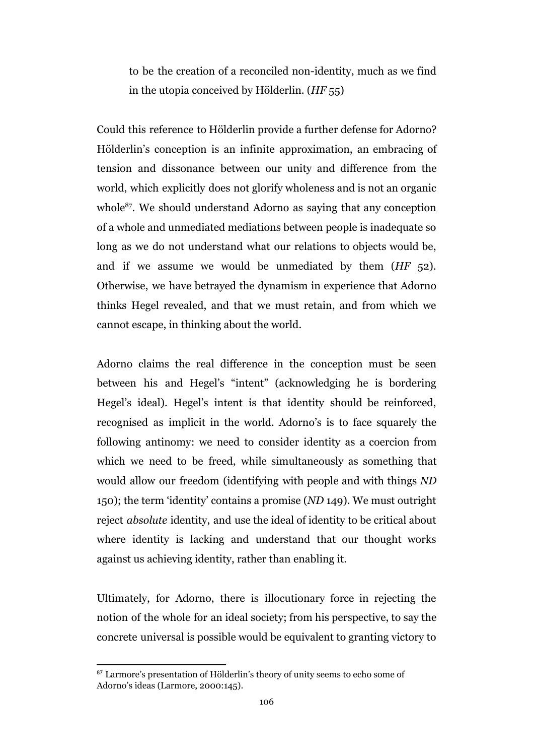> to be the creation of a reconciled non-identity, much as we find in the utopia conceived by Hölderlin. (*HF* 55)

Could this reference to Hölderlin provide a further defense for Adorno? Hölderlin's conception is an infinite approximation, an embracing of tension and dissonance between our unity and difference from the world, which explicitly does not glorify wholeness and is not an organic whole[87]. We should understand Adorno as saying that any conception of a whole and unmediated mediations between people is inadequate so long as we do not understand what our relations to objects would be, and if we assume we would be unmediated by them (*HF* 52). Otherwise, we have betrayed the dynamism in experience that Adorno thinks Hegel revealed, and that we must retain, and from which we cannot escape, in thinking about the world.

Adorno claims the real difference in the conception must be seen between his and Hegel's "intent" (acknowledging he is bordering Hegel's ideal). Hegel's intent is that identity should be reinforced, recognised as implicit in the world. Adorno's is to face squarely the following antinomy: we need to consider identity as a coercion from which we need to be freed, while simultaneously as something that would allow our freedom (identifying with people and with things *ND* 150); the term 'identity' contains a promise (*ND* 149). We must outright reject *absolute* identity, and use the ideal of identity to be critical about where identity is lacking and understand that our thought works against us achieving identity, rather than enabling it.

Ultimately, for Adorno, there is illocutionary force in rejecting the notion of the whole for an ideal society; from his perspective, to say the concrete universal is possible would be equivalent to granting victory to

---

[87] Larmore's presentation of Hölderlin's theory of unity seems to echo some of Adorno's ideas (Larmore, 2000:145).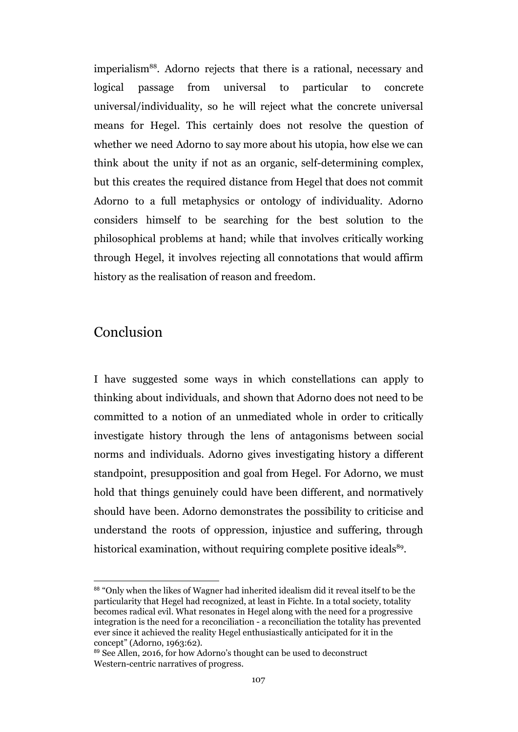imperialism[88]. Adorno rejects that there is a rational, necessary and logical passage from universal to particular to concrete universal/individuality, so he will reject what the concrete universal means for Hegel. This certainly does not resolve the question of whether we need Adorno to say more about his utopia, how else we can think about the unity if not as an organic, self-determining complex, but this creates the required distance from Hegel that does not commit Adorno to a full metaphysics or ontology of individuality. Adorno considers himself to be searching for the best solution to the philosophical problems at hand; while that involves critically working through Hegel, it involves rejecting all connotations that would affirm history as the realisation of reason and freedom.

## Conclusion

I have suggested some ways in which constellations can apply to thinking about individuals, and shown that Adorno does not need to be committed to a notion of an unmediated whole in order to critically investigate history through the lens of antagonisms between social norms and individuals. Adorno gives investigating history a different standpoint, presupposition and goal from Hegel. For Adorno, we must hold that things genuinely could have been different, and normatively should have been. Adorno demonstrates the possibility to criticise and understand the roots of oppression, injustice and suffering, through historical examination, without requiring complete positive ideals[89].

---

[88] "Only when the likes of Wagner had inherited idealism did it reveal itself to be the particularity that Hegel had recognized, at least in Fichte. In a total society, totality becomes radical evil. What resonates in Hegel along with the need for a progressive integration is the need for a reconciliation - a reconciliation the totality has prevented ever since it achieved the reality Hegel enthusiastically anticipated for it in the concept" (Adorno, 1963:62).

[89] See Allen, 2016, for how Adorno's thought can be used to deconstruct Western-centric narratives of progress.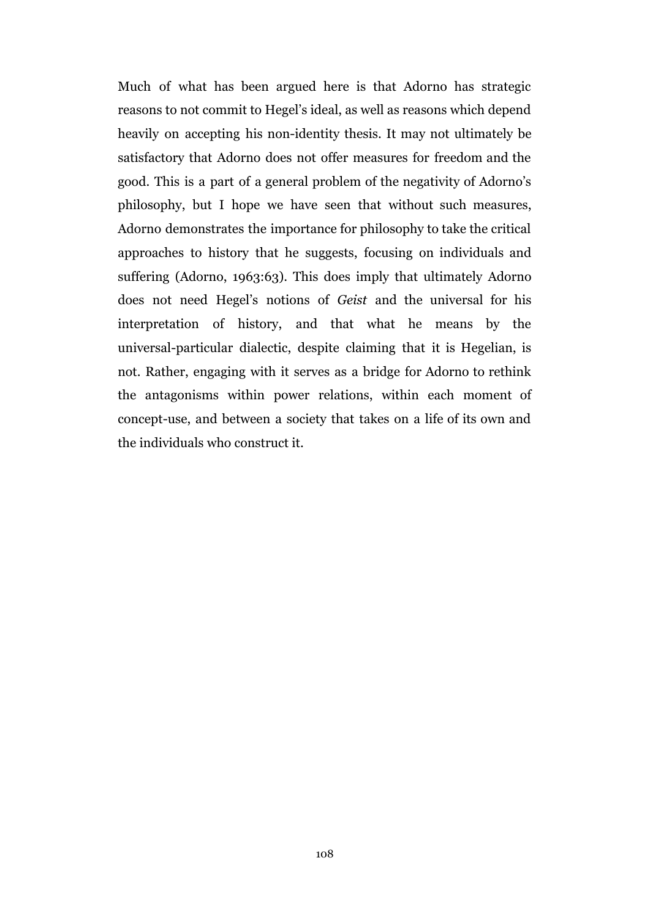Much of what has been argued here is that Adorno has strategic reasons to not commit to Hegel's ideal, as well as reasons which depend heavily on accepting his non-identity thesis. It may not ultimately be satisfactory that Adorno does not offer measures for freedom and the good. This is a part of a general problem of the negativity of Adorno's philosophy, but I hope we have seen that without such measures, Adorno demonstrates the importance for philosophy to take the critical approaches to history that he suggests, focusing on individuals and suffering (Adorno, 1963:63). This does imply that ultimately Adorno does not need Hegel's notions of *Geist* and the universal for his interpretation of history, and that what he means by the universal-particular dialectic, despite claiming that it is Hegelian, is not. Rather, engaging with it serves as a bridge for Adorno to rethink the antagonisms within power relations, within each moment of concept-use, and between a society that takes on a life of its own and the individuals who construct it.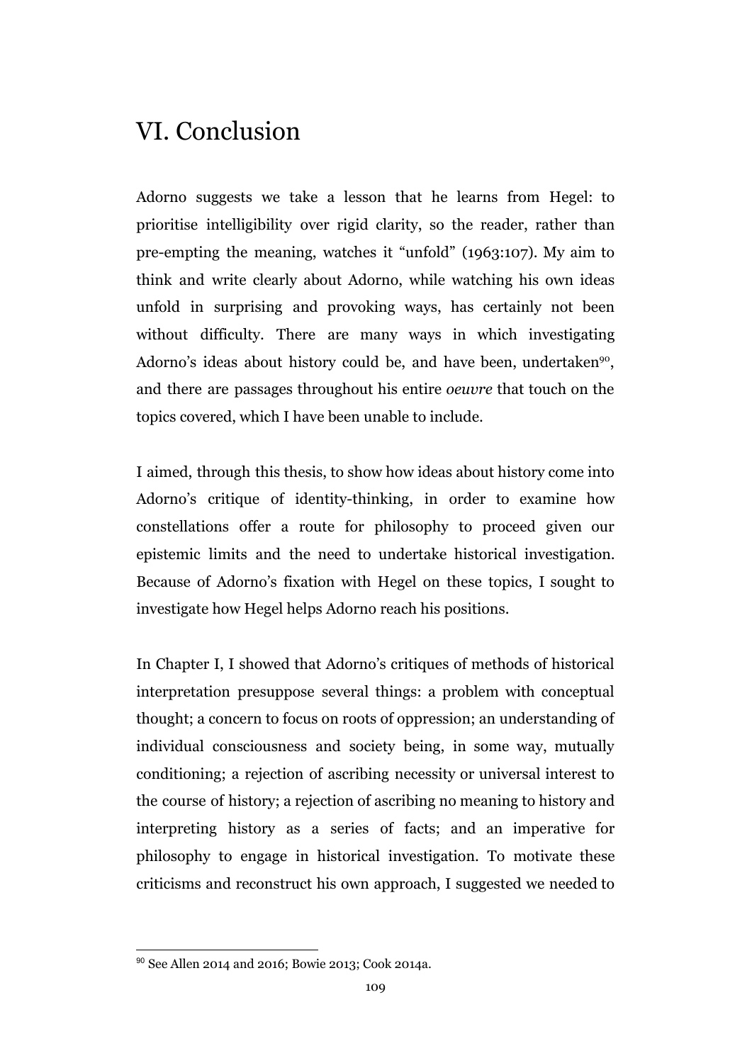# VI. Conclusion

Adorno suggests we take a lesson that he learns from Hegel: to prioritise intelligibility over rigid clarity, so the reader, rather than pre-empting the meaning, watches it "unfold" (1963:107). My aim to think and write clearly about Adorno, while watching his own ideas unfold in surprising and provoking ways, has certainly not been without difficulty. There are many ways in which investigating Adorno's ideas about history could be, and have been, undertaken[90], and there are passages throughout his entire *oeuvre* that touch on the topics covered, which I have been unable to include.

I aimed, through this thesis, to show how ideas about history come into Adorno's critique of identity-thinking, in order to examine how constellations offer a route for philosophy to proceed given our epistemic limits and the need to undertake historical investigation. Because of Adorno's fixation with Hegel on these topics, I sought to investigate how Hegel helps Adorno reach his positions.

In Chapter I, I showed that Adorno's critiques of methods of historical interpretation presuppose several things: a problem with conceptual thought; a concern to focus on roots of oppression; an understanding of individual consciousness and society being, in some way, mutually conditioning; a rejection of ascribing necessity or universal interest to the course of history; a rejection of ascribing no meaning to history and interpreting history as a series of facts; and an imperative for philosophy to engage in historical investigation. To motivate these criticisms and reconstruct his own approach, I suggested we needed to

[90] See Allen 2014 and 2016; Bowie 2013; Cook 2014a.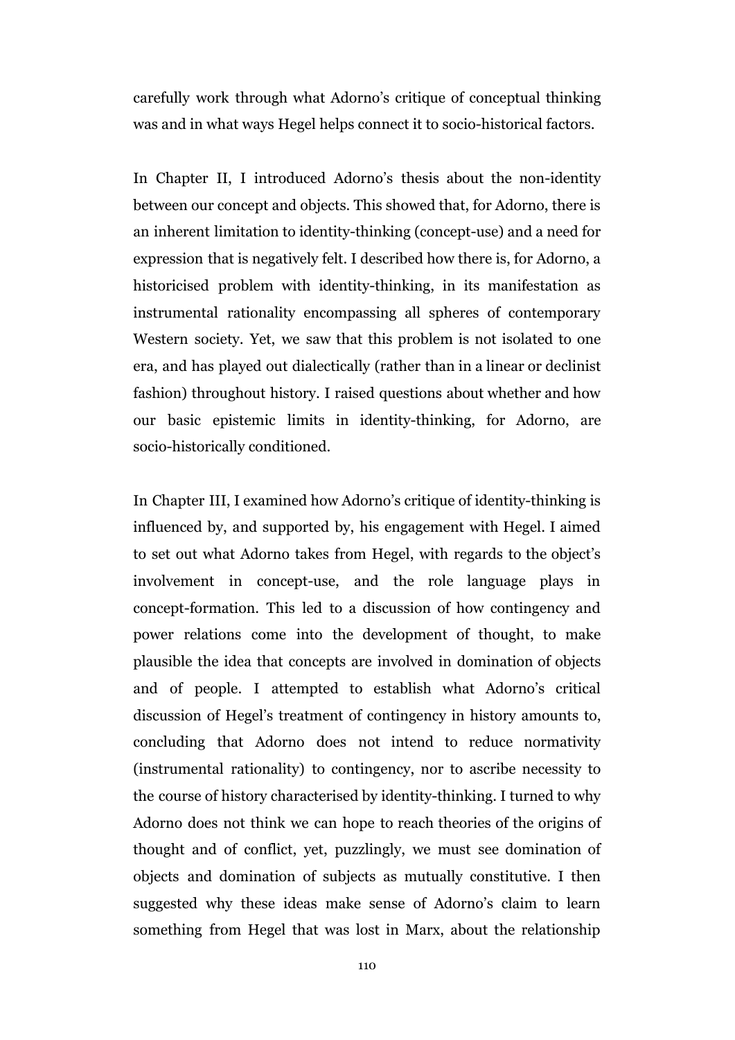carefully work through what Adorno's critique of conceptual thinking was and in what ways Hegel helps connect it to socio-historical factors.

In Chapter II, I introduced Adorno's thesis about the non-identity between our concept and objects. This showed that, for Adorno, there is an inherent limitation to identity-thinking (concept-use) and a need for expression that is negatively felt. I described how there is, for Adorno, a historicised problem with identity-thinking, in its manifestation as instrumental rationality encompassing all spheres of contemporary Western society. Yet, we saw that this problem is not isolated to one era, and has played out dialectically (rather than in a linear or declinist fashion) throughout history. I raised questions about whether and how our basic epistemic limits in identity-thinking, for Adorno, are socio-historically conditioned.

In Chapter III, I examined how Adorno's critique of identity-thinking is influenced by, and supported by, his engagement with Hegel. I aimed to set out what Adorno takes from Hegel, with regards to the object's involvement in concept-use, and the role language plays in concept-formation. This led to a discussion of how contingency and power relations come into the development of thought, to make plausible the idea that concepts are involved in domination of objects and of people. I attempted to establish what Adorno's critical discussion of Hegel's treatment of contingency in history amounts to, concluding that Adorno does not intend to reduce normativity (instrumental rationality) to contingency, nor to ascribe necessity to the course of history characterised by identity-thinking. I turned to why Adorno does not think we can hope to reach theories of the origins of thought and of conflict, yet, puzzlingly, we must see domination of objects and domination of subjects as mutually constitutive. I then suggested why these ideas make sense of Adorno's claim to learn something from Hegel that was lost in Marx, about the relationship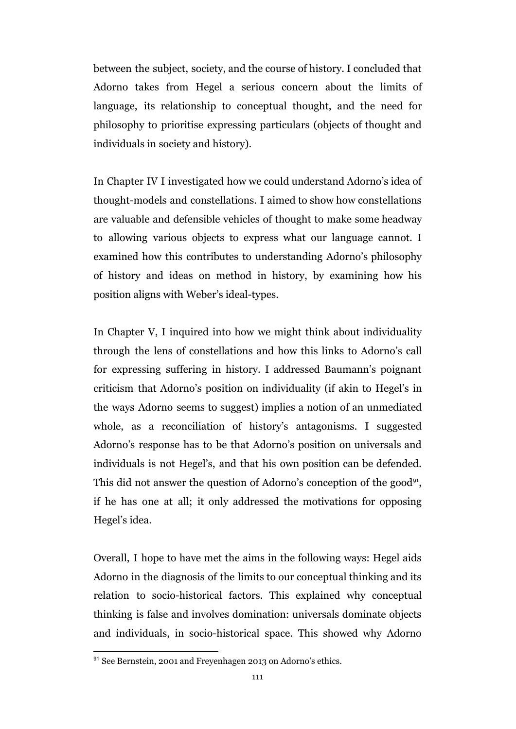between the subject, society, and the course of history. I concluded that Adorno takes from Hegel a serious concern about the limits of language, its relationship to conceptual thought, and the need for philosophy to prioritise expressing particulars (objects of thought and individuals in society and history).

In Chapter IV I investigated how we could understand Adorno's idea of thought-models and constellations. I aimed to show how constellations are valuable and defensible vehicles of thought to make some headway to allowing various objects to express what our language cannot. I examined how this contributes to understanding Adorno's philosophy of history and ideas on method in history, by examining how his position aligns with Weber's ideal-types.

In Chapter V, I inquired into how we might think about individuality through the lens of constellations and how this links to Adorno's call for expressing suffering in history. I addressed Baumann's poignant criticism that Adorno's position on individuality (if akin to Hegel's in the ways Adorno seems to suggest) implies a notion of an unmediated whole, as a reconciliation of history's antagonisms. I suggested Adorno's response has to be that Adorno's position on universals and individuals is not Hegel's, and that his own position can be defended. This did not answer the question of Adorno's conception of the good[91], if he has one at all; it only addressed the motivations for opposing Hegel's idea.

Overall, I hope to have met the aims in the following ways: Hegel aids Adorno in the diagnosis of the limits to our conceptual thinking and its relation to socio-historical factors. This explained why conceptual thinking is false and involves domination: universals dominate objects and individuals, in socio-historical space. This showed why Adorno

[91] See Bernstein, 2001 and Freyenhagen 2013 on Adorno's ethics.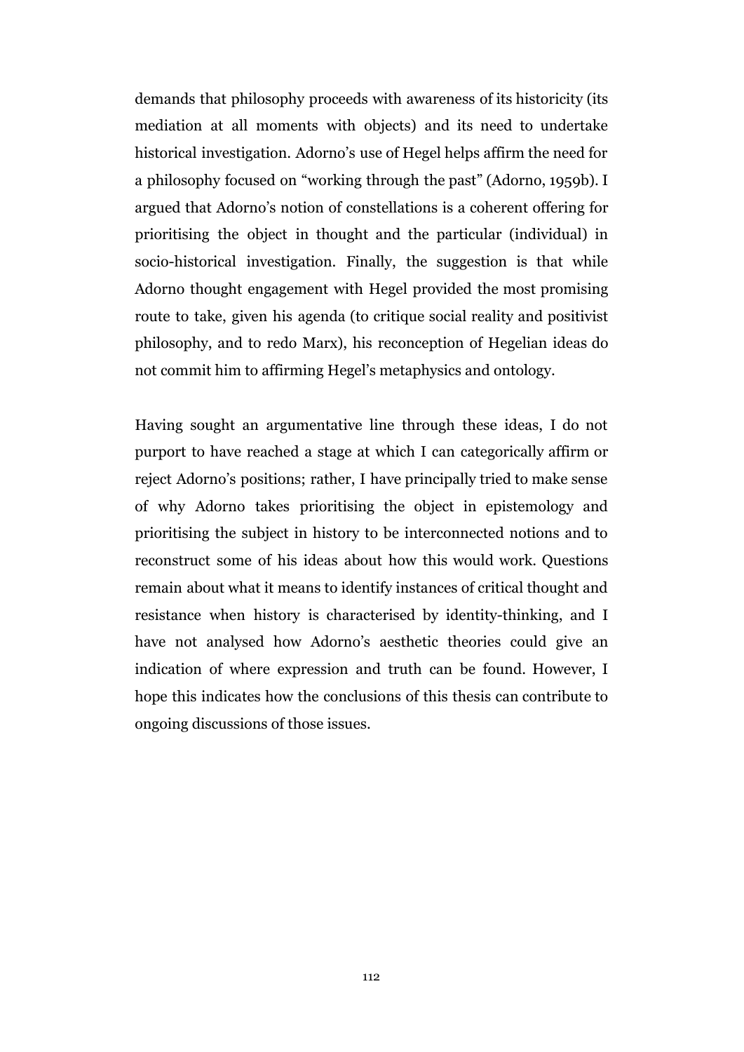demands that philosophy proceeds with awareness of its historicity (its mediation at all moments with objects) and its need to undertake historical investigation. Adorno's use of Hegel helps affirm the need for a philosophy focused on "working through the past" (Adorno, 1959b). I argued that Adorno's notion of constellations is a coherent offering for prioritising the object in thought and the particular (individual) in socio-historical investigation. Finally, the suggestion is that while Adorno thought engagement with Hegel provided the most promising route to take, given his agenda (to critique social reality and positivist philosophy, and to redo Marx), his reconception of Hegelian ideas do not commit him to affirming Hegel's metaphysics and ontology.

Having sought an argumentative line through these ideas, I do not purport to have reached a stage at which I can categorically affirm or reject Adorno's positions; rather, I have principally tried to make sense of why Adorno takes prioritising the object in epistemology and prioritising the subject in history to be interconnected notions and to reconstruct some of his ideas about how this would work. Questions remain about what it means to identify instances of critical thought and resistance when history is characterised by identity-thinking, and I have not analysed how Adorno's aesthetic theories could give an indication of where expression and truth can be found. However, I hope this indicates how the conclusions of this thesis can contribute to ongoing discussions of those issues.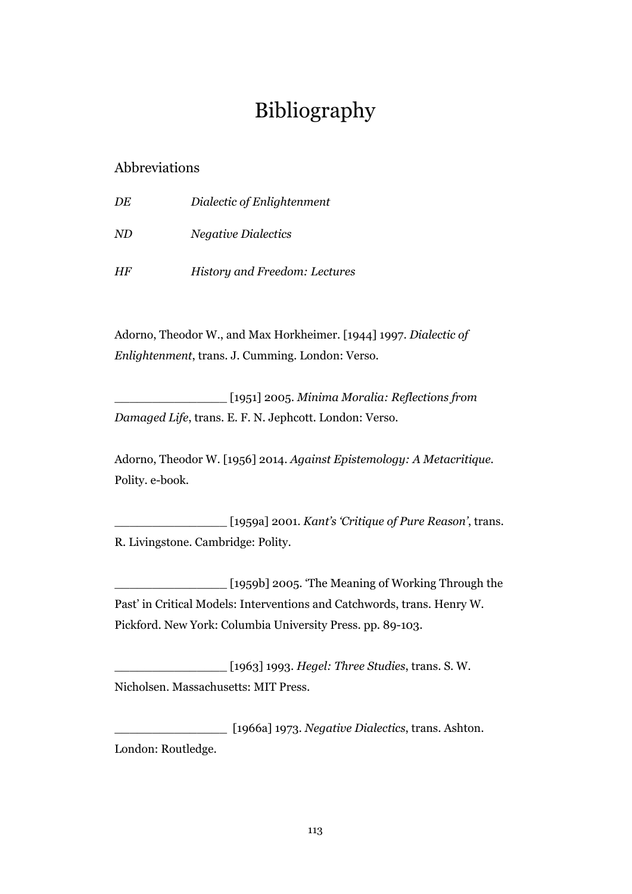# Bibliography

## Abbreviations

*DE* *Dialectic of Enlightenment*

*ND* *Negative Dialectics*

*HF* *History and Freedom: Lectures*

Adorno, Theodor W., and Max Horkheimer. [1944] 1997. *Dialectic of Enlightenment*, trans. J. Cumming. London: Verso.

_______________ [1951] 2005. *Minima Moralia: Reflections from Damaged Life*, trans. E. F. N. Jephcott. London: Verso.

Adorno, Theodor W. [1956] 2014. *Against Epistemology: A Metacritique*. Polity. e-book.

_______________ [1959a] 2001. *Kant's 'Critique of Pure Reason'*, trans. R. Livingstone. Cambridge: Polity.

_______________ [1959b] 2005. 'The Meaning of Working Through the Past' in Critical Models: Interventions and Catchwords, trans. Henry W. Pickford. New York: Columbia University Press. pp. 89-103.

_______________ [1963] 1993. *Hegel: Three Studies*, trans. S. W. Nicholsen. Massachusetts: MIT Press.

_______________ [1966a] 1973. *Negative Dialectics*, trans. Ashton. London: Routledge.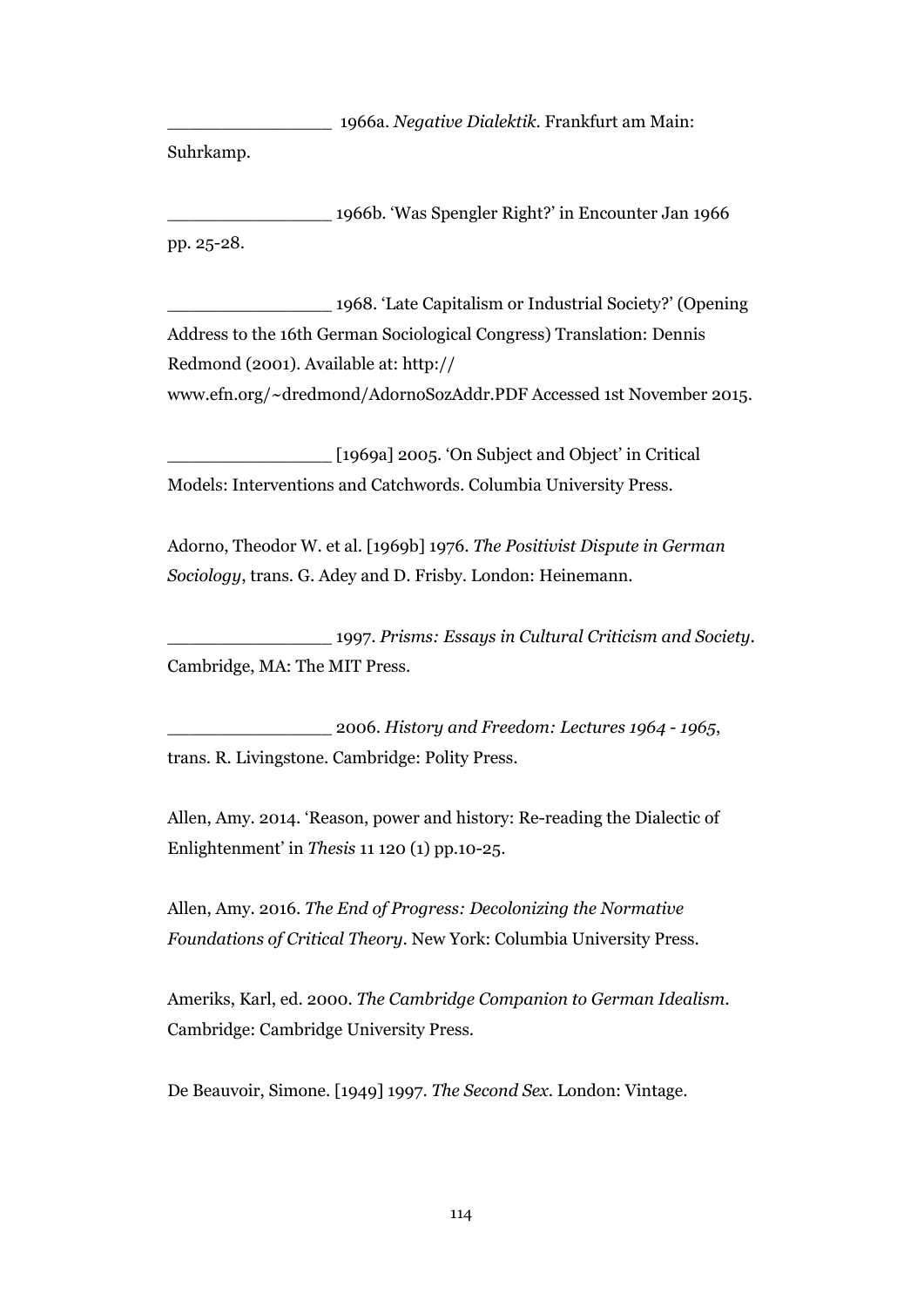\_\_\_\_\_\_\_\_\_\_\_\_\_\_\_\_ 1966a. *Negative Dialektik*. Frankfurt am Main: Suhrkamp.

\_\_\_\_\_\_\_\_\_\_\_\_\_\_\_\_ 1966b. 'Was Spengler Right?' in Encounter Jan 1966 pp. 25-28.

\_\_\_\_\_\_\_\_\_\_\_\_\_\_\_\_ 1968. 'Late Capitalism or Industrial Society?' (Opening Address to the 16th German Sociological Congress) Translation: Dennis Redmond (2001). Available at: http:// www.efn.org/~dredmond/AdornoSozAddr.PDF Accessed 1st November 2015.

\_\_\_\_\_\_\_\_\_\_\_\_\_\_\_\_ [1969a] 2005. 'On Subject and Object' in Critical Models: Interventions and Catchwords. Columbia University Press.

Adorno, Theodor W. et al. [1969b] 1976. *The Positivist Dispute in German Sociology*, trans. G. Adey and D. Frisby. London: Heinemann.

\_\_\_\_\_\_\_\_\_\_\_\_\_\_\_\_ 1997. *Prisms: Essays in Cultural Criticism and Society*. Cambridge, MA: The MIT Press.

\_\_\_\_\_\_\_\_\_\_\_\_\_\_\_\_ 2006. *History and Freedom: Lectures 1964 - 1965*, trans. R. Livingstone. Cambridge: Polity Press.

Allen, Amy. 2014. 'Reason, power and history: Re-reading the Dialectic of Enlightenment' in *Thesis* 11 120 (1) pp.10-25.

Allen, Amy. 2016. *The End of Progress: Decolonizing the Normative Foundations of Critical Theory*. New York: Columbia University Press.

Ameriks, Karl, ed. 2000. *The Cambridge Companion to German Idealism*. Cambridge: Cambridge University Press.

De Beauvoir, Simone. [1949] 1997. *The Second Sex*. London: Vintage.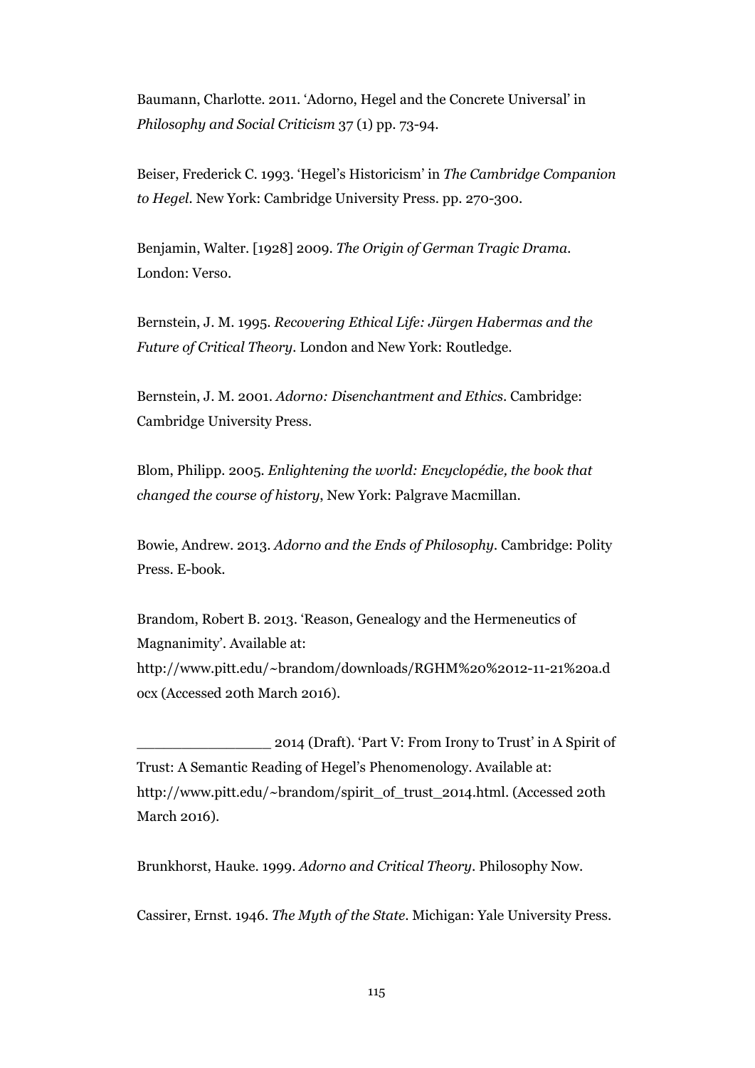Baumann, Charlotte. 2011. 'Adorno, Hegel and the Concrete Universal' in *Philosophy and Social Criticism* 37 (1) pp. 73-94.

Beiser, Frederick C. 1993. 'Hegel's Historicism' in *The Cambridge Companion to Hegel*. New York: Cambridge University Press. pp. 270-300.

Benjamin, Walter. [1928] 2009. *The Origin of German Tragic Drama*. London: Verso.

Bernstein, J. M. 1995. *Recovering Ethical Life: Jürgen Habermas and the Future of Critical Theory*. London and New York: Routledge.

Bernstein, J. M. 2001. *Adorno: Disenchantment and Ethics*. Cambridge: Cambridge University Press.

Blom, Philipp. 2005. *Enlightening the world: Encyclopédie, the book that changed the course of history*, New York: Palgrave Macmillan.

Bowie, Andrew. 2013. *Adorno and the Ends of Philosophy*. Cambridge: Polity Press. E-book.

Brandom, Robert B. 2013. 'Reason, Genealogy and the Hermeneutics of Magnanimity'. Available at: http://www.pitt.edu/~brandom/downloads/RGHM%20%2012-11-21%20a.docx (Accessed 20th March 2016).

_______________ 2014 (Draft). 'Part V: From Irony to Trust' in A Spirit of Trust: A Semantic Reading of Hegel's Phenomenology. Available at: http://www.pitt.edu/~brandom/spirit_of_trust_2014.html. (Accessed 20th March 2016).

Brunkhorst, Hauke. 1999. *Adorno and Critical Theory*. Philosophy Now.

Cassirer, Ernst. 1946. *The Myth of the State*. Michigan: Yale University Press.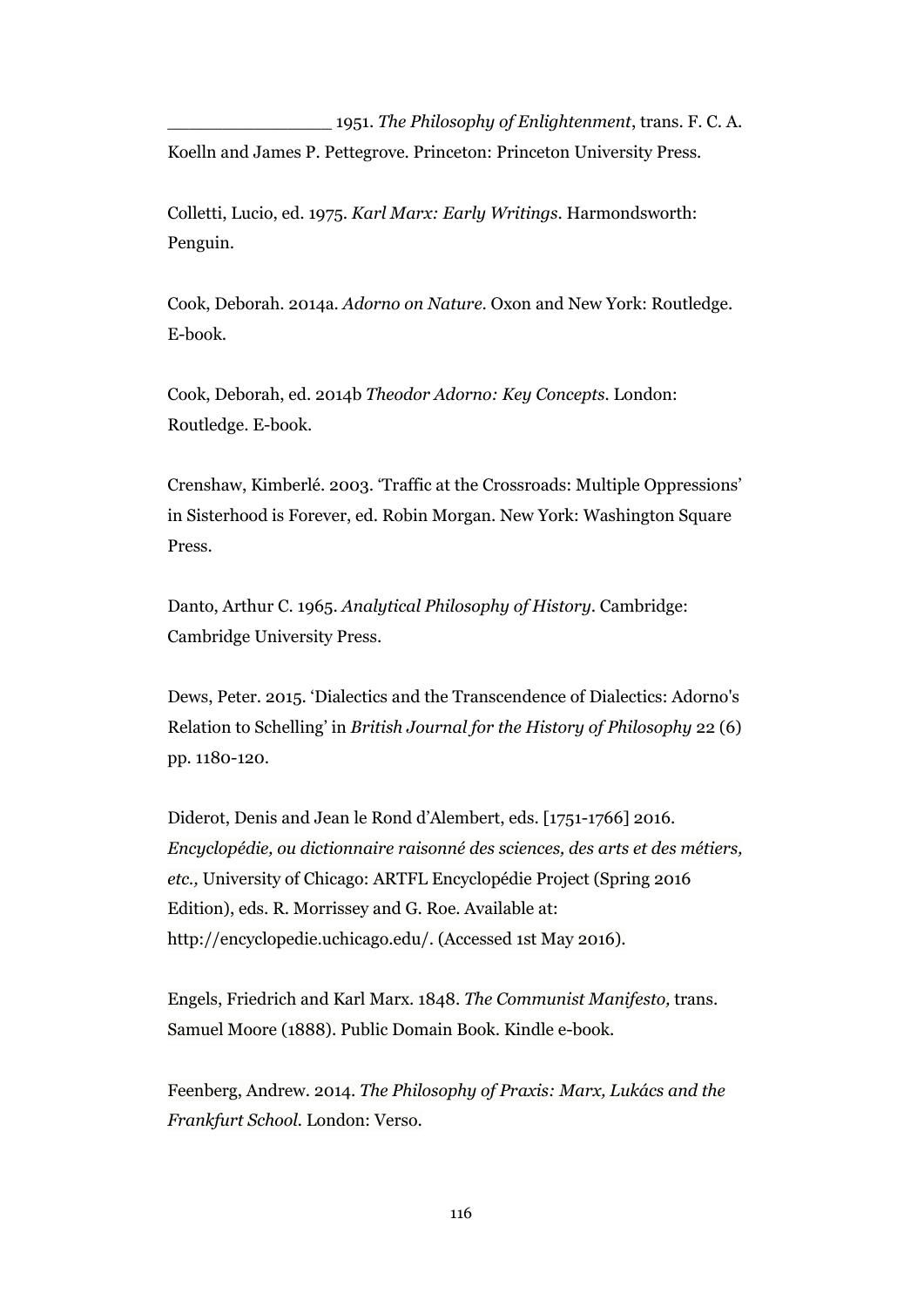_______________ 1951. *The Philosophy of Enlightenment*, trans. F. C. A. Koelln and James P. Pettegrove. Princeton: Princeton University Press.

Colletti, Lucio, ed. 1975. *Karl Marx: Early Writings*. Harmondsworth: Penguin.

Cook, Deborah. 2014a. *Adorno on Nature*. Oxon and New York: Routledge. E-book.

Cook, Deborah, ed. 2014b *Theodor Adorno: Key Concepts*. London: Routledge. E-book.

Crenshaw, Kimberlé. 2003. 'Traffic at the Crossroads: Multiple Oppressions' in Sisterhood is Forever, ed. Robin Morgan. New York: Washington Square Press.

Danto, Arthur C. 1965. *Analytical Philosophy of History*. Cambridge: Cambridge University Press.

Dews, Peter. 2015. 'Dialectics and the Transcendence of Dialectics: Adorno's Relation to Schelling' in *British Journal for the History of Philosophy* 22 (6) pp. 1180-120.

Diderot, Denis and Jean le Rond d'Alembert, eds. [1751-1766] 2016. *Encyclopédie, ou dictionnaire raisonné des sciences, des arts et des métiers, etc.,* University of Chicago: ARTFL Encyclopédie Project (Spring 2016 Edition), eds. R. Morrissey and G. Roe. Available at: http://encyclopedie.uchicago.edu/. (Accessed 1st May 2016).

Engels, Friedrich and Karl Marx. 1848. *The Communist Manifesto,* trans. Samuel Moore (1888). Public Domain Book. Kindle e-book.

Feenberg, Andrew. 2014. *The Philosophy of Praxis: Marx, Lukács and the Frankfurt School.* London: Verso.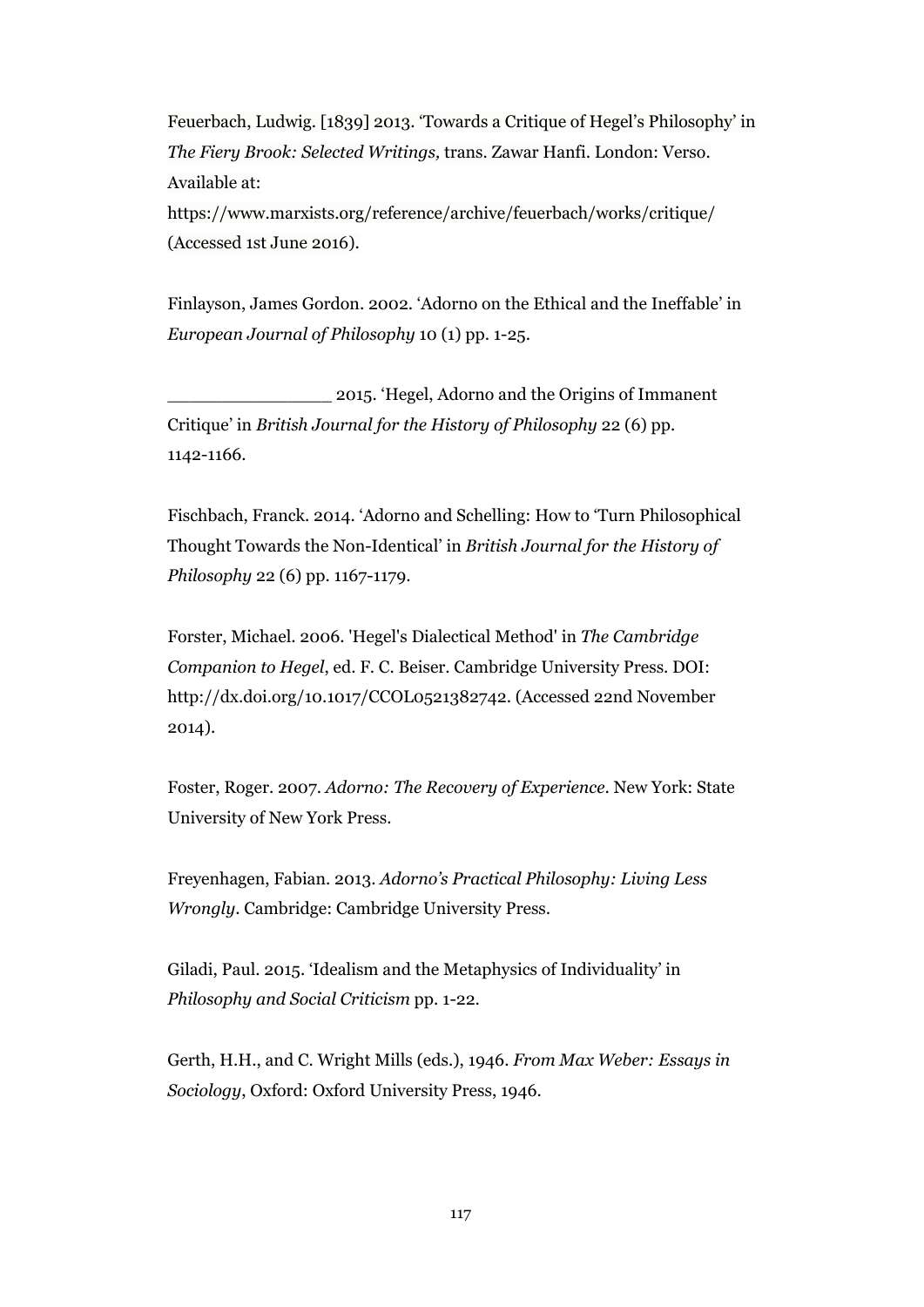Feuerbach, Ludwig. [1839] 2013. 'Towards a Critique of Hegel's Philosophy' in *The Fiery Brook: Selected Writings,* trans. Zawar Hanfi. London: Verso. Available at: https://www.marxists.org/reference/archive/feuerbach/works/critique/ (Accessed 1st June 2016).

Finlayson, James Gordon. 2002. 'Adorno on the Ethical and the Ineffable' in *European Journal of Philosophy* 10 (1) pp. 1-25.

_______________ 2015. 'Hegel, Adorno and the Origins of Immanent Critique' in *British Journal for the History of Philosophy* 22 (6) pp. 1142-1166.

Fischbach, Franck. 2014. 'Adorno and Schelling: How to 'Turn Philosophical Thought Towards the Non-Identical' in *British Journal for the History of Philosophy* 22 (6) pp. 1167-1179.

Forster, Michael. 2006. 'Hegel's Dialectical Method' in *The Cambridge Companion to Hegel*, ed. F. C. Beiser. Cambridge University Press. DOI: http://dx.doi.org/10.1017/CCOL0521382742. (Accessed 22nd November 2014).

Foster, Roger. 2007. *Adorno: The Recovery of Experience*. New York: State University of New York Press.

Freyenhagen, Fabian. 2013. *Adorno's Practical Philosophy: Living Less Wrongly*. Cambridge: Cambridge University Press.

Giladi, Paul. 2015. 'Idealism and the Metaphysics of Individuality' in *Philosophy and Social Criticism* pp. 1-22.

Gerth, H.H., and C. Wright Mills (eds.), 1946. *From Max Weber: Essays in Sociology*, Oxford: Oxford University Press, 1946.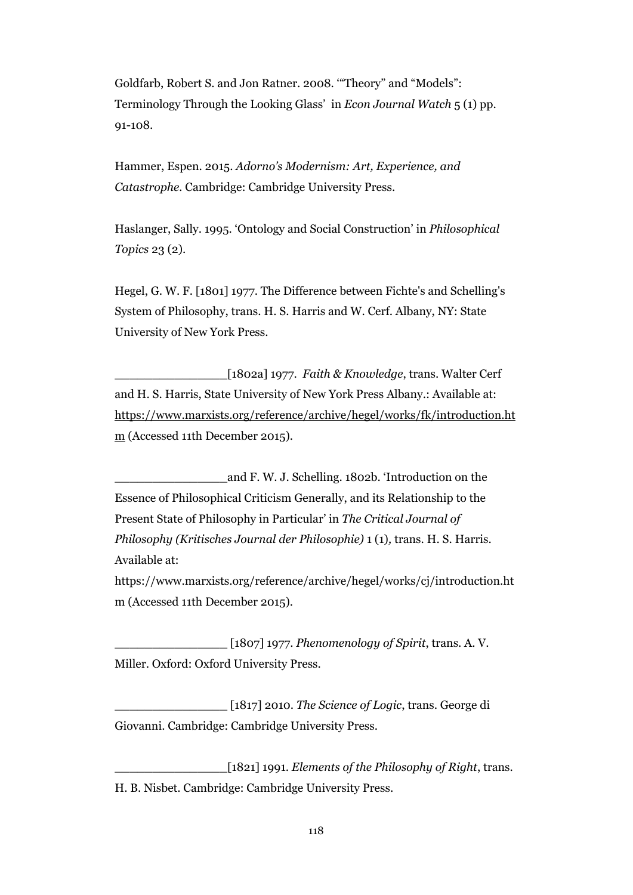Goldfarb, Robert S. and Jon Ratner. 2008. '"Theory" and "Models": Terminology Through the Looking Glass' in *Econ Journal Watch* 5 (1) pp. 91-108.

Hammer, Espen. 2015. *Adorno's Modernism: Art, Experience, and Catastrophe*. Cambridge: Cambridge University Press.

Haslanger, Sally. 1995. 'Ontology and Social Construction' in *Philosophical Topics* 23 (2).

Hegel, G. W. F. [1801] 1977. The Difference between Fichte's and Schelling's System of Philosophy, trans. H. S. Harris and W. Cerf. Albany, NY: State University of New York Press.

_______________[1802a] 1977. *Faith & Knowledge*, trans. Walter Cerf and H. S. Harris, State University of New York Press Albany.: Available at: https://www.marxists.org/reference/archive/hegel/works/fk/introduction.htm (Accessed 11th December 2015).

_______________and F. W. J. Schelling. 1802b. 'Introduction on the Essence of Philosophical Criticism Generally, and its Relationship to the Present State of Philosophy in Particular' in *The Critical Journal of Philosophy (Kritisches Journal der Philosophie)* 1 (1), trans. H. S. Harris. Available at: https://www.marxists.org/reference/archive/hegel/works/cj/introduction.htm (Accessed 11th December 2015).

_______________ [1807] 1977. *Phenomenology of Spirit*, trans. A. V. Miller. Oxford: Oxford University Press.

_______________ [1817] 2010. *The Science of Logic*, trans. George di Giovanni. Cambridge: Cambridge University Press.

_______________[1821] 1991. *Elements of the Philosophy of Right*, trans. H. B. Nisbet. Cambridge: Cambridge University Press.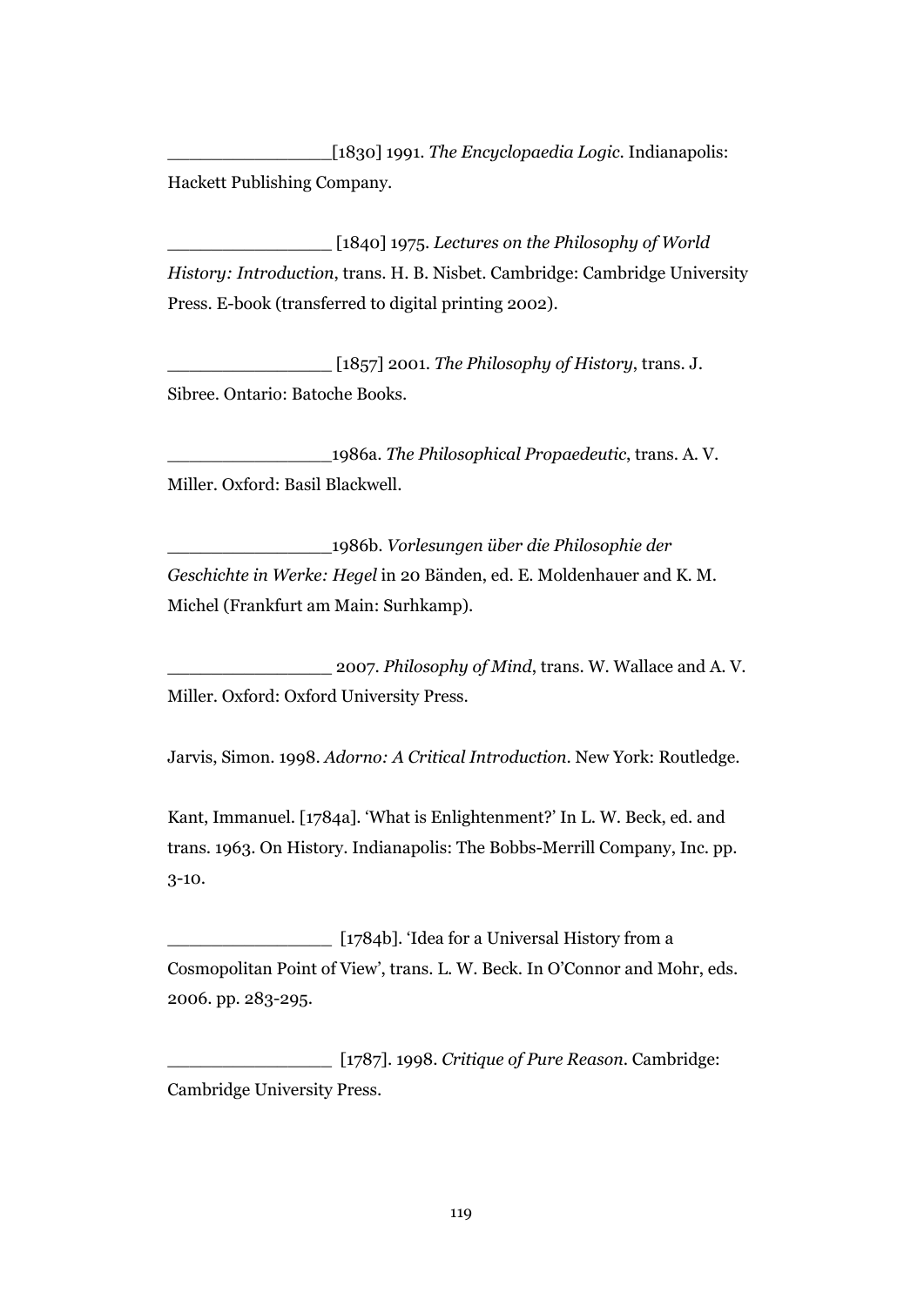_______________[1830] 1991. *The Encyclopaedia Logic*. Indianapolis: Hackett Publishing Company.

_______________ [1840] 1975. *Lectures on the Philosophy of World History: Introduction*, trans. H. B. Nisbet. Cambridge: Cambridge University Press. E-book (transferred to digital printing 2002).

_______________ [1857] 2001. *The Philosophy of History*, trans. J. Sibree. Ontario: Batoche Books.

_______________1986a. *The Philosophical Propaedeutic*, trans. A. V. Miller. Oxford: Basil Blackwell.

_______________1986b. *Vorlesungen über die Philosophie der Geschichte in Werke: Hegel* in 20 Bänden, ed. E. Moldenhauer and K. M. Michel (Frankfurt am Main: Surhkamp).

_______________ 2007. *Philosophy of Mind*, trans. W. Wallace and A. V. Miller. Oxford: Oxford University Press.

Jarvis, Simon. 1998. *Adorno: A Critical Introduction*. New York: Routledge.

Kant, Immanuel. [1784a]. 'What is Enlightenment?' In L. W. Beck, ed. and trans. 1963. On History. Indianapolis: The Bobbs-Merrill Company, Inc. pp. 3-10.

_______________ [1784b]. 'Idea for a Universal History from a Cosmopolitan Point of View', trans. L. W. Beck. In O'Connor and Mohr, eds. 2006. pp. 283-295.

_______________ [1787]. 1998. *Critique of Pure Reason*. Cambridge: Cambridge University Press.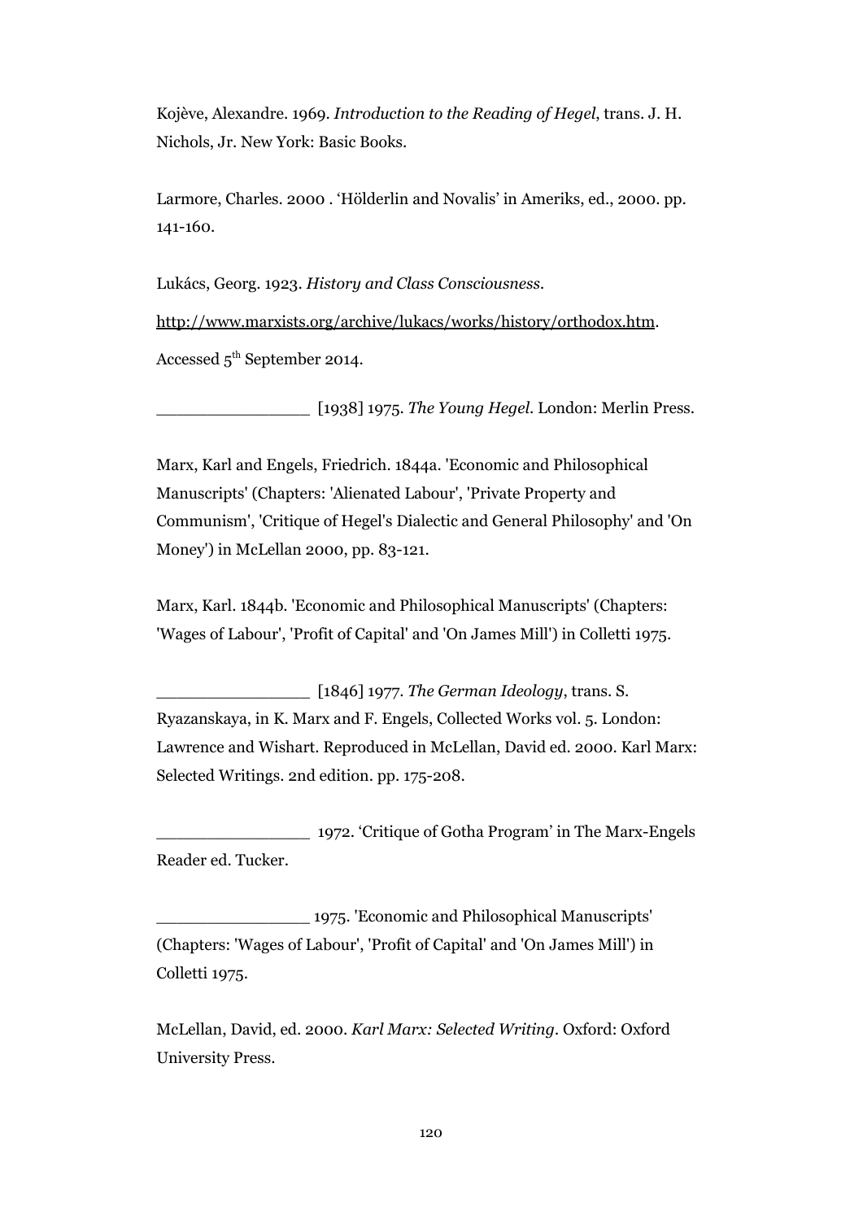Kojève, Alexandre. 1969. *Introduction to the Reading of Hegel*, trans. J. H. Nichols, Jr. New York: Basic Books.

Larmore, Charles. 2000 . 'Hölderlin and Novalis' in Ameriks, ed., 2000. pp. 141-160.

Lukács, Georg. 1923. *History and Class Consciousness*.

http://www.marxists.org/archive/lukacs/works/history/orthodox.htm.

Accessed 5th September 2014.

_______________ [1938] 1975. *The Young Hegel*. London: Merlin Press.

Marx, Karl and Engels, Friedrich. 1844a. 'Economic and Philosophical Manuscripts' (Chapters: 'Alienated Labour', 'Private Property and Communism', 'Critique of Hegel's Dialectic and General Philosophy' and 'On Money') in McLellan 2000, pp. 83-121.

Marx, Karl. 1844b. 'Economic and Philosophical Manuscripts' (Chapters: 'Wages of Labour', 'Profit of Capital' and 'On James Mill') in Colletti 1975.

_______________ [1846] 1977. *The German Ideology*, trans. S. Ryazanskaya, in K. Marx and F. Engels, Collected Works vol. 5. London: Lawrence and Wishart. Reproduced in McLellan, David ed. 2000. Karl Marx: Selected Writings. 2nd edition. pp. 175-208.

_______________ 1972. 'Critique of Gotha Program' in The Marx-Engels Reader ed. Tucker.

_______________ 1975. 'Economic and Philosophical Manuscripts' (Chapters: 'Wages of Labour', 'Profit of Capital' and 'On James Mill') in Colletti 1975.

McLellan, David, ed. 2000. *Karl Marx: Selected Writing*. Oxford: Oxford University Press.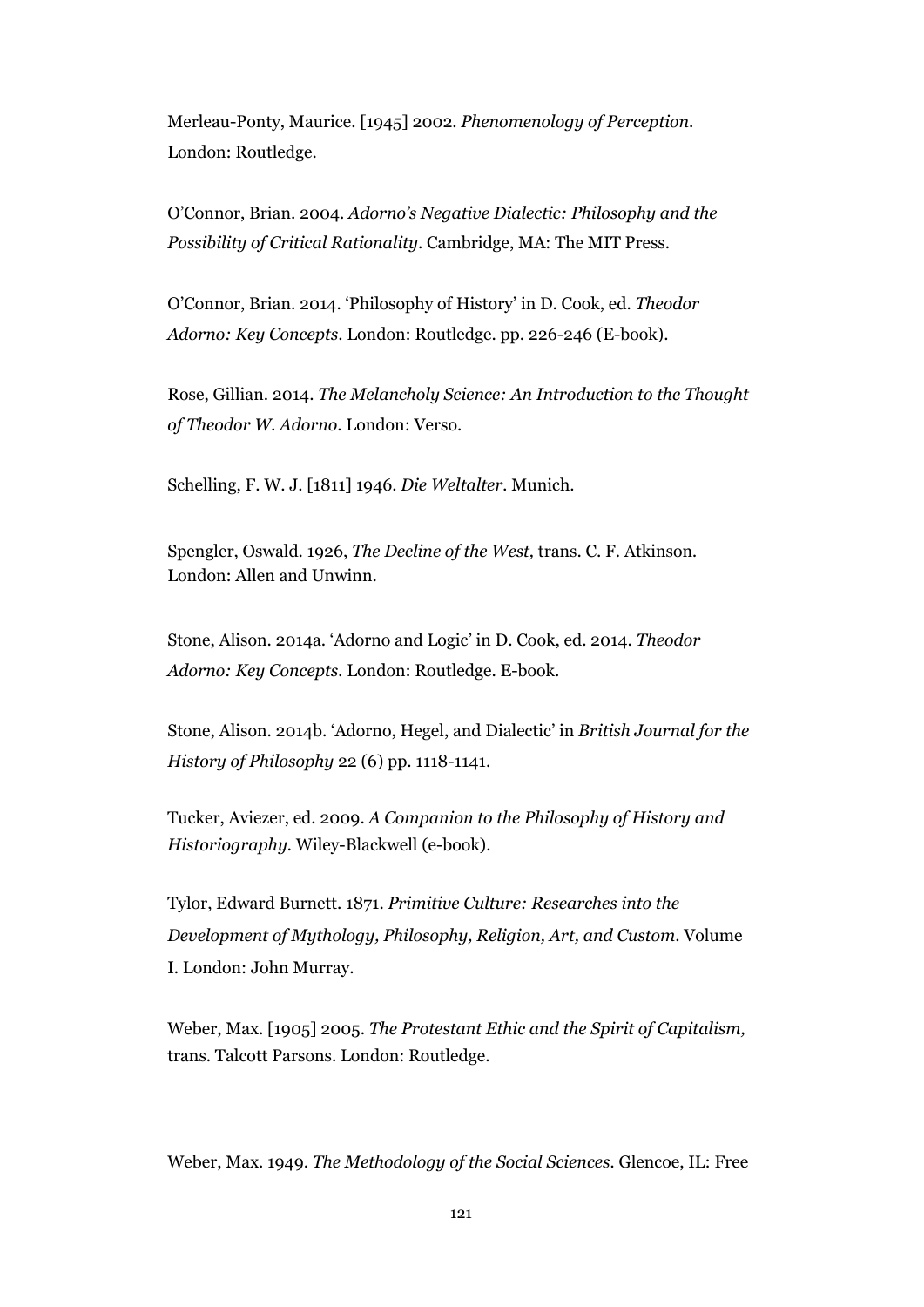Merleau-Ponty, Maurice. [1945] 2002. *Phenomenology of Perception*. London: Routledge.

O'Connor, Brian. 2004. *Adorno's Negative Dialectic: Philosophy and the Possibility of Critical Rationality*. Cambridge, MA: The MIT Press.

O'Connor, Brian. 2014. 'Philosophy of History' in D. Cook, ed. *Theodor Adorno: Key Concepts*. London: Routledge. pp. 226-246 (E-book).

Rose, Gillian. 2014. *The Melancholy Science: An Introduction to the Thought of Theodor W. Adorno*. London: Verso.

Schelling, F. W. J. [1811] 1946. *Die Weltalter*. Munich.

Spengler, Oswald. 1926, *The Decline of the West,* trans. C. F. Atkinson. London: Allen and Unwinn.

Stone, Alison. 2014a. 'Adorno and Logic' in D. Cook, ed. 2014. *Theodor Adorno: Key Concepts*. London: Routledge. E-book.

Stone, Alison. 2014b. 'Adorno, Hegel, and Dialectic' in *British Journal for the History of Philosophy* 22 (6) pp. 1118-1141.

Tucker, Aviezer, ed. 2009. *A Companion to the Philosophy of History and Historiography*. Wiley-Blackwell (e-book).

Tylor, Edward Burnett. 1871. *Primitive Culture: Researches into the Development of Mythology, Philosophy, Religion, Art, and Custom*. Volume I. London: John Murray.

Weber, Max. [1905] 2005. *The Protestant Ethic and the Spirit of Capitalism,* trans. Talcott Parsons. London: Routledge.

Weber, Max. 1949. *The Methodology of the Social Sciences*. Glencoe, IL: Free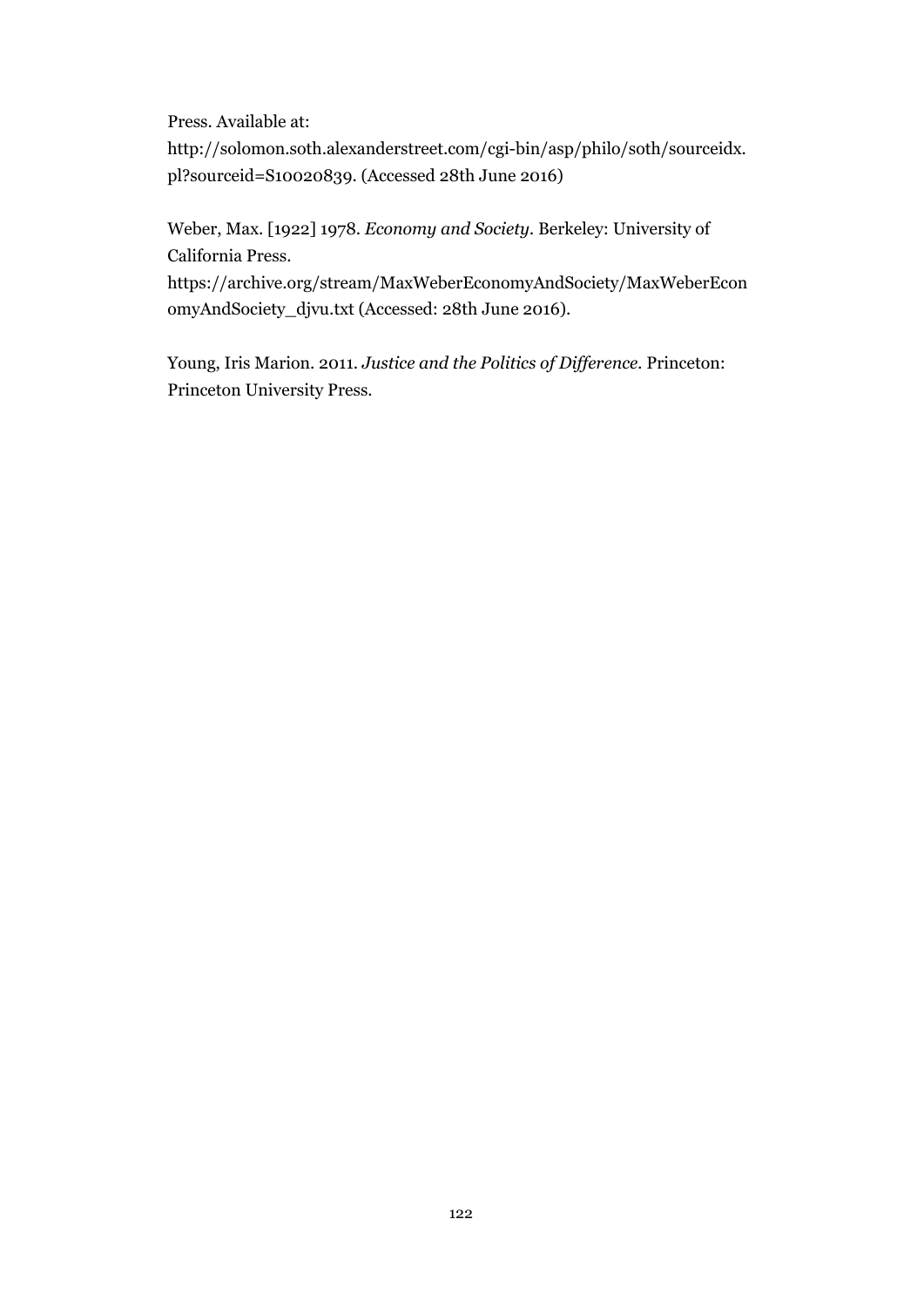Press. Available at:
http://solomon.soth.alexanderstreet.com/cgi-bin/asp/philo/soth/sourceidx.pl?sourceid=S10020839. (Accessed 28th June 2016)

Weber, Max. [1922] 1978. *Economy and Society*. Berkeley: University of California Press.
https://archive.org/stream/MaxWeberEconomyAndSociety/MaxWeberEconomyAndSociety_djvu.txt (Accessed: 28th June 2016).

Young, Iris Marion. 2011. *Justice and the Politics of Difference*. Princeton: Princeton University Press.